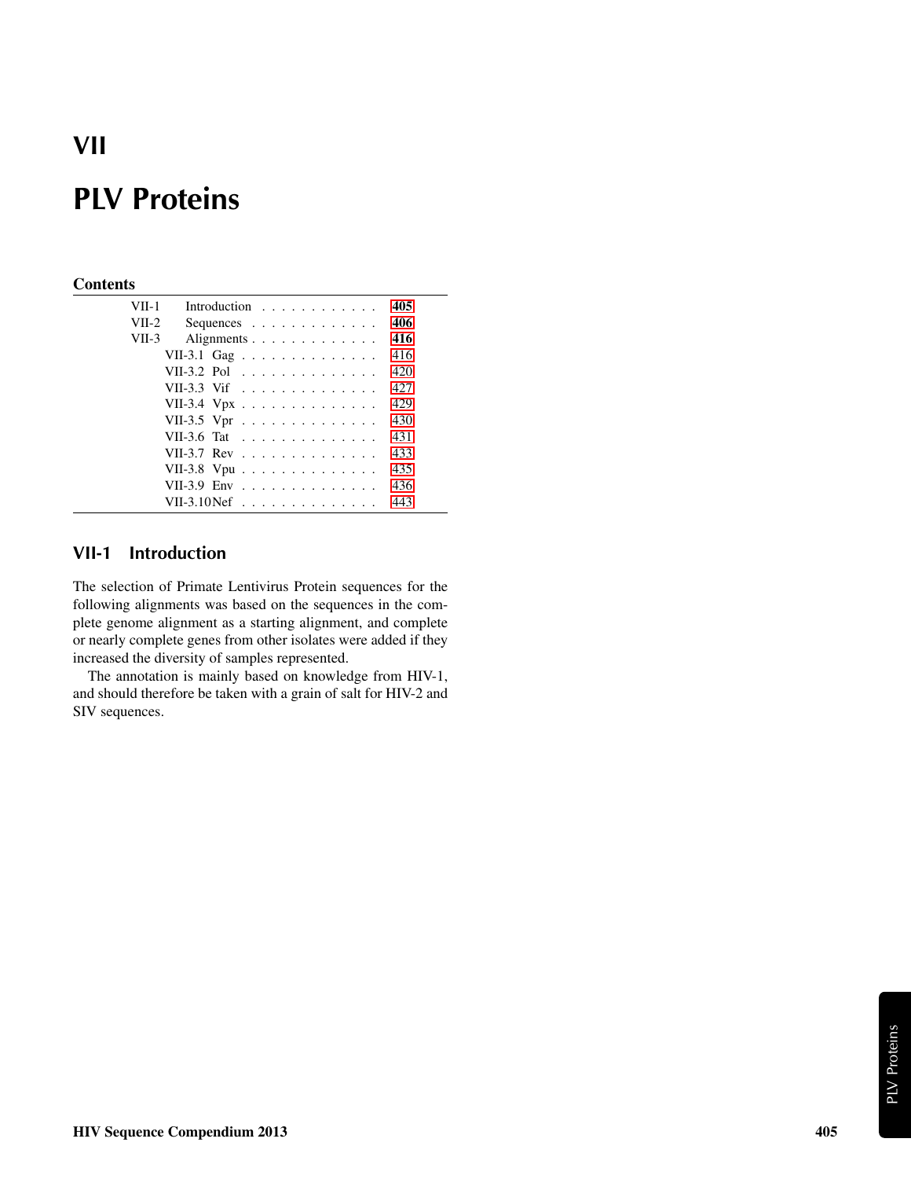# VII

# PLV Proteins

**Contents**

| | | |
|---|---|---|
| VII-1 | Introduction | **405** |
| VII-2 | Sequences | **406** |
| VII-3 | Alignments | **416** |
| | VII-3.1 Gag | 416 |
| | VII-3.2 Pol | 420 |
| | VII-3.3 Vif | 427 |
| | VII-3.4 Vpx | 429 |
| | VII-3.5 Vpr | 430 |
| | VII-3.6 Tat | 431 |
| | VII-3.7 Rev | 433 |
| | VII-3.8 Vpu | 435 |
| | VII-3.9 Env | 436 |
| | VII-3.10 Nef | 443 |

## VII-1 Introduction

The selection of Primate Lentivirus Protein sequences for the following alignments was based on the sequences in the complete genome alignment as a starting alignment, and complete or nearly complete genes from other isolates were added if they increased the diversity of samples represented.

The annotation is mainly based on knowledge from HIV-1, and should therefore be taken with a grain of salt for HIV-2 and SIV sequences.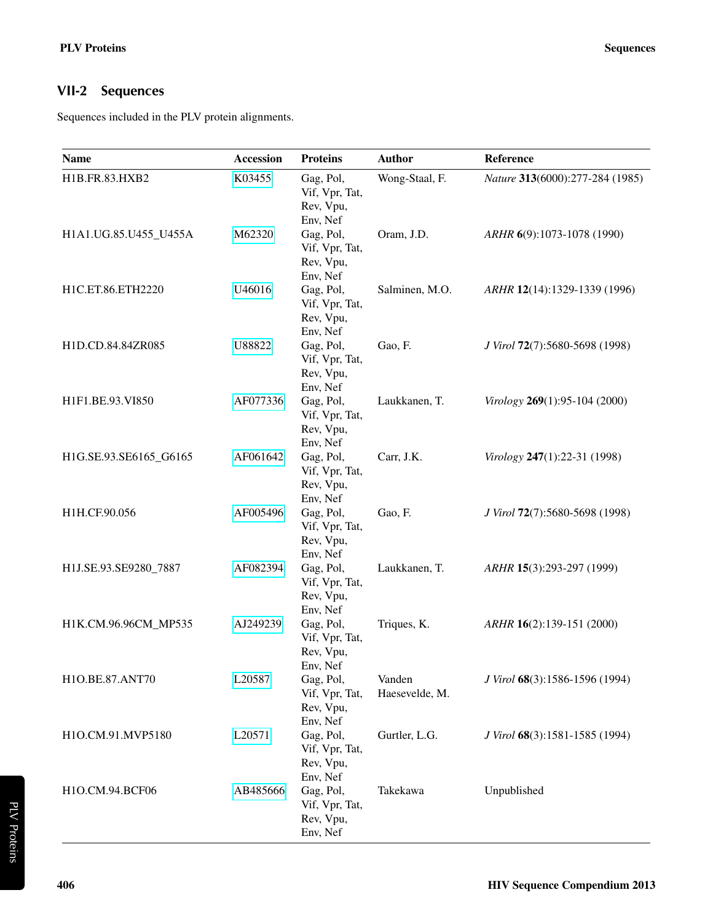## VII-2 Sequences

Sequences included in the PLV protein alignments.

| Name | Accession | Proteins | Author | Reference |
|---|---|---|---|---|
| H1B.FR.83.HXB2 | K03455 | Gag, Pol, Vif, Vpr, Tat, Rev, Vpu, Env, Nef | Wong-Staal, F. | *Nature* **313**(6000):277-284 (1985) |
| H1A1.UG.85.U455_U455A | M62320 | Gag, Pol, Vif, Vpr, Tat, Rev, Vpu, Env, Nef | Oram, J.D. | *ARHR* **6**(9):1073-1078 (1990) |
| H1C.ET.86.ETH2220 | U46016 | Gag, Pol, Vif, Vpr, Tat, Rev, Vpu, Env, Nef | Salminen, M.O. | *ARHR* **12**(14):1329-1339 (1996) |
| H1D.CD.84.84ZR085 | U88822 | Gag, Pol, Vif, Vpr, Tat, Rev, Vpu, Env, Nef | Gao, F. | *J Virol* **72**(7):5680-5698 (1998) |
| H1F1.BE.93.VI850 | AF077336 | Gag, Pol, Vif, Vpr, Tat, Rev, Vpu, Env, Nef | Laukkanen, T. | *Virology* **269**(1):95-104 (2000) |
| H1G.SE.93.SE6165_G6165 | AF061642 | Gag, Pol, Vif, Vpr, Tat, Rev, Vpu, Env, Nef | Carr, J.K. | *Virology* **247**(1):22-31 (1998) |
| H1H.CF.90.056 | AF005496 | Gag, Pol, Vif, Vpr, Tat, Rev, Vpu, Env, Nef | Gao, F. | *J Virol* **72**(7):5680-5698 (1998) |
| H1J.SE.93.SE9280_7887 | AF082394 | Gag, Pol, Vif, Vpr, Tat, Rev, Vpu, Env, Nef | Laukkanen, T. | *ARHR* **15**(3):293-297 (1999) |
| H1K.CM.96.96CM_MP535 | AJ249239 | Gag, Pol, Vif, Vpr, Tat, Rev, Vpu, Env, Nef | Triques, K. | *ARHR* **16**(2):139-151 (2000) |
| H1O.BE.87.ANT70 | L20587 | Gag, Pol, Vif, Vpr, Tat, Rev, Vpu, Env, Nef | Vanden Haesevelde, M. | *J Virol* **68**(3):1586-1596 (1994) |
| H1O.CM.91.MVP5180 | L20571 | Gag, Pol, Vif, Vpr, Tat, Rev, Vpu, Env, Nef | Gurtler, L.G. | *J Virol* **68**(3):1581-1585 (1994) |
| H1O.CM.94.BCF06 | AB485666 | Gag, Pol, Vif, Vpr, Tat, Rev, Vpu, Env, Nef | Takekawa | Unpublished |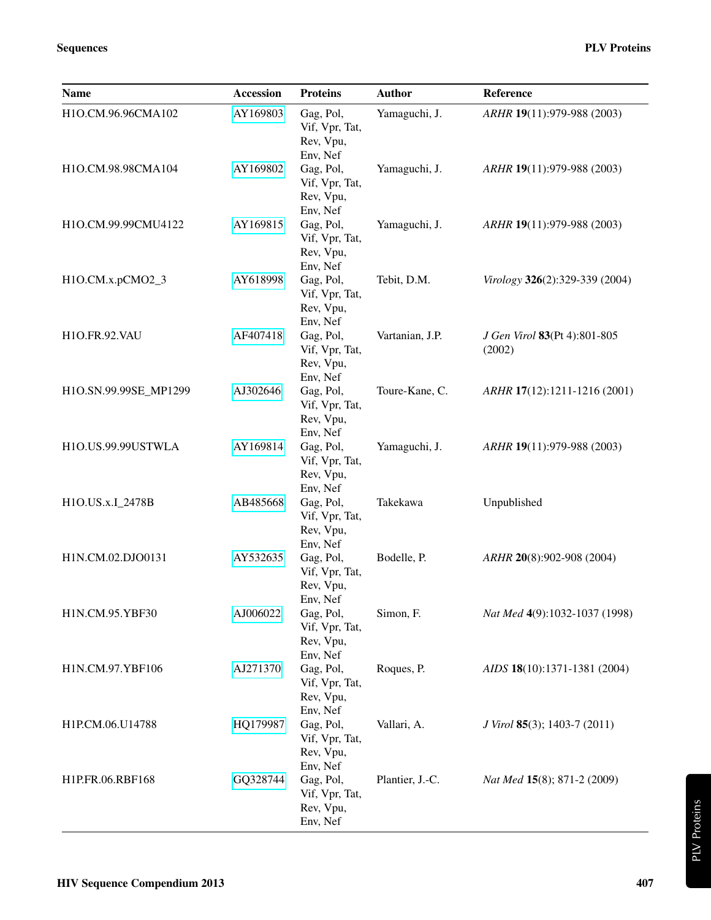| Name | Accession | Proteins | Author | Reference |
|---|---|---|---|---|
| H1O.CM.96.96CMA102 | AY169803 | Gag, Pol, Vif, Vpr, Tat, Rev, Vpu, Env, Nef | Yamaguchi, J. | *ARHR* **19**(11):979-988 (2003) |
| H1O.CM.98.98CMA104 | AY169802 | Gag, Pol, Vif, Vpr, Tat, Rev, Vpu, Env, Nef | Yamaguchi, J. | *ARHR* **19**(11):979-988 (2003) |
| H1O.CM.99.99CMU4122 | AY169815 | Gag, Pol, Vif, Vpr, Tat, Rev, Vpu, Env, Nef | Yamaguchi, J. | *ARHR* **19**(11):979-988 (2003) |
| H1O.CM.x.pCMO2_3 | AY618998 | Gag, Pol, Vif, Vpr, Tat, Rev, Vpu, Env, Nef | Tebit, D.M. | *Virology* **326**(2):329-339 (2004) |
| H1O.FR.92.VAU | AF407418 | Gag, Pol, Vif, Vpr, Tat, Rev, Vpu, Env, Nef | Vartanian, J.P. | *J Gen Virol* **83**(Pt 4):801-805 (2002) |
| H1O.SN.99.99SE_MP1299 | AJ302646 | Gag, Pol, Vif, Vpr, Tat, Rev, Vpu, Env, Nef | Toure-Kane, C. | *ARHR* **17**(12):1211-1216 (2001) |
| H1O.US.99.99USTWLA | AY169814 | Gag, Pol, Vif, Vpr, Tat, Rev, Vpu, Env, Nef | Yamaguchi, J. | *ARHR* **19**(11):979-988 (2003) |
| H1O.US.x.I_2478B | AB485668 | Gag, Pol, Vif, Vpr, Tat, Rev, Vpu, Env, Nef | Takekawa | Unpublished |
| H1N.CM.02.DJO0131 | AY532635 | Gag, Pol, Vif, Vpr, Tat, Rev, Vpu, Env, Nef | Bodelle, P. | *ARHR* **20**(8):902-908 (2004) |
| H1N.CM.95.YBF30 | AJ006022 | Gag, Pol, Vif, Vpr, Tat, Rev, Vpu, Env, Nef | Simon, F. | *Nat Med* **4**(9):1032-1037 (1998) |
| H1N.CM.97.YBF106 | AJ271370 | Gag, Pol, Vif, Vpr, Tat, Rev, Vpu, Env, Nef | Roques, P. | *AIDS* **18**(10):1371-1381 (2004) |
| H1P.CM.06.U14788 | HQ179987 | Gag, Pol, Vif, Vpr, Tat, Rev, Vpu, Env, Nef | Vallari, A. | *J Virol* **85**(3); 1403-7 (2011) |
| H1P.FR.06.RBF168 | GQ328744 | Gag, Pol, Vif, Vpr, Tat, Rev, Vpu, Env, Nef | Plantier, J.-C. | *Nat Med* **15**(8); 871-2 (2009) |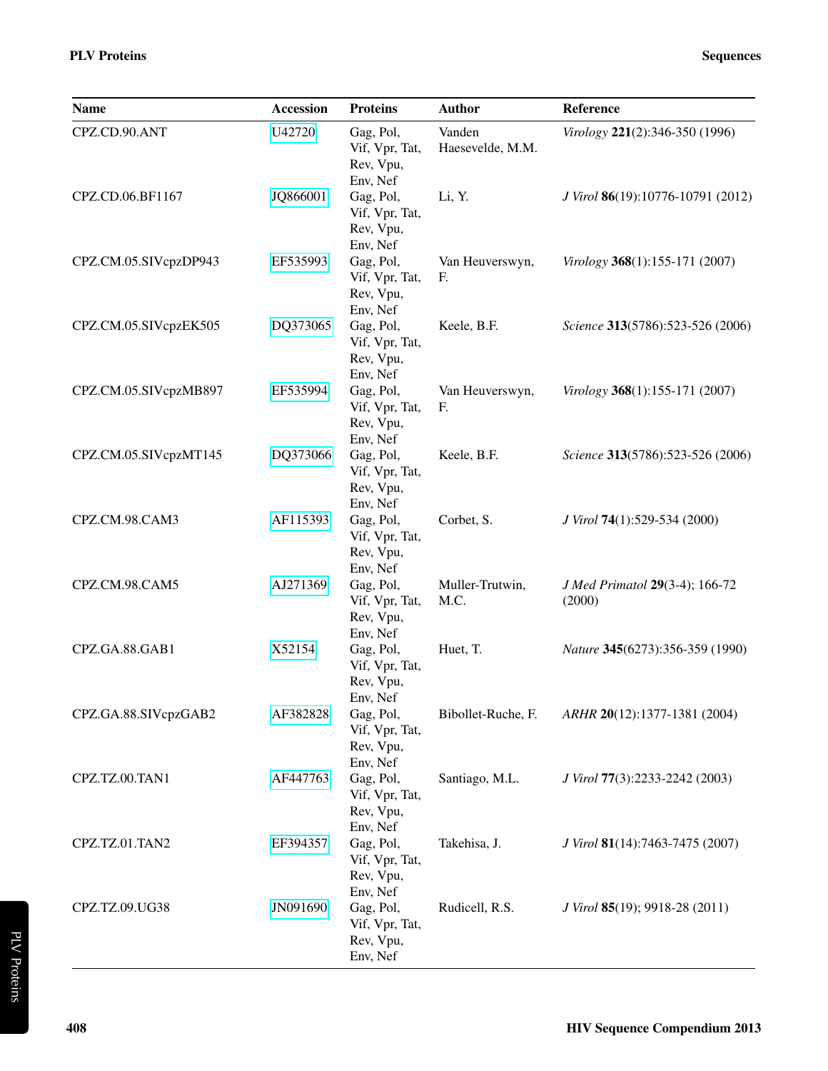| Name | Accession | Proteins | Author | Reference |
|---|---|---|---|---|
| CPZ.CD.90.ANT | U42720 | Gag, Pol, Vif, Vpr, Tat, Rev, Vpu, Env, Nef | Vanden Haesevelde, M.M. | *Virology* **221**(2):346-350 (1996) |
| CPZ.CD.06.BF1167 | JQ866001 | Gag, Pol, Vif, Vpr, Tat, Rev, Vpu, Env, Nef | Li, Y. | *J Virol* **86**(19):10776-10791 (2012) |
| CPZ.CM.05.SIVcpzDP943 | EF535993 | Gag, Pol, Vif, Vpr, Tat, Rev, Vpu, Env, Nef | Van Heuverswyn, F. | *Virology* **368**(1):155-171 (2007) |
| CPZ.CM.05.SIVcpzEK505 | DQ373065 | Gag, Pol, Vif, Vpr, Tat, Rev, Vpu, Env, Nef | Keele, B.F. | *Science* **313**(5786):523-526 (2006) |
| CPZ.CM.05.SIVcpzMB897 | EF535994 | Gag, Pol, Vif, Vpr, Tat, Rev, Vpu, Env, Nef | Van Heuverswyn, F. | *Virology* **368**(1):155-171 (2007) |
| CPZ.CM.05.SIVcpzMT145 | DQ373066 | Gag, Pol, Vif, Vpr, Tat, Rev, Vpu, Env, Nef | Keele, B.F. | *Science* **313**(5786):523-526 (2006) |
| CPZ.CM.98.CAM3 | AF115393 | Gag, Pol, Vif, Vpr, Tat, Rev, Vpu, Env, Nef | Corbet, S. | *J Virol* **74**(1):529-534 (2000) |
| CPZ.CM.98.CAM5 | AJ271369 | Gag, Pol, Vif, Vpr, Tat, Rev, Vpu, Env, Nef | Muller-Trutwin, M.C. | *J Med Primatol* **29**(3-4); 166-72 (2000) |
| CPZ.GA.88.GAB1 | X52154 | Gag, Pol, Vif, Vpr, Tat, Rev, Vpu, Env, Nef | Huet, T. | *Nature* **345**(6273):356-359 (1990) |
| CPZ.GA.88.SIVcpzGAB2 | AF382828 | Gag, Pol, Vif, Vpr, Tat, Rev, Vpu, Env, Nef | Bibollet-Ruche, F. | *ARHR* **20**(12):1377-1381 (2004) |
| CPZ.TZ.00.TAN1 | AF447763 | Gag, Pol, Vif, Vpr, Tat, Rev, Vpu, Env, Nef | Santiago, M.L. | *J Virol* **77**(3):2233-2242 (2003) |
| CPZ.TZ.01.TAN2 | EF394357 | Gag, Pol, Vif, Vpr, Tat, Rev, Vpu, Env, Nef | Takehisa, J. | *J Virol* **81**(14):7463-7475 (2007) |
| CPZ.TZ.09.UG38 | JN091690 | Gag, Pol, Vif, Vpr, Tat, Rev, Vpu, Env, Nef | Rudicell, R.S. | *J Virol* **85**(19); 9918-28 (2011) |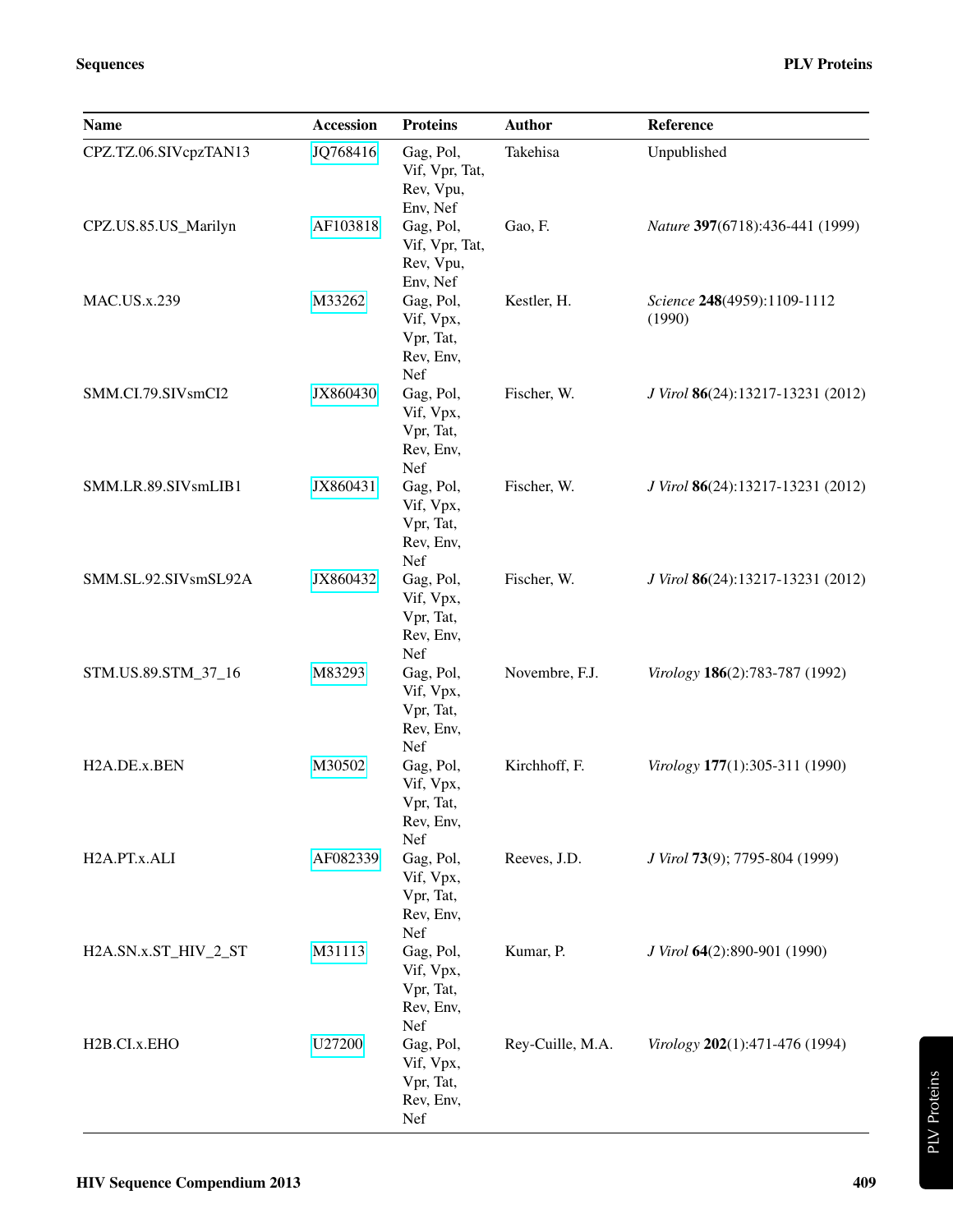| Name | Accession | Proteins | Author | Reference |
|---|---|---|---|---|
| CPZ.TZ.06.SIVcpzTAN13 | JQ768416 | Gag, Pol, Vif, Vpr, Tat, Rev, Vpu, Env, Nef | Takehisa | Unpublished |
| CPZ.US.85.US_Marilyn | AF103818 | Gag, Pol, Vif, Vpr, Tat, Rev, Vpu, Env, Nef | Gao, F. | *Nature* **397**(6718):436-441 (1999) |
| MAC.US.x.239 | M33262 | Gag, Pol, Vif, Vpx, Vpr, Tat, Rev, Env, Nef | Kestler, H. | *Science* **248**(4959):1109-1112 (1990) |
| SMM.CI.79.SIVsmCI2 | JX860430 | Gag, Pol, Vif, Vpx, Vpr, Tat, Rev, Env, Nef | Fischer, W. | *J Virol* **86**(24):13217-13231 (2012) |
| SMM.LR.89.SIVsmLIB1 | JX860431 | Gag, Pol, Vif, Vpx, Vpr, Tat, Rev, Env, Nef | Fischer, W. | *J Virol* **86**(24):13217-13231 (2012) |
| SMM.SL.92.SIVsmSL92A | JX860432 | Gag, Pol, Vif, Vpx, Vpr, Tat, Rev, Env, Nef | Fischer, W. | *J Virol* **86**(24):13217-13231 (2012) |
| STM.US.89.STM_37_16 | M83293 | Gag, Pol, Vif, Vpx, Vpr, Tat, Rev, Env, Nef | Novembre, F.J. | *Virology* **186**(2):783-787 (1992) |
| H2A.DE.x.BEN | M30502 | Gag, Pol, Vif, Vpx, Vpr, Tat, Rev, Env, Nef | Kirchhoff, F. | *Virology* **177**(1):305-311 (1990) |
| H2A.PT.x.ALI | AF082339 | Gag, Pol, Vif, Vpx, Vpr, Tat, Rev, Env, Nef | Reeves, J.D. | *J Virol* **73**(9); 7795-804 (1999) |
| H2A.SN.x.ST_HIV_2_ST | M31113 | Gag, Pol, Vif, Vpx, Vpr, Tat, Rev, Env, Nef | Kumar, P. | *J Virol* **64**(2):890-901 (1990) |
| H2B.CI.x.EHO | U27200 | Gag, Pol, Vif, Vpx, Vpr, Tat, Rev, Env, Nef | Rey-Cuille, M.A. | *Virology* **202**(1):471-476 (1994) |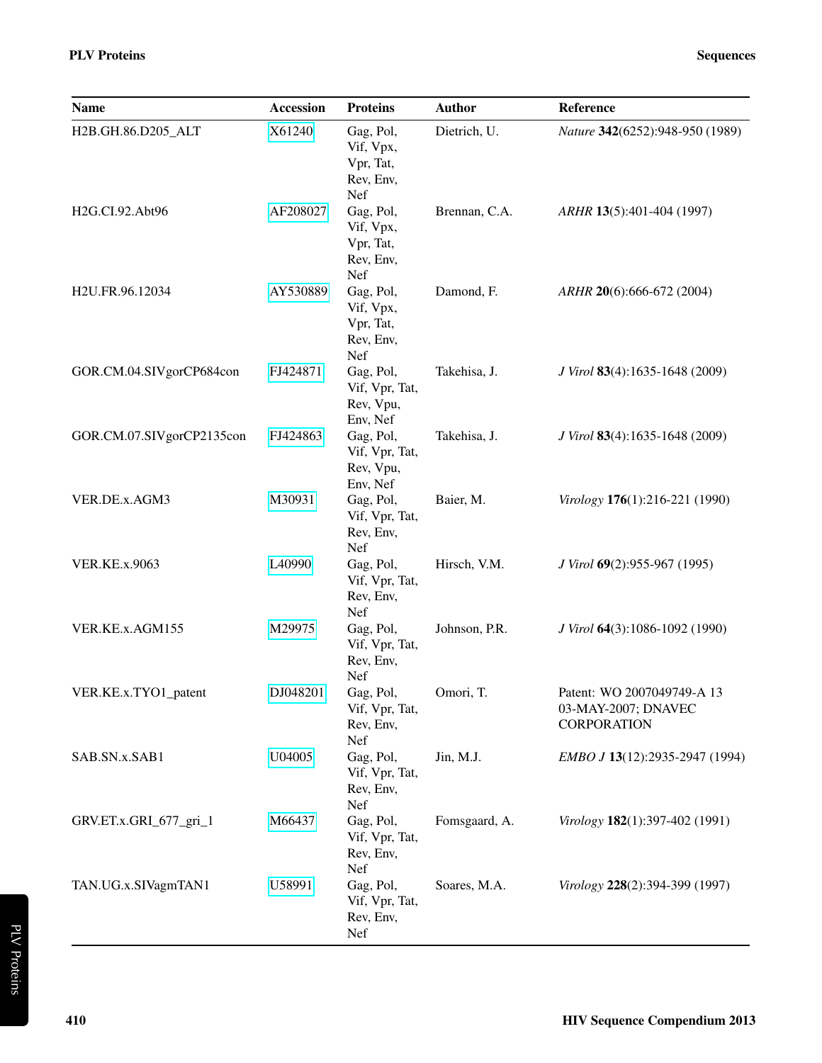| Name | Accession | Proteins | Author | Reference |
|---|---|---|---|---|
| H2B.GH.86.D205_ALT | X61240 | Gag, Pol, Vif, Vpx, Vpr, Tat, Rev, Env, Nef | Dietrich, U. | *Nature* **342**(6252):948-950 (1989) |
| H2G.CI.92.Abt96 | AF208027 | Gag, Pol, Vif, Vpx, Vpr, Tat, Rev, Env, Nef | Brennan, C.A. | *ARHR* **13**(5):401-404 (1997) |
| H2U.FR.96.12034 | AY530889 | Gag, Pol, Vif, Vpx, Vpr, Tat, Rev, Env, Nef | Damond, F. | *ARHR* **20**(6):666-672 (2004) |
| GOR.CM.04.SIVgorCP684con | FJ424871 | Gag, Pol, Vif, Vpr, Tat, Rev, Vpu, Env, Nef | Takehisa, J. | *J Virol* **83**(4):1635-1648 (2009) |
| GOR.CM.07.SIVgorCP2135con | FJ424863 | Gag, Pol, Vif, Vpr, Tat, Rev, Vpu, Env, Nef | Takehisa, J. | *J Virol* **83**(4):1635-1648 (2009) |
| VER.DE.x.AGM3 | M30931 | Gag, Pol, Vif, Vpr, Tat, Rev, Env, Nef | Baier, M. | *Virology* **176**(1):216-221 (1990) |
| VER.KE.x.9063 | L40990 | Gag, Pol, Vif, Vpr, Tat, Rev, Env, Nef | Hirsch, V.M. | *J Virol* **69**(2):955-967 (1995) |
| VER.KE.x.AGM155 | M29975 | Gag, Pol, Vif, Vpr, Tat, Rev, Env, Nef | Johnson, P.R. | *J Virol* **64**(3):1086-1092 (1990) |
| VER.KE.x.TYO1_patent | DJ048201 | Gag, Pol, Vif, Vpr, Tat, Rev, Env, Nef | Omori, T. | Patent: WO 2007049749-A 13 03-MAY-2007; DNAVEC CORPORATION |
| SAB.SN.x.SAB1 | U04005 | Gag, Pol, Vif, Vpr, Tat, Rev, Env, Nef | Jin, M.J. | *EMBO J* **13**(12):2935-2947 (1994) |
| GRV.ET.x.GRI_677_gri_1 | M66437 | Gag, Pol, Vif, Vpr, Tat, Rev, Env, Nef | Fomsgaard, A. | *Virology* **182**(1):397-402 (1991) |
| TAN.UG.x.SIVagmTAN1 | U58991 | Gag, Pol, Vif, Vpr, Tat, Rev, Env, Nef | Soares, M.A. | *Virology* **228**(2):394-399 (1997) |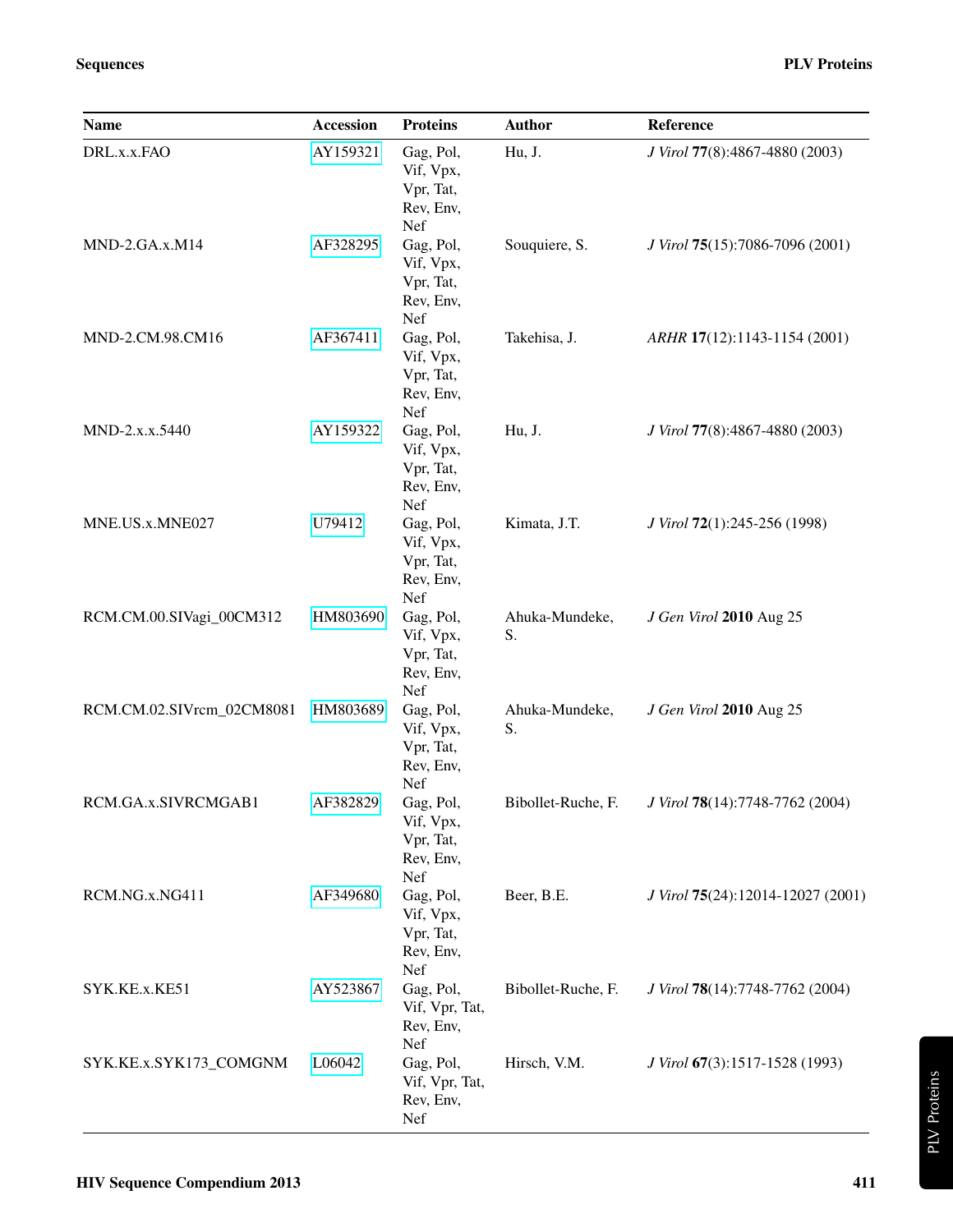| Name | Accession | Proteins | Author | Reference |
|---|---|---|---|---|
| DRL.x.x.FAO | AY159321 | Gag, Pol, Vif, Vpx, Vpr, Tat, Rev, Env, Nef | Hu, J. | *J Virol* **77**(8):4867-4880 (2003) |
| MND-2.GA.x.M14 | AF328295 | Gag, Pol, Vif, Vpx, Vpr, Tat, Rev, Env, Nef | Souquiere, S. | *J Virol* **75**(15):7086-7096 (2001) |
| MND-2.CM.98.CM16 | AF367411 | Gag, Pol, Vif, Vpx, Vpr, Tat, Rev, Env, Nef | Takehisa, J. | *ARHR* **17**(12):1143-1154 (2001) |
| MND-2.x.x.5440 | AY159322 | Gag, Pol, Vif, Vpx, Vpr, Tat, Rev, Env, Nef | Hu, J. | *J Virol* **77**(8):4867-4880 (2003) |
| MNE.US.x.MNE027 | U79412 | Gag, Pol, Vif, Vpx, Vpr, Tat, Rev, Env, Nef | Kimata, J.T. | *J Virol* **72**(1):245-256 (1998) |
| RCM.CM.00.SIVagi_00CM312 | HM803690 | Gag, Pol, Vif, Vpx, Vpr, Tat, Rev, Env, Nef | Ahuka-Mundeke, S. | *J Gen Virol* **2010** Aug 25 |
| RCM.CM.02.SIVrcm_02CM8081 | HM803689 | Gag, Pol, Vif, Vpx, Vpr, Tat, Rev, Env, Nef | Ahuka-Mundeke, S. | *J Gen Virol* **2010** Aug 25 |
| RCM.GA.x.SIVRCMGAB1 | AF382829 | Gag, Pol, Vif, Vpx, Vpr, Tat, Rev, Env, Nef | Bibollet-Ruche, F. | *J Virol* **78**(14):7748-7762 (2004) |
| RCM.NG.x.NG411 | AF349680 | Gag, Pol, Vif, Vpx, Vpr, Tat, Rev, Env, Nef | Beer, B.E. | *J Virol* **75**(24):12014-12027 (2001) |
| SYK.KE.x.KE51 | AY523867 | Gag, Pol, Vif, Vpr, Tat, Rev, Env, Nef | Bibollet-Ruche, F. | *J Virol* **78**(14):7748-7762 (2004) |
| SYK.KE.x.SYK173_COMGNM | L06042 | Gag, Pol, Vif, Vpr, Tat, Rev, Env, Nef | Hirsch, V.M. | *J Virol* **67**(3):1517-1528 (1993) |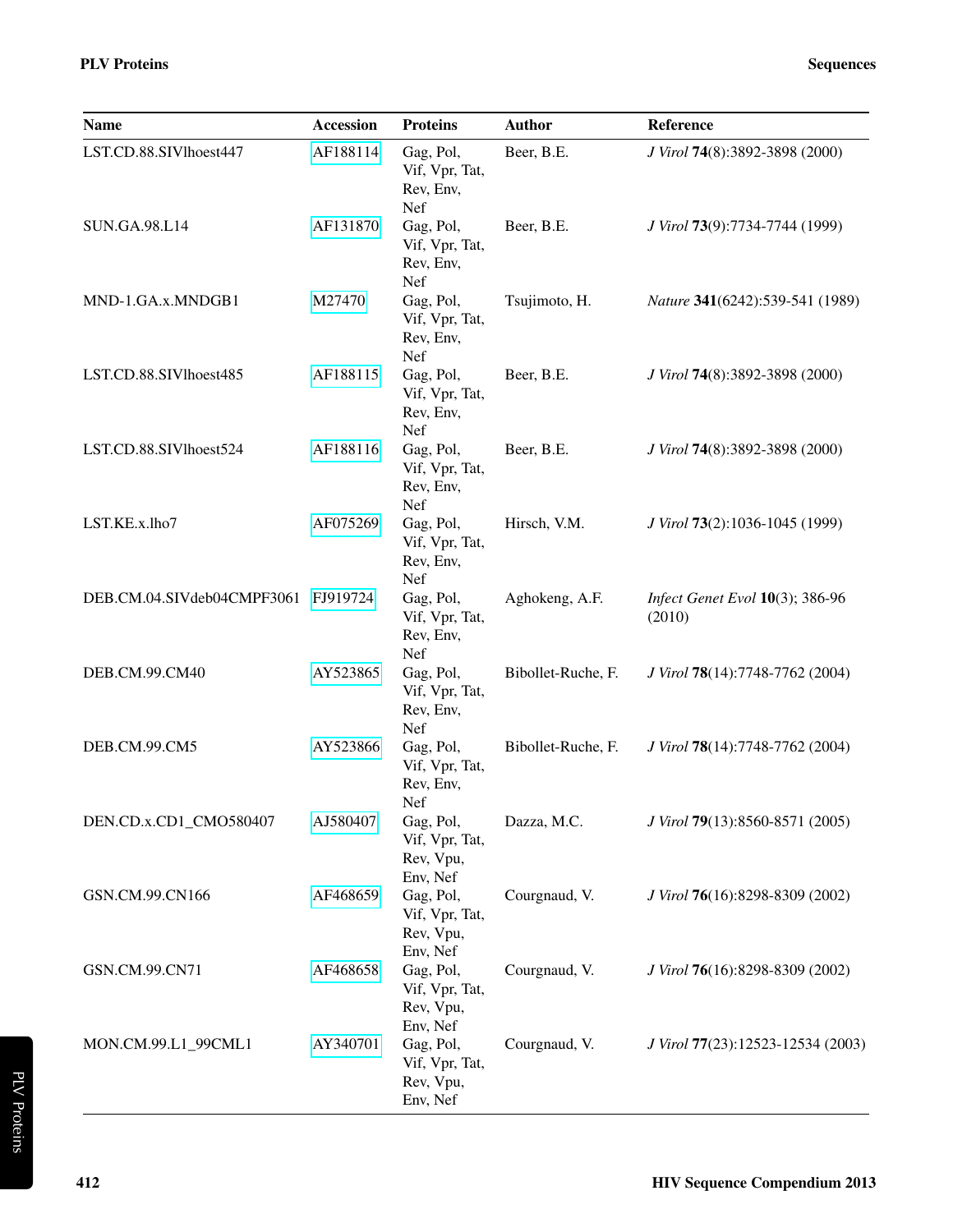| Name | Accession | Proteins | Author | Reference |
|---|---|---|---|---|
| LST.CD.88.SIVlhoest447 | AF188114 | Gag, Pol, Vif, Vpr, Tat, Rev, Env, Nef | Beer, B.E. | *J Virol* **74**(8):3892-3898 (2000) |
| SUN.GA.98.L14 | AF131870 | Gag, Pol, Vif, Vpr, Tat, Rev, Env, Nef | Beer, B.E. | *J Virol* **73**(9):7734-7744 (1999) |
| MND-1.GA.x.MNDGB1 | M27470 | Gag, Pol, Vif, Vpr, Tat, Rev, Env, Nef | Tsujimoto, H. | *Nature* **341**(6242):539-541 (1989) |
| LST.CD.88.SIVlhoest485 | AF188115 | Gag, Pol, Vif, Vpr, Tat, Rev, Env, Nef | Beer, B.E. | *J Virol* **74**(8):3892-3898 (2000) |
| LST.CD.88.SIVlhoest524 | AF188116 | Gag, Pol, Vif, Vpr, Tat, Rev, Env, Nef | Beer, B.E. | *J Virol* **74**(8):3892-3898 (2000) |
| LST.KE.x.lho7 | AF075269 | Gag, Pol, Vif, Vpr, Tat, Rev, Env, Nef | Hirsch, V.M. | *J Virol* **73**(2):1036-1045 (1999) |
| DEB.CM.04.SIVdeb04CMPF3061 | FJ919724 | Gag, Pol, Vif, Vpr, Tat, Rev, Env, Nef | Aghokeng, A.F. | *Infect Genet Evol* **10**(3); 386-96 (2010) |
| DEB.CM.99.CM40 | AY523865 | Gag, Pol, Vif, Vpr, Tat, Rev, Env, Nef | Bibollet-Ruche, F. | *J Virol* **78**(14):7748-7762 (2004) |
| DEB.CM.99.CM5 | AY523866 | Gag, Pol, Vif, Vpr, Tat, Rev, Env, Nef | Bibollet-Ruche, F. | *J Virol* **78**(14):7748-7762 (2004) |
| DEN.CD.x.CD1_CMO580407 | AJ580407 | Gag, Pol, Vif, Vpr, Tat, Rev, Vpu, Env, Nef | Dazza, M.C. | *J Virol* **79**(13):8560-8571 (2005) |
| GSN.CM.99.CN166 | AF468659 | Gag, Pol, Vif, Vpr, Tat, Rev, Vpu, Env, Nef | Courgnaud, V. | *J Virol* **76**(16):8298-8309 (2002) |
| GSN.CM.99.CN71 | AF468658 | Gag, Pol, Vif, Vpr, Tat, Rev, Vpu, Env, Nef | Courgnaud, V. | *J Virol* **76**(16):8298-8309 (2002) |
| MON.CM.99.L1_99CML1 | AY340701 | Gag, Pol, Vif, Vpr, Tat, Rev, Vpu, Env, Nef | Courgnaud, V. | *J Virol* **77**(23):12523-12534 (2003) |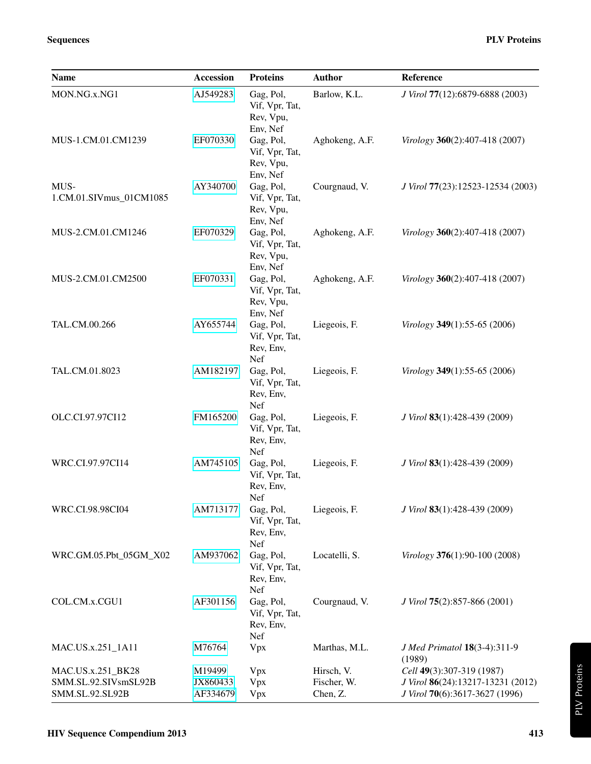| Name | Accession | Proteins | Author | Reference |
|---|---|---|---|---|
| MON.NG.x.NG1 | AJ549283 | Gag, Pol, Vif, Vpr, Tat, Rev, Vpu, Env, Nef | Barlow, K.L. | *J Virol* **77**(12):6879-6888 (2003) |
| MUS-1.CM.01.CM1239 | EF070330 | Gag, Pol, Vif, Vpr, Tat, Rev, Vpu, Env, Nef | Aghokeng, A.F. | *Virology* **360**(2):407-418 (2007) |
| MUS-1.CM.01.SIVmus_01CM1085 | AY340700 | Gag, Pol, Vif, Vpr, Tat, Rev, Vpu, Env, Nef | Courgnaud, V. | *J Virol* **77**(23):12523-12534 (2003) |
| MUS-2.CM.01.CM1246 | EF070329 | Gag, Pol, Vif, Vpr, Tat, Rev, Vpu, Env, Nef | Aghokeng, A.F. | *Virology* **360**(2):407-418 (2007) |
| MUS-2.CM.01.CM2500 | EF070331 | Gag, Pol, Vif, Vpr, Tat, Rev, Vpu, Env, Nef | Aghokeng, A.F. | *Virology* **360**(2):407-418 (2007) |
| TAL.CM.00.266 | AY655744 | Gag, Pol, Vif, Vpr, Tat, Rev, Env, Nef | Liegeois, F. | *Virology* **349**(1):55-65 (2006) |
| TAL.CM.01.8023 | AM182197 | Gag, Pol, Vif, Vpr, Tat, Rev, Env, Nef | Liegeois, F. | *Virology* **349**(1):55-65 (2006) |
| OLC.CI.97.97CI12 | FM165200 | Gag, Pol, Vif, Vpr, Tat, Rev, Env, Nef | Liegeois, F. | *J Virol* **83**(1):428-439 (2009) |
| WRC.CI.97.97CI14 | AM745105 | Gag, Pol, Vif, Vpr, Tat, Rev, Env, Nef | Liegeois, F. | *J Virol* **83**(1):428-439 (2009) |
| WRC.CI.98.98CI04 | AM713177 | Gag, Pol, Vif, Vpr, Tat, Rev, Env, Nef | Liegeois, F. | *J Virol* **83**(1):428-439 (2009) |
| WRC.GM.05.Pbt_05GM_X02 | AM937062 | Gag, Pol, Vif, Vpr, Tat, Rev, Env, Nef | Locatelli, S. | *Virology* **376**(1):90-100 (2008) |
| COL.CM.x.CGU1 | AF301156 | Gag, Pol, Vif, Vpr, Tat, Rev, Env, Nef | Courgnaud, V. | *J Virol* **75**(2):857-866 (2001) |
| MAC.US.x.251_1A11 | M76764 | Vpx | Marthas, M.L. | *J Med Primatol* **18**(3-4):311-9 (1989) |
| MAC.US.x.251_BK28 | M19499 | Vpx | Hirsch, V. | *Cell* **49**(3):307-319 (1987) |
| SMM.SL.92.SIVsmSL92B | JX860433 | Vpx | Fischer, W. | *J Virol* **86**(24):13217-13231 (2012) |
| SMM.SL.92.SL92B | AF334679 | Vpx | Chen, Z. | *J Virol* **70**(6):3617-3627 (1996) |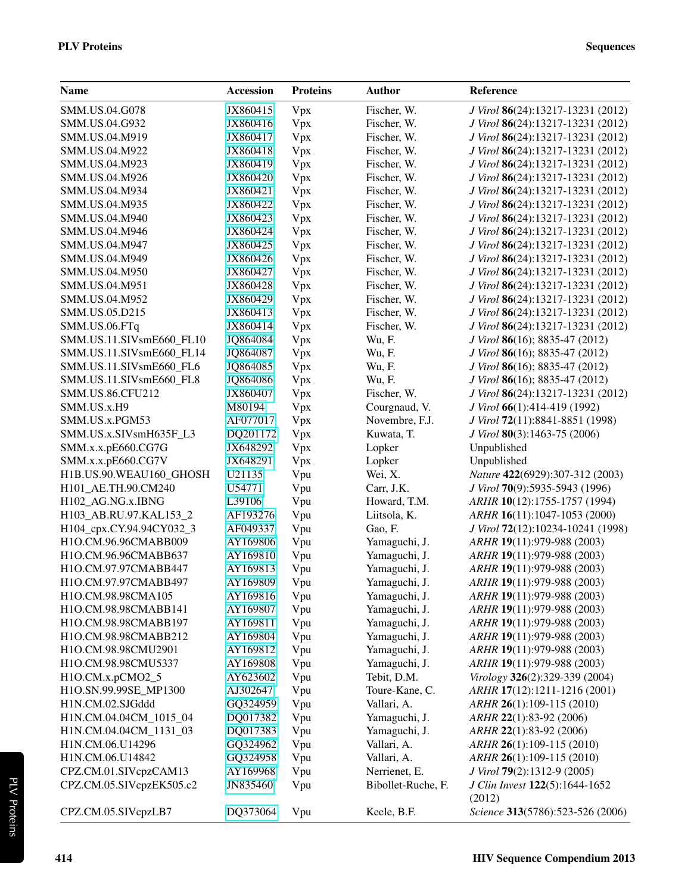| Name | Accession | Proteins | Author | Reference |
|---|---|---|---|---|
| SMM.US.04.G078 | JX860415 | Vpx | Fischer, W. | *J Virol* **86**(24):13217-13231 (2012) |
| SMM.US.04.G932 | JX860416 | Vpx | Fischer, W. | *J Virol* **86**(24):13217-13231 (2012) |
| SMM.US.04.M919 | JX860417 | Vpx | Fischer, W. | *J Virol* **86**(24):13217-13231 (2012) |
| SMM.US.04.M922 | JX860418 | Vpx | Fischer, W. | *J Virol* **86**(24):13217-13231 (2012) |
| SMM.US.04.M923 | JX860419 | Vpx | Fischer, W. | *J Virol* **86**(24):13217-13231 (2012) |
| SMM.US.04.M926 | JX860420 | Vpx | Fischer, W. | *J Virol* **86**(24):13217-13231 (2012) |
| SMM.US.04.M934 | JX860421 | Vpx | Fischer, W. | *J Virol* **86**(24):13217-13231 (2012) |
| SMM.US.04.M935 | JX860422 | Vpx | Fischer, W. | *J Virol* **86**(24):13217-13231 (2012) |
| SMM.US.04.M940 | JX860423 | Vpx | Fischer, W. | *J Virol* **86**(24):13217-13231 (2012) |
| SMM.US.04.M946 | JX860424 | Vpx | Fischer, W. | *J Virol* **86**(24):13217-13231 (2012) |
| SMM.US.04.M947 | JX860425 | Vpx | Fischer, W. | *J Virol* **86**(24):13217-13231 (2012) |
| SMM.US.04.M949 | JX860426 | Vpx | Fischer, W. | *J Virol* **86**(24):13217-13231 (2012) |
| SMM.US.04.M950 | JX860427 | Vpx | Fischer, W. | *J Virol* **86**(24):13217-13231 (2012) |
| SMM.US.04.M951 | JX860428 | Vpx | Fischer, W. | *J Virol* **86**(24):13217-13231 (2012) |
| SMM.US.04.M952 | JX860429 | Vpx | Fischer, W. | *J Virol* **86**(24):13217-13231 (2012) |
| SMM.US.05.D215 | JX860413 | Vpx | Fischer, W. | *J Virol* **86**(24):13217-13231 (2012) |
| SMM.US.06.FTq | JX860414 | Vpx | Fischer, W. | *J Virol* **86**(24):13217-13231 (2012) |
| SMM.US.11.SIVsmE660_FL10 | JQ864084 | Vpx | Wu, F. | *J Virol* **86**(16); 8835-47 (2012) |
| SMM.US.11.SIVsmE660_FL14 | JQ864087 | Vpx | Wu, F. | *J Virol* **86**(16); 8835-47 (2012) |
| SMM.US.11.SIVsmE660_FL6 | JQ864085 | Vpx | Wu, F. | *J Virol* **86**(16); 8835-47 (2012) |
| SMM.US.11.SIVsmE660_FL8 | JQ864086 | Vpx | Wu, F. | *J Virol* **86**(16); 8835-47 (2012) |
| SMM.US.86.CFU212 | JX860407 | Vpx | Fischer, W. | *J Virol* **86**(24):13217-13231 (2012) |
| SMM.US.x.H9 | M80194 | Vpx | Courgnaud, V. | *J Virol* **66**(1):414-419 (1992) |
| SMM.US.x.PGM53 | AF077017 | Vpx | Novembre, F.J. | *J Virol* **72**(11):8841-8851 (1998) |
| SMM.US.x.SIVsmH635F_L3 | DQ201172 | Vpx | Kuwata, T. | *J Virol* **80**(3):1463-75 (2006) |
| SMM.x.x.pE660.CG7G | JX648292 | Vpx | Lopker | Unpublished |
| SMM.x.x.pE660.CG7V | JX648291 | Vpx | Lopker | Unpublished |
| H1B.US.90.WEAU160_GHOSH | U21135 | Vpu | Wei, X. | *Nature* **422**(6929):307-312 (2003) |
| H101_AE.TH.90.CM240 | U54771 | Vpu | Carr, J.K. | *J Virol* **70**(9):5935-5943 (1996) |
| H102_AG.NG.x.IBNG | L39106 | Vpu | Howard, T.M. | *ARHR* **10**(12):1755-1757 (1994) |
| H103_AB.RU.97.KAL153_2 | AF193276 | Vpu | Liitsola, K. | *ARHR* **16**(11):1047-1053 (2000) |
| H104_cpx.CY.94.94CY032_3 | AF049337 | Vpu | Gao, F. | *J Virol* **72**(12):10234-10241 (1998) |
| H1O.CM.96.96CMABB009 | AY169806 | Vpu | Yamaguchi, J. | *ARHR* **19**(11):979-988 (2003) |
| H1O.CM.96.96CMABB637 | AY169810 | Vpu | Yamaguchi, J. | *ARHR* **19**(11):979-988 (2003) |
| H1O.CM.97.97CMABB447 | AY169813 | Vpu | Yamaguchi, J. | *ARHR* **19**(11):979-988 (2003) |
| H1O.CM.97.97CMABB497 | AY169809 | Vpu | Yamaguchi, J. | *ARHR* **19**(11):979-988 (2003) |
| H1O.CM.98.98CMA105 | AY169816 | Vpu | Yamaguchi, J. | *ARHR* **19**(11):979-988 (2003) |
| H1O.CM.98.98CMABB141 | AY169807 | Vpu | Yamaguchi, J. | *ARHR* **19**(11):979-988 (2003) |
| H1O.CM.98.98CMABB197 | AY169811 | Vpu | Yamaguchi, J. | *ARHR* **19**(11):979-988 (2003) |
| H1O.CM.98.98CMABB212 | AY169804 | Vpu | Yamaguchi, J. | *ARHR* **19**(11):979-988 (2003) |
| H1O.CM.98.98CMU2901 | AY169812 | Vpu | Yamaguchi, J. | *ARHR* **19**(11):979-988 (2003) |
| H1O.CM.98.98CMU5337 | AY169808 | Vpu | Yamaguchi, J. | *ARHR* **19**(11):979-988 (2003) |
| H1O.CM.x.pCMO2_5 | AY623602 | Vpu | Tebit, D.M. | *Virology* **326**(2):329-339 (2004) |
| H1O.SN.99.99SE_MP1300 | AJ302647 | Vpu | Toure-Kane, C. | *ARHR* **17**(12):1211-1216 (2001) |
| H1N.CM.02.SJGddd | GQ324959 | Vpu | Vallari, A. | *ARHR* **26**(1):109-115 (2010) |
| H1N.CM.04.04CM_1015_04 | DQ017382 | Vpu | Yamaguchi, J. | *ARHR* **22**(1):83-92 (2006) |
| H1N.CM.04.04CM_1131_03 | DQ017383 | Vpu | Yamaguchi, J. | *ARHR* **22**(1):83-92 (2006) |
| H1N.CM.06.U14296 | GQ324962 | Vpu | Vallari, A. | *ARHR* **26**(1):109-115 (2010) |
| H1N.CM.06.U14842 | GQ324958 | Vpu | Vallari, A. | *ARHR* **26**(1):109-115 (2010) |
| CPZ.CM.01.SIVcpzCAM13 | AY169968 | Vpu | Nerrienet, E. | *J Virol* **79**(2):1312-9 (2005) |
| CPZ.CM.05.SIVcpzEK505.c2 | JN835460 | Vpu | Bibollet-Ruche, F. | *J Clin Invest* **122**(5):1644-1652 (2012) |
| CPZ.CM.05.SIVcpzLB7 | DQ373064 | Vpu | Keele, B.F. | *Science* **313**(5786):523-526 (2006) |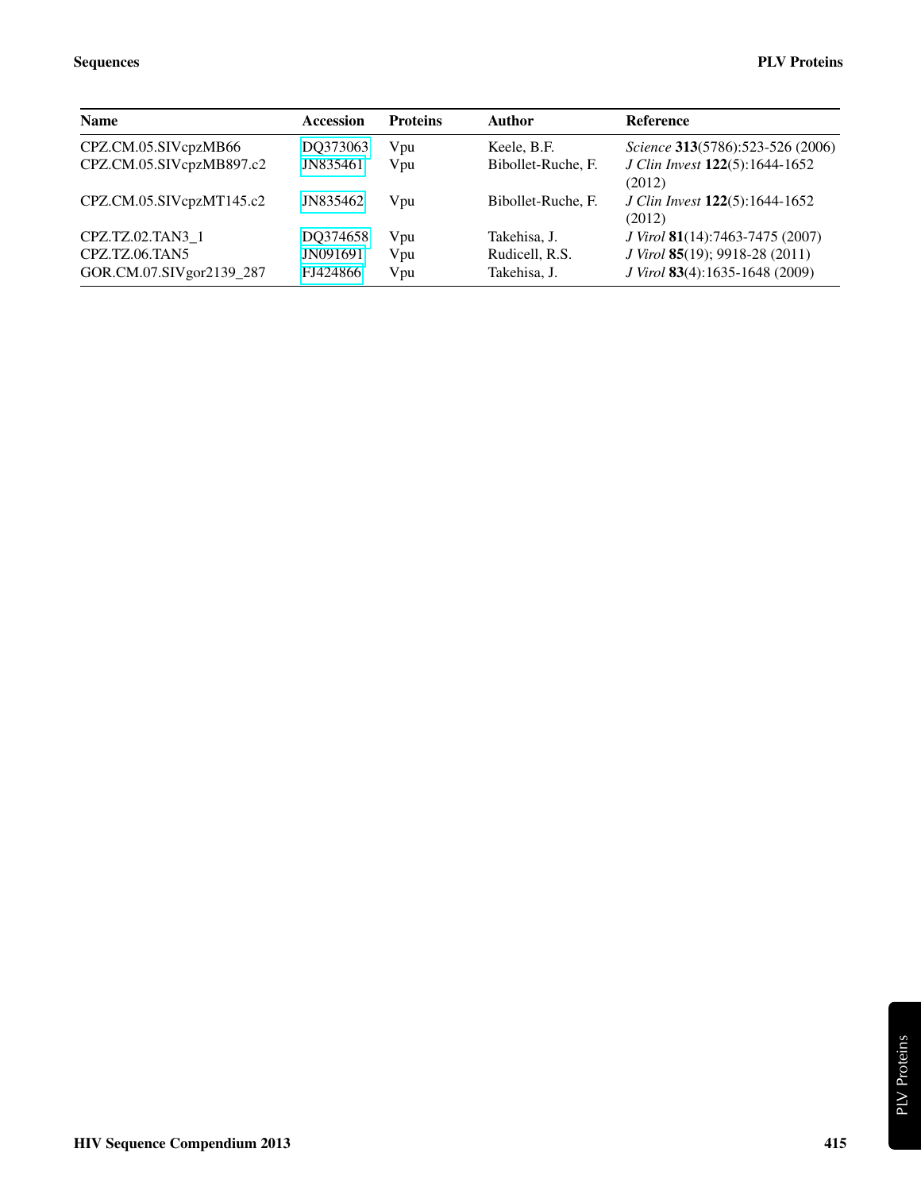| Name | Accession | Proteins | Author | Reference |
| --- | --- | --- | --- | --- |
| CPZ.CM.05.SIVcpzMB66 | DQ373063 | Vpu | Keele, B.F. | *Science* **313**(5786):523-526 (2006) |
| CPZ.CM.05.SIVcpzMB897.c2 | JN835461 | Vpu | Bibollet-Ruche, F. | *J Clin Invest* **122**(5):1644-1652 (2012) |
| CPZ.CM.05.SIVcpzMT145.c2 | JN835462 | Vpu | Bibollet-Ruche, F. | *J Clin Invest* **122**(5):1644-1652 (2012) |
| CPZ.TZ.02.TAN3_1 | DQ374658 | Vpu | Takehisa, J. | *J Virol* **81**(14):7463-7475 (2007) |
| CPZ.TZ.06.TAN5 | JN091691 | Vpu | Rudicell, R.S. | *J Virol* **85**(19); 9918-28 (2011) |
| GOR.CM.07.SIVgor2139_287 | FJ424866 | Vpu | Takehisa, J. | *J Virol* **83**(4):1635-1648 (2009) |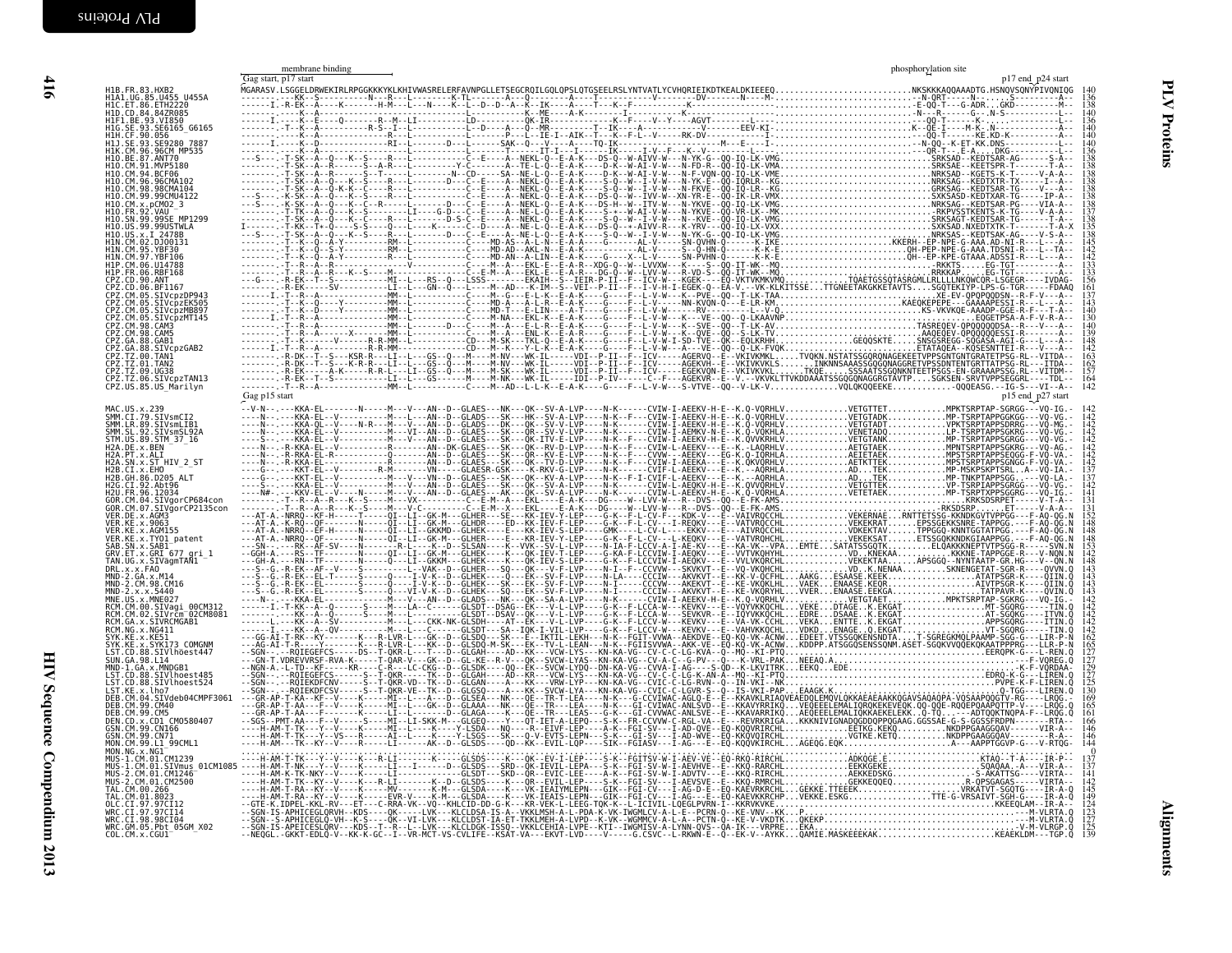# PLV Proteins

## Alignments

HIV Sequence Compendium 2013

Annotations: membrane binding · Gag start, p17 start · phosphorylation site · p17 end, p24 start · Gag p15 start · p15 end, p27 start

```
H1B.FR.83.HXB2    MGARASV.LSGGELDRWEKIRLRPGGKKKYKLKHIVWASRELERFAVNPGLLETSEGCRQILGQLQPSLQTGSEELRSLYNTVATLYCVHQRIEIKDTKEALDKIEEEQ.........NKSKKKAQQAAADTG.HSNQVSQNYPIVQNIQG 140
H1A1.UG.85.U455_U455A    136
H1C.ET.86.ETH2220    138
H1D.CD.84.84ZR085    140
H1F1.BE.93.VI850    140
H1G.SE.93.SE6165_G6165    140
H1H.CF.90.056    140
H1J.SE.93.SE9280_7887    140
H1K.CM.96.96CM_MP535    136
H1O.BE.87.ANT70    138
H1O.CM.91.MVP5180    138
H1O.CM.94.BCF06    138
H1O.CM.96.96CMA102    138
H1O.CM.98.98CMA104    138
H1O.CM.99.99CMU4122    138
H1O.CM.x.pCMO2_3    138
H1O.FR.92.VAU    137
H1O.SN.99.99SE_MP1299    138
H1O.US.99.99USTWLA    135
H1O.US.x.I_2478B    138
H1N.CM.02.DJO0131    145
H1N.CM.95.YBF30    142
H1N.CM.97.YBF106    142
H1P.CM.06.U14788    133
H1P.FR.06.RBF168    133
CPZ.CD.90.ANT    156
CPZ.CD.06.BF1167    164
CPZ.CM.05.SIVcpzDP943    137
CPZ.CM.05.SIVcpzEK505    143
CPZ.CM.05.SIVcpzMB897    140
CPZ.CM.05.SIVcpzMT145    130
CPZ.CM.98.CAM3    140
CPZ.CM.98.CAM5    139
CPZ.GA.88.GAB1    148
CPZ.GA.88.SIVcpzGAB2    142
CPZ.TZ.00.TAN1    163
CPZ.TZ.01.TAN2    162
CPZ.TZ.09.UG38    157
CPZ.TZ.06.SIVcpzTAN13    164
CPZ.US.85.US_Marilyn    142

MAC.US.x.239    142
SMM.CI.79.SIVsmCI2    142
SMM.LR.89.SIVsmLIB1    142
SMM.SL.92.SIVsmSL92A    142
STM.US.89.STM_37_16    142
H2A.DE.x.BEN    142
H2A.PT.x.ALI    142
H2A.SN.x.ST_HIV_2_ST    142
H2B.CI.x.EHO    137
H2B.GH.86.D205_ALT    137
H2G.CI.92.Abt96    142
H2U.FR.96.12034    142
GOR.CM.04.SIVgorCP684con    131
GOR.CM.07.SIVgorCP2135con    131
VER.DE.x.AGM3    152
VER.KE.x.9063    148
VER.KE.x.AGM155    148
VER.KE.x.TYO1_patent    148
SAB.SN.x.SAB1    153
GRV.ET.x.GRI_677_gri_1    148
TAN.UG.x.SIVagmTAN1    143
DRL.x.x.FAO    143
MND-2.GA.x.M14    143
MND-2.CM.98.CM16    143
MND-2.x.x.5440    143
MNE.US.x.MNE027    142
RCM.CM.00.SIVagi_00CM312    142
RCM.CM.02.SIVrcm_02CM8081    142
RCM.GA.x.SIVRCMGAB1    142
RCM.NG.x.NG411    142
SYK.KE.x.KE51    162
SYK.KE.x.SYK173_COMGNM    165
LST.CD.88.SIVlhoest447    127
SUN.GA.98.L14    127
MND-1.GA.x.MNDGB1    129
LST.CD.88.SIVlhoest485    127
LST.CD.88.SIVlhoest524    125
LST.KE.x.lho7    130
DEB.CM.04.SIVdeb04CMPF3061    159
DEB.CM.99.CM40    165
DEB.CM.99.CM5    161
DEN.CD.x.CD1_CM580407    166
GSN.CM.99.CN166    146
GSN.CM.99.CN71    146
MON.CM.99.L1_99CML1    144
MON.NG.x.NG1    0
MUS-1.CM.01.CM1239    137
MUS-1.CM.01.SIVmus_01CM1085    137
MUS-2.CM.01.CM1246    141
MUS-2.CM.01.CM2500    142
TAL.CM.00.266    145
TAL.CM.01.8023    149
OLC.CI.97.97CI12    124
WRC.CI.97.97CI14    123
WRC.CI.98.98CI04    127
WRC.GM.05.Pbt_05GM_X02    125
COL.CM.x.CGU1    139
```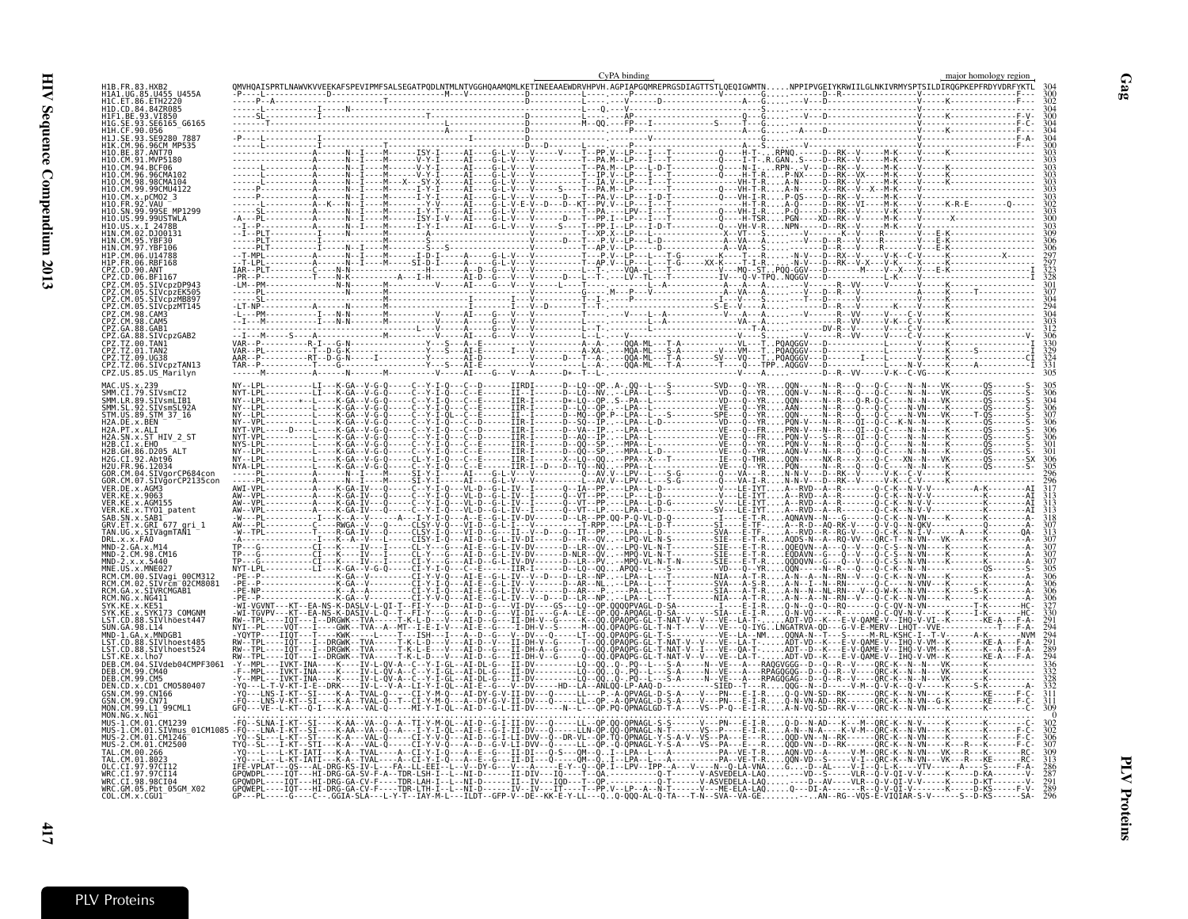# Gag

## PLV Proteins

```
                                                        CyPA binding                                                            major homology region
H1B.FR.83.HXB2            QMVHQAISPRTLNAWVKVVEEKAFSPEVIPMFSALSEGATPQDLNTMLNTVGGHQAAMQMLKETINEEAAEWDRVHPVH.AGPIAPGQMREPRGSDIAGTTSTLQEQIGWMTN.....NPPIPVGEIYKRWIILGLNKIVRMYSPTSILDIRQGPKEPFRDYVDRFYKTL 304
H1A1.UG.85.U455_U455A     300
H1C.ET.86.ETH2220         302
H1D.CD.84.84ZR085         304
H1F1.BE.93.VI850          300
H1G.SE.93.SE6165_G6165    304
H1H.CF.90.056             304
H1J.SE.93.SE9280_7887     304
H1K.CM.96.96CM_MP535      300
H1O.BE.87.ANT70           303
H1O.CM.91.MVP5180         303
H1O.CM.94.BCF06           303
H1O.CM.96.96CMA102        303
H1O.CM.98.98CMA104        303
H1O.CM.99.99CMU4122       303
H1O.CM.x.pCMO2_3          303
H1O.FR.92.VAU             302
H1O.SN.99.99SE_MP1299     303
H1O.US.99.99USTWLA        300
H1O.US.x.I_2478B          303
H1N.CM.02.DJO0131         309
H1N.CM.95.YBF30           306
H1N.CM.97.YBF106          306
H1P.CM.06.U14788          297
H1P.FR.06.RBF168          297
CPZ.CD.90.ANT             323
CPZ.CD.06.BF1167          328
CPZ.CM.05.SIVcpzDP943     301
CPZ.CM.05.SIVcpzEK505     307
CPZ.CM.05.SIVcpzMB897     304
CPZ.CM.05.SIVcpzMT145     294
CPZ.CM.98.CAM3            304
CPZ.CM.98.CAM5            303
CPZ.GA.88.GAB1            312
CPZ.GA.88.SIVcpzGAB2      306
CPZ.TZ.00.TAN1            330
CPZ.TZ.01.TAN2            329
CPZ.TZ.09.UG38            324
CPZ.TZ.06.SIVcpzTAN13     331
CPZ.US.85.US_Marilyn      305

MAC.US.x.239              305
SMM.CI.79.SIVsmCI2        306
SMM.LR.89.SIVsmLIB1       306
SMM.SL.92.SIVsmSL92A      306
STM.US.89.STM_37_16       307
H2A.DE.x.BEN              306
H2A.PT.x.ALI              306
H2A.SN.x.ST_HIV_2_ST      306
H2B.CI.x.EHO              301
H2B.GH.86.D205_ALT        301
H2G.CI.92.Abt96           306
H2U.FR.96.12034           305
GOR.CM.04.SIVgorCP684con  296
GOR.CM.07.SIVgorCP2135con 296
VER.DE.x.AGM3             317
VER.KE.x.9063             313
VER.KE.x.AGM155           313
VER.KE.x.TYO1_patent      313
SAB.SN.x.SAB1             318
GRV.ET.x.GRI_677_gri_1    307
TAN.UG.x.SIVagmTAN1       313
DRL.x.x.FAO               307
MND-2.GA.x.M14            307
MND-2.CM.98.CM16          307
MND-2.x.x.5440            307
MNE.US.x.MNE027           305
RCM.CM.00.SIVagi_00CM312  306
RCM.CM.02.SIVrcm_02CM8081 306
RCM.GA.x.SIVRCMGAB1       306
RCM.NG.x.NG411            306
SYK.KE.x.KE51             327
SYK.KE.x.SYK173_COMGNM    330
LST.CD.88.SIVlhoest447    291
SUN.GA.98.L14             294
MND-1.GA.x.MNDGB1         294
LST.CD.88.SIVlhoest485    291
LST.CD.88.SIVlhoest524    289
LST.KE.x.lho7             294
DEB.CM.04.SIVdeb04CMPF3061 336
DEB.CM.99.CM40            332
DEB.CM.99.CM5             328
DEN.CD.x.CD1_CM0580407    332
GSN.CM.99.CN166           311
GSN.CM.99.CN71            311
MON.CM.99.L1_99CML1       309
MON.NG.x.NG1              0
MUS-1.CM.01.CM1239        302
MUS-1.CM.01.SIVmus_01CM1085 302
MUS-2.CM.01.CM1246        306
MUS-2.CM.01.CM2500        307
TAL.CM.00.266             309
TAL.CM.01.8023            313
OLC.CI.97.97CI12          286
WRC.CI.97.97CI14          287
WRC.CI.98.98CI04          291
WRC.GM.05.Pbt_05GM_X02    289
COL.CM.x.CGU1             296
```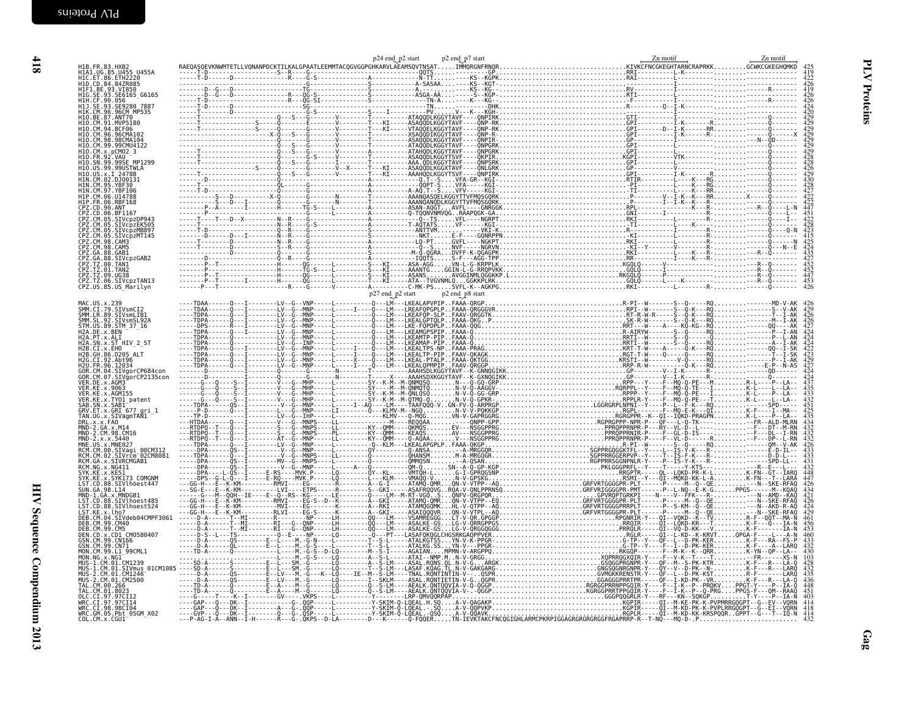Annotations above the alignment: p24 end p2 start; p2 end p7 start; Zn motif; Zn motif. Annotations in the middle of the alignment: p27 end p2 start; p2 end p8 start.

Only the HXB2 reference sequence is transcribed. The aligned sequences of the other rows are too small to read reliably and are not transcribed.

```
H1B.FR.83.HXB2   RAEQASQEVKNWMTETLLVQNANPDCKTILKALGPAATLEEMMTACQGVGGPGHKARVLAEAMSQVTNSAT.....IMMQRGNFRNQR......KIVKCFNCGKEGHTARNCRAPRKK.........GCWKCGKEGHQMKD  425
```

| Sequence | Length |
|---|---|
| H1B.FR.83.HXB2 | 425 |
| H1A1.UG.85.U455_U455A | 419 |
| H1C.ET.86.ETH2220 | 422 |
| H1D.CD.84.84ZR085 | 426 |
| H1F1.BE.93.VI850 | 419 |
| H1G.SE.93.SE6165_G6165 | 426 |
| H1H.CF.90.056 | 426 |
| H1J.SE.93.SE9280_7887 | 424 |
| H1K.CM.96.96CM_MP535 | 420 |
| H1O.BE.87.ANT70 | 429 |
| H1O.CM.91.MVP5180 | 429 |
| H1O.CM.94.BCF06 | 429 |
| H1O.CM.96.96CMA102 | 429 |
| H1O.CM.98.98CMA104 | 429 |
| H1O.CM.99.99CMU4122 | 429 |
| H1O.CM.x.pCMO2_3 | 429 |
| H1O.FR.92.VAU | 428 |
| H1O.SN.99.99SE_MP1299 | 428 |
| H1O.US.99.99USTWLA | 426 |
| H1O.US.x.I_2478B | 429 |
| H1N.CM.02.DJO0131 | 430 |
| H1N.CM.95.YBF30 | 428 |
| H1N.CM.97.YBF106 | 427 |
| H1P.CM.06.U14788 | 422 |
| H1P.FR.06.RBF168 | 422 |
| CPZ.CD.90.ANT | 447 |
| CPZ.CD.06.BF1167 | 451 |
| CPZ.CM.05.SIVcpzDP943 | 422 |
| CPZ.CM.05.SIVcpzEK505 | 428 |
| CPZ.CM.05.SIVcpzMB897 | 423 |
| CPZ.CM.05.SIVcpzMT145 | 415 |
| CPZ.CM.98.CAM3 | 425 |
| CPZ.CM.98.CAM5 | 424 |
| CPZ.GA.88.GAB1 | 435 |
| CPZ.GA.88.SIVcpzGAB2 | 427 |
| CPZ.TZ.00.TAN1 | 452 |
| CPZ.TZ.01.TAN2 | 452 |
| CPZ.TZ.09.UG38 | 447 |
| CPZ.TZ.06.SIVcpzTAN13 | 453 |
| CPZ.US.85.US_Marilyn | 426 |
| MAC.US.x.239 | 426 |
| SMM.CI.79.SIVsmCI2 | 429 |
| SMM.LR.89.SIVsmLIB1 | 426 |
| SMM.SL.92.SIVsmSL92A | 426 |
| STM.US.89.STM_37_16 | 427 |
| H2A.DE.x.BEN | 424 |
| H2A.PT.x.ALI | 424 |
| H2A.SN.x.ST_HIV_2_ST | 424 |
| H2B.CI.x.EHO | 422 |
| H2B.GH.86.D205_ALT | 423 |
| H2G.CI.92.Abt96 | 429 |
| H2U.FR.96.12034 | 427 |
| GOR.CM.04.SIVgorCP684con | 424 |
| GOR.CM.07.SIVgorCP2135con | 424 |
| VER.DE.x.AGM3 | 437 |
| VER.KE.x.9063 | 435 |
| VER.KE.x.AGM155 | 433 |
| VER.KE.x.TYO1_patent | 433 |
| SAB.SN.x.SAB1 | 451 |
| GRV.ET.x.GRI_677_gri_1 | 425 |
| TAN.UG.x.SIVagmTAN1 | 451 |
| DRL.x.x.FAO | 434 |
| MND-2.GA.x.M14 | 432 |
| MND-2.CM.98.CM16 | 432 |
| MND-2.x.x.5440 | 432 |
| MNE.US.x.MNE027 | 426 |
| RCM.CM.00.SIVagi_00CM312 | 413 |
| RCM.CM.02.SIVrcm_02CM8081 | 433 |
| RCM.GA.x.SIVRCMGAB1 | 431 |
| RCM.NG.x.NG411 | 432 |
| SYK.KE.x.KE51 | 448 |
| SYK.KE.x.SYK173_COMGNM | 447 |
| LST.CD.88.SIVlhoest447 | 426 |
| SUN.GA.98.L14 | 434 |
| MND-1.GA.x.MNDGB1 | 421 |
| LST.CD.88.SIVlhoest485 | 426 |
| LST.CD.88.SIVlhoest524 | 424 |
| LST.KE.x.lho7 | 429 |
| DEB.CM.04.SIVdeb04CMPF3061 | 461 |
| DEB.CM.99.CM40 | 456 |
| DEB.CM.99.CM5 | 453 |
| DEN.CD.x.CD1_CM580407 | 460 |
| GSN.CM.99.CN166 | 433 |
| GSN.CM.99.CN71 | 432 |
| MON.CM.99.L1_99CML1 | 430 |
| MON.NG.x.NG1 | 103 |
| MUS-1.CM.01.CM1239 | 428 |
| MUS-1.CM.01.SIVmus_01CM1085 | 432 |
| MUS-2.CM.01.CM1246 | 435 |
| MUS-2.CM.01.CM2500 | 436 |
| TAL.CM.00.266 | 448 |
| TAL.CM.01.8023 | 451 |
| OLC.CI.97.97CI12 | 403 |
| WRC.CI.97.97CI14 | 414 |
| WRC.CI.98.98CI04 | 418 |
| WRC.GM.05.Pbt_05GM_X02 | 416 |
| COL.CM.x.CGU1 | 432 |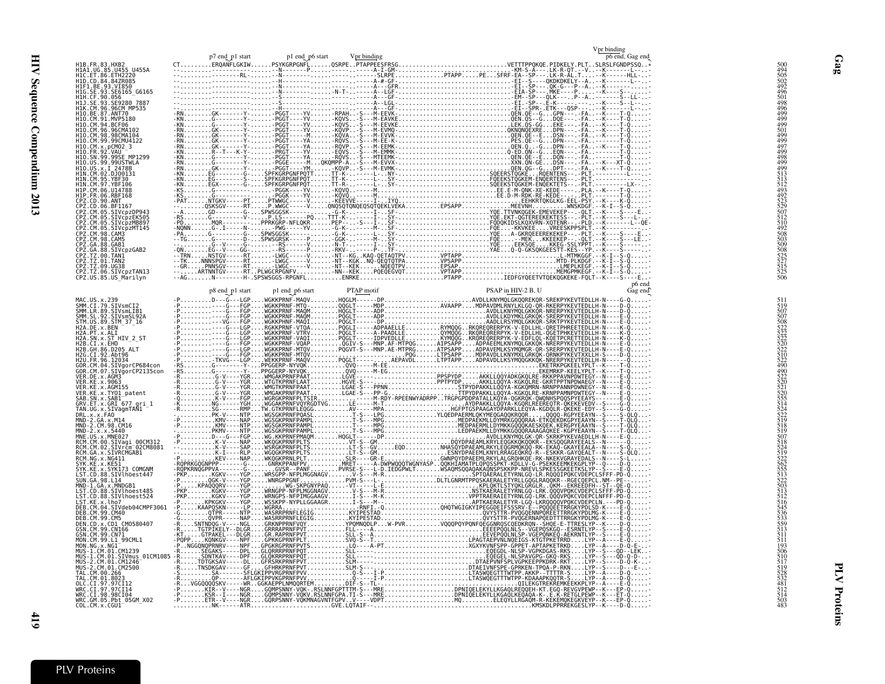```
                         p7 end_p1 start      p1 end_p6 start    Vpr binding                                                  Vpr binding
                                                                                                                              p6 end, Gag end
H1B.FR.83.HXB2            CT.........ERQANFLGKIW......PSYKGRPGNFL......QSRPE..PTAPPEESFRSG..............................VETTTPPQKQE.PIDKELY.PLT..SLRSLFGNDPSSQ..*    500
H1A1.UG.85.U455_U455A     494
H1C.ET.86.ETH2220         505
H1D.CD.84.84ZR085         502
H1F1.BE.93.VI850          492
H1G.SE.93.SE6165_G6165    496
H1H.CF.90.056             501
H1J.SE.93.SE9280_7887     498
H1K.CM.96.96CM_MP535      496
H1O.BE.87.ANT70           499
H1O.CM.91.MVP5180         499
H1O.CM.94.BCF06           499
H1O.CM.96.96CMA102        501
H1O.CM.98.98CMA104        499
H1O.CM.99.99CMU4122       499
H1O.CM.x.pCM02_3          497
H1O.FR.92.VAU             499
H1O.SN.99.99SE_MP1299     498
H1O.US.99.99USTWLA        499
H1O.US.x.I_2478B          499
H1N.CM.02.DJO0131         513
H1N.CM.95.YBF30           513
H1N.CM.97.YBF106          511
H1P.CM.06.U14788          493
H1P.FR.06.RBF168          492
CPZ.CD.90.ANT             523
CPZ.CD.06.BF1167          529
CPZ.CM.05.SIVcpzDP943     507
CPZ.CM.05.SIVcpzEK505     512
CPZ.CM.05.SIVcpzMB897     510
CPZ.CM.05.SIVcpzMT145     492
CPZ.CM.98.CAM3            508
CPZ.CM.98.CAM5            503
CPZ.GA.88.GAB1            509
CPZ.GA.88.SIVcpzGAB2      508
CPZ.TZ.00.TAN1            525
CPZ.TZ.01.TAN2            527
CPZ.TZ.09.UG38            515
CPZ.TZ.06.SIVcpzTAN13     525
CPZ.US.85.US_Marilyn      506

                         p8 end_p1 start      p1 end_p6 start         PTAP motif                         PSAP in HIV-2 B, U        p6 end
                                                                                                                                   Gag end
MAC.US.x.239              511
SMM.CI.79.SIVsmCI2        519
SMM.LR.89.SIVsmLIB1       507
SMM.SL.92.SIVsmSL92A      507
STM.US.89.STM_37_16       508
H2A.DE.x.BEN              522
H2A.PT.x.ALI              522
H2A.SN.x.ST_HIV_2_ST      522
H2B.CI.x.EHO              520
H2B.GH.86.D205_ALT        522
H2G.CI.92.Abt96           510
H2U.FR.96.12034           522
GOR.CM.04.SIVgorCP684con  490
GOR.CM.07.SIVgorCP2135con 490
VER.DE.x.AGM3             522
VER.KE.x.9063             520
VER.KE.x.AGM155           521
VER.KE.x.TYO1_patent      520
SAB.SN.x.SAB1             555
GRV.ET.x.GRI_677_gri_1    514
TAN.UG.x.SIVagmTAN1       524
DRL.x.x.FAO               522
MND-2.GA.x.M14            519
MND-2.CM.98.CM16          518
MND-2.x.x.5440            519
MNE.US.x.MNE027           507
RCM.CM.00.SIVagi_00CM312  518
RCM.CM.02.SIVrcm_02CM8081 524
RCM.GA.x.SIVRCMGAB1       519
RCM.NG.x.NG411            522
SYK.KE.x.KE51             562
SYK.KE.x.SYK173_COMGNM    555
LST.CD.88.SIVlhoest447    513
SUN.GA.98.L14             522
MND-1.GA.x.MNDGB1         503
LST.CD.88.SIVlhoest485    513
LST.CD.88.SIVlhoest524    512
LST.KE.x.lho7             516
DEB.CM.04.SIVdeb04CMPF3061 545
DEB.CM.99.CM40            536
DEB.CM.99.CM5             533
DEN.CD.x.CD1_CM0580407    559
GSN.CM.99.CN166           513
GSN.CM.99.CN71            511
MON.CM.99.L1_99CML1       511
MON.NG.x.NG1              193
MUS-1.CM.01.CM1239        506
MUS-1.CM.01.SIVmus_01CM1085 510
MUS-2.CM.01.CM1246        517
MUS-2.CM.01.CM2500        519
TAL.CM.00.266             528
TAL.CM.01.8023            532
OLC.CI.97.97CI12          481
WRC.CI.97.97CI14          512
WRC.CI.98.98CI04          514
WRC.GM.05.Pbt_05GM_X02    503
COL.CM.x.CGU1             483
```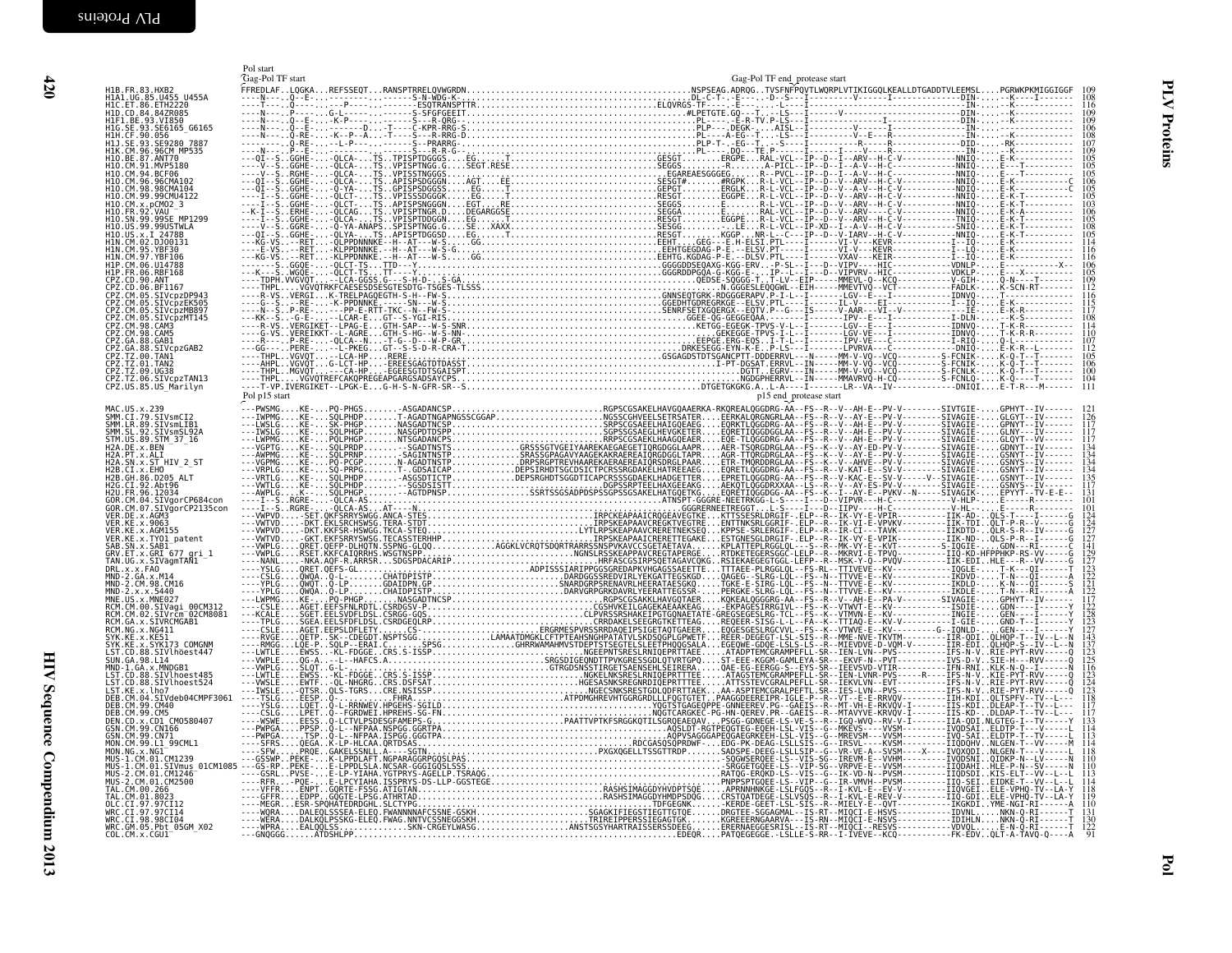# PLV Proteins

```
Pol start
Gag-Pol TF start                                                                 Gag-Pol TF end_protease start
H1B.FR.83.HXB2              FFREDLAF..LQGKA...REFSSEQT...RANSPTRRELQVWGRDN..............................................NSPSEAG.ADRQG..TVSFNFPQVTLWQRPLVTIKIGGQLKEALLDTGADDTVLEEMSL....PGRWKPKMIGGIGGF  109
H1A1.UG.85.U455_U455A       ----N---..Q--E-..-----------.------S-N-WDG-K-..............................................DL-C-T-.-E---.-D--S---I-----------V-----I------------DIN-......-K----I------  108
H1C.ET.86.ETH2220           ----T---..Q----..----P-----------ESQTRANSPTTR...............................................ELQVRGS-TF-----E---.--L---I-----------V-----I------------IN-......-K-----------  116
H1D.CD.84.84ZR085           ----N---..P----..G-L-------------S-SFGFGEEIT.................................................#LPETGTE.GQ--T---LS---I-----------V-----I------------DIN-......-K-----------  109
H1F1.BE.93.VI850            ----N---..Q--E-..-K-P-----------S--R-QRG-..................................................PL-.....-E-R-TV.P-LS---I-----------V-----I------------IN-......-K-----------  109
H1G.SE.93.SE6165_G6165      ----N---..Q--E-..------------.---C-KPR-RRG-S...............................................PLP---.DEGK-.....AISL--I-----------V-----I------------IN-......-K-----------  106
H1H.CF.90.056               ----N---..Q-RE-..-K--P-A-...T----S---R-RRG-D...............................................PL-....-A-EG--T--LS---I-----------V-----I------------IN-......-K-----------  108
H1J.SE.93.SE9280_7887       ----------..Q-RE-..--L-P-..........-S--PRARRG-.............................................PLP-T-.-EG--T---S---I-----------R-----I------------DID-......-RK----------  107
H1K.CM.96.96CM_MP535        ----N---..P--E-..---------------S---R-R-G-.................................................PL-....-DQ---TE.P-------I-----------V-----I------------IN-......-K-----------  109
H1O.BE.87.ANT70             ---QI--S..GGHE-...-QLCA-...TS..TPISPTDGGGS....EG.........T..................................GESGT.......ERGPE....RAL-VCL--IP--D--I--ARV--H-C-V-----------NNIQ-......E-K-----------  105
H1O.CM.91.MVP5180           ---V--S..GGHE-...-QLCA-...TS..VPISPTNGG.G....SEGT.RESE......................................SEGGS.........-R.......A-PICL--IP--D--I--A-V--H-C-----------NNIQ-......E---T---------  105
H1O.CM.94.BCF06             ---V--S..RGHE-...-QLCA-...TS..VPISSTNGGGS...............................................EGAREAESGGGEG.......R--PVCL--IP--D--I--A-V--H-C-----------NNIQ-......E---T---------  105
H1O.CM.96.96CMA102          ---QI--S..GGHE-...-QLCA-...TS..APISPSDGGGN....AGT....EE..................................SESGT#.........#RGPK...R-L-VCL--IP--D--I--ARV--H-C-V---------NNIQ-......E-K-----------C  106
H1O.CM.98.98CMA104          ---QI--S..GGHE-...-Q-YA-...TS..GPISPSDGGSS.....EG........T...................................GEPGT.........ERGLK...R-L-VCL--IP--D--V--A-V--H-C-V---------NDIQ-......E-K-----------C  105
H1O.CM.99.99CMU4122         ----I--S..GGHE-...-QLCT-...TS..VPISSSDGGGK.....EG........T...................................RESGT.........EGGPE...R-L-VCL--IP--D--V--ARV--H-C-V---------NNIQ-......E-K-T---------  103
H1O.CM.x.pCMO2_3            ----I--S..GGHE-...-QLCT-...TS..APISPSNGGGN....EGT.....RE.....................................SEGGS.........E.........R-L-VCL--IP--D--I--ARV--H-C-V---------NNIQ-......E-K-T---------  105
H1O.FR.92.VAU               --K-I--S..ERHE-...-QLCAG...TS..VPISPTNGR.D....DEGARGGSE.......................................SEGGA.........E........RAL-VCL--IP--D--V--ARV-----C-V---------NNIQ-......E-K-A---------  106
H1O.SN.99.99SE_MP1299       ----I--S..GGHE-...-QLCA-...TS..VPISPTDDGGN.....EG........T...................................RESGT.........EGGPE...R-L-VCL--IP--D--V--ARV--H-C-V---------TNIQ-......E-K-T---------  105
H1O.US.99.99USTWLA          ----V--S..GGHE-...-Q-YA-ANAPS..SPISPTNGG.G....SE....XAXX.....................................SESGG.........LE......R-L-VCL--IP-XD--I--A-V--H-C-V---------SNIQ-......E-K-T---------  108
H1O.US.x.I_2478B            ---QI--S..GGHE-...-QLYA-...TS..APISPTDGGSD.....EG........T...................................RESGT.........KGGP....NR-L--C---IP--D--I-IARV--H-C-V---------NNIQ-......E-K-T---------  105
H1N.CM.02.DJO0131           ---KG-VS..--RET..-QLPPDNNNKE--H--AT---W-S-....GG.............................................EEHT.....GEG--.-E.H-ELSI.PTL-----I-----VI-V---KEVR----------I--IQ-......E-K-----------  114
H1N.CM.95.YBF30             ---E-VS..--RET..-KLPPDNNKE.--H--AT---W-S-G-....................................................EEHTGEGDAG-P-E---ELSV.PT-----I-----VI-V---KEVR----------I--LQ-......E-K-----------  116
H1N.CM.97.YBF106            ---KG-VS..--RET..-KLPPDNNKE.--H--AT---W-S-....GG...........................................EEHTG.KGDAG-P-E---DLSV.PTL-----I-----VXAV----KEIR----------I--IQ-......E-K-----------  116
H1P.CM.06.U14788            ------S..GGQE-...-QLCT-TS...TTD---Y.............................................................GGGGDDSEQAXG-KGG-ERV.....P-SL--I---D--VIPV---HIC----------VDNLP-......E-----------X--  106
H1P.FR.06.RBF168            ---K--S..WGQE-...-QLCT-TS...TTD---Y.............................................................GGGRDDPGQA-G-KGG-E-....IP--L--I---D--VIPVRV--HIC----------VDKLP-......E---X---------  105
CPZ.CD.90.ANT               ----TDPH.VVGVQT.....-LCA-GGSS.G---S-H-D---S-GA...............................................QEDSE-SQGGG-T..T-LV--EIP------MMEVTVQ---KCQ-----------V-GIH-......Q-N----T--------  109
CPZ.CD.06.BF1167            ----THPL..VGVQTRKFCAESESDSESGTESDTG-TSGES-TLSSS....................................................N.GGGESLEQQGWL--EIH-----MMEVTVQ---VCT-----------FADLK-......K-SCN-RT-------  112
CPZ.CM.05.SIVcpzDP943       ----R-VS..VERGI...K-TRELPAGQEGTH-S-H--FW-S.........................................................GNNSEQTGRK-RDGGGERAPV.P-I-L--I-------LGV--E---I-----------IDNVQ-......T-----------  115
CPZ.CM.05.SIVcpzEK505       ----E-VS...-RE-...-K-PPDNNNK......SN---W-S..........................................................GGEDHTGDREGRKGE--ELSV.PTL-----I-----IL-V----EI-----------I--IQ-......E-K-----------  115
CPZ.CM.05.SIVcpzMB897       ----N--S..P-RE....--PP-E-RTT-TKC--N--FW-S...........................................................SENRFSETXGQERGX--EQTV.P---G---IS------V--AAR---VI--V--------IE-......E-K-R---------  117
CPZ.CM.05.SIVcpzMT145       ----KK--S..-G-E-...-LCAR-E...GT--S-YGI-RIS........................................................GGEE-QG-GEGGEQAA.........-------IPV--E-----I-----------I-DLN-......-K-S---------  108
CPZ.CM.98.CAM3              ----R-VS..VERGIKET--LPAG-E...GTH-SAP---W-S-SNR.....................................................KETGG-EGEGK-TPVS-V-L---I-------LGV--E---I-----------IDNVQ-......T-K-R---------  114
CPZ.CM.98.CAM5              ----G-VS..VERGIKKT--L-AGRE...GTH-S-HG--W-S-NN-.....................................................GEKEGGE-TPVS-V-L---I-------LGV--E---I-----------IDNVQ-......T-K-R-R-------  110
CPZ.GA.88.GAB1              ----R----..P-RE---..-QLCA--N......-T-G---D---W-P-GR.................................................EEPGE-ERG-EQS--I-T-L--I-------IPV-VE---C-----------I-RIQ-......Q-L-----------  107
CPZ.GA.88.SIVcpzGAB2        ----GG---..PERE-...--L-PKEG...GT--S-S-D-R-CRA-T.....................................................DRKESEGG-EYN-K-E---I--P-------LPVRVA---C-----------DNIQ-......E-K-R--L-------  112
CPZ.TZ.00.TAN1              ----THPL..VGVQT....--LCA-HP.....RERE...............................................................GSGAGDSTDTSGANCPTT-DDDERRVL--N-----MM-V-VQ--VCQ---------S-FCNIK-......K-Q-T--T-------  105
CPZ.TZ.01.TAN2              ----AHPL..VGVQT....G-LCT-HP.....EREESGAGTDTDASST.....................................................I-PT-DGSAT.ERRVL--IN-----MM-V-VQ--VCQ---------S-FCNIK-......K-Q-T--T-------  106
CPZ.TZ.09.UG38              ----THPL..MGVQT.....--CA-HP.....EGEESGTDTSGAISPT.....................................................DGTT....EGRV---IN-----MM-V-VQ--VCQ---------S-FCNLK-......K-Q-T--T-------  100
CPZ.TZ.06.SIVcpzTAN13       ----THPL...VGVQTREFCAKQPREGEAPGARGSADSAYCPS.........................................................NGDGPHEERRVL--IN-----MMAVRVQ-H-CQ---------S-FCNLQ-......K-Q-T--T-------  104
CPZ.US.85.US_Marilyn        ----T-VP.IVERGIKET--LPGK-E...G-H-S-N-GFR-SR--S.....................................................DTGETGKGKG.A..L-A----I-------LR--VA--IV-----------DNIQI-......E-T-R---M-------  111
Pol p15 start                                                                                                       p15 end_protease start

MAC.US.x.239                ---PWSMG....KE-...PQ-PHGS.........-ASGADANCSP.............................................RGPSCGSAKELHAVGQAAERKA-RKQREALQGGDRG-AA--FS--R--V--AH-E--PV-V---------SIVTGIE-....GPHYT--IV------  121
SMM.CI.79.SIVsmCI2          ---IWPMG....KE-...SQLPHDP.......T-AGDTNGAPNGSSCGGAP.......................................NGSSCGHVEELSETRSATER.....EERKALQRGNGRLAA--FS--R--V--AY-E--PV-V---------SIVAGIE-....GLGYT--IV------  126
SMM.LR.89.SIVsmLIB1         ---LWSLG....KE-...SK-PHGP.......NASGADTNCSP...............................................SRPSCGSAEELHAIGQEAEG.....EQRKTLQGGDNG-AA--FS--R--V--AH-E--PV-V---------SIVAGIE-....GPNYT--IV------  117
SMM.SL.92.SIVsmSL92A        ---IWSLG....KE-...SQLPHDP.......NASGPDTDSPP...............................................SGPSSGSAEGLHEVGKETER.....EQRETIQGGDGGLAA--FS--R--V--AH-E--PV-V---------SIVAGIE-....GLNY---IV------  117
STM.US.89.STM_37_16         ---LWPMG....KE-...PQLPHGP.......NTSGADANCPS...............................................RRPSCGSAEKLHAGQEAER.....EQE-TLQGGDRG-AA--FS--R--V--AH-E--PV-V---------SIVAGIE-....GLQYT--VV------  117
H2A.DE.x.BEN                ---VGPTG....KE-...SQLPRDP.........SGADTNSTS...........................GRSSSGTVGEIVAAREKAEGAEGETIQRSDRGLAAA....AER-TSQRGDRGLAA--FS--K--V--AY-EP-PV-V---------SIVAGIE-....GDNYT--IV------  134
H2A.PT.x.ALI                ---AWPMG....KE-...SQLPRNP.........SAGINTNSTP..........................SRASSGPAGAVYAAGEKAKRAEREAIQRGDGGLTAPR....AGR-TTQRGDRGLAA--FS--K--V--AY-E--PV-V---------SIVAGIE-....GSNYT--IV------  134
H2A.SN.x.ST_HIV_2_ST        ---VGPMG....KE-...PQ-PCGP.........N-AGADTNSTP.........................DRPSRGPTREVHAAREKAAREAREAIQRSDRGLPAAR....ETR-TMQRGDRGLAA--FS--K--V--AHVE--PV-V---------SIVAGVE-....GSNYS--IV------  134
H2B.CI.x.EHO                ---VRPLG....KE-...SQ-PRPG.........T-GDSAICAP..........................DEPSIRHDTSGCDSICTPCRSSRGDAEAKHATREGAEK....RSTGNGESGLDRGIF-ELP--R--V--KAT-E--SV-V---------SIVAGIE-....GSNYT--IV------  134
H2B.GH.86.D205_ALT          ---VRTLG....KE-...SQLPHDP.........-AGGSDTICTP.........................DEPSRGHDTSGGDTICAPCRSSSGDAEKLHADGETTER....EPRETLQGGDRG-AA--FS--R--V-KAC-E--SV-V---V--SIVAGIE-....GSNYT--IV------  135
H2G.CI.92.Abt96             ---VWTLG....KE-...SQLPHDP.........-SGDSDISTT...........................................DGPSSRPTEELHAXGEEAKG.....AEKQTLQGGDRXXAA--FS--R--V--AY-ES-PV-V---------SIVAGIE-....GSNYS--IV------  117
H2U.FR.96.12034             ---AWPLG....KE-...SQLPHGP.........-AGTDPNSP....................SSRTSSGSADPDSPSSGPSSGSAKELHATGQETKG.....EQRETIQGGDGG-AA--FS--K--I--AY-E--PVKV--N------SIVAGIK-....EPYYT--IV-E-E--  131
GOR.CM.04.SIVgorCP684con    ---I--S..RGRE-...-QLCA-AS.........................................................ATNSPT-GGGRE-NEETRKGG-L-S----I---D--VIPVR---H-C-----------V-HLP-......E-----R--------  101
GOR.CM.07.SIVgorCP2135con   ---I--S..RGRE-...-QLCA-AS...AT---N.............................................................GGGRERNEETREGGT..L-S----I---D--IIPV---H-C-----------V-HL-......E-----R--------  101
VER.DE.x.AGM3               ---VWPVD......SET.QKFSRRYSWGG.ANCA-STES...................................................IRPCKEAPAAICRQGEAVEGTKE.....KTTSSESRLDRGIF--ELP--R--IK-VY-E-VPIR---------IIK-AD-.QLS-T------I-----G  124
VER.KE.x.9063               ---VWTVD......-DKT.EKLSRCHSWSG.TERA-STDT...................................................IRPSKEAPAAVCREGKTVEGTRE.....ENTTNKSRLGGRIF-.ELP--R--IK-VI-E-VPVKV--------IIK-TDI.QLT-P-R---V------G  124
VER.KE.x.AGM155             ---VWPVD......-DKT.KKFSR-HSWGG.TKCA-STEG...........................................LYTLRPSKEAPAAVCRERETTEKSEQ.....KPPSE-SRLERGIF--ELP--R--IR-CI--TAVK---------IIKDTD-.QLR-S-R--IV-----G  127
VER.KE.x.TYO1_patent        ---VWTVD......-GKT.EKSRRYSWSG.TECASSTERHHP.............................................IRPSKEAPAAICRERETTEGAKE.....RSTGNESGLDRGIF-.ELP--R--IK-V--E-VPIK--------IIK-ND-.QLS-P-R--I-----G  127
SAB.SN.x.SAB1               ---VWPLG.....QRET.QEFP-DLHQTN.SSPNG-GLQQ..............AGGKLVCRQTSDQRTRARRSSNSPVKAVCCSGETAETAVA.......KPLATTEPLRGGLQL---S--R--MK-VY-E--KVT---------S-IQGIE-....GDN---RI------C  141
GRV.ET.x.GRI_677_gri_1      ---VWPLG.....RSET.KKFCAIQRRHS.WSGTNSPP.....................................................NGNSLRSSKEAPPAVCREGTAPERGE.....RTDKETEGERSGGC-LELP--R--MKRVI-E-TPVQ---------IIQ-KD-HFPPHKP-RS-VV-----G  129
TAN.UG.x.SIVagmTAN1         ---NANL......-NKA.AQF-R.ARRSR...SDGSPDACARIP.....................................................HRFASCGSIRPSQETAGAVCQKG.RSIEKAEGEGTGGL-LEFP--R--MSK-Y-E--PVQV---------IIK-EDI.HLE---R--TV-----G  127
DRL.x.x.FAO                 ---YSLG......QRET.QEFS-GL..................................ADPISSSIARIPPGGSGREDAPKVHGAGSSAEETTE.....TTTAEE-PLRGGLQL--FS-RL--TTIVEVE--KV-----------IQGLE-....T-K---QI------T  123
MND-2.GA.x.M14              ---YPLG......QWQA..Q-L-.........CHATDPISTP............................................DARDGGSSREDVIRLYEKGATTEGSKGD.....QAGEG--SLRG-LQL--FS--N--TTVVE-E--KV-----------IKDVD-....T-N---QI------A  122
MND-2.CM.98.CM16            ---YPLG......QWQT..Q-LP.........GDAIDPN-SP............................................SNARDGRPSRENAVRLHEERATAESGKQ.....TGKE-E-SIRG-LQL--FS--N--TTVVE-E--KV-----------IKDLD-....-K-N---QI------S  121
MND-2.x.x.5440              ---YPLG......QWQA..Q-LP.........CHAIDPISTP............................................DARVGRPGRKDAVRLYEERATTEGSSR-.....PERGKE-SLRG-LQL--FS--N--TTVVE-E--KV-----------IKDLE-....T-N---RI------A  122
MNE.US.x.MNE027             ---LWPMG......KE-...PQ-PHGP.......NASGADTNCSP..........................................RGPSCGSAKKLHAVGQTAER.....KQKEALQGGGRG-AA--FS--R--V--AH-E--PA-V---------SIVAGIE-....GPHYT--IV------  117
RCM.CM.00.SIVagi_00CM312     ---CSLE......AGET.EEFSFNLRDTL.CSRDGSV-P............................................CGSHVKEILGAGEKAEAAKEAG.....-EKPAGESIRRGIVL--FS--K--VTWVT-E--KV-----------ISDIE-....GDN---RI------Y  126
RCM.CM.02.SIVrcm_02CM8081    ---KCALE......SGET.EELSVDFLDSL.CSRGG-GQS...........................................CLPVRSSRSHAKEIPGTGQNAETATE-GREGSEGESLRG-TCL--FS--K--VTMVN-E--KV-----------INGIE-....GEN---I-----Y  128
RCM.GA.x.SIVRCMGAB1         ---TPLG......SGEA.EELSFDFLDSL.CSRDGEQLRP...........................................CRRDAKELSEEGVGTETTEAG.....REQEER-SISG-L-L--FA--K--TTIAQ-E--KV-V---------I-GIE-....GND-T---I-----Y  123
RCM.NG.x.NG411              ---CSLE......AGET.EEPSLDFLETY...CS-.................................................ERGRMESPVRSSRRDAQEIPSIGETAQTGAEER.....EQGESGESLRGCVVL--FS--K--VTWVE-E--KV---------G--IQNLD-....GEN---I------Y  127
SYK.KE.x.KE51               ---RVGE......QETP..SK--CDEGDT.NSPTSGG..............LAMAATDMGKLCFTPTEAHSNGHPATATVLSKDSQGPLGPWETF.....REER-DEGEGT-LSL-SIS--R--MME-NVE-TKVTM---------IIR-QDI.QLHQP-T--IV--L--N  143
SYK.KE.x.SYK173_COMGNM      ---RMGG......LQE-P..SQLP--ERAI.C...............SPSG.......GHRRWAMAHMVSTDEPTSTSEGTELSLEETPHQQGSALA.....EGEQWE-GDQE-LSLS-LS--R--MIEVDVE-D-VQM-V------IIR-EDI.QLHQP-S--IV--L--N  137
LST.CD.88.SIVlhoest447      ---LWTLE......EWSS..-KL-FDGGE.CRS.S-ISSP......................................NGEEPNTSRESLRNIQEPRTTAEE.....ATQDPTEMCGRAMPEFLL-SR--IEN-LVN--PVS---------IFS-N-V.RIE-PYT-RVV------Q  123
SUN.GA.98.L14               ---VWPLE......QG-A..-L--HAFCS.A.......................................SRGSDIGEQNDTTPVKGRESSGDLQTVRTGPQ.....ST-EEE-KGGM-GAMLEYA-SR---EKVF-N--PVT---------IVS-D-V.SIE-H---RVV------Q  125
MND-1.GA.x.MNDGB1           ---VWPLG......SLQT..G.-L-.......................................GTRGDSNSSTIRGETSAENSEHLSEIRERA.....QAE-EG-EERGG-S--EYS-SR--IEEVSVD-VTIR---------IFN-RNI.KLK-N-Q--I------N  116
LST.CD.88.SIVlhoest485      ---LWTLE......EWSS..-KL-FDGGE.CRS.S-ISSP......................................NGEEPNTSRESLRNIQEPRTTAEE.....ATAGSTEMCGRAMPEFLL-SR--IEN-LVNR-PVS-----R---IFS-N-V.KIE-PYT-RVV------Q  123
LST.CD.88.SIVlhoest524      ---VWSLE......EWTF..-QL-NHGRG.CRS.DSFSAT.......................................HGESASNKSREGNRDIQEPRTTTEE.....ATTSSTEVCGRALPEFLL-SR--IEKVLVN--EVT---------IFS-N-V.KIE-PYT-RVV------Q  124
LST.KE.x.lho7               ---IWSLE......QTSR..QLS-TGRS.CRE.NSISSP.......................................NGECSNKSRESTGDLQDPRTTAEK.....AA-ASPTEMCGRALPEFLL-SR--IES-LVN--PVS---------IFS-N-V.RIE-PYT-RVV------Q  123
DEB.CM.04.SIVdeb04CMPF3061  ---TSLG......LESP..Q--T-....FHRA...............................ATPDMGHREVHTGGRGRDLLLPQGTGTET.....PAKQGDEREIPR-IGLE-P--R--VT--E-RRVQV---------IIH-KDI.QLSTPPV--TV--L--Y  118
DEB.CM.99.CM40              ---YSLG......LQET..Q-L-RRNWEV.HPGEHS-SGILD.......................................YQGTSTGAEGQPPE-GNNEEREV.PG--GAEIS--R--MT-VH-E-RKVQV-I--------IIS-KDI.DLEAP-T--TV--L--  117
DEB.CM.99.CM5               ---CSLG......LPET..Q--FGRDWEI.HPREHS-SG-FN.......................................NQGTCARGKEC-PG-HN-QEREV.PR--GAEIS--R--MTAVYVE-KRVQV-I--------IIS-KD-.DLDAP-T--TV--L--  117
DEN.CD.x.CD1_CMO580407      ---WSWE......EESS..Q-LCTVLPSDESGFAMEPS-G.................PAATTVPTKFSRGGKQTILSGRQEAEQAV.....PGSG-GDNEGE-LS-VE-S--R--IGQ-WVQ--RV-V-I--------IIA-QDI.NLGTEG-I--TV------Y  133
GSN.CM.99.CN166             ---PWPGA......PPSP..Q-L--NFPAA.NSPGG.GGRTPA......................................AQSLDT-RGTPEQGTEG-EQEH-LSL-VIS--R--MKEVS---VVSM----------IVQDSAI.ELDTP-T---V-----L  114
GSN.CM.99.CN71              ---PWPGA......TSP..Q-L--NFPAA.ISPGG.GGGTPA......................................AQPVSAGGGAPEQGAEGRKEEH-LSL-VIS--R--MREVSM---VVSM----------IVQ-SAI.ELDTP-T--TV-----L  113
MON.CM.99.L1_99CML1         ---SFRS......QEGA..K-LP-HLCAA.QRTDSAS......................................RDCGASQSPQRDWF-...EDG-PK-DEAG-LSLSIS--G--IRSVL---VVSM----------IIQDQHV.NLGEN-T--VV------M  114
MON.NG.x.NG1                ---SFW.......PRQE..GAKELSSNLL.A----SGTN.......................................PXGXQGELLTSSGTTRDP.......SADSPE-DEEG-LSLLSIP--G--VR-VE-A--SVSM----X---IVQXQDI.NLGEN-T---V-----L  118
MUS-1.CM.01.CM1239          ---GSSWP.....PEKE...K-LPPDLAFT.NGPARAGGRPGQSLPAS..................................-SQGGETGQEE-LS--VIS-SG--IREVM-E--VVHM----------IVQDSNI.QIDKP-N--LV-----N  110
MUS-1.CM.01.SIVmus_01CM1085 ---GS-RP....PEKE...E-LPPDLSLA.NCSAR-GGGIGQSLSSS.....................................-SRGGETGQEE-LS--VIP-SG--VRPVE-E--VVSM----------IVQDAHI.HLE-P-N--SV------N  110
MUS-2.CM.01.CM1246          ---GSRL.....PVSE-...E-LP-YIAHA.YGTPRYS-AGELLP.TSRAQG.........................................RATQG-ERQKD-LS--VIS--G--IK-VD-N--PVSM----------IIQDSDI.KIS-ELT--VV--L--L  113
MUS-2.CM.01.CM2500          ---RFR......PQE-...E-LPCYIAHA.ISSPRYS-DS-LLP-GGSTEGE..........................................PNPPSPTGQEE-LS--VIP--G--IR-VMVH---PVSM----------IIQ-SEI.EIDKE-T--VV--L--L  114
TAL.CM.00.266               ---VFFR......ENPT..GQRTE-FSSG.ATIGTAN......................................RASHSIMAGGDYHVDPTSQE...APRNNHNKGE-LSLFGQS--R--I-KVL-E--EV-VVSM---------IIQVGEI.ELE-VPHQ-TV--LA-Y  118
TAL.CM.01.8023              ---GFFR......EDPP..GQGTE-LFSG.ATHRTAD......................................RASHSIMAGGDYHMDPSDQG...CRSTQATDEGE-LSLVSQS--R--I-KVL-E-REV-V--------IIQ-GDI.ELE-VPHQ-TV--LA-Y  119
OLC.CI.97.97CI12            ---MEGR......ESR-SPQHATEDRDGHL.SLCTYPG...........................................TDFGEGNK..............-KERDE-GEET-LSL-SIS--R--MIELY-E--QVT----------IKGKDI.YME-NGI-RI------A  110
WRC.CI.97.97CI14            ---WQRA......DALEQLSSSEA-ELEQ.FWANNNNAFCSSNE-GSKH..............................SGAGKIFIEGSTIEGTTGTQE.....DRGTEE-SGGAGMAL--IS-RT--MIQCI-E-HSVS----------IDVNL....NKN-Q-RI------T  131
WRC.CI.98.98CI04            ---WERA......DALKQLPSSKG-ELEQ.FWAG.NNTVCSSNEGGSKH..............................TRIREIPPERSSIEGAGTGK.....KGREEERNGAARVA---IS-RN--MIQCI-E-NSVS----------IDIHLN....NKN-Q-RI------T  130
WRC.GM.05.Pbt_05GM_X02      ---WPRA......EALQQLSS-.........SKN-CRGEYLWASG.....................................ANSTSGSYHARTRAISSERSSDEEG.....EREPNAEGGESRISL--L-RT--MIQCI-E-RESVS---------VDVQL....E-N-Q-RI------T  122
COL.CM.x.CGU1               ---GNQGGG.....ATDSHLPP.......................................................EDEQR....PATQEGEGE--LSLLE-S-RR--I-IVEVE--KCQ-----------FK-EDV..QLT-A-TAVQ-Q----A  91
```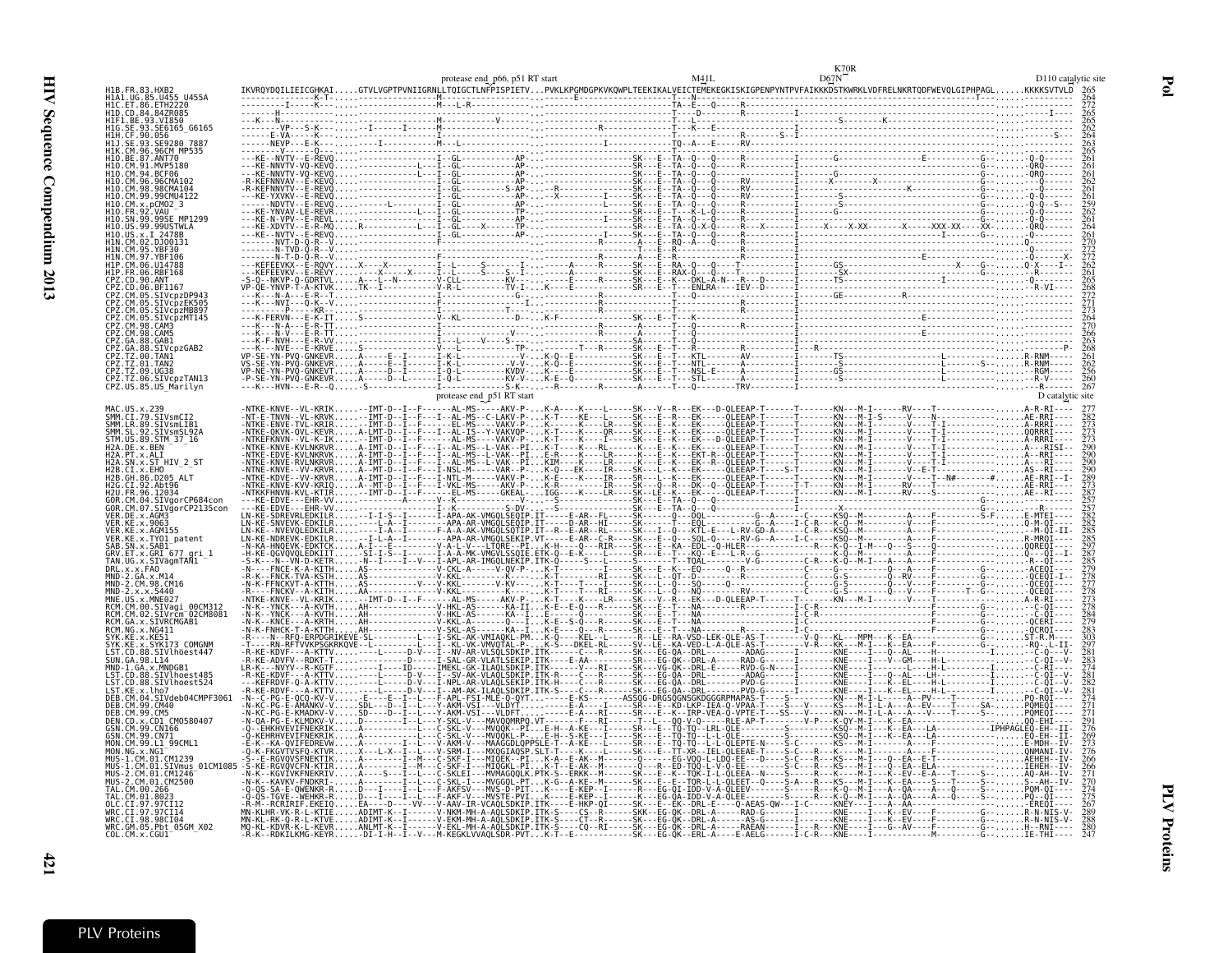```
                                             protease end p66, p51 RT start                    M41L  D67N  K70R                                      D110 catalytic site

H1B.FR.83.HXB2          IKVRQYDQILIEICGHKAI.....GTVLVGPTPVNIIGRNLLTQIGCTLNFPISPIETV...PVKLKPGMDGPKVKQWPLTEEKIKALVEICTEMEKEGKISKIGPENPYNTPVFAIKKKDSTKWRKLVDFRELNKRTQDFWEVQLGIPHPAGL......KKKKSVTVLD  265
H1A1.UG.85.U455_U455A                                                                                                                                                                    264
H1C.ET.86.ETH2220                                                                                                                                                                        272
H1D.CD.84.84ZR085                                                                                                                                                                        265
H1F1.BE.93.VI850                                                                                                                                                                         265
H1G.SE.93.SE6165_G6165                                                                                                                                                                   262
H1H.CF.90.056                                                                                                                                                                            264
H1J.SE.93.SE9280_7887                                                                                                                                                                    263
H1K.CM.96.96CM_MP535                                                                                                                                                                     265
H1O.BE.87.ANT70                                                                                                                                                                          261
H1O.CM.91.MVP5180                                                                                                                                                                        261
H1O.CM.94.BCF06                                                                                                                                                                          261
H1O.CM.96.96CMA102                                                                                                                                                                       262
H1O.CM.98.98CMA104                                                                                                                                                                       261
H1O.CM.99.99CMU4122                                                                                                                                                                      261
H1O.CM.x.pCMO2_3                                                                                                                                                                         259
H1O.FR.92.VAU                                                                                                                                                                            262
H1O.SN.99.99SE_MP1299                                                                                                                                                                    261
H1O.US.99.99USTWLA                                                                                                                                                                       264
H1O.US.x.I_2478B                                                                                                                                                                         261
H1N.CM.02.DJO0131                                                                                                                                                                        270
H1N.CM.95.YBF30                                                                                                                                                                          272
H1N.CM.97.YBF106                                                                                                                                                                         272
H1P.CM.06.U14788                                                                                                                                                                         262
H1P.FR.06.RBF168                                                                                                                                                                         261
CPZ.CD.90.ANT                                                                                                                                                                            265
CPZ.CD.06.BF1167                                                                                                                                                                         268
CPZ.CM.05.SIVcpzDP943                                                                                                                                                                    272
CPZ.CM.05.SIVcpzEK505                                                                                                                                                                    271
CPZ.CM.05.SIVcpzMB897                                                                                                                                                                    273
CPZ.CM.05.SIVcpzMT145                                                                                                                                                                    264
CPZ.CM.98.CAM3                                                                                                                                                                           270
CPZ.CM.98.CAM5                                                                                                                                                                           266
CPZ.GA.88.GAB1                                                                                                                                                                           263
CPZ.GA.88.SIVcpzGAB2                                                                                                                                                                     268
CPZ.TZ.00.TAN1                                                                                                                                                                           261
CPZ.TZ.01.TAN2                                                                                                                                                                           262
CPZ.TZ.09.UG38                                                                                                                                                                           256
CPZ.TZ.06.SIVcpzTAN13                                                                                                                                                                    260
CPZ.US.85.US_Marilyn                                                                                                                                                                     267

                                             protease end p51 RT start                                                                          D catalytic site

MAC.US.x.239            -NTKE-KNVE--VL-KRIK......-IMT-D--I--F------AL-MS-----AKV-P-..K-A----K----L-----SK---V--R---EK---D-QLEEAP-T------T-------KN---M-I------RV----T-----------.....A-R-RI----  277
SMM.CI.79.SIVsmCI2                                                                                                                                                                       282
SMM.LR.89.SIVsmLIB1                                                                                                                                                                      273
SMM.SL.92.SIVsmSL92A                                                                                                                                                                     273
STM.US.89.STM_37_16                                                                                                                                                                      273
H2A.DE.x.BEN                                                                                                                                                                             290
H2A.PT.x.ALI                                                                                                                                                                             290
H2A.SN.x.ST_HIV_2_ST                                                                                                                                                                     290
H2B.CI.x.EHO                                                                                                                                                                             290
H2B.GH.86.D205_ALT                                                                                                                                                                       289
H2G.CI.92.Abt96                                                                                                                                                                          273
H2U.FR.96.12034                                                                                                                                                                          287
GOR.CM.04.SIVgorCP684con                                                                                                                                                                 257
GOR.CM.07.SIVgorCP2135con                                                                                                                                                                257
VER.DE.x.AGM3                                                                                                                                                                            282
VER.KE.x.9063                                                                                                                                                                            282
VER.KE.x.AGM155                                                                                                                                                                          285
VER.KE.x.TYO1_patent                                                                                                                                                                     285
SAB.SN.x.SAB1                                                                                                                                                                            297
GRV.ET.x.GRI_677_gri_1                                                                                                                                                                   287
TAN.UG.x.SIVagmTAN1                                                                                                                                                                      285
DRL.x.x.FAO                                                                                                                                                                              279
MND-2.GA.x.M14                                                                                                                                                                           278
MND-2.CM.98.CM16                                                                                                                                                                         277
MND-2.x.x.5440                                                                                                                                                                           278
MNE.US.x.MNE027                                                                                                                                                                          273
RCM.CM.00.SIVagi_00CM312                                                                                                                                                                 278
RCM.CM.02.SIVrcm_02CM8081                                                                                                                                                                284
RCM.GA.x.SIVRCMGAB1                                                                                                                                                                      279
RCM.NG.x.NG411                                                                                                                                                                           283
SYK.KE.x.KE51                                                                                                                                                                            303
SYK.KE.x.SYK173_COMGNM                                                                                                                                                                   297
LST.CD.88.SIVlhoest447                                                                                                                                                                   281
SUN.GA.98.L14                                                                                                                                                                            283
MND-1.GA.x.MNDGB1                                                                                                                                                                        274
LST.CD.88.SIVlhoest485                                                                                                                                                                   281
LST.CD.88.SIVlhoest524                                                                                                                                                                   282
LST.KE.x.lho7                                                                                                                                                                            281
DEB.CM.04.SIVdeb04CMPF3061                                                                                                                                                               274
DEB.CM.99.CM40                                                                                                                                                                           271
DEB.CM.99.CM5                                                                                                                                                                            271
DEN.CD.x.CD1_CMO580407                                                                                                                                                                   291
GSN.CM.99.CN166                                                                                                                                                                          276
GSN.CM.99.CN71                                                                                                                                                                           269
MON.CM.99.L1_99CML1                                                                                                                                                                      273
MON.NG.x.NG1                                                                                                                                                                             276
MUS-1.CM.01.CM1239                                                                                                                                                                       266
MUS-1.CM.01.SIVmus_01CM1085                                                                                                                                                              266
MUS-2.CM.01.CM1246                                                                                                                                                                       271
MUS-2.CM.01.CM2500                                                                                                                                                                       276
TAL.CM.00.266                                                                                                                                                                            274
TAL.CM.01.8023                                                                                                                                                                           275
OLC.CI.97.97CI12                                                                                                                                                                         267
WRC.CI.97.97CI14                                                                                                                                                                         289
WRC.CI.98.98CI04                                                                                                                                                                         288
WRC.GM.05.Pbt_05GM_X02                                                                                                                                                                   280
COL.CM.x.CGU1                                                                                                                                                                            247
```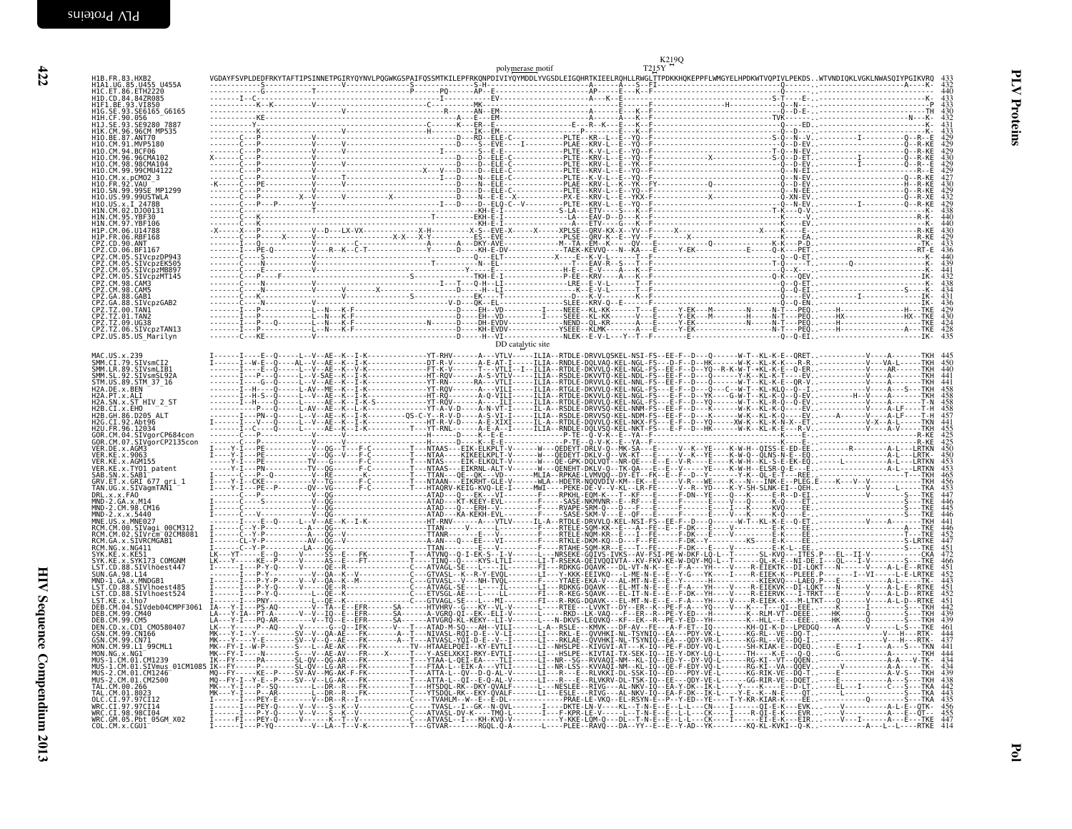```
                                                                                polymerase motif                              K219Q
                                                                                                                             T215Y
H1B.FR.83.HXB2              VGDAYFSVPLDEDFRKYTAFTIPSINNETPGIRYQYNVLPQGWKGSPAIFQSSMTKILEPFRKQNPDIVIYQYMDDLYVGSDLEIGQHRTKIEELRQHLLRWGLTTPDKKHQKEPPFLWMGYELHPDKWTVQPIVLPEKDS..WTVNDIQKLVGKLNWASQIYPGIKVRQ 433
H1A1.UG.85.U455_U455A       432
H1C.ET.86.ETH2220           440
H1D.CD.84.84ZR085           433
H1F1.BE.93.VI850            433
H1G.SE.93.SE6165_G6165      430
H1H.CF.90.056               432
H1J.SE.93.SE9280_7887       431
H1K.CM.96.96CM_MP535        433
H1O.BE.87.ANT70             429
H1O.CM.91.MVP5180           429
H1O.CM.94.BCF06             429
H1O.CM.96.96CMA102          430
H1O.CM.98.98CMA104          429
H1O.CM.99.99CMU4122         429
H1O.CM.x.pCMO2_3            427
H1O.FR.92.VAU               430
H1O.SN.99.99SE_MP1299       429
H1O.US.99.99USTWLA          432
H1O.US.x.I_2478B            429
H1N.CM.02.DJO0131           438
H1N.CM.95.YBF30             440
H1N.CM.97.YBF106            440
H1P.CM.06.U14788            430
H1P.FR.06.RBF168            429
CPZ.CD.90.ANT               433
CPZ.CD.06.BF1167            436
CPZ.CM.05.SIVcpzDP943       440
CPZ.CM.05.SIVcpzEK505       439
CPZ.CM.05.SIVcpzMB897       441
CPZ.CM.05.SIVcpzMT145       432
CPZ.CM.98.CAM3              438
CPZ.CM.98.CAM5              434
CPZ.GA.88.GAB1              431
CPZ.GA.88.SIVcpzGAB2        436
CPZ.TZ.00.TAN1              429
CPZ.TZ.01.TAN2              430
CPZ.TZ.09.UG38              424
CPZ.TZ.06.SIVcpzTAN13       428
CPZ.US.85.US_Marilyn        435
                                                                                DD catalytic site

MAC.US.x.239                445
SMM.CI.79.SIVsmCI2          450
SMM.LR.89.SIVsmLIB1         440
SMM.SL.92.SIVsmSL92A        441
STM.US.89.STM_37_16         441
H2A.DE.x.BEN                458
H2A.PT.x.ALI                458
H2A.SN.x.ST_HIV_2_ST        458
H2B.CI.x.EHO                458
H2B.GH.86.D205_ALT          457
H2G.CI.92.Abt96             441
H2U.FR.96.12034             455
GOR.CM.04.SIVgorCP684con    425
GOR.CM.07.SIVgorCP2135con   425
VER.DE.x.AGM3               450
VER.KE.x.9063               450
VER.KE.x.AGM155             453
VER.KE.x.TYO1_patent        453
SAB.SN.x.SAB1               465
GRV.ET.x.GRI_677_gri_1      456
TAN.UG.x.SIVagmTAN1         453
DRL.x.x.FAO                 447
MND-2.GA.x.M14              446
MND-2.CM.98.CM16            445
MND-2.x.x.5440              446
MNE.US.x.MNE027             441
RCM.CM.00.SIVagi_00CM312    446
RCM.CM.02.SIVrcm_02CM8081   452
RCM.GA.x.SIVRCMGAB1         447
RCM.NG.x.NG411              451
SYK.KE.x.KE51               472
SYK.KE.x.SYK173_COMGNM      466
LST.CD.88.SIVlhoest447      451
SUN.GA.98.L14               452
MND-1.GA.x.MNDGB1           443
LST.CD.88.SIVlhoest485      451
LST.CD.88.SIVlhoest524      452
LST.KE.x.lho7               451
DEB.CM.04.SIVdeb04CMPF3061  442
DEB.CM.99.CM40              439
DEB.CM.99.CM5               439
DEN.CD.x.CD1_CM580407       461
GSN.CM.99.CN166             444
GSN.CM.99.CN71              437
MON.CM.99.L1_99CML1         441
MON.NG.x.NG1                444
MUS-1.CM.01.CM1239          434
MUS-1.CM.01.SIVmus_01CM1085 434
MUS-2.CM.01.CM1246          439
MUS-2.CM.01.CM2500          438
TAL.CM.00.266               442
TAL.CM.01.8023              443
OLC.CI.97.97CI12            435
WRC.CI.97.97CI14            456
WRC.CI.98.98CI04            455
WRC.GM.05.Pbt_05GM_X02      452
COL.CM.x.CGU1               414
```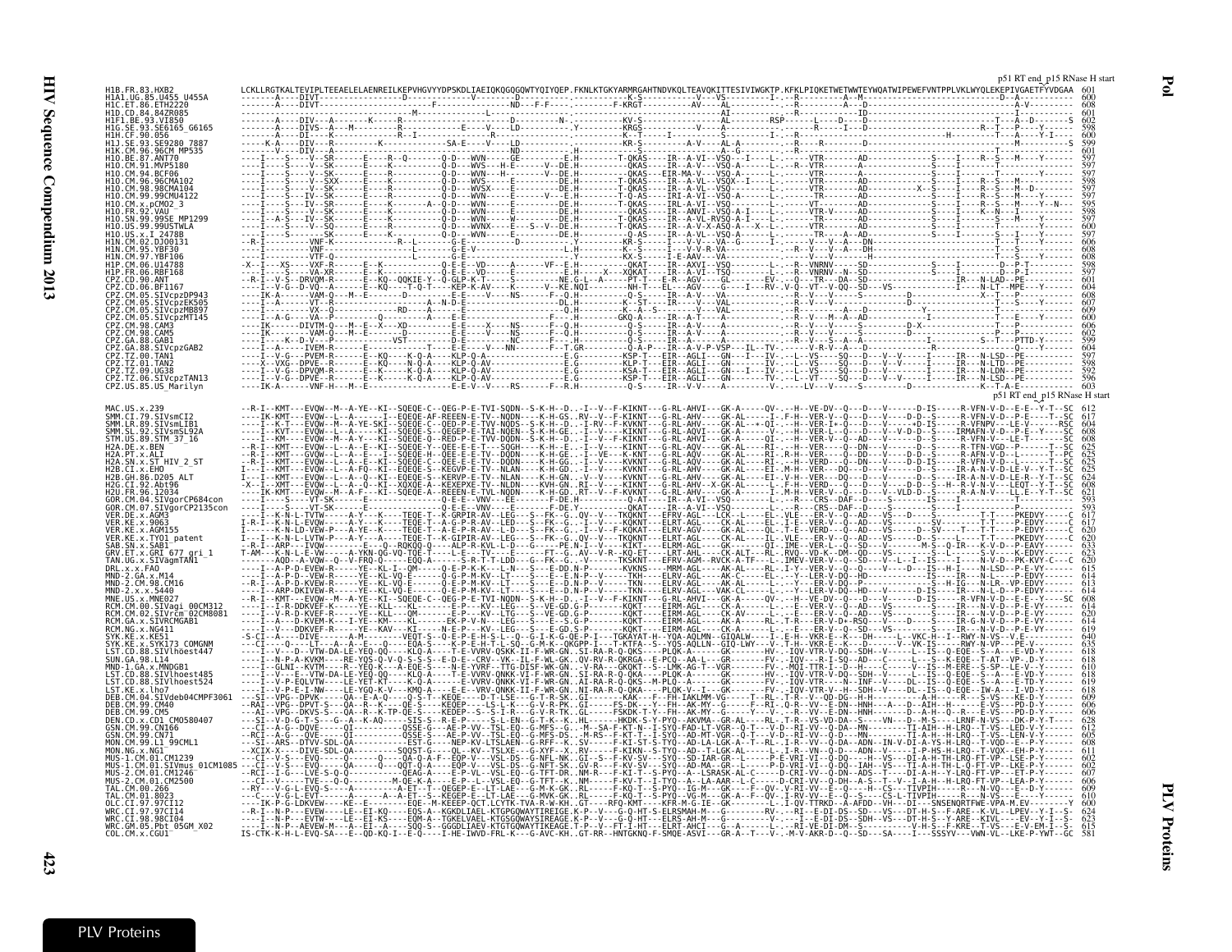p51 RT end_p15 RNase H start

```
H1B.FR.83.HXB2          LCKLLRGTKALTEVIPLTEEAELELAENREILKEPVHGVYYDPSKDLIAEIQKQGQGQWTYQIYQEP.FKNLKTGKYARMRGAHTNDVKQLTEAVQKITTESIVIWGKTP.KFKLPIQKETWETWWTEYWQATWIPEWEFVNTPPLVKLWYQLEKEPIVGAETFYVDGAA 601
H1A1.UG.85.U455_U455A   600
H1C.ET.86.ETH2220       608
H1D.CD.84.84ZR085       601
H1F1.BE.93.VI850        602
H1G.SE.93.SE6165_G6165  598
H1H.CF.90.056           600
H1J.SE.93.SE9280_7887   599
H1K.CM.96.96CM_MP535    601
H1O.BE.87.ANT70         597
H1O.CM.91.MVP5180       597
H1O.CM.94.BCF06         597
H1O.CM.96.96CMA102      598
H1O.CM.98.98CMA104      597
H1O.CM.99.99CMU4122     597
H1O.CM.x.pCMO2_3        595
H1O.FR.92.VAU           598
H1O.SN.99.99SE_MP1299   597
H1O.US.99.99USTWLA      600
H1O.US.x.I_2478B        597
H1N.CM.02.DJO0131       606
H1N.CM.95.YBF30         608
H1N.CM.97.YBF106        608
H1P.CM.06.U14788        598
H1P.FR.06.RBF168        608
CPZ.CD.90.ANT           601
CPZ.CD.06.BF1167        604
CPZ.CM.05.SIVcpzDP943   608
CPZ.CM.05.SIVcpzEK505   607
CPZ.CM.05.SIVcpzMB897   609
CPZ.CM.05.SIVcpzMT145   600
CPZ.CM.98.CAM3          606
CPZ.CM.98.CAM5          602
CPZ.GA.88.GAB1          599
CPZ.GA.88.SIVcpzGAB2    604
CPZ.TZ.00.TAN1          597
CPZ.TZ.01.TAN2          598
CPZ.TZ.09.UG38          592
CPZ.TZ.06.SIVcpzTAN13   596
CPZ.US.85.US_Marilyn    603
```

p51 RT end_p15 RNase H start

```
MAC.US.x.239                  612
SMM.CI.79.SIVsmCI2            617
SMM.LR.89.SIVsmLIB1           604
SMM.SL.92.SIVsmSL92A          608
STM.US.89.STM_37_16           608
H2A.DE.x.BEN                  625
H2A.PT.x.ALI                  625
H2A.SN.x.ST_HIV_2_ST          625
H2B.CI.x.EHO                  625
H2B.GH.86.D205_ALT            624
H2G.CI.92.Abt96               626
H2U.FR.96.12034               621
GOR.CM.04.SIVgorCP684con      593
GOR.CM.07.SIVgorCP2135con     593
VER.DE.x.AGM3                 623
VER.KE.x.9063                 617
VER.KE.x.AGM155               617
VER.KE.x.TYO1_patent          620
SAB.SN.x.SAB1                 633
GRV.ET.x.GRI_677_gri_1        623
TAN.UG.x.SIVagmTAN1           620
DRL.x.x.FAO                   615
MND-2.GA.x.M14                614
MND-2.CM.98.CM16              614
MND-2.x.x.5440                614
MNE.US.x.MNE027               608
RCM.CM.00.SIVagi_00CM312      614
RCM.CM.02.SIVrcm_02CM8081     620
RCM.GA.x.SIVRCMGAB1           614
RCM.NG.x.NG411                620
SYK.KE.x.KE51                 640
SYK.KE.x.SYK173_COMGNM        635
LST.CD.88.SIVlhoest447        618
SUN.GA.98.L14                 618
MND-1.GA.x.MNDGB1             610
LST.CD.88.SIVlhoest485        618
LST.CD.88.SIVlhoest524        619
LST.KE.x.lho7                 618
DEB.CM.04.SIVdeb04CMPF3061    609
DEB.CM.99.CM40                606
DEB.CM.99.CM5                 606
DEN.CD.x.CD1_CMO580407        628
GSN.CM.99.CN166               612
GSN.CM.99.CN71                605
MON.CM.99.L1_99CML1           608
MON.NG.x.NG1                  611
MUS-1.CM.01.CM1239            602
MUS-1.CM.01.SIVmus_01CM1085   602
MUS-2.CM.01.CM1246            607
MUS-2.CM.01.CM2500            606
TAL.CM.00.266                 609
TAL.CM.01.8023                610
OLC.CI.97.97CI12              600
WRC.CI.97.97CI14              624
WRC.CI.98.98CI04              623
WRC.GM.05.Pbt_05GM_X02        615
COL.CM.x.CGU1                 581
```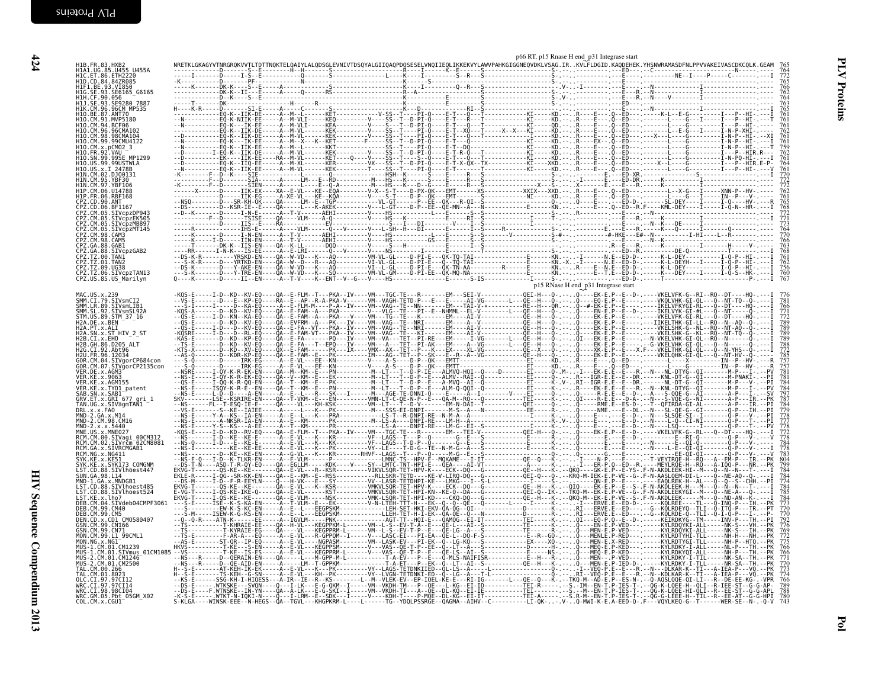```
                                                                                                                          p66 RT, p15 Rnase H end_p31 Integrase start
H1B.FR.83.HXB2               NRETKLGKAGYVTNRGRQKVVTLTDTTNQKTELQAIYLALQDSGLEVNIVTDSQYALGIIQAQPDQSESELVNQIIEQLIKKEKVYLAWVPAHKGIGGNEQVDKLVSAG.IR..KVLFLDGID.KAQDEHEK.YHSNWRAMASDFNLPPVVAKEIVASCDKCQLK.GEAM  765
H1A1.UG.85.U455_U455A        764
H1C.ET.86.ETH2220            772
H1D.CD.84.84ZR085            765
H1F1.BE.93.VI850             766
H1G.SE.93.SE6165_G6165       762
H1H.CF.90.056                764
H1J.SE.93.SE9280_7887        763
H1K.CM.96.96CM_MP535         765
H1O.BE.87.ANT70              761
H1O.CM.91.MVP5180            761
H1O.CM.94.BCF06              761
H1O.CM.96.96CMA102           762
H1O.CM.98.98CMA104           761
H1O.CM.99.99CMU4122          761
H1O.CM.x.pCMO2_3             759
H1O.FR.92.VAU                762
H1O.SN.99.99SE_MP1299        761
H1O.US.99.99USTWLA           764
H1O.US.x.I_2478B             761
H1N.CM.02.DJO0131            770
H1N.CM.95.YBF30              772
H1N.CM.97.YBF106             772
H1P.CM.06.U14788             762
H1P.FR.06.RBF168             761
CPZ.CD.90.ANT                765
CPZ.CD.06.BF1167             768
CPZ.CM.05.SIVcpzDP943        772
CPZ.CM.05.SIVcpzEK505        771
CPZ.CM.05.SIVcpzMB897        773
CPZ.CM.05.SIVcpzMT145        764
CPZ.CM.98.CAM3               770
CPZ.CM.98.CAM5               766
CPZ.GA.88.GAB1               763
CPZ.GA.88.SIVcpzGAB2         768
CPZ.TZ.00.TAN1               761
CPZ.TZ.01.TAN2               762
CPZ.TZ.09.UG38               756
CPZ.TZ.06.SIVcpzTAN13        760
CPZ.US.85.US_Marilyn         767
                                                                                                                          p15 RNase H end_p31 Integrase start
MAC.US.x.239                 776
SMM.CI.79.SIVsmCI2           781
SMM.LR.89.SIVsmLIB1          766
SMM.SL.92.SIVsmSL92A         771
STM.US.89.STM_37_16          772
H2A.DE.x.BEN                 789
H2A.PT.x.ALI                 789
H2A.SN.x.ST_HIV_2_ST         789
H2B.CI.x.EHO                 789
H2B.GH.86.D205_ALT           788
H2G.CI.92.Abt96              772
H2U.FR.96.12034              785
GOR.CM.04.SIVgorCP684con     757
GOR.CM.07.SIVgorCP2135con    757
VER.DE.x.AGM3                781
VER.KE.x.9063                781
VER.KE.x.AGM155              778
VER.KE.x.TYO1_patent         784
SAB.SN.x.SAB1                797
GRV.ET.x.GRI_677_gri_1       787
TAN.UG.x.SIVagmTAN1          784
DRL.x.x.FAO                  779
MND-2.GA.x.M14               778
MND-2.CM.98.CM16             778
MND-2.x.x.5440               778
MNE.US.x.MNE027              772
RCM.CM.00.SIVagi_00CM312     777
RCM.CM.02.SIVrcm_02CM8081    784
RCM.GA.x.SIVRCMGAB1          778
RCM.NG.x.NG411               783
SYK.KE.x.KE51                804
SYK.KE.x.SYK173_COMGNM       799
LST.CD.88.SIVlhoest447       784
SUN.GA.98.L14                784
MND-1.GA.x.MNDGB1            774
LST.CD.88.SIVlhoest485       778
LST.CD.88.SIVlhoest524       785
LST.KE.x.lho7                784
DEB.CM.04.SIVdeb04CMPF3061   773
DEB.CM.99.CM40               770
DEB.CM.99.CM5                770
DEN.CD.x.CD1_CM0580407       792
GSN.CM.99.CN166              776
GSN.CM.99.CN71               769
MON.CM.99.L1_99CML1          772
MON.NG.x.NG1                 775
MUS-1.CM.01.CM1239           766
MUS-1.CM.01.SIVmus_01CM1085  766
MUS-2.CM.01.CM1246           771
MUS-2.CM.01.CM2500           770
TAL.CM.00.266                773
TAL.CM.01.8023               774
OLC.CI.97.97CI12             766
WRC.CI.97.97CI14             789
WRC.CI.98.98CI04             788
WRC.GM.05.Pbt_05GM_X02       788
COL.CM.x.CGU1                743
```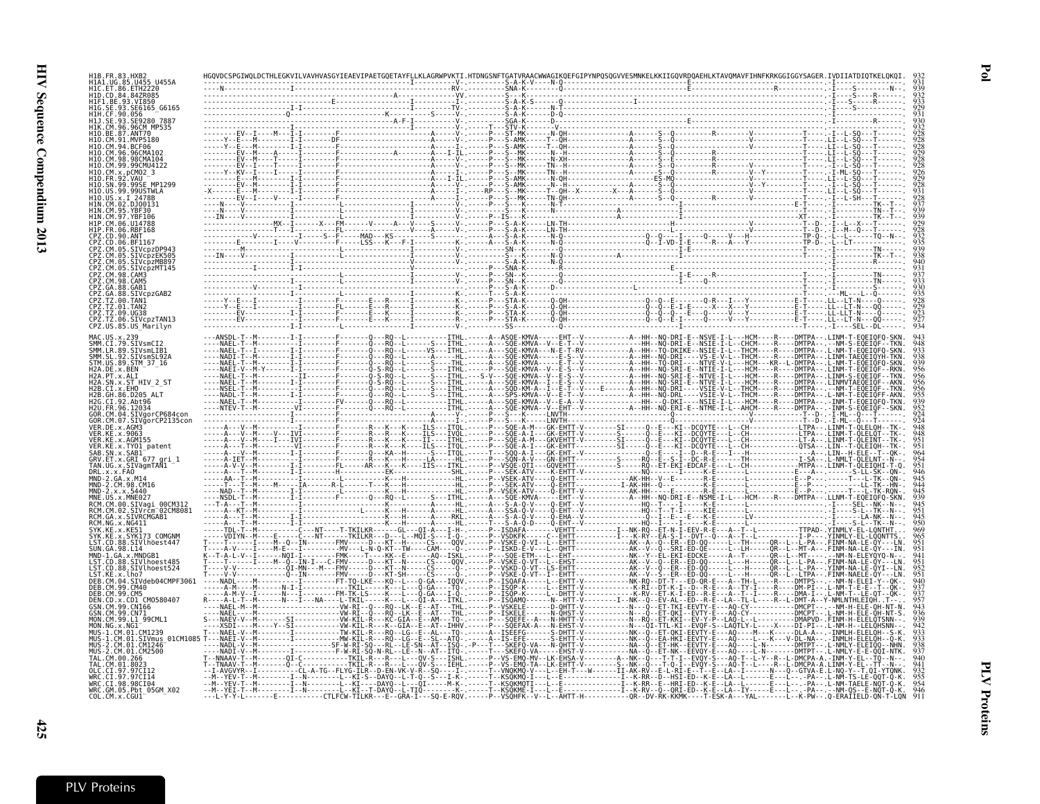```
H1B.FR.83.HXB2                  HGQVDCSPGIWQLDCTHLEGKVILVAVHVASGYIEAEVIPAETGQETAYFLLKLAGRWPVKTI.HTDNGSNFTGATVRAACWWAGIKQEFGIPYNPQSQGVVESMNKELKKIIGQVRDQAEHLKTAVQMAVFIHNFKRKGGIGGYSAGER.IVDIIATDIQTKELQKQI.  932
H1A1.UG.85.U455_U455A                                                                                                                                                              931
H1C.ET.86.ETH2220                                                                                                                                                                  939
H1D.CD.84.84ZR085                                                                                                                                                                  932
H1F1.BE.93.VI850                                                                                                                                                                   933
H1G.SE.93.SE6165_G6165                                                                                                                                                             929
H1H.CF.90.056                                                                                                                                                                      931
H1J.SE.93.SE9280_7887                                                                                                                                                              930
H1K.CM.96.96CM_MP535                                                                                                                                                               932
H1O.BE.87.ANT70                                                                                                                                                                    928
H1O.CM.91.MVP5180                                                                                                                                                                  928
H1O.CM.94.BCF06                                                                                                                                                                    928
H1O.CM.96.96CMA102                                                                                                                                                                 929
H1O.CM.98.98CMA104                                                                                                                                                                 928
H1O.CM.99.99CMU4122                                                                                                                                                                928
H1O.CM.x.pCMO2_3                                                                                                                                                                   926
H1O.FR.92.VAU                                                                                                                                                                      929
H1O.SN.99.99SE_MP1299                                                                                                                                                              928
H1O.US.99.99USTWLA                                                                                                                                                                 931
H1O.US.x.I_2478B                                                                                                                                                                   928
H1N.CM.02.DJO0131                                                                                                                                                                  937
H1N.CM.95.YBF30                                                                                                                                                                    939
H1N.CM.97.YBF106                                                                                                                                                                   939
H1P.CM.06.U14788                                                                                                                                                                   929
H1P.FR.06.RBF168                                                                                                                                                                   928
CPZ.CD.90.ANT                                                                                                                                                                      932
CPZ.CD.06.BF1167                                                                                                                                                                   933
CPZ.CM.05.SIVcpzDP943                                                                                                                                                              939
CPZ.CM.05.SIVcpzEK505                                                                                                                                                              938
CPZ.CM.05.SIVcpzMB897                                                                                                                                                              940
CPZ.CM.05.SIVcpzMT145                                                                                                                                                              931
CPZ.CM.98.CAM3                                                                                                                                                                     937
CPZ.CM.98.CAM5                                                                                                                                                                     933
CPZ.GA.88.GAB1                                                                                                                                                                     930
CPZ.GA.88.SIVcpzGAB2                                                                                                                                                               935
CPZ.TZ.00.TAN1                                                                                                                                                                     928
CPZ.TZ.01.TAN2                                                                                                                                                                     929
CPZ.TZ.09.UG38                                                                                                                                                                     925
CPZ.TZ.06.SIVcpzTAN13                                                                                                                                                              927
CPZ.US.85.US_Marilyn                                                                                                                                                               934

MAC.US.x.239                                                                                                                                                                       943
SMM.CI.79.SIVsmCI2                                                                                                                                                                 948
SMM.LR.89.SIVsmLIB1                                                                                                                                                                933
SMM.SL.92.SIVsmSL92A                                                                                                                                                               938
STM.US.89.STM_37_16                                                                                                                                                                939
H2A.DE.x.BEN                                                                                                                                                                       956
H2A.PT.x.ALI                                                                                                                                                                       956
H2A.SN.x.ST_HIV_2_ST                                                                                                                                                               956
H2B.CI.x.EHO                                                                                                                                                                       956
H2B.GH.86.D205_ALT                                                                                                                                                                 955
H2G.CI.92.Abt96                                                                                                                                                                    939
H2U.FR.96.12034                                                                                                                                                                    952
GOR.CM.04.SIVgorCP684con                                                                                                                                                           924
GOR.CM.07.SIVgorCP2135con                                                                                                                                                          924
VER.DE.x.AGM3                                                                                                                                                                      948
VER.KE.x.9063                                                                                                                                                                      948
VER.KE.x.AGM155                                                                                                                                                                    951
VER.KE.x.TYO1_patent                                                                                                                                                               951
SAB.SN.x.SAB1                                                                                                                                                                      964
GRV.ET.x.GRI_677_gri_1                                                                                                                                                             954
TAN.UG.x.SIVagmTAN1                                                                                                                                                                951
DRL.x.x.FAO                                                                                                                                                                        946
MND-2.GA.x.M14                                                                                                                                                                     945
MND-2.CM.98.CM16                                                                                                                                                                   945
MND-2.x.x.5440                                                                                                                                                                     945
MNE.US.x.MNE027                                                                                                                                                                    939
RCM.CM.00.SIVagi_00CM312                                                                                                                                                           945
RCM.CM.02.SIVrcm_02CM8081                                                                                                                                                          951
RCM.GA.x.SIVRCMGAB1                                                                                                                                                                945
RCM.NG.x.NG411                                                                                                                                                                     
SYK.KE.x.KE51                                                                                                                                                                      969
SYK.KE.x.SYK173_COMGNM                                                                                                                                                             965
LST.CD.88.SIVlhoest447                                                                                                                                                             933
SUN.GA.98.L14                                                                                                                                                                      951
MND-1.GA.x.MNDGB1                                                                                                                                                                  941
LST.CD.88.SIVlhoest485                                                                                                                                                             951
LST.CD.88.SIVlhoest524                                                                                                                                                             952
LST.KE.x.lho7                                                                                                                                                                      951
DEB.CM.04.SIVdeb04CMPF3061                                                                                                                                                         940
DEB.CM.99.CM40                                                                                                                                                                     937
DEB.CM.99.CM5                                                                                                                                                                      937
DEN.CD.x.CD1_CM580407                                                                                                                                                              957
GSN.CM.99.CN166                                                                                                                                                                    943
GSN.CM.99.CN71                                                                                                                                                                     936
MON.CM.99.L1_99CML1                                                                                                                                                                939
MON.NG.x.NG1                                                                                                                                                                       942
MUS-1.CM.01.CM1239                                                                                                                                                                 933
MUS-1.CM.01.SIVmus_01CM1085                                                                                                                                                        933
MUS-2.CM.01.CM1246                                                                                                                                                                 938
MUS-2.CM.01.CM2500                                                                                                                                                                 937
TAL.CM.00.266                                                                                                                                                                      940
TAL.CM.01.8023                                                                                                                                                                     941
OLC.CI.97.CI12                                                                                                                                                                     932
WRC.CI.97.CI14                                                                                                                                                                     955
WRC.CI.98.CI04                                                                                                                                                                     954
WRC.GM.05.Pbt_05GM_X02                                                                                                                                                             946
COL.CM.x.CGU1                                                                                                                                                                      911
```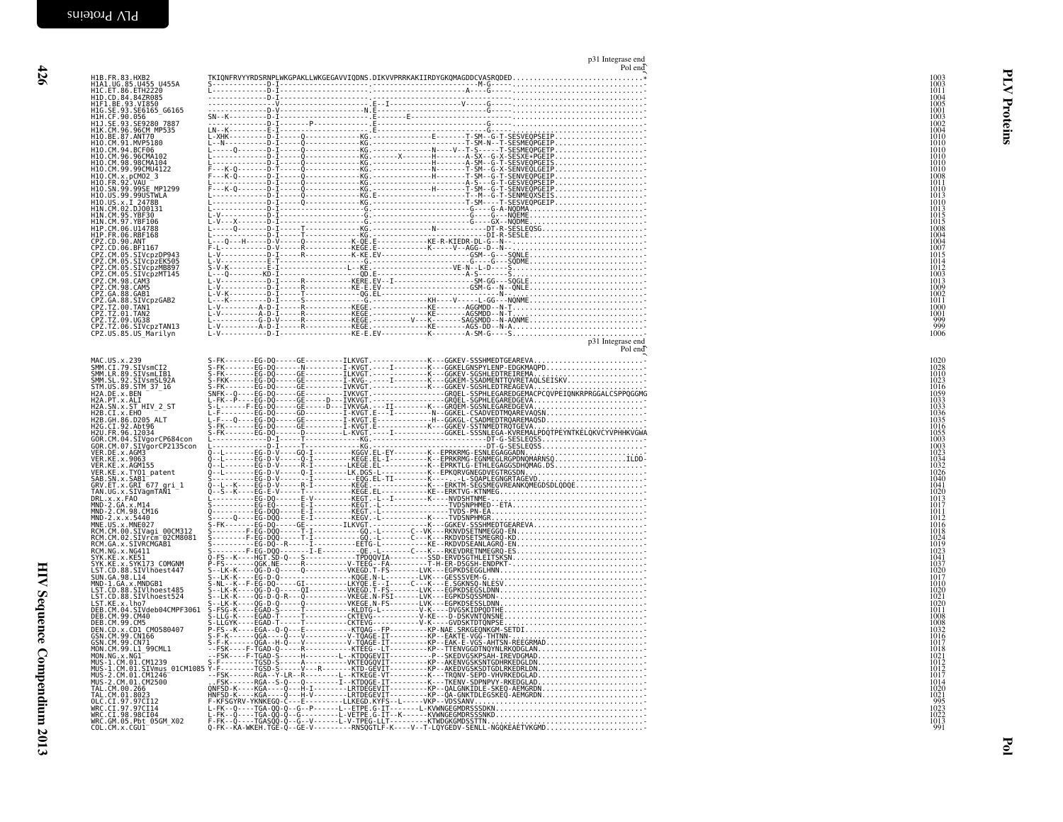p31 Integrase end
Pol end

```
H1B.FR.83.HXB2              TKIQNFRVYYRDSRNPLWKGPAKLLWKGEGAVVIQDNS.DIKVVPRRKAKIIRDYGKQMAGDDCVASRQDED................................*  1003
H1A1.UG.85.U455_U455A       S------------D-I---------------------.------------------------M-G-----.................................-  1003
H1C.ET.86.ETH2220           L------------D-I---------------------.----------------------A----G-----................................-  1011
H1D.CD.84.84ZR085           -------------D-I---------------------.---------------------------G-----................................-  1004
H1F1.BE.93.VI850            ----------------V--------------------.E--I-----------V------G-----.....................................-  1005
H1G.SE.93.SE6165_G6165      -------------D-V---------------------N.E-------------------------G-----................................-  1001
H1H.CF.90.056               SN--K--------D-I---------------------.-------------E-------------------.................................-  1003
H1J.SE.93.SE9280_7887       -------------D-I-------P-------------.E--------------------------G-----................................-  1002
H1K.CM.96.96CM_MP535        LN--K--------E-I---------------------.E--------------------------G-----................................-  1004
H1O.BE.87.ANT70             L-XHK--------D-I-----Q---------------KG.-------------E-------T-SM--G-T-SESVEQPSEIP.....................-  1010
H1O.CM.91.MVP5180           L--N---------D-I-----Q---------------KG.---------------------T-SM-N--T-SESMEQPGEIP.....................-  1010
H1O.CM.94.BCF06             L-----Q------D-I-----Q---------------KG.-----------N----V--T-S-----T-SESMEQPGETP.......................-  1010
H1O.CM.96.96CMA102          L------------D-I-----Q---------------KG.--------X-------H-------A-SX--G-X-SESXE+PGEIP..................-  1010
H1O.CM.98.98CMA104          L------------D-I-----Q---------------KG.----------------H-------A-SM--G-T-SESVEQPGEIS..................-  1010
H1O.CM.99.99CMU4122         F---K-Q------D-T-----Q---------------KG.-----------------------T-SM--G-X-SENVEQLGEIP....................-  1010
H1O.CM.x.pCM02_3            F---K-Q------D-I-----Q---------------KG.----------------H-------T-SM--G-T-SENVEQPGEIP..................-  1008
H1O.FR.92.VAU               L------------D-I-----Q---------------KG.-------------------------A-S---G-T-GESVEQPGEIP..................-  1011
H1O.SN.99.99SE_MP1299       F---K-Q------D-I-----Q---------------KG.----------------H-------T-SM--G-T-SENVEQPGEIP..................-  1010
H1O.US.99.99USTWLA          L------------D-I-----Q---------------KG.E----------------------T--M--G-T-SENMEQXSEIS....................-  1013
H1O.US.x.I_2478B            L------------D-I-----Q---------------KG.-----------------------T-SM----T-SESVEQPGEIP....................-  1010
H1N.CM.02.DJO0131           L------------D-I---------------------.G.------------------------G-----G-A-NQDMA........................-  1013
H1N.CM.95.YBF30             L-V----------D-I---------------------.G.------------------------G-----G---NQEME........................-  1015
H1N.CM.97.YBF106            L-V---X------D-I---------------------.G.------------------------G-----GX--NQDME........................-  1015
H1P.CM.06.U14788            L-----Q------D-I-----T---------------KG.------------N-----------------DT-R-SESLEQSG....................-  1008
H1P.FR.06.RBF168            L------------D-I-----T---------------KG.-------------------------------DI-R-SESLE.......................-  1004
CPZ.CD.90.ANT               L---Q--H-----D-V-----Q-----------K-QE.E-----------KE-R-KIEDR-DL-G--N-..................................-  1004
CPZ.CD.06.BF1167            F-L----------D-V-----R-----------KEGE.E-------------K------V--AGG--D--N-..............................-  1007
CPZ.CM.05.SIVcpzDP943       L-V----------D-I-----R-----------K-KE.EV------------------------GSM--G---SQNLE.........................-  1015
CPZ.CM.05.SIVcpzEK505       L-V----------E-T---------------------.G.------------------------G-----G---SQDME........................-  1014
CPZ.CM.05.SIVcpzMB897       S-V-K--------E-I-----------------L--KE.----------------VE-N--L-D---S-..................................-  1012
CPZ.CM.05.SIVcpzMT145       L---Q--------KD-I--------------------QD.E-----------------------A-S------S-............................-  1003
CPZ.CM.98.CAM3              L-V----------D-I-----R-----------KERE.EV--I----------------------SM-GG---SQGLE.........................-  1013
CPZ.CM.98.CAM5              L-V----------D-I-----R-----------KE-E.EV------------------------GSM-G--N--QNLE.........................-  1009
CPZ.GA.88.GAB1              L-V-K--------D-I-----T-----------QG.EL-----------------------------N-...................................-  1002
CPZ.GA.88.SIVcpzGAB2        L---K--------D-I-----S---------------G.-------------KH-----V-------L-GG---NQNME........................-  1011
CPZ.TZ.00.TAN1              L-V---------A-D-I-----R----------KEGE.--------------KE-------AGGMDD--N-T...............................-  1000
CPZ.TZ.01.TAN2              L-V---------A-D-I-----R----------KEGE.--------------KE-------AGSMDD--N-T...............................-  1001
CPZ.TZ.09.UG38              L-----------G-D-V-----R----------KEGE.--------V----K-------SAGSMDD--N-AQME.............................-   999
CPZ.TZ.06.SIVcpzTAN13       L-V---------A-D-I-----R----------KEGE.--------------KE--------AGS-DD--N-A..............................-   999
CPZ.US.85.US_Marilyn        L-V-----------D-I----------------KE-E.EV------------K----------A-SM-G----S-............................-  1006
```

p31 Integrase end
Pol end

```
MAC.US.x.239                S-FK-------EG-DQ-----GE---------ILKVGT.------------K---GGKEV-SSSHMEDTGEAREVA............................-  1020
SMM.CI.79.SIVsmCI2          S-FK-------EG-DQ-----N---------I-KVGT.----I--------K---GGKELGNSPYLENP-EDGKMAQPD........................-  1028
SMM.LR.89.SIVsmLIB1         S-FK-------EG-DQ-----GE---------ILKVGT.------------K---GGKEV-SGSHLEDTREIREMA...........................-  1010
SMM.SL.92.SIVsmSL92A        S-FKK------EG-DQ-----GE---------I-KVG-.----I--------K---GGKEM-SSADMENTTQVRETAQLSEISKV..................-  1023
STM.US.89.STM_37_16         S-FK-------EG-DQ-----GE---------IVKVGT.------------K---GGKEV-SGSHLEDTREAGEVA...........................-  1016
H2A.DE.x.BEN                SNFK--Q----EG-DQ-----GE---------IVKVGT.-----------------GRQEL-SSPHLEGAREDGEMACPCQVPEIQNKRPRGGALCSPPQGGMG  1059
H2A.PT.x.ALI                L-FK--P----EG-DQ-----GE------D---IVKVGT.-----------------GRQEL-SGPHLEGAREDGEVA.........................-  1033
H2A.SN.x.ST_HIV_2_ST        S-L-------F-EG-DQ-----GE------D---IVKVGA.----II----------K---GRQEM-SGSNLEGAREDGEVA......................-  1033
H2B.CI.x.EHO                L-F--------EG-DQ-----GD---------I-KVGT.E---I---------N---GGKEL-CSADVEDTMQAREVAQSN.......................-  1036
H2B.GH.86.D205_ALT          L-F---Q----EG-DQ-----GE---------I-KVGT.E-----------H---GGKGL-CSADMEDTRQAREMAQSD.........................-  1035
H2G.CI.92.Abt96             S-FK-------EG-DQ-----GE---------I-KVGT.E-----------K---GGKEV-SSTNMEDTRQTGEVA............................-  1016
H2U.FR.96.12034             S-FK-------EG-DQ-----D---------L-KVGT.----I--------------GGKEL-SSSNLEGA-KVREMALPDQTPEYNTKELQKVCYVPHHKVGWA  1055
GOR.CM.04.SIVgorCP684con    L------------D-I-----T----------------KG.-------------------------------DT-G-SESLEQSS.....................-  1003
GOR.CM.07.SIVgorCP2135con   L------------D-I-----T----------------KG.-------------------------------DT-G-SESLEQSS.....................-  1003
VER.DE.x.AGM3               Q--L-------EG-D-V----GQ-I---------KGGV.EL-EY-------K--EPRKRMG-ESNLEGAGGADN...............................-  1023
VER.KE.x.9063               Q--L-------EG-D-V----Q-I---------KEGE.EL-I---------K--EPRKRMG-EGNMEGLRGPDNQMARNSQ.................ILDD-  1034
VER.KE.x.AGM155             Q--L-------EG-D-V----R-I---------LKEGE.EL----------K--EPRKTLG-ETHLEGAGGSDHQMAG.DS........................-  1032
VER.KE.x.TYO1_patent        Q--L-------EG-D-V----Q-I---------LK.DGS-L-----------K--EPKQRVGNEGDVEGTRGSDN...............................-  1026
SAB.SN.x.SAB1               S----------EG-D-V-----------------EQG.EL-TI--------K-------L-SQAPLEGNGRTAGEVD..............................-  1040
GRV.ET.x.GRI_677_gri_1      Q--L--K----EG-D-V----R-I---------KEGE.-------------K--ERKTM-SEGSMEGVREANKQMEGDSDLQDQE.......................-  1041
TAN.UG.x.SIVagmTAN1         Q--S--K----EG-E-V----T---------------KEGE.EL----------KE--ERKTVG-KTNMEG.....................................-  1020
DRL.x.x.FAO                 L----------EG-DQ-----E-V---------KEGT.-L--I--------K----NVDSHTNME..........................................-  1013
MND-2.GA.x.M14              S----------EG-EQ-----E-I---------KEGT.-L-------------TVDSNPHMED--ETA........................................-  1017
MND-2.CM.98.CM16            Q----------EG-DQQ-----E-I---------KEGT.-L------------TVDS-PN-EA...............................................-  1011
MND-2.x.x.5440              S-----Q----EG-DQQ-----E-I---------KEGV.-L------------K---TVDSNPHMGR..........................................-  1012
MNE.US.x.MNE027             S-FK-------EG-DQ-----GE---------ILKVGT.--------------K---GGKEV-SSSHMEDTGEAREVA................................-  1016
RCM.CM.00.SIVagi_00CM312    S--------F-EG-DQQ-----T-I---------GQ.-L--------C--VK---RKNVDSETNMEGGQ-EN......................................-  1018
RCM.CM.02.SIVrcm_02CM8081   S--------F-EG-DQQ-----T-I---------GQ.-L--------C---K---RKDVDSETSMEGRQ-KD.......................................-  1024
RCM.GA.x.SIVRCMGAB1         S----------EG-DQ--R---T-I---------EETG-L---------KE---RKDVDSEANLAGRQ-EN........................................-  1019
RCM.NG.x.NG411              S--------F-EG-DQQ-------I-E---------QE.-L--------C---K---RKEVDRETNMEGRQ-ES.......................................-  1023
SYK.KE.x.KE51               Q-FS--K----HGT.SD-Q---S-------------TPDQQVIA---------SSD-ERVDSGTHLEITSKSN.....................................-  1041
SYK.KE.x.SYK173_COMGNM      P-FS------QGK.NE--------------V-TEEG--FA----------T-H-ER-DSGSH-ENDPKT-........................................-  1037
LST.CD.88.SIVlhoest447      S--LK-K----QG-D-Q-----Q---------VKEGD.T-FS-------LVK---EGPKDSEGGLHNN..........................................-  1020
SUN.GA.98.L14               S--LK-K----EG-D-Q--------------KQGE.N-L-------LVK---GESSSVEM-G.................................................-  1017
MND-1.GA.x.MNDGB1           S-NL--K--F-EG-DQ-----GI---------LKYQE.E--I-----C---K---E.SGKNSQ-NLESV.........................................-  1010
LST.CD.88.SIVlhoest485      S--LK-K----QG-D-Q-----QI--------VKEGD.T-FS-------LVK---EGPKDSEGSLDNN...........................................-  1020
LST.CD.88.SIVlhoest524      S--LK-K----QG-D-Q-R---Q---------VKEGE.N-FSI------LVK---EGPKDSQSSMDN............................................-  1021
LST.KE.x.lho7               S--LK-K----QG-D-Q-----Q---------VKEGE.N-FS-------LVK---EGPKDSESSLDNN...........................................-  1020
DEB.CM.04.SIVdeb04CMPF3061  S-FSG-K----EGAD-S-----T---------KLDTG-L----------V-K---DVGSKIDPQDTHE...........................................-  1011
DEB.CM.99.CM40              S-LLG-K----EGAD-T-----T---------CKTEVG----------V-KE---D-DSKVNTQNSNE...........................................-  1008
DEB.CM.99.CM5               S-LLGYK----EGAD-T-----T---------CKTEVG----------V-K---GVDSKTDTQNPSE............................................-  1008
DEN.CD.x.CD1_CM580407       P-FS--K----EGA--Q-Q---E---------KTQAG--FP-------KP-NAE.SRKGEQNKGM-SETDI.......................................-  1032
GSN.CM.99.CN166             S-F-K------QGA----Q---V---------V-TQAGE-IT-------KP--EAKTE-VGG-THTNN-..........................................-  1016
GSN.CM.99.CN71              S-F-K------QGA--H-Q---V---------V-TQAGE-IT-------KP--EAK-E-VGS-AHTSN-REEGRMAD...................................-  1017
MON.CM.99.L1_99CML1         --FSK----F-TGAD-Q-----R---------KTEEG--LT---------KP--TTENVGGDTNQYNLRKQDGLAN...................................-  1018
MON.NG.x.NG1                --FSK----F-TGAD-S-----H---------L-KTDQGEVIT---------P--SKEDVGSKPSAH-IREVDGMAD....................................-  1021
MUS-1.CM.01.CM1239          S-F--------TGSD-S-----A---------VKTEQGQVIT--------KP--AKENVGSKSNTGDHRKEDGLDN....................................-  1012
MUS-1.CM.01.SIVmus_01CM1085 Y-F--------TGSD-S-----V----R----KTD-GEVIT--------KP--AKEDVGSKSDTGDLRKEDRLDN....................................-  1012
MUS-2.CM.01.CM1246          --FSK------RGA--Y-LR--R---------L--KTKEGE-VT---------K---TRQNV-SEPD-VHVRKEDGLAD.................................-  1017
MUS-2.CM.01.CM2500          ..FSK------RGA--S-Q---Q---------I--KTDQGE-IT---------K---TKENV-SDPNPVY-RKEDGLAD..................................-  1014
TAL.CM.00.266               QNFSD-K----KGA----Q---H-I-------LRTDEGEVIT--------KP--QALGNKIDLE-SKEQ-AEMGRDN....................................-  1020
TAL.CM.01.8023              HNFSD-K----KGA----Q---H---------LRTDEGEVIT--------KP--QA-GNKTDLEGSKEQ-AEMGRDN...................................-  1021
OLC.CI.97.97CI12            F-KFSGYRV-YKNKEGQ-C---E---------LLKEGD.KYFS--L-----VKP--VDSSANV.................................................-   995
WRC.CI.97.97CI14            L-FK--Q----TGA-QQ-Q--G--P------L--ETPE.G-IT-------L-KVWNGEGMDRSSSDKN.............................................-  1023
WRC.CI.98.98CI04            L-FK--Q----TGA-QQ-Q--G--P------L-VETPE.G-IT--K-----KVWNGEGMDRSSSNKD..............................................-  1022
WRC.CM.05.Pbt_05GM_X02      F-FK--Q----TGASQQ-Q--G--V------L-V-TPEG-LLT--------KTWDGKGMDSSTTN.................................................-  1013
COL.CM.x.CGU1               Q-FK--KA-WKEH.TGE-Q--GE-V---------RNSQGTLF-K----V--T-LQYGEDV-SENLL-NGQKEAETVKGMD.................................-   991
```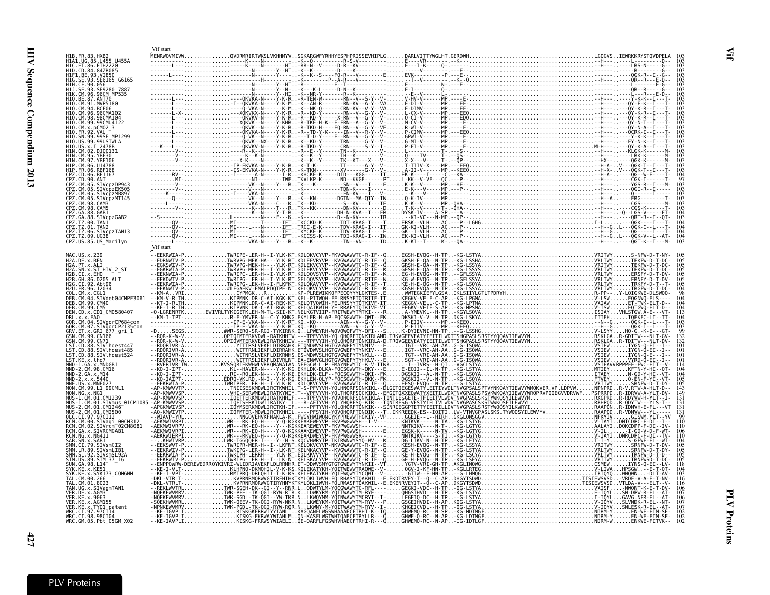## Vif

```
                                   Vif start
H1B.FR.83.HXB2                     MENRWQVMIVW..............QVDRMRIRTWKSLVKHHMYV..SGKARGWFYRHHYESPHPRISSEVHIPLG......DARLVITTYWGLHT.GERDWH...........LGQGVS..IEWRKKRYSTQVDPELA  103
H1A1.UG.85.U455_U455A              103
H1C.ET.86.ETH2220                  103
H1D.CD.84.84ZR085                  103
H1F1.BE.93.VI850                   103
H1G.SE.93.SE6165_G6165             103
H1H.CF.90.056                      103
H1J.SE.93.SE9280_7887              103
H1K.CM.96.96CM_MP535               103
H1O.BE.87.ANT70                    103
H1O.CM.91.MVP5180                  103
H1O.CM.94.BCF06                    103
H1O.CM.96.96CMA102                 103
H1O.CM.98.98CMA104                 103
H1O.CM.99.99CMU4122                103
H1O.CM.x.pCMO2_3                   103
H1O.FR.92.VAU                      103
H1O.SN.99.99SE_MP1299              103
H1O.US.99.99USTWLA                 103
H1O.US.x.I_2478B                   103
H1N.CM.02.DJO0131                  103
H1N.CM.95.YBF30                    103
H1N.CM.97.YBF106                   103
H1P.CM.06.U14788                   103
H1P.FR.06.RBF168                   103
CPZ.CD.06.BF1167                   104
CPZ.CD.90.ANT                      97
CPZ.CM.05.SIVcpzDP943              103
CPZ.CM.05.SIVcpzEK505              103
CPZ.CM.05.SIVcpzMB897              103
CPZ.CM.05.SIVcpzMT145              103
CPZ.CM.98.CAM3                     103
CPZ.CM.98.CAM5                     103
CPZ.GA.88.GAB1                     104
CPZ.GA.88.SIVcpzGAB2               103
CPZ.TZ.00.TAN1                     104
CPZ.TZ.01.TAN2                     104
CPZ.TZ.06.SIVcpzTAN13              104
CPZ.TZ.09.UG38                     104
CPZ.US.85.US_Marilyn               103

                                   Vif start
MAC.US.x.239                       --EEKRWIA-P.............TWRIPE-LER-H--I-YLK-KT.KDLQKVCYVP-FKVGWAWWTC-R-IF--Q.....EGSH-EVQG--H-TP..-KG-LSTYA...........VRITWY......S-NFW-D-T-NY-  105
H2A.DE.x.BEN                       105
H2A.PT.x.ALI                       105
H2A.SN.x.ST_HIV_2_ST               105
H2B.CI.x.EHO                       105
H2B.GH.86.D205_ALT                 105
H2G.CI.92.Abt96                    105
H2U.FR.96.12034                    104
COL.CM.x.CGU1                      98
DEB.CM.04.SIVdeb04CMPF3061         104
DEB.CM.99.CM40                     104
DEB.CM.99.CM5                      104
DEN.CD.x.CD1_CM058407              113
DRL.x.x.FAO                        104
GOR.CM.04.SIVgorCP684con           103
GOR.CM.07.SIVgorCP2135con          103
GRV.ET.x.GRI_677_gri_1             99
GSN.CM.99.CN166                    132
GSN.CM.99.CN71                     132
LST.CD.88.SIVlhoest447             101
LST.CD.88.SIVlhoest485             101
LST.CD.88.SIVlhoest524             101
LST.KE.x.lho7                      101
MND-1.GA.x.MNDGB1                  114
MND-2.CM.98.CM16                   104
MND-2.GA.x.M14                     104
MND-2.x.x.5440                     104
MNE.US.x.MNE027                    105
MON.CM.99.L1_99CML1                143
MON.NG.x.NG1                       149
MUS-1.CM.01.CM1239                 131
MUS-1.CM.01.SIVmus_01CM1085        131
MUS-2.CM.01.CM1246                 131
MUS-2.CM.01.CM2500                 131
OLC.CI.97.97CI12                   99
RCM.CM.00.SIVagi_00CM312           110
RCM.CM.02.SIVrcm_02CM8081          110
RCM.GA.x.SIVRCMGAB1                106
RCM.NG.x.NG411                     110
SAB.SN.x.SAB1                      104
SMM.CI.79.SIVsmCI2                 105
SMM.LR.89.SIVsmLIB1                105
SMM.SL.92.SIVsmSL92A               105
STM.US.89.STM_37_16                105
SUN.GA.98.L14                      118
SYK.KE.x.KE51                      104
SYK.KE.x.SYK173_COMGNM             103
TAL.CM.00.266                      116
TAL.CM.01.8023                     116
TAN.UG.x.SIVagmTAN1                106
VER.DE.x.AGM3                      107
VER.KE.x.9063                      106
VER.KE.x.AGM155                    107
VER.KE.x.TYO1_patent               107
WRC.CI.97.97CI14                   102
WRC.CI.98.98CI04                   102
WRC.GM.05.Pbt_05GM_X02             102
```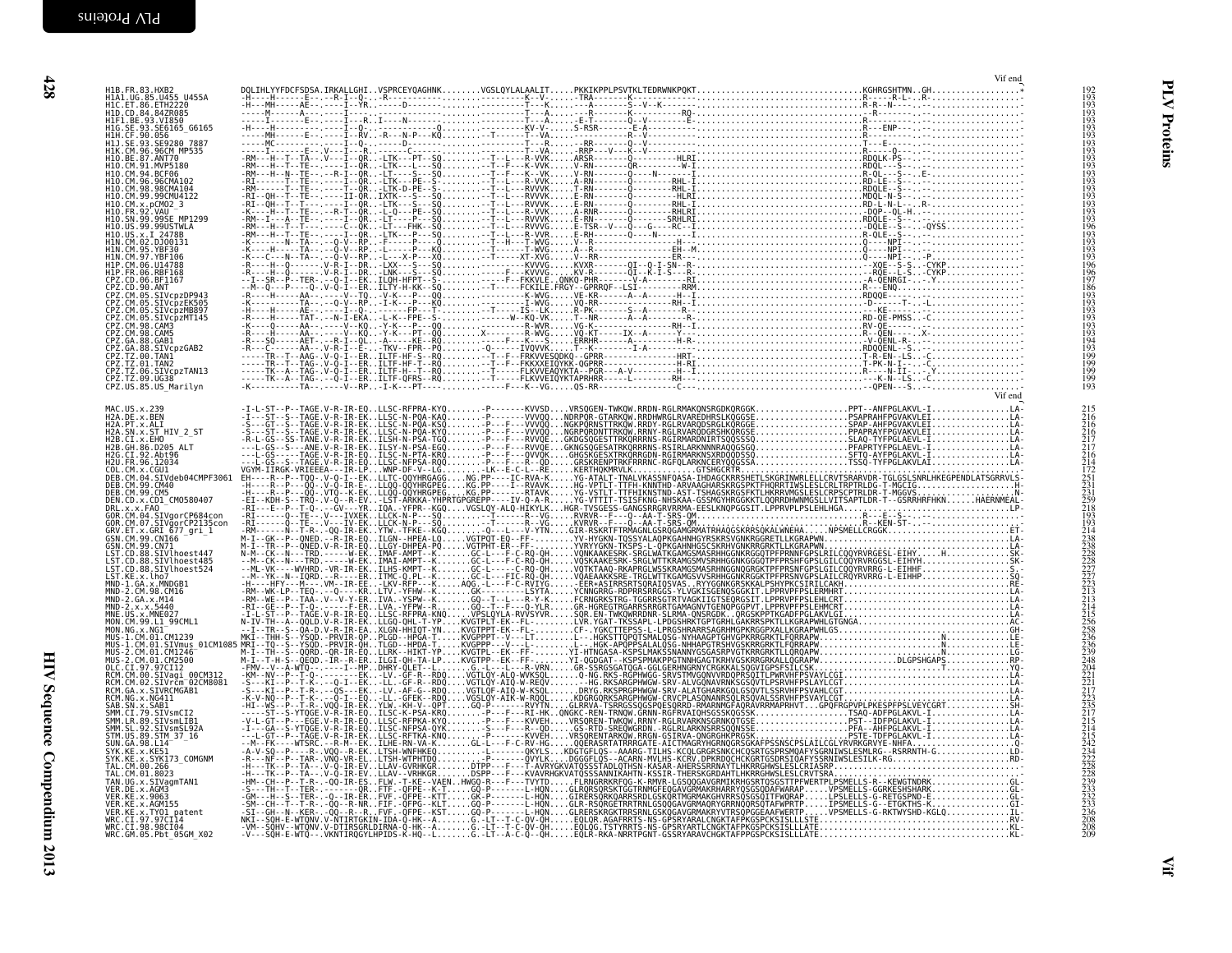```
                                                                                                                    Vif end
H1B.FR.83.HXB2               DQLIHLYYFDCFSDSA.IRKALLGHI..VSPRCEYQAGHNK........VGSLQYLALAALIT.....PKKIKPPLPSVTKLTEDRWNKPQKT.................................KGHRGSHTMN..GH................*   192
H1A1.UG.85.U455_U455A        -H----H------E--.--R-I--Q-..-R-----------------------------------K--V-.....-TRA------K---------...............................R------R-L-..R-...............*   193
H1C.ET.86.ETH2220            -H---MH-----AE--.----I--YR.-------D---------.--------------------T---K.......---A------S--V--K------..........................R-R--N-----..................   193
H1D.CD.84.84ZR085            -----M------A---.--------------------------.--------------------T--VG.......-------------------RQ-..........................-R------...................   193
H1F1.BE.93.VI850             -----I------E--.-----I--R..I-----N-------.--------------------T--A.......-E-T-------Q--V-------E-..........................R-----.....................   193
H1G.SE.93.SE6165_G6165       -----------------.---I--Q-..-----------------Q------------------KV-V-.....S-RSR-------E-A-------..........................R-----ENP--.................   193
H1H.CF.90.056                -----MH-----E--.-----I--RV..-R---N-P---KQ......--T-----T--VA.......-----------R--V-------R-..........................R-------.....................   193
H1J.SE.93.SE9280_7887        -----MC---------.-----I--Q-..-----------------------------------T--R.......--RR-------Q--V--------..........................T----E-----...................   193
H1K.CM.96.96CM_MP535         ----I-------E---V---I--R..-------------------.-----------------T--VA.......-RRP---V---K--V---------.........................R-------.....................   193
H1O.BE.87.ANT70              -RM---H--T--TA---V---I--QR..-LTK---PT--SQ.........-T--L---R-VVK......ARSR-------Q--------HLRI..........................RDQLK-PS--...............   193
H1O.CM.91.MVP5180            -RM---H--T--TE---.----I--QR..-LTK---L---SQ.........-T--F---K-VVK......V-RN-------QR--------W-I..........................RDQL---S-..................   193
H1O.CM.94.BCF06              -RM---H--N--TE---.--R-I--QR..-LT----S---SQ.........-T--F---K--VK......V-RN-------Q----N-------I..........................R-QL---S--..E-...........   193
H1O.CM.96.96CMA102           -RI------T--TE---.----I--QR..-LTK---PE--S-.........-T--L---R-VVK......A-RN-------Q--------RHL-I..........................RD-LE--S-..................   193
H1O.CM.98.98CMA104           -RM------T--TE---.----I--QR..-LTK-D-PE--S-.........-T--L---RVVVK......T-RN-------Q--------RHL-I..........................RDQLE--S-..................   193
H1O.CM.99.99CMU4122          -RI--QH--T--TE---.---II-QR..IXTK---S---SQ.........-T--L---RVVVK......E-RN-------Q---------HLRI..........................RDQL-N-S-..................   193
H1O.CM.x.pCMO2_3             -RI--QH--T--T----.----I--QR..-LTK---S---SQ.........-T--L---RVVVK......E-RN-------Q--------RHL-I..........................RD-L-N-L--...R-............   193
H1O.FR.92.VAU                -K---H--T--TE---.--R-T--QR..-L-Q---PE--SQ.........-T--L---R-VVK......A-RNR------Q--------RHLRI..........................-DQP--QL-H.................   193
H1O.SN.99.99SE_MP1299        -RM--I---A--TE---.----I--QR..-LT----P---SQ.........-T--L---RVVVK......E-RN-------Q--------SRHLRI..........................RDQLE--S-..................   193
H1O.US.99.99USTWLA           -RM---H--T--T----.--C--QK..-LT---FHK--SQ.........-T--L---RVVVG......E-TSR--V---Q---G----RC--I..........................-DQLE--S-...-QYSS.........   196
H1O.US.x.I_2478B             -RM---H--T--TE---.----I--QR..-LTK---P---SQ.........-T--L---R-VVR......E-RH-------Q---N------I..........................R-QLE--S-..................   193
H1N.CM.02.DJO0131            -K-------N--TA---.--Q-V-RP..-L-----P---KQ.........-T--H---T-WVG......V--R-----------------H-I..........................Q----NPI-...................   193
H1N.CM.95.YBF30              -K---H---N--TA---.--Q-V-RP..-L-----P---KQ.........-T--L---T-WVG......A--R----------------EH-M..........................Q----NPI-...................   193
H1N.CM.97.YBF106             -K---C---N--TA---.--Q-V-RP..-L---X-P---XQ.........-T-----XT-XVG......V--RR---------------ER--..........................Q----NPI---P..................   193
H1P.CM.06.U14788             -R---H--Q-------.V-R-I--DR..-LXX---S---SQ.................KVVVG......KVXR-------QI--Q-I-SN--R-..........................--XQE--S-S...CYKP.............   196
H1P.FR.06.RBF168             -R---H--Q-------.V-R-I--DR..-LNK---S---SQ.................KVVVG......KV-R-------QI--K-I-S---R-..........................--RQE--L-S...CYKP.............   196
CPZ.CD.06.BF1167             --I--SR--P--TER---Q-I--EK..ILQH-HFPT--S-.........-T-----F--FKKVLE..QNKQ-PHR-------V--A--------RI..........................-A-QENRGI--..-Y..............   197
CPZ.CD.90.ANT                --M--Q---P------Q-.V-Q-I--EK..ILTY-H-KK--SQ.........-T-----FCKILE.FRGY--GPRRQF--LSI---------RRM..........................R----ENQ...................   186
CPZ.CM.05.SIVcpzDP943        -R---H------AA-----V--TQ..-V-K---P---QQ.................K-WVG......VE-KR-------A--A------H--I..........................RDQOE--------...................   193
CPZ.CM.05.SIVcpzEK505        -K----------TA----Q-V-RP..-I-K---P---KQ.................I--WVG......VQ-RR---------------RH--I..........................-D------T---L-..................   193
CPZ.CM.05.SIVcpzMB897        -H---H------AE-----I--Q-..----FP--T.............--T-----IS---LK......R-PK-------S--A-------R-..........................-----KE-........................   193
CPZ.CM.05.SIVcpzMT145        -R---H------TAT---N-I-EKA..-L-K--FPE--S-.................W--KQ-VK......T--NR-------A--A---------R-..........................RD-QE-PMSS.--C..............   193
CPZ.CM.98.CAM3               -K---Q------AA-----V--KQ..-Y-K---P---QQ.................R-WVR......VG-K----------------RH--I..........................RV-QE-...................   193
CPZ.CM.98.CAM5               -R---H------AA-----V--KQ..-Y-K---PT--QQ.........X-------R-WVG......VQ-KT-------IX--A-------R-..........................R---QEN----.....X...............   193
CPZ.GA.88.GAB1               -R---SQ-----AET---R-I--QL..-A-----KE--RQ.........-------F---K---S......ERRHR-------A--A-------H-R-..........................-V-QENL-R-...................   194
CPZ.GA.88.SIVcpzGAB2         -R---C------AA-----V-R-I--E-..-TKV--FPR--PQ.........-Q------IVQVK.....T---K---------I-A--------..........................RDQQENL--S-...................   193
CPZ.TZ.00.TAN1               -----TR---T-AAG---Q-I--ER..ILTF-HF-S--RQ.........-T--F--FRKVVESQDKQ--GPRR------------HRT-..........................T-R-EN--LS--C..................   199
CPZ.TZ.01.TAN2               -----TR---T-TAG---V-Q-I--ER..ILTF-HF-T--RQ.........-T--F--FKKXXEIQYKK-QGPRR------------H-RI..........................T-PK-N-I--..-C..................   199
CPZ.TZ.06.SIVcpzTAN13        -----TK---A-TAG---V-Q-I--ER..ILTF-H--T--RQ.........-T-----FLKVVEAQYKTA--PGR---A-V---------H--I..........................R-----N-II..--Y................   199
CPZ.TZ.09.UG38               -----TK---A-TAG---V-Q-I--ER..ILTF-QFRS--RQ.........-T-----FLKVVEIQYKTAPRHRR------L---------RH--..........................---K-N-LS--C..................   199
CPZ.US.85.US_Marilyn         -K-----------TA-------V--RP..-I-K---PT-----.........F---K--VG......QS-RR----------------C----..........................----QPEN---S....................   193
                                                                                                                                                                              Vif end

MAC.US.x.239                 -I-L-ST--P--TAGE.V-R-IR-EQ..LLSC-RFPRA-KYQ.......-P-------KVVSD....VRSQGEN-TWKQW.RRDN-RGLRMAKQNSRGDKQRGGK.................PPT--ANFPGLAKVL-I................LA-   215
H2A.DE.x.BEN                 -I---ST--S--TAGE.V-R-IR-EK..LLSC-N-PQA-KAQ.......-P-------VVVQQ....NDRPQR-GTARKQW.RRDHWRGLRVAREDHRSLKQGGSE.................PSAPRAHFPGVAKVLEI...............LA-   216
H2A.PT.x.ALI                 -I---ST--S--TAGE.V-R-IR-EK..LLSC-N-PQA-KSQ.......-P-------VVVQQ....NGKPQRNSTTRKQW.RRDY-RGLRVARQDSRGLKQRGGE.................SPAP-AHFPGVAKVLEI...............LA-   216
H2A.SN.x.ST_HIV_2_ST         -S---ST--S--TAGE.V-R-IR-EK..LLSC-N-PQA-KYQ.......-P-------VVVQQ....NGRPQRDNTTRKQW.RRNY-RGLRVARQDGRSHKQRGSE.................PPAPRAYFPGVAKVLEI...............LA-   216
H2B.CI.x.EHO                 -R-L-GS--SS-TANE.V-R-IR-EK..ILSH-N-PSA-TGQ.......-P-------RVVQE....GKDGSQGESTTRKQRRRNS-RGIRMARDNIRTSQQSSSG.................SLAQ-TYFPGLAEVL-I...............LA-   217
H2B.GH.86.D205_ALT           ---L-GS--S--ANE.V-R-IR-EK..ILSY-N-PSA-EQ.......-P---F----RVVQE....GKNGSQGESATRKQRRNS-RSIRLARKNNNRAQQSSSQ.................PPAPRTYFPGLAEVL-I...............LA-   227
H2G.CI.92.Abt96              ---L-GS--S--TANE.V-R-IR-EQ..ILSC-N-PTA-KRQ.......-P---F----QVVQK....GHGSKGESXTRKQRRGDN-RGIRMARKNSXRDQQDSSQ.................SFTQ-AYFPGLAKVL-I...............LA-   216
H2U.FR.96.12034              ---L-GS--S--TAGE.V-R-IR-EQ..LLSC-NFPSA-RQQ.......-P---R----QD.....GRSKRENPTRKFRRRNC-RGFQLARKNCERYQQGSSA.................TSSQ-TYFPGLAKVLAI...............LA-   214
COL.CM.x.CGU1                VGYM-IIRGK-VRIEEEA---IR-LP..WNP-DF-V--LG.......-LK--E-C.L--RE......KERTHQKMRVLK.............GTSHGCRTR...........................................................   172
DEB.CM.04.SIVdeb04CMPF3061   EH----R--P--TQQ--V-Q-I--EK..LLTC-QQYHRGAGG....NG.PP----IC-RVA-K.....YG-ATALT-TNALVKASSNFQASA-IHDAGCKRRSHETLSKGRINWRLELLCRVTSRARVDR-TGLGSLSNRLHKEGPENDLATSGRRVLS-   251
DEB.CM.99.CM40               -H----R--P--QQ-.V-Q-IR-EQ..LLQQ-QQYHRGPEG.....KG.PP----I--RTAVK.....HG-VPTLT-TTFH-KNNTHD-AYVAGAHARSKRGSPKTFHQRRTIWSLESLCRLTRPTRLDG-T-MGCIG..............H-   231
DEB.CM.99.CM5                -H----R--P--QQ-.VTQ--K-EK..LLQQ-QQYHRGPEG.....KG.PP----I--RTAVK.....YG-VSTLT-TTFHIKNSTND-AST-TSHAGSKRGSFKTLHKRRVMGSLESLCRPSCPTRLDR-T-MGGVS..............-   231
DEN.CD.x.CD1_CM580407        -EI--KDH-S--TRQ--V-Q--R-EV..-LST-ARKKA-YHPRTGPGREPP-----IV-Q-A-R....YG-VTTIT-TSISFKNG-NHSKAA-GSSMGYHRGGKKTLQQRRDHWNMGSLLVITSAPTLDR-T--GSRRHRFHKN......HAERNMEAL-   259
DRL.x.x.FAO                  -RI---E--P--T-Q---GV---YR.IQA.-YFPR--KGQ......VGSLQY-ALQ-HIKYLK...HGR-TVSGESS-GANGSRRGRVRRMA-EESLKNQPGGSIT.LPPRVPLPSLEHLHGA..................................LP-   218
GOR.CM.04.SIVgorCP684con     -RI-------Q-TE--.V---IV-EK..LLCK-N-P--SQ.........-T------R--VG.....RVRVR--F---Q--AA-T-SRS-QM.........................................R---E-S-..................   193
GOR.CM.07.SIVgorCP2135con    -RI-------Q-TE--.V---IV-EK..LLCK-N-P--SQ.........-T------R--VG.....KVRVR--F---Q--AA-T-SRS-QM.........................................R--KEN-ST-..-...............   193
GRV.ET.x.GRI_677_gri_1       -RM--------N--T-R-..-QQ-IR-EK..YTW.-TFKE--KGQ.......--Q-----V-YTN....GIR-RSKRTFTRMAGNLGSRQGAMGRMATRHAQGSKRRSQKALWNEHA........NPSMELLCRGGK....................ET-   214
GSN.CM.99.CN166              M-I--GK--P--QNED.--R-IR-EQ..ILGN--HPEA-LQ......VGTPQT-EQ--FF-........YV-HYGKN-TQSSYALAQPKGAMNHGYRSKRSVGNKRGGRETLLKGRAPWN......................................   238
GSN.CM.99.CN71               M-I--TR--P--QNED.V-R-IR-EQ..LLGY-DHPEA-PQ......VGTPHT-ER--FF-........YVRYYGKN-TKSPS-L-QPKGAHNHGSCSKRHVGNKRRGRKTLLKGRAPWN......................................   228
LST.CD.88.SIVlhoest447       N-M--CK--N--TRD-----W-EK..IMAF-AMPT--K.......GC-L----F-CRQ-QH.....VQNKAAKESRK-SRGLWATKGAMGSMASRHHGGNKRGGQTPFPRNNFGPSLRILCQQYRVRGESL-EIHY.....H...........SK-   228
LST.CD.88.SIVlhoest485       --M--CK--N--TRD-----W-EK..IMAI-AMPT--K.......GC-L----F-CRQ-QH.....VQSKAAKESRK-SRGLWTTKRAMGSMVSRHHGGNKGGGQTPFPRSNFGPSLRILCQQYRVRGGSL-EIHYH..................SK-   228
LST.CD.88.SIVlhoest524       --ML-VK----WVHRD.-VR-IR-EK..ILHS-KMPT--K.......GC-L------C-RQ-QH.....VQTKTAAQ-RKAPRGLWSSKRAMGSMASRHNGGNQGRGKTPFPRSNFGPSLGILCQQYRVRRG-L-EIHHF..................S.-   227
LST.KE.x.lho7                --M--YK--N--IQRD.--R----ER..ITMC-Q.PL--K.......GC-L----FIC-RQ-QH.....VQAEAAKKSRE-TRGLWTTKGAMGSVVSRHHGGNKRGGKTPFPRSNVGPSLAILCRQYRVRRG-L-EIHHP..................SQ-   227
MND-1.GA.x.MNDGB1            -H----HFY--M---.VM--IR-EE..LKV-RFP--K.......AQG.-L----F-C-RVIYG.....-EER+ASIRRSRTSQRAIQSVAS..RYYGGNKGRSKKALPSHYPKCSIRILCAKH...............................RE-   223
MND-2.CM.98.CM16             -RM--WK-LP--TEQ---Q----KR..LTV.-YFHW--K.......GK---------LSYTA.....YCNNGRRG-RDPRRSRRGGS-YLVGKISGENQSGGKIT.LPPRVPFPSLERMHRT..............................LA-   213
MND-2.GA.x.M14               -RM--WE--P--TAA-.V--V-Y-ER..IVA.-YSPW--K.......GQ--T--L----R-Y-K.....FCRNGRKSTRG-TGGRRSGTRTVAGKIIGTSEQRGSIT.LPPRVPFPSLEHLCRT..............................LA-   213
MND-2.x.x.5440               -RI--GE--P--T-Q---...--F-ER..LVA.-YFPW--K.......GQ--T--F----Q-YLR....GR-HGREGTRGARRSRRGRTGAMAGNVTGENQPGGPVT.LPPRVPFPSLEHMCRT..............................LA-   214
MNE.US.x.MNE027              -I-L-ST--P--TAGE.V-R-IR-EQ..LLSC-RFPRA-KNQ......VPSLQYLA-RVVSYVR....SQR.EN-TWKQWRRDNR-SLRMA-QNSRGDK..QRGSKPPTKGADFPGLAKVLGI................................LA-   215
MON.CM.99.L1_99CML1          N-IV-TH--A--QQLD.V-R-IR-EK..LLGQ-QHL-T-YP......KVGTPLT-EK--FL-.......LVR.YGAT-TKSSAPL-LPDGSHRKTGPTGRHLGAKRRSPKTLLKGRAPWHLGTGNGA.............................AC-   256
MON.NG.x.NG1                 --I--TR--S--QA-D.V-R-IR-EA..KLGN-HHIQT-YN......KVGTPPT-EK--FL-.......CF-.YGKCTTEPSS-L-PRGSHRARRSAGRHMGPKRGGPXALLKGRAPWHLGS................................GH-   258
MUS-1.CM.01.CM1239           MKI--THH-S--YSQD.-PRVIR-QP..PLGD--HPGA-T.....KVGPPPT---V---LT........L---.HGKSTTQPQTSMALQSG-NYHAAGPTGHVGPKRRGRKTLFQRRAPW..............................N...........LE-   236
MUS-1.CM.01.SIVmus_01CM1085  MRI--TQ--S--YSQD.-PRVIR-QR..TLGD--HPDA-T.....KVGPPPT---V---L-........L---.HGK-APQPPSALALQSG-NHHAPGTRSHVGSKRRGRKTLFQRRAPW..............................N...........LE-   236
MUS-2.CM.01.CM1246           MKI--TH--S--QQRD.-QR-IR-EQ..LLRK--HIKT-YP......KVGTPL--EK--FF-.......YI-HTNGASA-KSPSLMAKSSNANNYGSGASRPVGTKRRGRKTLLQRQAPW..............................N...........LG-   239
MUS-2.CM.01.CM2500           M-I--T-H-S--QEQD.-IR--R-ER..ILGI-QH-TA-LP......KVGTPPS--EK--FF-.......YI-QGDGAT--KSPSPMAKPPGTNNHGAGTKRHVGSKRRGRKALLQGRAPW.......................DLGPSHGAPS.........RP-   248
OLC.CI.97.97CI12             -FMV--V--A-WTQ-----I--MP..DHRY-QLET--I.......G.-L-----R-VRN.....GR-SSRGSGATQGA-GGLGERHNGRNYCRGKKALSQGYIGPSFSILCSK.........................................T........YQ-   204
RCM.CM.00.SIVagi_00CM312     -KM--NV--P--T-Q-----EK..-LL.-GF-R--RDQ......VGTLQY-ALQ-WVKSQL.......Q-NG.RKS-RGPHWGG-SRVSTMVGQNVVRQPESQITLPWRVHFPSVAYLCGI..............................LA-   221
RCM.CM.02.SIVrcm_02CM8081    -S---KI--P--T-K.---Q-I--EK..-LL.-GF-R--RDQ......VGTLQY-AIQ-W-REQV.......--HG.RKSARGPHWGW-SRV-ALVGQNAVRNKSGSQVTLPSRVHFPSLAYLCGT..............................LA-   221
RCM.GA.x.SIVRCMGAB1          -S---KI--P--T-R----QS---EK..-LV.-AF-G--RDQ......VGTLQF-AIQ-W-KSQL.......DRYG.RKSPRGPHWGW-SRV-ALTGHARKGQLGSQVTLSSRVHFPSVAHLCGT..............................LA-   217
RCM.NG.x.NG411               -K-V-NQ--P--T-R----Q-I--EQ..-LL.-GFER--RQQ......VGSLQY-AIK-W-RQQL.......KDGRGQRKSARGPHWGW-CRVCPLASQNARRSQSQVALSSRVHFPSVAYLCGT..............................LA-   223
SAB.SN.x.SAB1                -HI--WS--P--T-R.VQQ-IR-EK..YLW.-KH-V--QPT.......GQ-P-------RVYTN....GLRRVA-TSRRGSSQGSPQESQRRD-RMARNMGFAQRAVRRMAPRHVT..GPQFRGPVPLPKESPFPSLVEYCGRT.........SH-   235
SMM.CI.79.SIVsmCI2           --------ST--S-YTQGE.V-R-IR-EQ..ILSC-K-PSA-KRQ.......-P---F----RI-HK..QNGKC-REN-TRNQW.GRNN-RGFRVAIQHSGSSKQGSSK.................TSAQ-ADFPGLAKVL-I...............LA-   217
SMM.SL.x.SIVsmLIB1           -V-L-GT--P--EGE.V-R-IR-EQ..LLSC-RFPKA-KYQ.......-P---F----KVVEH....VRSQREN-TWKQW.RRNY-RGLRVARKNSGRNKQTGSS.................PST--IDFPGLAKVL-I...............LA-   215
SMM.SL.92.SIVsmSL92A         -I---GA--S-YTQGE.V-R-IR-EQ..ILSC-NFPSA-QYK.......-S---F----R--QD....GS-RTD-SREQWGRDN.-RGLRLARKNSRRSQQNSSE.................PFA--AHFPGLAKVL-I...............LA-   214
STM.US.89.STM_37_16          ---L-GT--P--TAGE.V-R-IR-EK..LLSC-RFTKA-KNQ.......-P-------KVVEH....VRSQRENTARKQW.RRGN-GSIRVA-QNGRGHKPRGSK.................PSTE-TDFPGLAKVL-I...............LA-   215
SUN.GA.98.L14                --M--FK----WTSRC.--R-M--EK..ILHE-RN-VA-K.......GL-L---F-C-RV-HG.....QQERASRTATRRRGATE-AICTMAGRYHGRNQGRSGKAFPSSNSCPSLAILCGLYRVRKGRVYE-NHFA...................Q-   242
SYK.KE.x.KE51                -A-V-SQ--P----R-.VQQ--R-EK..LLSH-WNFHKEQ.........-L-------QKYLS....KDGTGFLQS--AAARG-TILHS-KCQLGRGRSNKCHCQSRTGSPRSMQAFYSGRNIWSLESMLRG--RSRRNTH-G.................LD-   234
SYK.KE.x.SYK173_COMGNM       -R---NF--P--TAR-.VNQ-VR-EL..LTSH-WTPHTDQ.........-P-------QVYLK....DGGGFLQS--ACARN-MVLHS-KCRV.DPKRDQCHCKGRTGSDRSIQAFYSSRNIWSLESILK-RG..........................RD-   222
TAL.CM.00.266                -H---TK--P--TA---.V-Q-IR-EV..LLAV-GVRHKGR......DTPP----F---T-AVRYGKVATQSSSTADLQTHSN-KASAR-AHERSSRRNAYTLHKRRGHWSLESLCRIASRP..................................-   228
TAL.CM.01.8023               -H---TK--P--TA---.V-Q-IR-EV..LLAV--VRHKGR......DSPP----F---KVAVRHGKVATQSSSANNIKAHTN-KSSIR-THERSKGRDAHTLHKRRGHWSLESLCRVTSRA...................................-   228
TAN.UG.x.SIVagmTAN1          -HM--CH--P--T-R---QQ-IR-ES..FLW.-T-KE--VAEN..HWGQ-R----F---TVYTD....FLRNGRRKRFQG-K-RMVR-LGSQQGAVGRMKRHGSRTQSGSTTPFWERTPLPSMELLS-R--KEWGTNDRK.................GL-   239
VER.DE.x.AGM3                -S---TH--T--TER-.---------QR..FTF.-QFPE--K-T.......GQ-P-------L-HQN....GLRQRSQRSKTGGTRNMGFEQGAVGRMAKRHARRYQSGSQDFAFWARAP......VPSMELLS-GGRKESHSHARK.............GL-   233
VER.KE.x.9063                -GM---H--S--TER-.--Q--IR-ER..FVF.-QFPE--KTT......GK-P-------L-HQN....GIRERSQRKQARRSRDLGSKQRTMGRMAKGHVRRSQSGSQITFWQRAP......LPSLELLS-G-RETGSPND-E...............GL-   232
VER.KE.x.AGM155              -SM--CH--T--T-R---QQ-R-NR..FIF.-QFPG--KIT......GQ-P-------L-HQN....GLR-RSQRGETRRTRNLGSQQGAVGRMAQRYGRRNQQRSQTAFWPRTP......IPSMELLS-G--ETGKTHS-K................GI-   233
VER.KE.x.TYO1_patent         -SI--GH--N--KER---QQ--R--R..FVF.-QFPE--KST......GQ-P-------L-HQN....GLRERSKRGKTRRSRNLGSKQGAVGRMAKRVYTRSQPGGEAAFWERTP......VPSMELLS-G-RKTWYSHD-KGLQ............IL-   236
WRC.CI.97.97CI14             NKI--SQH-E-WTQNV.V-NTIRTGKIN-IDA-Q-HK--A.......G.-LT--T-C-QV-QH.....EQLQR.AGAFRRTS-NS-GPSYARALCNGKTAFPKGSPCKSISLLLSTE........................................RV-   208
WRC.CI.98.98CI04             -VM--SQHV--WTQNV.V-DTIRSGRLDIRNA-Q-HK--A.......G.-LT--T-C-QV-QH.....EQLQG.TSTYRRTS-NS-GPSYARTLCNGKTAFPKGSPCKSISLLLATE........................................KL-   208
WRC.GM.05.Pbt_05GM_X02       -V---SQH-E-WTQ--.VKNTIRQGYLHPIDS-K-HQ--L.......G.-LT--A-C-Q--QH.....EQLR-RKA-NRRTPGNT-GSSRYARAVCHGKTAFPPGSPCKSISLLLATE........................................KL-   209
```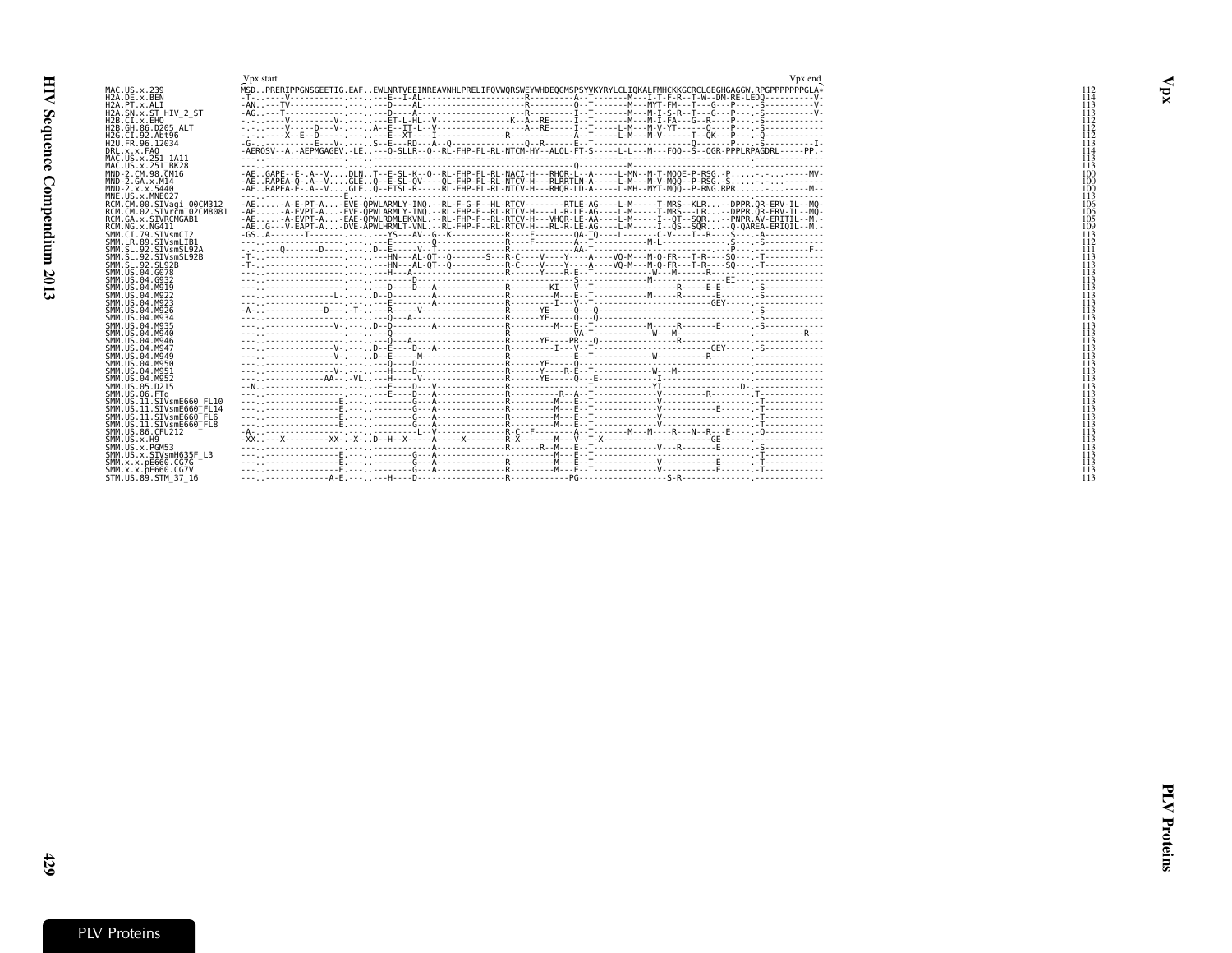```
                                  Vpx start                                                                                                                           Vpx end
MAC.US.x.239                      MSD..PRERIPPGNSGEETIG.EAF..EWLNRTVEEINREAVNHLPRELIFQVWQRSWEYWHDEQGMSPSYVKYRYLCLIQKALFMHCKKGCRCLGEGHGAGGW.RPGPPPPPPPGLA*   112
H2A.DE.x.BEN                      -T-..-----V-----------.---.---E--I-AL---------------------R---------A--T-------M---I-T-F-R--T-W--DM-RE-LEDQ----------V-   114
H2A.PT.x.ALI                      -AN.---TV-------------.---.---D----AL---------------------R---------Q--T-------M---MYT-FM---T---G---P----.-S----------V-   113
H2A.SN.x.ST_HIV_2_ST              -AG.---T--------------.---.---D----A----------------------R---------I--T-------M---M-I-S-R--T---G---P----.-S----------V-   113
H2B.CI.x.EHO                      -.-.-----V---------V-.---.---ET-L-HL--V----------------K--A--RE-----I--T-------M---M-I-FA---G--R----P----.-S-----------   112
H2B.GH.86.D205_ALT                -.-.-----V-----D---V-.---.A--E--IT-L--V-------------------A--RE-----I--T-----L-M---M-V-YT-------Q----P----.-S-----------   112
H2G.CI.92.Abt96                   -.-.-----X--E--D------.---.---E--XT-----I-----------------R-----------A--T-----L-M---M-V-------T--QK---P----.-Q-----------   112
H2U.FR.96.12034                   -G-.------------E---V-.---.S--E---RD---A--Q---------------Q--R------E--T------------------------Q--------P----.-S----------I-   113
DRL.x.x.FAO                       -AERQSV--A.-AEPMGAGEV.-LE.---Q-SLLR--Q--RL-FHP-FL-RL-NTCM-HY--ALQL-FT-S-----L-L---M---FQQ--S--QGR-PPPLRPAGDRL-----PP.-   114
MAC.US.x.251_1A11                 ---.------------------.---.-------------------------------------------------------------------------------------.-----------   113
MAC.US.x.251_BK28                 ---.------------------.---.--------------------------------------Q--------M--------------------------------------.-----------   113
MND-2.CM.98.CM16                  -AE..GAPE--E-.A--V....DLN..T--E-SL-K--Q--RL-FHP-FL-RL-NACI-H---RHQR-L--A-----L-MN--M-T-MQQE-P-RSG.-P.....-.-..-----MV-   100
MND-2.GA.x.M14                    -AE..RAPEA-Q-.A--V....GLE..Q--E-SL-QV---QL-FHP-FL-RL-NTCV-H---RLRRTLN-A-----L-M---M-V-MQQ--P-RSG.-S.....-.-..----------   100
MND-2.x.x.5440                    -AE..RAPEA-E-.A--V....GLE..Q--ETSL-R-----RL-FHP-FL-RL-NTCV-H---RHQR-LD-A-----L-MH--MYT-MQQ--P-RNG.RPR......-..-----M--   100
MNE.US.x.MNE027                   ---.--------------E-.-.----------------------------------------------------------------------------------------.-----------   113
RCM.CM.00.SIVagi_00CM312          -AE.....-A-E-PT-A....EVE-QPWLARMLY-INQ.--RL-F-G-F--HL-RTCV---------RTLE-AG----L-M-----T-MRS--KLR...--DPPR.QR-ERV-IL--MQ-   106
RCM.CM.02.SIVrcm_02CM8081         -AE.....-A-EVPT-A....EVE-QPWLARMLY-INQ.--RL-FHP-F---RL-RTCV-H-----L-R-LE-AG----L-M-----T-MRS---LR...--DPPR.QR-ERV-IL--MQ-   106
RCM.GA.x.SIVRCMGAB1               -AE.....-A-EVPT-A....EAE-QPWLRDMLEKVNL.--RL-FHP-F---RL-RTCV-H---VHQR-LE-AA----L-M-----I--QT--SQR...--PNPR.AV-ERITIL--M.-   105
RCM.NG.x.NG411                    -AE..G---V-EAPT-A....DVE-APWLHRMLT-VNL.--RL-FHP-F---RL-RTCV-H---RL-R-LE-AG----L-M-----I--QS--SQR...--Q-QAREA-ERIQIL--M.-   109
SMM.CI.79.SIVsmCI2                -GS..A-------T--------.---.---YS---AV--G--K---------------R-----F---------QA-TQ----L-------C-V----T--R----S----.-A-----------   113
SMM.LR.89.SIVsmLIB1               ---.------------------.---.---E--------Q------------------R-----F---------A--T---------------M-L-----------------S----.-S-----------   112
SMM.SL.92.SIVsmSL92A              -.-.----Q-------D-----.---.D--E-----V--T------------------R---------------AA-T-------------------------------P----.----------F-   111
SMM.SL.92.SIVsmSL92B              -T-.------------------.---.---HN---AL-QT--Q-------S----R-C----V----Y----A----VQ-M---M-Q-FR---T-R----SQ----.-T-----------   113
SMM.SL.92.SL92B                   -T-.------------------.---.---HN---AL-QT--Q---------------R-C----V----Y----A----VQ-M---M-Q-FR---T-R----SQ----.-T-----------   113
SMM.US.04.G078                    ---.------------------.---.---H---A----------------------R------Y----R-E--T----------W---M------R--------.-----------   113
SMM.US.04.G932                    ---.------------------.---.--------D---------------------------------------S-----------M--------------------EI---.-----------   113
SMM.US.04.M919                    ---.------------------.---.---D----D---A------------------R---------KI---V--T----------------R-----E-E-------.-S-----------   113
SMM.US.04.M922                    ---.---------------L-.---.D--D--------A-------------------R---------M----E--T-----------M-----R---------E------.-S-----------   113
SMM.US.04.M923                    ---.------------------.---.---E--------A------------------R---------I----V--T-------------------------GEY------.-----------   113
SMM.US.04.M926                    -A-.------------D----.-T-.---R-----V----------------------R-------YE-----Q---Q----------------------------------.-S-----------   113
SMM.US.04.M934                    ---.------------------.---.---Q---A----------------------R-------YE-----Q---Q----------------------------------.-S-----------   113
SMM.US.04.M935                    ---.---------------V-.---.D--D---------A------------------R---------M----E--T-----------M-----R--------E------.-S-----------   113
SMM.US.04.M940                    ---.------------------.---.---Q---------------------------R---------------VA-T----------------W---M--------------.---------R--   113
SMM.US.04.M946                    ---.------------------.---.---Q---A----------------------R-------YE----PR---Q----------------------R-------------.-----------   113
SMM.US.04.M947                    ---.---------------V-.---.D--E-----D---A------------------R---------I----V--T----------------------------GEY------.-S-----------   113
SMM.US.04.M949                    ---.---------------V-.---.D--E-----M----------------------R---------------E--T--------------W-----------R--------.-----------   113
SMM.US.04.M950                    ---.------------------.---.---Q----D---------------------R-------YE-----Q---------------------------------------.-----------   113
SMM.US.04.M951                    ---.---------------V-.---.---H-----D---------------------R-------Y-----R-E--T-----------W---M---------------------.-----------   113
SMM.US.04.M952                    ---.---------------AA---VL.---H------V--------------------R-------YE-----Q---E--------------I---------------------.-----------   113
SMM.US.05.D215                    --N.------------------.---.---E----D---V------------------R----------------------T-------------YI-----------------D-.-----------   113
SMM.US.06.FTq                     ---.------------------.---.---E----D---A------------------R-----------R--A--T---------------V---------R----------.T-----------   113
SMM.US.11.SIVsmE660_FL10          ---.---------------E-.---.----------G---A-----------------R---------M----E--T---------------V------------------------.T-----------   113
SMM.US.11.SIVsmE660_FL14          ---.---------------E-.---.----------G---A-----------------R---------M----E--T---------------V-----------E--------.T-----------   113
SMM.US.11.SIVsmE660_FL6           ---.---------------E-.---.----------G---A-----------------R---------M----E--T---------------V------------------------.T-----------   113
SMM.US.11.SIVsmE660_FL8           ---.---------------E-.---.----------G---A-----------------R---------M----E--T---------------V------------------------.T-----------   113
SMM.US.86.CFU212                  -A-.------------------.---.------L--V---------------------R-C--F----------A--T-------M---M----R---N--R---E------.Q-----------   113
SMM.US.x.H9                       -XX.---X---------XX-.-X-.D--H--X------A------X---------R-X---------M----V--T-X----------------------GE--------.-----------   113
SMM.US.x.PGM53                    ---.------------------.---.-----------A-------------------R---------R--M----E--T--------------V---R---------E-------.-S-----------   113
SMM.US.x.SIVsmH635F_L3            ---.---------------E-.---.----------G---A---------------------------M----E--T--------------------------------------.T-----------   113
SMM.x.x.pE660.CG7G                ---.---------------E-.---.----------G---A-----------------R---------M----E--T---------------V-----------E--------.T-----------   113
SMM.x.x.pE660.CG7V                ---.---------------E-.---.----------G---A-----------------R---------M----E--T---------------V-----------E--------.T-----------   113
STM.US.89.STM_37_16               ---.-------------A-E.---.---H----D------------------------R-----------PG------------------S-R---------------------.-----------   113
```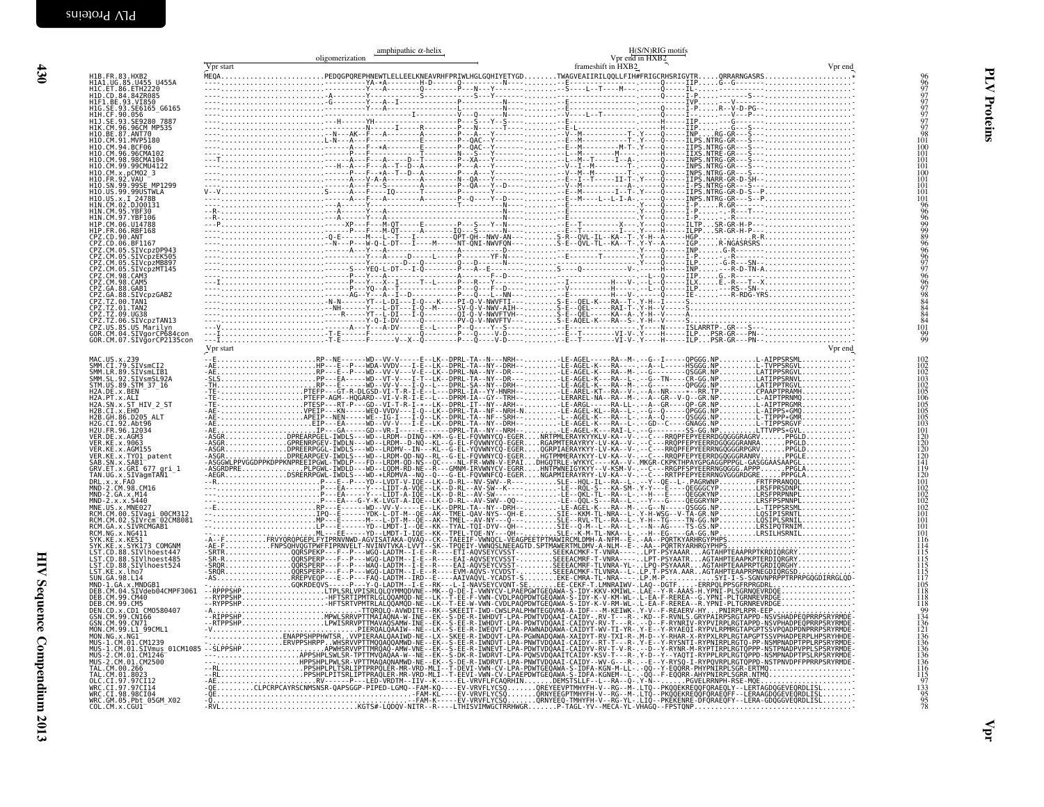# PLV Proteins

## Vpr

Annotations above the alignment: Vpr start; oligomerization; amphipathic α-helix; H(S/N)RIG motifs; frameshift in HXB2; Vpr end in HXB2; Vpr end

```
H1B.FR.83.HXB2               MEQA.........................PEDQGPQREPHNEWTLELLEELKNEAVRHFPRIWLHGLGQHIYETYGD........TWAGVEAIIRILQQLLFIH#FRIGCRHSRIGVTR.....QRRARNGASRS.......................*   96
H1A1.UG.85.U455_U455A                                                                                                    96
H1C.ET.86.ETH2220                                                                                                        97
H1D.CD.84.84ZR085                                                                                                        97
H1F1.BE.93.VI850                                                                                                         97
H1G.SE.93.SE6165_G6165                                                                                                   97
H1H.CF.90.056                                                                                                            97
H1J.SE.93.SE9280_7887                                                                                                    97
H1K.CM.96.96CM_MP535                                                                                                     97
H1O.BE.87.ANT70                                                                                                          98
H1O.CM.91.MVP5180                                                                                                        101
H1O.CM.94.BCF06                                                                                                          100
H1O.CM.96.96CMA102                                                                                                       101
H1O.CM.98.98CMA104                                                                                                       101
H1O.CM.99.99CMU4122                                                                                                      101
H1O.CM.x.pCMO2_3                                                                                                         100
H1O.FR.92.VAU                                                                                                            101
H1O.SN.99.99SE_MP1299                                                                                                    101
H1O.US.99.99USTWLA                                                                                                       101
H1O.US.x.I_2478B                                                                                                         101
H1N.CM.02.DJO0131                                                                                                        96
H1N.CM.95.YBF30                                                                                                          96
H1N.CM.97.YBF106                                                                                                         96
H1P.CM.06.U14788                                                                                                         99
H1P.FR.06.RBF168                                                                                                         99
CPZ.CD.90.ANT                                                                                                            89
CPZ.CD.06.BF1167                                                                                                         96
CPZ.CM.05.SIVcpzDP943                                                                                                    96
CPZ.CM.05.SIVcpzEK505                                                                                                    96
CPZ.CM.05.SIVcpzMB897                                                                                                    97
CPZ.CM.05.SIVcpzMT145                                                                                                    97
CPZ.CM.98.CAM3                                                                                                           96
CPZ.CM.98.CAM5                                                                                                           96
CPZ.GA.88.GAB1                                                                                                           97
CPZ.GA.88.SIVcpzGAB2                                                                                                     98
CPZ.TZ.00.TAN1                                                                                                           84
CPZ.TZ.01.TAN2                                                                                                           84
CPZ.TZ.09.UG38                                                                                                           84
CPZ.TZ.06.SIVcpzTAN13                                                                                                    84
CPZ.US.85.US_Marilyn                                                                                                     101
GOR.CM.04.SIVgorCP684con                                                                                                 99
GOR.CM.07.SIVgorCP2135con                                                                                                99
```

```
Vpr start                                                                                               Vpr end
MAC.US.x.239                                                                                             102
SMM.CI.79.SIVsmCI2                                                                                       102
SMM.LR.89.SIVsmLIB1                                                                                      102
SMM.SL.92.SIVsmSL92A                                                                                     103
STM.US.89.STM_37_16                                                                                      102
H2A.DE.x.BEN                                                                                             105
H2A.PT.x.ALI                                                                                             106
H2A.SN.x.ST_HIV_2_ST                                                                                     105
H2B.CI.x.EHO                                                                                             105
H2B.GH.86.D205_ALT                                                                                       105
H2G.CI.92.Abt96                                                                                          103
H2U.FR.96.12034                                                                                          101
VER.DE.x.AGM3                                                                                            120
VER.KE.x.9063                                                                                            120
VER.KE.x.AGM155                                                                                          120
VER.KE.x.TYO1_patent                                                                                     120
SAB.SN.x.SAB1                                                                                            141
GRV.ET.x.GRI_677_gri_1                                                                                   119
TAN.UG.x.SIVagmTAN1                                                                                      120
DRL.x.x.FAO                                                                                              101
MND-2.CM.98.CM16                                                                                         102
MND-2.GA.x.M14                                                                                           102
MND-2.x.x.5440                                                                                           102
MNE.US.x.MNE027                                                                                          102
RCM.CM.00.SIVagi_00CM312                                                                                 101
RCM.CM.02.SIVrcm_02CM8081                                                                                101
RCM.GA.x.SIVRCMGAB1                                                                                      101
RCM.NG.x.NG411                                                                                           101
SYK.KE.x.KE51                                                                                            116
SYK.KE.x.SYK173_COMGNM                                                                                   114
LST.CD.88.SIVlhoest447                                                                                   115
LST.CD.88.SIVlhoest485                                                                                   115
LST.CD.88.SIVlhoest524                                                                                   115
LST.KE.x.lho7                                                                                            115
SUN.GA.98.L14                                                                                            117
MND-1.GA.x.MNDGB1                                                                                        105
DEB.CM.04.SIVdeb04CMPF3061                                                                               118
DEB.CM.99.CM40                                                                                           118
DEB.CM.99.CM5                                                                                            118
DEN.CD.x.CD1_CM580407                                                                                    99
GSN.CM.99.CN166                                                                                          134
GSN.CM.99.CN71                                                                                           136
MON.CM.99.L1_99CML1                                                                                      121
MON.NG.x.NG1                                                                                             136
MUS-1.CM.01.CM1239                                                                                       136
MUS-1.CM.01.SIVmus_01CM1085                                                                              136
MUS-2.CM.01.CM1246                                                                                       136
MUS-2.CM.01.CM2500                                                                                       136
TAL.CM.00.266                                                                                            116
TAL.CM.01.8023                                                                                           115
OLC.CI.97.97CI12                                                                                         97
WRC.CI.97.97CI14                                                                                         133
WRC.CI.98.98CI04                                                                                         95
WRC.GM.05.Pbt_05GM_X02                                                                                   95
COL.CM.x.CGU1                                                                                            78
```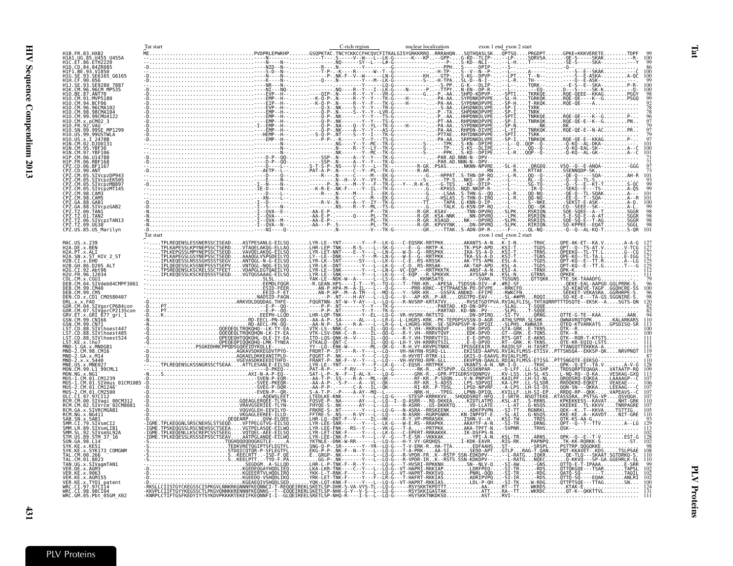```
                                  Tat start                                        C-rich region           nuclear localization       exon 1 end exon 2 start
H1B.FR.83.HXB2           ME.....................................PVDPRLEPWKHP.......GSQPKTAC.TNCYCKKCCFHCQVCFITKALGISYGRKKRRQ..RRRAHQN...SQTHQASLSK...QPTSQ....PRGDPT......GPKE*KKKVERETE........TDPF   99
H1A1.UG.85.U455_U455A    -......................................-----------.........T----S-----V--W---L--LK-G------K---KP..--GPP-...G-KD--TLIP-...-LP-...SQRVSA......QE-S-----SKAK.......--R.  100
H1C.ET.86.ETH2220        -......................................-N----N-.........NQ------SY--L----L#-G-----------.--P-..S-KD--NLI-...--L-H....T--------...-SE-S-----SKA-........--Y   99
H1D.CD.84.84ZR085        -D.....................................-NID--N-........--R-...N------Y-----LG-G-----------.--PPH..S---DPIP-...-S-...........-Q--......................   86
H1F1.BE.93.VI850         -D.....................................-S-D--N-.........T-P-..-K---R------W--T--G-----------.-H-TP..S--V--N--P-...-L-.....A---------....-S--E--SKAK.........--C  100
H1G.SE.93.SE6165_G6165   -D.....................................-N----N-.........-P-.NK-F--V--W-------LN-G----------KH..--GTP-..S-KG--DPVP-...-LPT...T--N-----...--S--E-ASKA-.......A-QC  100
H1H.CF.90.056            -......................................-Q----N-.........-N-----Y----M--LK-G-----------S---..-H-TPA..SL-D--N-I-...--L-R......TH----......----Q--E-ASK-........---   99
H1J.SE.93.SE9280_7887    -......................................-NR---N-.........---------Y------LQ-G-----------..---S-PP...G-K---DLIP-...-L-...TQRK--......-E-S--E-SKA-.......P-R-  100
H1K.CM.96.96CM_MP535     -D.....................................-NI--NQ-.........NQ-----R--Y---I--LK-G----N-------P..--TTPY...N-EN--DP-R-...-L-......--EQ--......D---S---SK-K.........--Q-  100
H1O.BE.87.ANT70          -D.....................................EVP--H-.........QIP-.N----R--Y---VR-G-------G.-P--AA..SHPD-KDPVP-...SPTI...TKRKQE.....RQE-QEEE--KKAG.......PGGY   98
H1O.CM.91.MVP5180        -D.....................................EMP--H-.........-K-Q-P-.N----R--Y-Y---TK-G----H------.-PA-AA..SYPDNKDPVPE...-SL-H...TGRKQK.....RQE-QE----K--G.......PSGQ   99
H1O.CM.94.BCF06          -D.....................................EIP--H-.........-K-Q-P-.N----R--Y-F---TK-G----H------.-PA-AA..SYPDNKDPVPE...-SP-H...T-RKQK.....RQE-QE----A.....................   92
H1O.CM.96.96CMA102       -D.....................................EMP--H-.........-Q-X-.NK-----S--Y---TK-G----------..-A-SA..GHSDNKDLVPE...-SP-I...TXRK.........................................   78
H1O.CM.98.98CMA104       -D.....................................EMP--H-.........-Q-P-.N----S--Y-Y---LVR-G----------..-P--TA..SHPDNKDLVPE...-SP-I...TNRK.........................................   78
H1O.CM.99.99CMU4122      -D.....................................EMP--H-.........-Q-P-.NK-----Y-Y---TS-G-----------..-PA-AA..HHPDNKDLVPE...-SPTI...TNRKQE.....RQE-QE----K--G.......P-..   96
H1O.CM.x.pCMO2_3         -D.....................................EMP--H-.........-Q-P-.N-----Y--Y---TK-G-----------..-PT-AA..RHPDNKDPVPE...-SP-I...TNRKQK.....RQE-QE-E--K--G.......PN..   97
H1O.FR.92.VAU            -D...................................I--EMP--H-.........-Q-P-.NA----Q--Y--YL--TK-G----H------.-PA-AA..SYPDNKDPVPE...-SP-N......NK....RK.....................................   79
H1O.SN.99.99SE_MP1299    -D.....................................EMP--H-.........-Q-P-.NK-----A--Y---AS-G-----------..-PA-AA..RHPDN-DIVPE...-L-YI...TNRKQK.....RQE-QE-E--N-AC.......PR..   97
H1O.US.99.99USTWLA       -D.....................................HEMP--H-.........-S-Q-P-.NT----S--Y--I---TK-G-----------..-PTTAE..RHTDNKDPVPE...-SPTI...TSRK.........................................   79
H1O.US.x.I_2478B         -D.....................................EMP--H-.........-P-P-.-K------Y-----TS-G-----------..-PA-AA..SRPDNKDLVPE...-SP-I...TNRKQK.....RQE-QE-E--KKAG.......P-..   97
H1N.CM.02.DJ00131        -......................................-N-.........NG-----Y--Y--MC--TK-G-----------S-...--TPK..S-KN--DPIPE...-L--Q..QQP--Q-......-Q-KQ--AL-DKA-.........--   101
H1N.CM.95.YBF30          -......................................-N-.........N-----Y--LY--TK-G-----------S-...--TP-..S-KS--DLIPE...-L-....QQ--Q-......-Q-KQ-EAL-SK-.........A--C  100
H1N.CM.97.YBF106         -......................................-N-.........NK-----Y--Y--MC--TK-G-----------S-...--PPK..S-KD--DPIPE...-L-R..QQP--Q-......-Q-KQ--AL-GK-.........A--C  101
H1P.CM.06.U14788         -D.....................................-D-P--QQ-.........SSP-.N-----A--Y--Y---TK-G-----------..PAR.AD.NNN-N--DPV-...........................................   71
H1P.FR.06.RBF168         -D.....................................-D-P--QQ-.........SSP-.N-----A--Y--Y---TK-G-----------..PAR.AD.NNN-N--DPV-...........................................   71
CPZ.CD.06.BF1167         -D.....................................-D----L-.........S-T-S-P-.NS-----V--Y--LL--TK-------------R-GK..PSAS......NKNN-NPVRE...-SL-K......QRGDQ.....VSQ--Q--E-ANQA-.......-GGG   97
CPZ.CD.90.ANT            -......................................-AETP--L-.........PAT-A-P-.N-----C--Y--PL--TK-G-----------R-AR.......RN.............RTTAE.......SSENNQDP-SK....................   73
CPZ.CM.05.SIVcpzDP943    -......................................-D----Q-.........-R----N-----C-----M---EK-G-----------G..--HPPAT..S-THN-DP-RQ...-L-R...QQ--Q-......-QE-Q-----SQA-........AH-R  101
CPZ.CM.05.SIVcpzEK505    -......................................-D----Q-.........-N--H--V--Y--VY--TK-G----------S-..--P-TS...NKS--DP-P-...-L-.......RL--Q-......-Q--Q--TL-S-...................   93
CPZ.CM.05.SIVcpzMB897    -D...................................I-----N-.........-P-.N-----M--Y---F---TR-G---Y---R-K-K..-G-TES-..KD--DTIP-...-L-......SG-TQ.......-Q--S--E--KT-T........S-QC   99
CPZ.CM.05.SIVcpzMT145    -......................................-IE-D----N-.........-K-R-E-.NK-F-----Y---IL--TK-G-----------G..--KPASS..NQD.NKDP-R-...-L-......-IR-Q-......-SEKQ--E---TS-........A-QS   99
CPZ.CM.98.CAM3           -......................................-D----L-.........-R-----N-----M-----I---EK-G-----------G..--LSAA..S-THN-G--QQ...-L-R...QQ-NQ-......-QE-Q--TL-SQAK........A-   101
CPZ.CM.98.CAM5           -......................................-XN----L-.........-R-----N-----C-----M---EK-G-----------G..--HSLAS..S-THN-D-IRQ...-L-R...QQ-NQ-......-EE-Q--T--SQA-........A-RL  101
CPZ.GA.88.GAB1           -......................................-I--D----------.........-R-V-.N-----A--Y--IY--TK-G-----------TT..--TAPA..G-KNN-D-IP-...-L-......S--NKE......-SEKST-E-ASK-........A-Q.  100
CPZ.GA.88.SIVcpzGAB2     -......................................-I--S----N-.........NS---R--Y--ML--TS-G-----------G..--TALK..G-KSN-DP-RQ...-L-......QQ--QK......CQ--SEEE--SK--........A-L.   99
CPZ.TZ.00.TAN1           -N.....................................-I--QVA--E-.........-AA-E-P-.N-------P---TK-------------R-GR..KSAV-.....-TNN-DPVRQ...-SLPK...RSRIQN......SQE-SQEE--A--T.......SGGR   98
CPZ.TZ.01.TAN2           -N.....................................-I--QVA----.........-AA-E-P-.---------Q------PL--TK-------------R-GR..KSA-NNK......NN-DPVRQ...-LPK...RSRIQN......S-E-SQ-E--A-AT.......SGGR   98
CPZ.TZ.06.SIVcpzTAN13    -N.....................................-I--QVA--M-.........-AA-E-P-.N---------------PL--TK-------------R-GR..KSAGD......NK--DPVRQ...-SLPK...RSRIQS......SQE-SQ-E--T-AG.......SGGR   98
CPZ.TZ.09.UG38           -N.....................................-I--QVA--M-.........-AA---P-.S------------PL--TK-------------R-GR..KPVVYNK......DN-DPVRQ...-SLPK...RIRIQN......SQ-KPPEE--EQAT.......SGGL   98
CPZ.US.85.US_Marilyn     -D.....................................-NI----Q-.........N-----------V---TK-G-----------GR..---TTAK..S-ADN-DP-R-...--F-.....QL-NQ-......-Q--Q--AL-KQ-T........S-QR  101
                          Tat start                                                                                          exon 1 end exon 2 start
MAC.US.x.239             -.....TPLREQENSLESSNERSSCISEAD....ASTPESANLG-EILSQ.......LYR-LE--YNT-------Y---F--LK-G---C-EQSRK-RRTPKK.......AKANTS-A-N...K-I-N.....-TRHC.....QPE-AK-ET--KA.V.......A-A-G  127
H2A.DE.x.BEN             -.....TPLKAPESSLKPYNEPSSCTSERD....VTAQELAKQG-ELLAQ.......LHR-LEP-TNK----R-S-----L--SK-G----E--G-RRTP-K.......TK-PSP-APD...KSI-T......-TGDS.....QPT--Q--TS-AT.V.......V-TCG  127
H2A.PT.x.ALI             -.....TPLKEPGSSLMPYNEPSSCTSEQD....VAVQELAKQG-ELLSQ.......LYR-LET-NNT----E--Y-----L--W-Q---E-RRSPKK.......TVIKA-SS-A-D...KSI-T......-TRNS.....QPEEKQ--TL-TT.V.......G---CG  127
H2A.SN.x.ST_HIV_2_ST     -.....TPLKAPEGSLGSYNEPSSCTSEQD....AAAQGLVSPGDEILYQ.......LY--LE--DNK-------Y---M--LN-G---W-E--G-RRTPKK.......TKA-SS-A-D...KSI-T......-TGNS.....QPE-KQ--TL-TA.L.......E-IGG  127
H2B.CI.x.EHO             -.....IPLKEQESSLNSSSGHSSSTSEGV....ANTQGL-N-G-EILSQ.......LYR-LK--SNT------SY---L--LK-G---E--G-RRTPKK.......AK-TTS-APN...ESL-A......-TGDS.....QPT-KQ--E--TT.R.......A--LG  125
H2B.GH.86.D205_ALT       -.....TPLQEQEESLKSSNEPSSSTSEPV....VNTQGL-NQG-EILSQ.......LYR-LK-DNT------Y---L--LK-G---Q--RS-RRSAK.......AK-TAP-APD...KSL-A......-TGDS.....QPT-KQ--E--TT.G.......T---G  127
H2G.CI.92.Abt96          -.....TPSREQENSLKSCRELSSCTFEET....VDAPGLEGTQAEILYQ.......LYR-LE--SNK-------Y---L--LN-G--VC-EQP.--RRTPKKTK.......ANSF-A-N...ESI-A......-TRNX.....QPK-K...............................  125
H2U.FR.96.12034          -.....IPLKEQESSLKSCKEQSSSTSEGD....VGTQGSAAAG-EILSQ.......LYR-LE--SNK-------Y---L--LK-G---C-EQP.--R-SPKKVK.......AYSSAP-N...KSL-N......-GTRNS.....QPKEK...............................  111
COL.CM.x.CGU1            -......................................SLSL--..........LYR-LK-NDK-W-A-----L---L--LG-G---R-S-...KKNKSATVQ..........-SVAK.....TGSGNS.....QTTQKK......YTE.SK-TAAADFG.............  79
DEB.CM.04.SIVdeb04CMPF3061 -D.....................................EEMDLFQGR.......-R.GEAN.HPS----I-T----YL--TQ-G---T--TRR-KR..-APESA..TSDSSN-DIV--#..#RI-SF..............QEKE-EAL-AAPGD.GGLPRRK-S.  96
DEB.CM.99.CM40           -......................................ESID-FEER.......AN-P.HPA-M--A-IL----L--Q-G----PRR-KRKC--EYTPAAESN-PD-DVPE..-RRKCFD..................SQ-KEAEVE-TAGP.GGQHCRE-SS  100
DEB.CM.99.CM5            -......................................EEID-F-ET.......AN-P.HP--M---A-TM----L--HQ-G----Y--SRR-KR..-GSSFA.ANDKD--EVPE..-RWKCFN..................SEEKET-VEKASRA..GGRHRPE-S.  96
DEN.CD.x.CD1_CMO580407   -D.....................................NADSID-FAGN.......-P.NT----H-AY---L--LQ-G---V---AP-KR..P-AR....QSGTPD-EAV---..-SL-##PR...RQQI.......SQ-KE-E---TA-GS.SGGNIRE-S.  98
DRL.x.x.FAO              -D.....................................ARKVDLDQQDAG.THFE-.......FQGRTNN..NT-W--Y-AY----L--LQ-G---R-NVSRP-KRTATVV..........-RVSETGDTPVA.RVIALFLISL-THTAQRRPTTTDSQTE--EKSK--A....SGTS-QN  120
GOR.CM.04.SIVgorCP684con -D...PT.................................--E-P--QQ-.........P-P-.NT-------Y---Y---TK-G-----------..-PARTAD..KD-DN-DPV-.....--SLAG.....T-SQQE..............................   82
GOR.CM.07.SIVgorCP2135con -D...PT.................................--E-P--QQ-.........P-P-.NT-------Y---Y---TK-G-----------..-PARTAD..KD-NN--PV-.....--SLPG.....T-SQQE..............................   82
GRV.ET.x.GRI_677_gri_1   -D...K.................................EEEPH-LLQD.......LHR-LQP-TNK-------Y---EL--LQ-G--VR-HVSRK-RKTSTQ..........DN-DPIRQ...-SI-TV......QRNG.......QTTE-G-TE--KAA.......AAN.  94
GSN.CM.99.CN166          -N.....................................RD-EECL-PN-QQ.......AA-A-P-.SA------AL-----L--LHGRS-KRK..-PK-TEPDPVSVSSN-D-AGR..ATHLSPRR.SLSHK......QWNAVRQTQPK..........KALARKARS  110
GSN.CM.99.CN71           -N.....................................RD-AECL-PK-QQ.......AA-N-P-.SA-----R-A-----L--LR-G--L-LHGRS-KRK..-SE-SEPAPSVP-N-DPIQI.....-SLPHS..KWNAIR......QTEQ-KTVARKATS...GPSDISQ-SR  113
LST.CD.88.SIVlhoest447   -Q.......................QQEEQELTRQKQHQ--LK-TY-EA.......VTK-LS--NNK-C------IL--QQ-G---R-Y.VH--RKRVAQVF........EDK-DPVD.....GTA-GRK..E-TKNS......QTK--R..............................  100
LST.CD.88.SIVlhoest485   -Q.......................QQEEQELTRQKQHQN-LK-TY-EA.......VTK-LSV-NNK-C-------IL--QQ-G---R-Y.VH--RRRVTQVF........EDK-DPVD.....GT--GRK..E-TQNS......QTK--R..............................  100
LST.CD.88.SIVlhoest524   -Q.......................QPEQEQHTQQKQHL-QLE-IY-EA.......ITD-LQS-QNK-H--V-----IL--QQ----R-Y.VH--TRRRVTYIL........E-E-DPVD.....RTS-GRT..E-AKNS......QTK--RQR-T-KTSTS........--..  111
LST.KE.x.lho7            -Q.......................QPEQEQPIQQKQHQ-LMK-TYNEA.......VTKALQ--QNT-C---------IL--QQ-G---LH-Y.VH-KRRRVTSIL........E-Q-DPVD.....RT--GRK..K-TKNS......QTE-KR-EQIQ-LSTS.........--..  111
MND-1.GA.x.MNDGB1        -D.......................PSGKEDHNCPPQDSGQEEIDYKQLLE-.......-YY--LQ--ENK-W------M--QK-G---R-H.VY-KRVPGTNKK..IPGSGEEAIR..RAIDLSF..H-TASRT......YTANGQTTEKKKA-A..........-..  111
MND-2.CM.98.CM16         -D.....................................AGKAVSDKKEGDVTPYD-.......FRDRT-P--DT----R---Y---L--QQ----VH-HAYRN-RSRQ-LL......EKISED-AAPVG.RVIALFLMSS-ETISV..PTTSNSQA--EKKSP-QK.....NRVPNQT  119
MND-2.GA.x.M14           -D.....................................AGKAELDKKEANITPLD-.......FQGRT-P-.NK-------Y---C--LQ-----H-HVYRT-RTRK-LL......GKIS-D-EAAVG.RVIALFLMS...........................-.  87
MND-2.x.x.5440           -D.....................................VGEVASDKKEEDITHFD-.......FRART-P-.NK-F--V---Y---Q--LQ-----VH-HVYRQ-RPR-SLL......EKVPSN-QAALG.RDIALFLMSS-ETISG..PTTSNGQTE-EEKSQ......................  110
MNE.US.x.MNE027          -.....TPLREQENSLKSSNGRSSCTSEAA....ATTLESANLE-EILSQ.......LYR-LE--YNT-------Y---F--LK-G---C-EQSR--RRTPKK.......VKANTS-A-N...NR-I-D.....-TKHC.....QPK--Q-ET--TA.V.......A-V-G  128
MON.CM.99.L1_99CML1      -D.....................................-D-PKEQ-.........PAT-R-P.-----F-RV--------I--L--G----------RK-R..-ATSPVP..GLSSSKNPAR-..-D-LFF..LL-SLSHP......TRDSQRPTEQAQA.....VATAATP-RQ  109
MON.NG.x.NG1             -N...S.................................AXI-N-A-P-EQ-.........SAT-L-P.-N--F--I-AL-X---LQ-G-------GRK-R..-GPR-PTIGDRSYQDNPGV..KV-LSS..LH-SL-KS.....L-NQ-RQ--Q-KA.......VESKAG-GXQ  113
MUS-1.CM.01.CM1239       -D.....................................SVEN-P-EQR-.........-AA-T-P.-SS----R-A---ML--QK-------RF-KR..P-SDQN.....V-N-PNPVPI..KAILPF..LH-SI-NL.....QRQQSRQ-EQKEA.....LAAAAGP--C  107
MUS-1.CM.01.SIVmus_01CM1085 -D.....................................SVEE-PKEQR-.........-AA-A-P.-S-F---A---VL--QK-------RF-KR..S-ADSS.....LPS-SDPVQI..KA-LPF..LL-SLSDR.....RRDQKRQ-EQKET.....VEAEAE---  106
MUS-1.CM.01.CM1246       -D.....................................SVEQ-P-DQR-.........AA-P-P.-----C-A---FL--QK-------RF-KR..P-TDSL.....LPSD-NPVRF..-A-LPS..LH-SI-DS.....QQN-SN---QKKA.....LEEAAG---C  107
MUS-2.CM.01.CM2500       -D.....................................-EVEN-P--QR-.........S-A-T-P.--P---A-AY--MQ--L-------NRK-H..--TPEG..LPNN-DPIQL..KVILLF..LH-SI-EP.....RRDQ-RP--QKK-.....VAPEAVS--C  107
OLC.CI.97.97CI12         -D.....................................AQEWSLEET-.......LTEDLKE-KNK--------Y---LL--LQ-G-----STESP-KRRKKVV...SHQQDSRDT-HFQ...I-SRTR..NSQTTEKE..KTASSSRA..PSTSG-VP.....QSVQGH.  107
RCM.CM.00.SIVagi_00CM312 -D.....................................GQEAGLEERQEE-TLY.......FQSVE-R-.NA-------A---Y--KSL-AT..-I-Q-AYNR-..RQ-DKKEA..-MIDTLATPD..-S-RRNS......KPKEKKESS--KAVAT.......NHT-GRK  110
RCM.CM.02.SIVrcm_02CM8081 -D.....................................VRAVGSERIEE-TLYN-.......FHYQE-S-.NK-------AY---L--LQ-G----N-ASRR-..GS-DKKKTQ.....VD-LLATE.....-L-AT....G-NSQS.......KKEEKE..TL-KKVV....TNRPAGRE  107
RCM.GA.x.SIVRCMGAB1      -D.....................................VQGVGLEH-EEVLTYD-.......FRKRE-S-.NT-------Y---L--LQ-G---N-ASRA-RRSKEEKN.......ADKFPVPN......-SI-TT.....RGNRKL.....QEK--K..T--KKVA.....TSTTIG..  105
RCM.NG.x.NG411           -D.....................................VKGAGLEERE-ILLD-.......FFTRE-S-.NS----R-VY---L--LQ-G---N-ASRR-RGRQDKKK.......KN-INPFDT-E..SL-AT....G-NSQS.......KKE-KE..A--KAVDT.....NIT-GRE  110
SAB.SN.x.SAB1            -D.....................................QEQEARP.....QVW-ELQEE.......LHR-LQ--DNT-F--V---IL--HK-----R-Y.VP-PRRASKK.........ISHN-V--H.....KSI-TW......TRDS.......QTK-KS-AA-G.....................   93
SMM.CI.79.SIVsmCI2       -IGME.TPLKEQGNLSRSCNEHSLSTSEQD....VFTPELGTVG-EILSQ.......LYR-LEE-SNR-------Y---L--LK-G---W-E.RS--RRAPKK.......AKAYTF-A-N...-SI-TR......DRNG.......QPT--Q--T--TTV........A--LG  129
SMM.LR.89.SIVsmLIB1      -IGME.TPSKEQGSSLRSCNEHSSCTSEEA....VGTPELASQE-EILWQ.......LYR-LEE-FNK---RS--Y---L--VK-G---T-A....--PRTPKK.......AKA-TPFT-N...-SVPNR......TRHS.......QSK--..............................  113
SMM.SL.92.SIVsmSL92A     -IGME.TPLKEQENLLKSCREPCSSTSEEG....VQTQEL-AEE-EILSQ.......LYR-LET-CNK-F-----Y---L--LK-G---C-EPERT-RRAKKK.......IK-DSFPS-N.......................................  102
STM.US.89.STM_37_16      -IDME.TPLKEQESSLRSSSEPSSCTSEAV....AATPGLANQE-EILWQ.......LYR-LEE-CNK-F-----Y---V--G---T-E-SR--VKKKAK.......-YPI-A-N...KSL-TR......ARNS.......QPK--Q--E--T-V.........EST-G  128
SUN.GA.98.L14            -S.....................................TQGHQQDQDQGKGTLE-....A.......YKTNLE--DNK-W-RR-------L--LQ-G---H-Y.VY-GRQHQS........I-KDK-EAVR...RIG-RK.....PAPNPQ.....-TK-KK-RQRKK-S........-ST.  102
SYK.KE.x.KE51            -S.....................................TEDKVRETQGIPTSFLEGTFL.......SNG-Q-P-.SR-------Y--YR--LQ-G---T-V-ERK-R..HA-TTA......EDFAAHS....ST-.........-SRSPL....PSTTRP.QQGQKKE...........--..   98
SYK.KE.x.SYK173_COMGNM   -S.....................................STDQICQTQR-P-SFLEGTFL.......EKG-P-P-.NK-F--N---Y---L--LQ-G---T-A-PRK-..AA-SI......SEDD-APT....GTLP...RAG-T.QAN......PQT-KKAVET--KDS........TSLPSAE  108
TAL.CM.00.266            -S.....................................S...KEELRTT...-ISD-F.QE.......GRGP-.NK-------Y---L--LQ-G---R-VPDR-FR..K--RSTP.SSN-EDKDPV-....-L-RATG...IQKR.......QE-TLQ---SKAAT.SGTDRKQ-S.  110
TAL.CM.01.8023           -S.....................................S...KEELPTT...-TYD-F.PA.......GG-P-.NK-------Y---L--LQ-G---R-VPDR-IR..K--RSTS.SSN-KDKDPV-....-L-RATG...NQEC.......Q-KKVQ---SP-GA.GGEHRLK-SL  110
TAN.UG.x.SIVagmTAN1      -D.....................................SEGDGM..A-SLLQD.......LHR-L-P-TNK-F--R---Y---LQ-G---T-HVSRI-RPKKHN.......SN--NLV-Q.....-SI-AW......-GNS.......QTTQ-E-T-IPAAA.......E-SRR   99
VER.DE.x.AGM3            -D.....................................KGEDEQGAYHQDLIRQ.......LKA-LKR-TNK---C-Y---L--LQ-G--VT-HAPRT-RKKIAP........LDRFPEQ.....-SI-TR......-RDS.......QTTQKGQE---TSAR.......TAPSL  102
VER.KE.x.9063            -D.....................................KGEEERTVLHQDLIRQ.......YKK-L-T-RNK-F-----Y---L--LQ-G--VT-HAPRT-RKKSVQ........PNRL-QQD.....-SI-TR......-RDG.......QATQ-SQ------T.......TAQIL  102
VER.KE.x.AGM155          -D.....................................KGEEDQ-VSHQDLIKQ.......YRK-LET-TNK-F-----Y---F--LR-G---T-HAFRT-RKKIAS........ADRIPVPQ.....-SI-IR......-RDS.......QTTQ-SQ----EQAK.......ANLRI  102
VER.KE.x.TYO1_patent     -D.....................................KGEAEQIVSHQDLSED.......YQK-LQT-KNK-F-----Y---L--LQ-G--VT-HAPRT-RKKIAS........LDL-P-QH.....-SI-TK......W-RDG.......QTTPTSQE---TTAG.......SN...  100
WRC.CI.97.97CI14         -RKSLLCIISTGYCKEGSSCISPKGVLNNKRKGNNNFKEQNNCI-T-REQQEIREKLSKETLSP-DHR-S-VA-VYS-TL--LQ-G-----RSYSKKTKPDTTT.........AA-....RT--TT....WKRDS.......KTAK-E......................  124
WRC.CI.98.98CI04         -KKVPLCIIFTGYYKEGSSCTLPKGVQNNKKRENNNFKEQNNS---EQQEIRERLSKETLSP-NHK-G-Y--V-S---L--LQ-G-----RSYSKKIGASTAK.........RA--TT....WKRDC.......QT-K--QKKTTVL..................  131
WRC.GM.05.Pbt_05GM_X02   -KNRPLCTIFTGSFKEDYIYTSYKDVPKKKRTEKEIFKEQNNFI-I--GLQEIREELSRETLSP-NHQ-R---I-S---L--LQ-G-----HSYSKKTNKDKSD.........AST....RVI-..............................................  111
```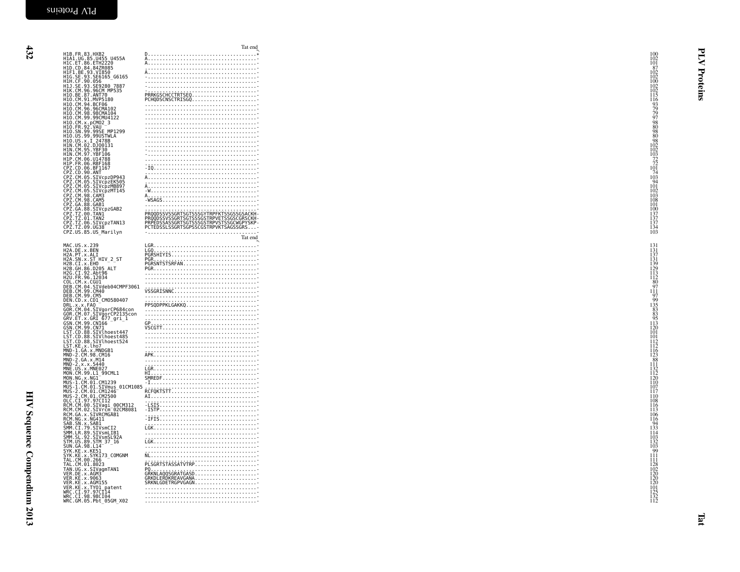```
                                   Tat end
H1B.FR.83.HXB2                D.....................................*   100
H1A1.UG.85.U455_U455A         A.....................................-   102
H1C.ET.86.ETH2220             A.....................................-   101
H1D.CD.84.84ZR085             ......................................-    87
H1F1.BE.93.VI850              A.....................................-   102
H1G.SE.93.SE6165_G6165        -.....................................-   102
H1H.CF.90.056                 ......................................-   100
H1J.SE.93.SE9280_7887         -.....................................-   102
H1K.CM.96.96CM_MP535          ......................................-   102
H1O.BE.87.ANT70               PRRKGSCHCCTRTSEQ......................-   115
H1O.CM.91.MVP5180             PCHQDSCNSCTRISGQ......................-   116
H1O.CM.94.BCF06               ......................................-    93
H1O.CM.96.96CMA102            ......................................-    79
H1O.CM.98.98CMA104            ......................................-    79
H1O.CM.99.99CMU4122           ......................................-    97
H1O.CM.x.pCMO2_3              ......................................-    98
H1O.FR.92.VAU                 ......................................-    80
H1O.SN.99.99SE_MP1299         ......................................-    98
H1O.US.99.99USTWLA            ......................................-    80
H1O.US.x.I_2478B              ......................................-    98
H1N.CM.02.DJO0131             ......................................-   102
H1N.CM.95.YBF30               -.....................................-   102
H1N.CM.97.YBF106              -.....................................-   103
H1P.CM.06.U14788              ......................................-    72
H1P.FR.06.RBF168              ......................................-    72
CPZ.CD.06.BF1167              -IQ...................................-   101
CPZ.CD.90.ANT                 ......................................-    74
CPZ.CM.05.SIVcpzDP943         A.....................................-   103
CPZ.CM.05.SIVcpzEK505         ......................................-    94
CPZ.CM.05.SIVcpzMB897         A.....................................-   101
CPZ.CM.05.SIVcpzMT145         -W....................................-   102
CPZ.CM.98.CAM3                A.....................................-   103
CPZ.CM.98.CAM5                -WSAGS................................-   108
CPZ.GA.88.GAB1                ......................................-   101
CPZ.GA.88.SIVcpzGAB2          ......................................-   100
CPZ.TZ.00.TAN1                PRQQDSSVSSGRTSGTSSSGYTRPFKTSSGSSGSACKH-   137
CPZ.TZ.01.TAN2                PRQQDSSVSSGRTSGTSSSGSTRPVETSSGSCGRSCKH-   137
CPZ.TZ.06.SIVcpzTAN13         PRPEDSSASSGRTSGTSSSGSTRPVSTSSGCWGPYSKP-   137
CPZ.TZ.09.UG38                PCTEDSSLSSGRTSGPSSCGSTRPVKTSAGSSGRS...-   134
CPZ.US.85.US_Marilyn          -.....................................-   103
                                   Tat end
MAC.US.x.239                  LGR...................................-   131
H2A.DE.x.BEN                  LGQ...................................-   131
H2A.PT.x.ALI                  PGRSHIYIS.............................-   137
H2A.SN.x.ST_HIV_2_ST          PGR...................................-   131
H2B.CI.x.EHO                  PGRSNTSTSRFAN.........................-   139
H2B.GH.86.D205_ALT            PGR...................................-   129
H2G.CI.92.Abt96               ......................................-   113
H2U.FR.96.12034               ......................................-   112
COL.CM.x.CGU1                 ......................................-    80
DEB.CM.04.SIVdeb04CMPF3061    ......................................-    97
DEB.CM.99.CM40                VSSGRISNNC............................-   111
DEB.CM.99.CM5                 ......................................-    97
DEN.CD.x.CD1_CM0580407        ......................................-    99
DRL.x.x.FAO                   PPSQDPPKLGAKKQ........................-   135
GOR.CM.04.SIVgorCP684con      ......................................-    83
GOR.CM.07.SIVgorCP2135con     ......................................-    83
GRV.ET.x.GRI_677_gri_1        ......................................-    95
GSN.CM.99.CN166               GP....................................-   113
GSN.CM.99.CN71                VSCGTT................................-   120
LST.CD.88.SIVlhoest447        ......................................-   101
LST.CD.88.SIVlhoest485        ......................................-   101
LST.CD.88.SIVlhoest524        ......................................-   112
LST.KE.x.lho7                 ......................................-   112
MND-1.GA.x.MNDGB1             ......................................-   116
MND-2.CM.98.CM16              APK...................................-   123
MND-2.GA.x.M14                ......................................-    88
MND-2.x.x.5440                ......................................-   111
MNE.US.x.MNE027               LGR...................................-   132
MON.CM.99.L1_99CML1           HI....................................-   112
MON.NG.x.NG1                  SMREDF................................-   120
MUS-1.CM.01.CM1239            -I....................................-   110
MUS-1.CM.01.SIVmus_01CM1085   ......................................-   107
MUS-2.CM.01.CM1246            RCFQKTSTT.............................-   117
MUS-2.CM.01.CM2500            AI....................................-   110
OLC.CI.97.97CI12              ......................................-   108
RCM.CM.00.SIVagi_00CM312      -LSIS.................................-   116
RCM.CM.02.SIVrcm_02CM8081     -ISTP.................................-   113
RCM.GA.x.SIVRCMGAB1           ......................................-   106
RCM.NG.x.NG411                -IFIS.................................-   116
SAB.SN.x.SAB1                 ......................................-    94
SMM.CI.79.SIVsmCI2            LGK...................................-   133
SMM.LR.89.SIVsmLIB1           ......................................-   114
SMM.SL.92.SIVsmSL92A          ......................................-   103
STM.US.89.STM_37_16           LGK...................................-   132
SUN.GA.98.L14                 ......................................-   103
SYK.KE.x.KE51                 ......................................-    99
SYK.KE.x.SYK173_COMGNM        NL....................................-   111
TAL.CM.00.266                 ......................................-   111
TAL.CM.01.8023                PLSGRTSTASSATVTRP.....................-   128
TAN.UG.x.SIVagmTAN1           PQ....................................-   102
VER.DE.x.AGM3                 GRKNLAQQSGRATGASD.....................-   120
VER.KE.x.9063                 GRKDLERDKREAVGANA.....................-   120
VER.KE.x.AGM155               SRKNLGDETRGPVGAGN.....................-   120
VER.KE.x.TYO1_patent          ......................................-   101
WRC.CI.97.97CI14              ......................................-   125
WRC.CI.98.98CI04              ......................................-   132
WRC.GM.05.Pbt_05GM_X02        ......................................-   112
```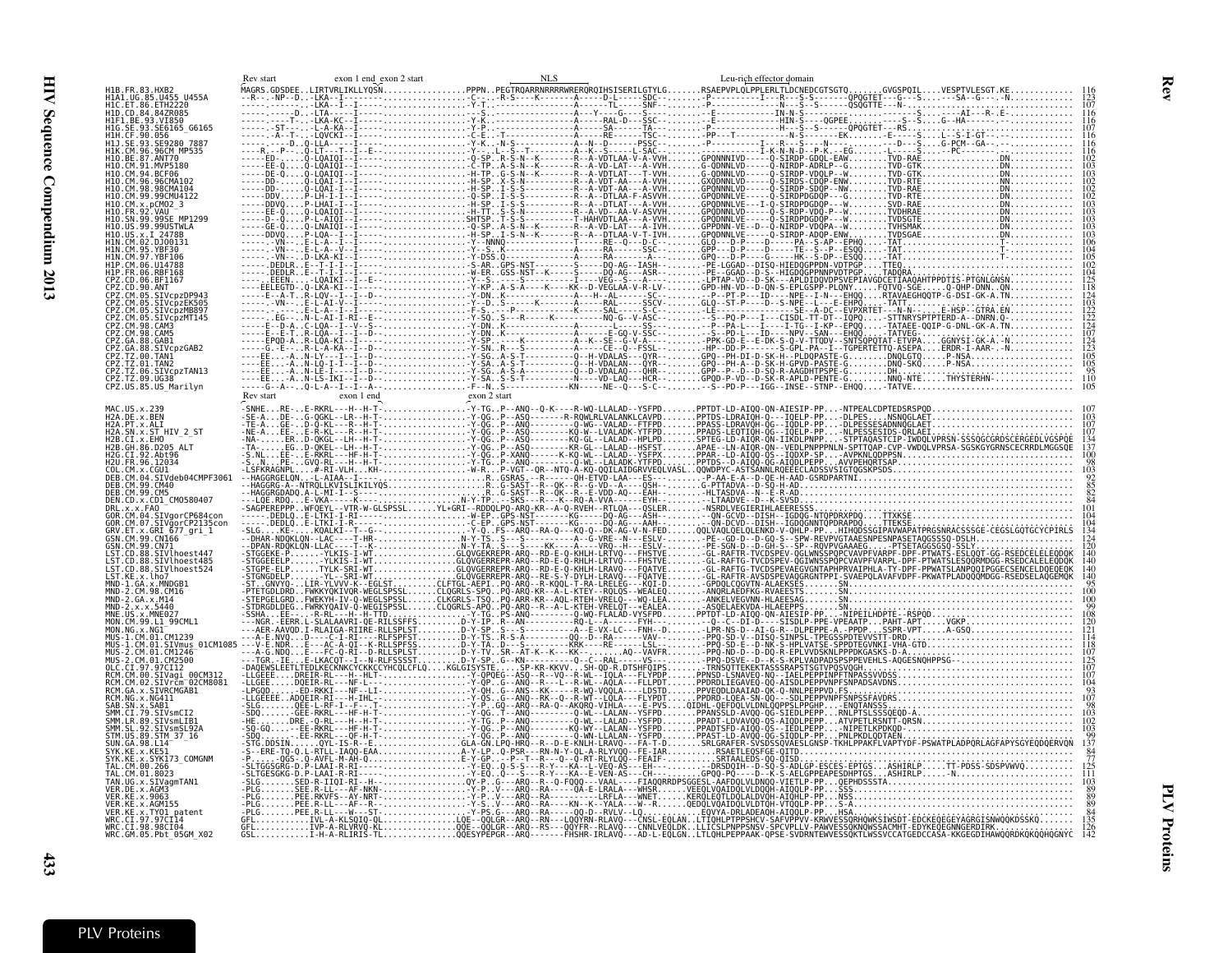```
                          Rev start              exon 1 end_exon 2 start                    NLS                                  Leu-rich effector domain
H1B.FR.83.HXB2            MAGRS.GDSDEE..LIRTVRLIKLLYQSN.................PPPN..PEGTRQARRNRRRRWRERQRQIHSISERILGTYLG.......RSAEPVPLQLPPLERLTLDCNEDCGTSGTQ.......GVGSPQIL....VESPTVLESGT.KE............  116
H1A1.UG.85.U455_U455A     --R---NP--D...LKA--I--.........................--C----R-S----K--------A------D-L-----SDC--------P-----------I---R---S-S-----QPQGTET---G---S.......SA---G----N..........  123
H1C.ET.86.ETH2220         ------.......LKA--I--I--........................-Y-T.-----------------A------T-----SNF--------P------------N---S--S------QSQGTTE----N.............................  107
H1D.CD.84.84ZR085         -------D--LTA-----I--...........................------------------A---Y----G-----S-----------E-------------IN-N-S-...........................S......AI---R--E..........  116
H1F1.BE.93.VI850          -----T--LKA-KC--I--.............................-Y-K.-----------------A------RAL-D----SSC---------E-------------HIN-S----QGPEE...........S--S....G--HA--....-........  116
H1G.SE.93.SE6165_G6165    ------ST-----L-A-KA--I--........................-Y-P.-----------------A------SA------TA--------P-------------H---S--S------QPQGTET--RS.................................  107
H1H.CF.90.056             ---------A--T----LQVCKI--I--....................-C-E.-T----------------A------RE------TSC-------PP--T-------------N-S-------EK.......E-----S....L--S-I-GT-..............  116
H1J.SE.93.SE9280_7887     ------D..Q-LLA-----I--..........................-Y-K.---N-S-----------A---N--D-------PSSC-------P-------------I---R---S-S-------D--S....G-PCM--GA--..-...............  116
H1K.CM.96.96CM_MP535      ---R...P---.Q-LT--T--I--E-.......................-Y--..L--S--T---------A--K--S------L-SAC----------I-K-N-N-D--P-K---EG.......L----S.......PC-------.....-........  116
H1O.BE.87.ANT70           -----ED-....Q-LQAIQI--I--........................-Q-SP..R-S-N--K--------R--A-VDTLAA-V-A-VVH.......GPQNNNIVD-----Q-SIRDP-GDQL-EAW.......TVD-RAE..........DN.........  102
H1O.CM.91.MVP5180         -----EE-Q.....Q-LQAIQI--I--......................-Q-SP..S-S-----------R--A-VD-LAT---A-VVH.......G-QDNNLVD-----Q-NIRDP-ADRLP--G.......TVD-GTK..........DN.........  103
H1O.CM.94.BCF06           -----DE-Q.....Q-LQAIQI--I--......................-H-TP..G-S-N--K--------R--A-VDTLAT---T-VVH.......G-QDNNLVD-----Q-SIRDP-VDQLP--W.......TVD-GTK..........DN.........  103
H1O.CM.96.96CMA102        -----DD-.......Q-LQAI-I--I--.....................-H-SP..A-S-N----------R--A-VDT-AA---A-VVH.......GXQDNNLVD-----Q-SIRDS-CDQP-ENW.......TVD-RTE..........NN.........  102
H1O.CM.98.98CMA104        -----DD-........Q-LQAI-I--I--....................-H-SP..I-S-S----------R--A-VDT-AA---A-VVH.......GPQNNNLVD-----Q-SIRDP-SDQP--NW.......TVD-RAE..........DN.........  102
H1O.CM.99.99CMU4122       -----DDV.......P-LH-I-I--I--.....................-Q-SP..I-S-S----------R--A-DTLAA-F-ASVVH.......GPQDNNLVE-----Q-SIRDPDGDQP--G.......TVD-RTE..........DN.........  102
H1O.CM.x.pCMO2_3          -----DDVQ.......P-LHAI-I--I--...................-H-SP..I-S-S----------R--A-DTLAT---A-VVH.......GPQDNNLVE-----I-Q-SIRDPDGDQP--W.......SVD-RAE..........DN.........  102
H1O.FR.92.VAU             -----EE-Q.....Q-LQAIQI--I--......................-H-TT..S-S-N----------R--A-VD--AA-V-ASVVH.......GPQDNNLVD-----Q-S-RDP-VDQ-P--W.......TVDHRAE..........DN.........  103
H1O.SN.99.99SE_MP1299     -----D--Q.....P-L-AIQI--I--......................SHTSP..T-S-S----------T-HAHVDTLAA---A-VVH.......GPQDNNLVE-----Q-SIRDPDGDQP--W.......TVDSGTE..........DN.........  103
H1O.US.99.99USTWLA        -----GE-Q.....Q-LNAIQI--I--......................-Q-SP..A-S-N--K--------R--A-VD-LAT---A-IVH.......GPPDNN-VE--D--Q-NIRDP-VDQPA--W.......TVHSMAK..........DN.........  103
H1O.US.x.I_2478B          -----DDVQ.......P-LQA--I--I--....................-H-SP..I-S-N--K--------R--A-DTLAA-V-T-IVH.......GPQDNNLVE-----Q-SIRDP-ADQP-ENW.......TVDSGAE..........DN.........  103
H1N.CM.02.DJ00131         ------VN--...E-L-A--I--I--.......................-Y--NNNQ.----------------T-----RE--Q---D-C----GLQ----D-P----D-----PA--S-AP--EPHQ.....-TAT......................T-.......  106
H1N.CM.95.YBF30           ------VN--...E-L-A--V--I--.......................-S-K.-----------------S-----RA------SSC-----GPP---D-P----D-----TE--S--P--ESQQ.....-TAT......................T-.......  104
H1N.CM.97.YBF106          ------VN--...D-LKA-KI--I--.......................-Y-DSS.Q.-------------A-----RA------A-------GPQ---D-P----D-----HK--S-DP--ESQQ.....-TAT......................T-.......  105
H1P.CM.06.U14788          ------DEDLR..E--T-I-I--I--.......................-S-AR..GPS-NST--------S-----DQ-AG--IASH-------PE-LGGAD--DISQ-HIEDQGPPDN-VDTPGP.......TTEQ.................................  102
H1P.FR.06.RBF168          ------DEDLR..E--T-I-I--I--.......................-W-ER..GSS-NST--K-----S-----DQ-AG---ASR-------PE--GGAD--D-S--HIGDQGPPNNPVDTPGP.......TADQRA..............................  104
CPZ.CD.06.BF1167          -----EEED..Q-LQAIKI--I--E--......................-Y--S.---------S-------------VEG--S----A-------LPTAP-VD--D-SK---APLDIDQVDPSVEPIAVGDCETIAAQAHTPPDTIS-PTGNLGNSN...........  125
CPZ.CD.90.ANT             ------EELECTD..Q-LKA-KI--I--......................-Y-KP..A-S-A----K-----KK--D-VEGLAA-V-H-LV-----GPD-HN-VD--D-QN-S-EPLGSPP-PLDNY......FQTVQ-SGE.....Q-QHP-DNN..QN.........  118
CPZ.CM.05.SIVcpzDP943     -----E--A-T..R-LQV--I--I--D--....................-Y-DN..K.------------------A---H--AL-------SC----P--PT-P---ID----NPE--I-N---EHQQ.....RTAVAEGHQQTP-G-DSI-GK-A-TN..........  124
CPZ.CM.05.SIVcpzEK505     -----VN--..E-L-A-IT-I--I--.......................-Y--D..S.-----------K--------RAL-----SSCV-----GLQ---ST-P-----D--S-NPE--L---E-EHPQ.....-TATT.............................  103
CPZ.CM.05.SIVcpzMB897     -----------E-L-A-IT--I--..........................-N-K.-------P-----L------A-DL-----SE---------A-DL-P-----DIS-----SE-AP-SAL-....EVPKRTET---N-N-........E-HSP--GTRA.EN..  132
CPZ.CM.05.SIVcpzMT145     -----EG---..N-L-AI-I-RI--E--.....................-Y-SQ..S---R-----K-----------NQ-G--V-ASC-------S--PQ-P----I----CISDL-TT-DT--IQPQ.....-STTNRYSPTPTERD-A--DNRN.Q-..........  122
CPZ.CM.98.CAM3            -----E--D-A..C-LQA--I--V--S--....................-Y-DN..K.---------------------------L-------SS-------P--PA-L----I---I-TG--I-KP--EPQQ.....TATAEE-QQIP-G-DNL-GK-A.TN.........  124
CPZ.CM.98.CAM5            -----E--E-T..R-LQA--I--I--D--....................-Y-DN..K.---------------------------E-GQ-V-SSC-------S-PD-SAN---ID----NPV--SAN--EHQQ.....-TATVEG.........................  107
CPZ.GA.88.GAB1            -----EPQD-A..R-LQA-KI--I--........................-Y-SP.-----K----------A--K--SE-G-V-SSSC------PPK-GD-E--E-DK-S-Q-V-TTQDV--SNTSPQPTAT-ETVPA....GGNYSI-GK-A.-N.........  124
CPZ.GA.88.SIVcpzGAB2      -----G-.E-..R-L-A-KA--I--D--.....................-Y-SN..R..S-----------------CE--Q--FSSL-------HP--DD-P-----S-GPL-PA---I--TGPERTETTQ-ASEPA....ERDR-I-AAR-.N..........  123
CPZ.TZ.00.TAN1            -----EE....A-.N-LV---I--I--D--...................-Y-SG..A-S-T----------Q--H-VDALAS---QYR-------GPQ--PH-D-D-SK-H--PLDQPASTE-G.......DNQLGTQ.....P-NSA.......................  105
CPZ.TZ.01.TAN2            -----EE....A-.N-LQ-I-T--I--D--...................-Y-SA..A-S-T----------Q--H-VDALAN---QYR-------GPQ--PH-A--D-SK-H-GPVD-PASTE-G.......DNQ-SKQ.....P-NSA.......................  105
CPZ.TZ.06.SIVcpzTAN13     -----EE....A-.N-LE-I----I--D--...................-Y-SG..A-S-S----------Q--D-VDALAQ---QHR-------GPP--P-D--D-SK-R-AAGDHTPSPE-G.......DH..................................  95
CPZ.TZ.09.UG38            -----EE....A-.N-LS-IKI--I--D--...................-Y-SA..S-S-T----------N---VD-LAQ---HCR-------GPQD-P-VD--D-SK-R-APLD-PENTE-G.......NNQ-NTE.....THYSTERHN-...............  110
CPZ.US.85.US_Marilyn      -----G--A-...Q-L-A--I--I--A--....................-F--N..S----------------KN-----NE--Q---S-C-------S--PD-P---IGG--INSE--STNP--EHQQ.....-TATVE............................  105
                          Rev start              exon 1 end           exon 2 start
MAC.US.x.239              -SNHE...RE-..E-RKRL--H--H-T-.....................-Y-TG..P--ANQ--Q-K----R-WQ-LLALAD--YSFPD.......PPTDT-LD-AIQQ-QN-AIESIP-PP....-NTPEALCDPTEDSRSPQD..........................  107
H2A.DE.x.BEN              -SE-A...DE-..E-QGKL--LR--H-T-....................-Y-QG..P--ASQ--------R-RQWLRLVLANKLCAVPD.......PPTDS-LDRAIQH-Q---IQELP-PP....DLPES......NSNQGLAET..........................  103
H2A.PT.x.ALI              -TE-A...DE-..E-RKRL--LH--H-T-....................-Y-GG..P--ASQ--------Q-WG---VALAD--FTFPD.......PPASS-LDRAVQH-QG--IQDLP-PP....PLPCESEASADNNQGLAET.........................  103
H2A.SN.x.ST_HIV_2_ST      -NE-A...EE-..E-R-KL--R--H-T-.....................-Y-DG..P--ASQ----------KQ-W--LVALADK-YTFPD.......PPADS-LEQTIQH-QG--IQELP-PP....NLPESSESIDS-QRLAEI.........................  107
H2B.CI.x.EHO              -NA-....ER..D-QKGL--LH--H-T-.....................-Y-QG..P--ASQ---------RQ-GL--LALAD--HPLPD.......SPTEG-LD-AIQR-QN-IIKDLPNPP....-STPTAQASTCIP-IWDQLVPRSN-SSSQGCGRDSCERGEDLVGSPQE  134
H2B.GH.86.D205_ALT        -TA-....EG-..D-QKEL--LH--H-T-....................-Y-QG..P--ASQ---------KR-GL--LALAD--HSFST.......APAE--LN-AIQR-QN--VEDLPNPPNLN-SPTTQAP-CVP-VWDQLVPRSA-SGSKGYGRNSCERRDLMGSGE  137
H2G.CI.92.Abt96           -S.NL...EE-..E-RKRL--HF-H-T-.....................-Y-QG..P-XANQ--------K-KQ-WL--LALAD--YSFPX.......PPAR-LD-AIQQ-QS--IQDXP-SP.....AVPKNLQDPPSN.................................  100
H2U.FR.96.12034           -S..N...PE-..GVQ-RL--H--H-T-.....................-Y-QG..P--ANQ---------Q-WL--LALADK-YTFPD.......PPTDS--D-AIQQ-QN-AIQDLPEPP....AVVPEHQRTSAP.................................  98
COL.CM.x.CGU1             -LSFKRAGNFK....-#-RI-VLH...KH-...................-W-R..P-VGT--QR-NTQ-A-KQ-QQILAIDGRVVEGLVASL..QQWDPYC-ASTSANNLRQEEECLADSSVSIGTQGSKPSDS....................................  103
DEB.CM.04.SIVdeb04CMPF3061 --HAGGRGELQN...L-AIAA--I-.........................R..GSRAS.--R-----QH-ETVD-LAA---ES-------P-AA-E-A--D-QE-H-AAD-GSRDPARTNI...............................................  92
DEB.CM.99.CM40            --HAGGRG-A-.NTRQLLKVISLIKILYQS....................R..G-SAST--R--QK--R--G-VD--A---QSH-----G-PTTADVA--D-SQ-H-AD.............................................................  85
DEB.CM.99.CM5             --HAGGRGDADQ-A-L-MI-I--S-..........................R..G-SAST--R--QK--R--E-VDD-AQ---EAH------HLTASDVA--N--E-R-AD...........................................................  82
DEN.CD.x.CD1_CMO580407    --LQE.RDQ...E-VKA----K-..........................N-Y-TP...SKS---R---K--RQ-A-VVA-----EYH---------LTAADVE--D--K-SVSD........................................................  84
DRL.x.x.FAO               -SAGPEREPPP.WFQEYL--VTR-W-GLSPSSL.......YL+GRI--RDDQLPQ-ARQ-KR--A-Q-RVEH--RTLQA---QSLER.......NSRDLVEGIERINLAEERESSS........................................................  101
GOR.CM.04.SIVgorCP684con  -----DEDLQ..E-LTKI-I-RI--........................-W-EP..GPS-NST-------KG-----DQ-AG---ASH-------QN-GCVD--DISH--IGDQG-NTQPDRPDQ.....TTXKSE.......................................  104
GOR.CM.07.SIVgorCP2135con -----DEDLQ..E-LTKI-I-R--.........................-C-EP..GPS-NST-------KG-----DQ-AG---AAH-------QN-DCVD--DISH--IGDQGNNTQPDRAPDQ.....TTEKSE......................................  104
GRV.ET.x.GRI_677_gri_1    -SLG....KE-....KQALKI--T--G-.....................-Y-Q.FS--ARQ--RA-Q---KQ-Q--DK-AG-V-N-FED.......QQLVAQLQELQLENKD-V-QHLP-PP....HIHQDSSGIPAVWAPATPRSNRACSSSGE-CEGSLGQTGCYCPIRLS  134
GSN.CM.99.CN166           --DHAR-NDQKLQN--LAC----T-HR......................N-Y-TS..S---S-----KQ-----A---VRE--N----ESLV-------PE--GD-D--D-G---S--SPW-REVPVGTAAESNPESNPASETAQGSSSQ-DSLH.............  124
GSN.CM.99.CN71            --DPAN-RDQKLQN-LLAC----T--K......................N-Y-TA..S---S-----KK----A----VRQ--H----ESLV-------PE-SGN-D--D-GH-S--SP--RQVPVGAAAEG.....PTSETAGGSGSQ-SSLY..............  120
LST.CD.88.SIVlhoest447    -STGGEKE-P.........YLKIS-I-WT...................GLQVGERREPR-ARQ--RD-E-Q-KHLH-LRTVQ---FHSTVE.......-GL-RAFTG-TVCDSPEV-QGLWNSSPQPCVAVPFVARPF-DPF-PTWATS-ESLQQT-GG-RSEDCELELEQDQK  140
LST.CD.88.SIVlhoest485    -STGGEELP..........YLKIS-I-WT...................GLQVGERREPR-ARQ--RD-E-Q-RHLH-LRTVQ---FHSTVE.......-GL-RAFTG-TVCDSPEV-QGLWNSSPQPCVAVPFVARPL-DPF-PTWATSLESSQQRMDGG-RSEDCALELEQDQK  140
LST.CD.88.SIVlhoest524    -STGPE-ELP.........TYLK-SRI-WT..................GLQVGERREPR-ARQ--RD-E-Q-KHLH-LRAVQ---FQATVE.......-GL-RAFTG-TVCDSPEVAEGVGNTAPHPRVAIPHLA-TY-DPF-PPWATSLANPQQIPGGECSENCELDQEQEQK  140
LST.KE.x.lho7             -STGNGDELP...........YL--SRI-WT.................GLQVGERREPR-ARQ--RE-S-Y-DYLH-LRAVQ---FQATVE.......-GL-RAFTR-AVSDSPEVAQGRGNTPPI-SVAEPQLAVAFVDPF-PKWATPLADQQQMDGG-RSEDSELAQGEMQK  140
MND-1.GA.x.MNDGB1         -ST..GNVYQ...LIR-YLVV-K-EGLST..............CLFTGL-AEPI..PQ-ARQ--R-KQQL-T-RA-LRELEG---KQI-D........GPQQLCQGVTN-ALAEKSES........SN..........................................  95
MND-2.CM.98.CM16          -PTETGDLDRD..FWKKYQKIVQR-WEGLSPSSL......CLQGRLS-SPQ..PQ-ARQ-KR--A-L-KTEY--RQLQS--WEALEQ........-ANQRLAEDFKG-RVAEESTS........SN..........................................  100
MND-2.GA.x.M14            -STEPGELGRD..FWEKYH-IV-Q-WEGLSPSSL......CLKGRLS-TSQ..PQ-ARR-KR--AQL-RTEH-VRELQ---WQ-LEA.......-ANKELVEGVNN-HLAEESAG........SN..........................................  100
MND-2.x.x.5440            -STDRGDLDEG..FWRKYQAIV-Q-WEGISPSSL......CLQGRLS-APQ..PQ-ARQ--R--A-L-KTEH-VRELQT--WEALEA.......-ASQELAEKVDA-HLAEEPPS........SN..........................................  99
MNE.US.x.MNE027           -SSHA...EE-..-R-RL---H--H-TTD....................-Y-TG..PS-ANQ-----------Q-WQ-FLALAD-VYSFPD.......PPTDT-LD-AIQQ-QN-AIESIP-PP....-NIPEILHDPTE--RSPQD..............................  108
MON.CM.99.L1_99CML1       ---NGR..EERR..L-SLALAAVRI-QE-RILSSFFS..........D-Y-TP..R--AN----------RQ-L--A----FYH---------Q--C--DI-D-----SISDLP-PPE-VPEAATP....PAHT-APT.......VGKP..................  120
MON.NG.x.NG1              --AER-AAVQD..I-RLAIQA-RIIRE-RLLSPLST............D-Y-SP..S--S----------A---E-VX-LC-----NH--D........LPR-NS-D---AI-G-R--DLPEPPE-A...PPDP......SSPR-VPT.......A-GSQ............  121
MUS-1.CM.01.CM1239        ---A-E.NVQ...D-----C-I-RI---RLFSPFST............D-Y-TS..R-S-A---------QQ--D--RA------VAV-------PPQ-SD-V--DISQ-SINPSL-TPEGSSPDTEVVSTT-DRD.................................  114
MUS-1.CM.01.SIVmus_01CM1085 ---V-E.NDR...E---AC-A-QI--K-RLLSPFSS............D-Y-TA..D--S----------KRK----RE-----LSL-------PPQ-SD-E--D-NK-S-HPLVATSE-SPPDTEGVNKI-VHA-GTD.............................  118
MUS-2.CM.01.CM1246        ---A-G.NNQ...E-FC-Q-RI--D-RLLSPLST..............D-Y-TV..SR--AT-K--K-----A-.........AQ--VAVFR.......PPQ-ND-D--D-DQ-R-EPLVVDSKNLPPPDKGASKS-D-A.............................  117
MUS-2.CM.01.CM2500        ---TGR..IE...E-LKACQT--I--N-RLFSSSST............D-Y-SP..G--KN-----------Q---C-RAL-----VS-------PPQ-DSVE--D--K-S-KPLVADPADSPSPPEVEHLS-AQGESNQHPPSG-...........................  125
OLC.CI.97.97CI12          -DAQEWSLEETLTEDLKECKNKCYCKKCCYHCQLCFLQ....KGLGISYSTE...SP-KR-KKVV...SH-QD-R.DTSHFQIPS.......-TRNSQTTEKEKTASSSRAPSTSGTVPQSVQGH...........................................  107
RCM.CM.00.SIVagi_00CM312  -LLGEE.......DREIR-RI--H--HLT-...................-Y-P..-ADQEG--ASQ--R--VQ---R-WL--IQLA---FLYPDP.......PPNSD-LSNAVEQ-NQ--IAELPEPPINPPTSPASSVVDSS............................  107
RCM.CM.02.SIVrcm_02CM8081 -LLGEE.......DQEIR-RI--NF-L-.....................-Y-QP..G--ANQ--R--R---R-WL--AQLA---FLLPDT.......PPDRDLIEGAVEQ-QQ-AISDLPEPPVNPFSNPADSAVDNS...............................  106
RCM.GA.x.SIVRCMGAB1       -LPGQD..............ED-RKKI---NF--LI-.............-Y-QH..G--ANS--KK-----R-WQ--VQQLA----LDSTD.......PPVEQDLDAAIAD-QK-Q-NNLPEPPVD.FS.......................................  93
RCM.NG.x.NG411            -LLGEEE.ADQER-RI--H-IHL-.........................-Y-QS..G--ANQ--RK--Q---R-WT--LLQLA---FLYPDT.......PPDRD-LQEA-SN-QQ--SDLPEPPVNPFSNPSFAVDRS..............................  107
SAB.SN.x.SAB1             -SLG.......QEE-L-RI--F---T-......................-Y-P..GQ--ARQ--RA-Q--AKQRQ-VIHLA---E-PVS......QIDHL-QEFDQLVLDNLQQPPSLPPGHP.....ENQTANSSS..................................  98
SMM.CI.79.SIVsmCI2        -SDQ.......GEE-RKRL---HF-H-T-....................-Y-QG..T--ANQ-----------Q-WL--LALAN--YSFPD.......PPANSSLD-AVQQ-QG-SIEDLPEPP....RNLPTSLSSSQEQD-A..........................  103
SMM.LR.89.SIVsmLIB1       -HE........DRE..Q-RL---H--H-T-...................-Y-TG..P--ANQ-----------Q-WL--LALAD--YSFPD.......PPADT-LDAVQQQ-QS-AIQDLPEPP....ATVPETLRSNTT-QRSN.........................  102
SMM.SL.92.SIVsmSL92A      -SQ-GQ.......EE-RKRL---HF-H-T-...................-Y-QG..P--ANQ----------KQ-WY--LALAD--YSFPD.......PPADTSFD-AIQQ-QS--IEDLPEPP....-NIPETLKPDKQD-..............................  103
STM.US.89.STM_37_16       -SDQ.......EE-RKRL----QF-H-T-....................-Y-QG..P--ANQ-----------Q-WN--LALAD--YSFPD.......PPAST-LD-AVQQ-QG-SIQDLP-PP....PNLPKDLQDTAEN....................................  99
SUN.GA.98.L14             -STG.DDSIN.........QYL-IS-R--E-.................GLA-GN.LPQ-HRQ--R--D-E-KNLH-LRAVQ---FA-T-D.......SRLGRAFER-SVSDSSQVAESLGNSP-TKHLPPAKFLVAPTYDF-PSWATPLADPQRLAGFAPYSGYEQDQERVQN  137
SYK.KE.x.KE51             -S--ERE-TQ-Q.L-RTLL-IAQQ-EAA.....................A-Y-LP..Q-PSR---RN-N-Y-QL-A-RLYVQQ--FE-IAR.......RSAETLEQSFGE-QITD..............................................  84
SYK.KE.x.SYK173_COMGNM    -P.........QGS-.Q-AVFL-M-AH-Q....................E-Y-GP...P---T-----R----Q--RT-RLYLQQ--FEAIF.........SRTAALEDS-QQ-QISD.....................................................  77
TAL.CM.00.266             -SLTGGSGRG-D.P-LAAI-R-RI---......................-Y-EQ..Q-S--S-----R-Y---KA--L-VEQ-AS---EH------DRSDQIH--D-SQ-S-ADLGP-ESCES-EPTGS.....ASHIRLP.....TT-PDSS-SDSPVWVQ.........  125
TAL.CM.01.8023            -SLTGESGKG-D.P-LAAI-R-RI--.......................-Y-EQ..Q--S-----R-Y---KA--E-VEN-AS---CH----------GPQQ-PQ-----D--K-S-AELGPPEAPESDHPTGS.....ASHIRLP.....-N.........................  111
TAN.UG.x.SIVagmTAN1       -SLG........SED-R-IIQI-RI--H--...................QY-P..G---ARQ--R--Q-FQQQ----VAAL----FIAQQRRDPSGGESL-AAFDQLVLDNQQ-VIETLP-PP....QEPHDSSSTA..................................  103
VER.DE.x.AGM3             -PLG.......SEE-R-LL---AF-NKN-....................-Y-P..V---ARQ--RA-------QA-E-LRALA--WHSR.....VEEQLVQAIDQLVLDQQH-IIQQLP-PP....SSS......................................  89
VER.KE.x.9063             -PLG.......PEE.RKVFS--AY-NRT-....................-Y-P..V---ARQ--RA----------LRFLA---WNET......KERQLEQTLDQLALDVQH-AIQHLP-PP....NSS......................................  89
VER.KE.x.AGM155           -PLG.......PEE.R-LL---AF--R-.....................-Y-S..V---ARQ--RA-----KN--K--YALA---W--R.....QEDQLVQAIDQLVLDTQH-VTQQLP-PP....S-A......................................  89
VER.KE.x.TYO1_patent      -PLG.......PEE.R-LL---WV--ST-....................-Y-PS..G---ARQ--RA-----QQ-D--RVLV--LQ.......EQVYA-DRLADEAQH-AIQQLP-PP....HSA......................................  84
WRC.CI.97.97CI14          GFL..........IVL-A-KLSQIQ-QL.....................LQE--QQLGR--ARQ--RN---LQQYRN-RLAVQ---CNSL-EQLAN..LTIQHLPTPPSHCV-SAFVPPVV-KRWVESSQRHQWKSIWSDT-EDCKEQEGEYAGRGISNWQQKDSSKQ...  135
WRC.CI.98.98CI04          GFL..........IVP-A-RLVRVQ-KL.....................QQE--QQLGR--ARQ--RS---QQYFR--RLAVQ---CNNLVEQLDK..LLICSLPNPPSNSV-SPCVPLLV-PAWVESSQKNQWSSACMHT-EDYKEQEGNNGERDIRK..........  126
WRC.GM.05.Pbt_05GM_X02    GSL..........I-H-A-RLIRIS-TL.....................QQESYPEPGR--ARQ------FHSHR-IRLAVQ---AD-L-EQLGN..LTLQHLPEPPAAK-QPSE-SVDRNTEWVESSQKTLWSSVCCATGEDCCASA-KKGEGDIHAWQQRDKQKQQHQGNYC  142
```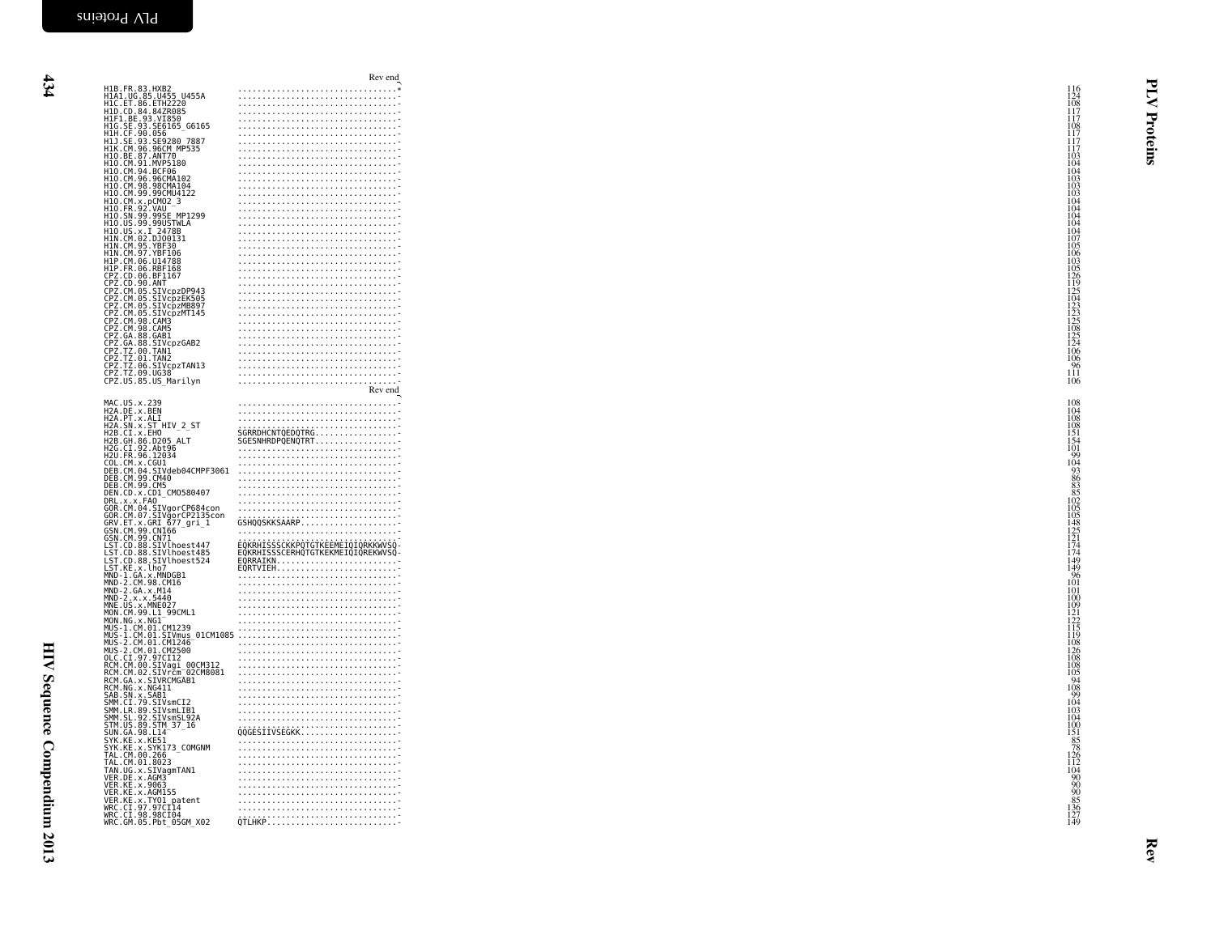Rev end

```
H1B.FR.83.HXB2                 ................................*   116
H1A1.UG.85.U455_U455A          ................................-   124
H1C.ET.86.ETH2220              ................................-   108
H1D.CD.84.84ZR085              ................................-   117
H1F1.BE.93.VI850               ................................-   117
H1G.SE.93.SE6165_G6165         ................................-   108
H1H.CF.90.056                  ................................-   117
H1J.SE.93.SE9280_7887          ................................-   117
H1K.CM.96.96CM_MP535           ................................-   117
H1O.BE.87.ANT70                ................................-   103
H1O.CM.91.MVP5180              ................................-   104
H1O.CM.94.BCF06                ................................-   104
H1O.CM.96.96CMA102             ................................-   103
H1O.CM.98.98CMA104             ................................-   103
H1O.CM.99.99CMU4122            ................................-   103
H1O.CM.x.pCMO2_3               ................................-   104
H1O.FR.92.VAU                  ................................-   104
H1O.SN.99.99SE_MP1299          ................................-   104
H1O.US.99.99USTWLA             ................................-   104
H1O.US.x.I_2478B               ................................-   104
H1N.CM.02.DJO0131              ................................-   107
H1N.CM.95.YBF30                ................................-   105
H1N.CM.97.YBF106               ................................-   106
H1P.CM.06.U14788               ................................-   103
H1P.FR.06.RBF168               ................................-   105
CPZ.CD.06.BF1167               ................................-   126
CPZ.CD.90.ANT                  ................................-   119
CPZ.CM.05.SIVcpzDP943          ................................-   125
CPZ.CM.05.SIVcpzEK505          ................................-   104
CPZ.CM.05.SIVcpzMB897          ................................-   123
CPZ.CM.05.SIVcpzMT145          ................................-   123
CPZ.CM.98.CAM3                 ................................-   125
CPZ.CM.98.CAM5                 ................................-   108
CPZ.GA.88.GAB1                 ................................-   125
CPZ.GA.88.SIVcpzGAB2           ................................-   124
CPZ.TZ.00.TAN1                 ................................-   106
CPZ.TZ.01.TAN2                 ................................-   106
CPZ.TZ.06.SIVcpzTAN13          ................................-    96
CPZ.TZ.09.UG38                 ................................-   111
CPZ.US.85.US_Marilyn           ................................-   106
```

Rev end

```
MAC.US.x.239                   ................................-   108
H2A.DE.x.BEN                   ................................-   104
H2A.PT.x.ALI                   ................................-   108
H2A.SN.x.ST_HIV_2_ST           ................................-   108
H2B.CI.x.EHO                   SGRRDHCNTQEDQTRG................-   151
H2B.GH.86.D205_ALT             SGESNHRDPQENQTRT................-   154
H2G.CI.92.Abt96                ................................-   101
H2U.FR.96.12034                ................................-    99
COL.CM.x.CGU1                  ................................-   104
DEB.CM.04.SIVdeb04CMPF3061     ................................-    93
DEB.CM.99.CM40                 ................................-    86
DEB.CM.99.CM5                  ................................-    83
DEN.CD.x.CD1_CMO580407         ................................-    85
DRL.x.x.FAO                    ................................-   102
GOR.CM.04.SIVgorCP684con       ................................-   105
GOR.CM.07.SIVgorCP2135con      ................................-   105
GRV.ET.x.GRI_677_gri_1         GSHQQSKKSAARP...................-   148
GSN.CM.99.CN166                ................................-   125
GSN.CM.99.CN71                 ................................-   121
LST.CD.88.SIVlhoest447         EQKRHISSSCKKPQTGTKEEMEIQIQRKKWVSQ-   174
LST.CD.88.SIVlhoest485         EQKRHISSSCERHQTGTKEKMEIQIQREKWVSQ-   174
LST.CD.88.SIVlhoest524         EQRRAIKN........................-   149
LST.KE.x.lho7                  EQRTVIEH........................-   149
MND-1.GA.x.MNDGB1              ................................-    96
MND-2.CM.98.CM16               ................................-   101
MND-2.GA.x.M14                 ................................-   101
MND-2.x.x.5440                 ................................-   100
MNE.US.x.MNE027                ................................-   109
MON.CM.99.L1_99CML1            ................................-   121
MON.NG.x.NG1                   ................................-   122
MUS-1.CM.01.CM1239             ................................-   115
MUS-1.CM.01.SIVmus_01CM1085    ................................-   119
MUS-2.CM.01.CM1246             ................................-   108
MUS-2.CM.01.CM2500             ................................-   126
OLC.CI.97.97CI12               ................................-   108
RCM.CM.00.SIVagi_00CM312       ................................-   108
RCM.CM.02.SIVrcm_02CM8081      ................................-   105
RCM.GA.x.SIVRCMGAB1            ................................-    94
RCM.NG.x.NG411                 ................................-   108
SAB.SN.x.SAB1                  ................................-    99
SMM.CI.79.SIVsmCI2             ................................-   104
SMM.LR.89.SIVsmLIB1            ................................-   103
SMM.SL.92.SIVsmSL92A           ................................-   104
STM.US.89.STM_37_16            ................................-   100
SUN.GA.98.L14                  QQGESIIVSEGKK...................-   151
SYK.KE.x.KE51                  ................................-    85
SYK.KE.x.SYK173_COMGNM         ................................-    78
TAL.CM.00.266                  ................................-   126
TAL.CM.01.8023                 ................................-   112
TAN.UG.x.SIVagmTAN1            ................................-   104
VER.DE.x.AGM3                  ................................-    90
VER.KE.x.9063                  ................................-    90
VER.KE.x.AGM155                ................................-    90
VER.KE.x.TYO1_patent           ................................-    85
WRC.CI.97.97CI14               ................................-   136
WRC.CI.98.98CI04               ................................-   127
WRC.GM.05.Pbt_05GM_X02         QTLHKP..........................-   149
```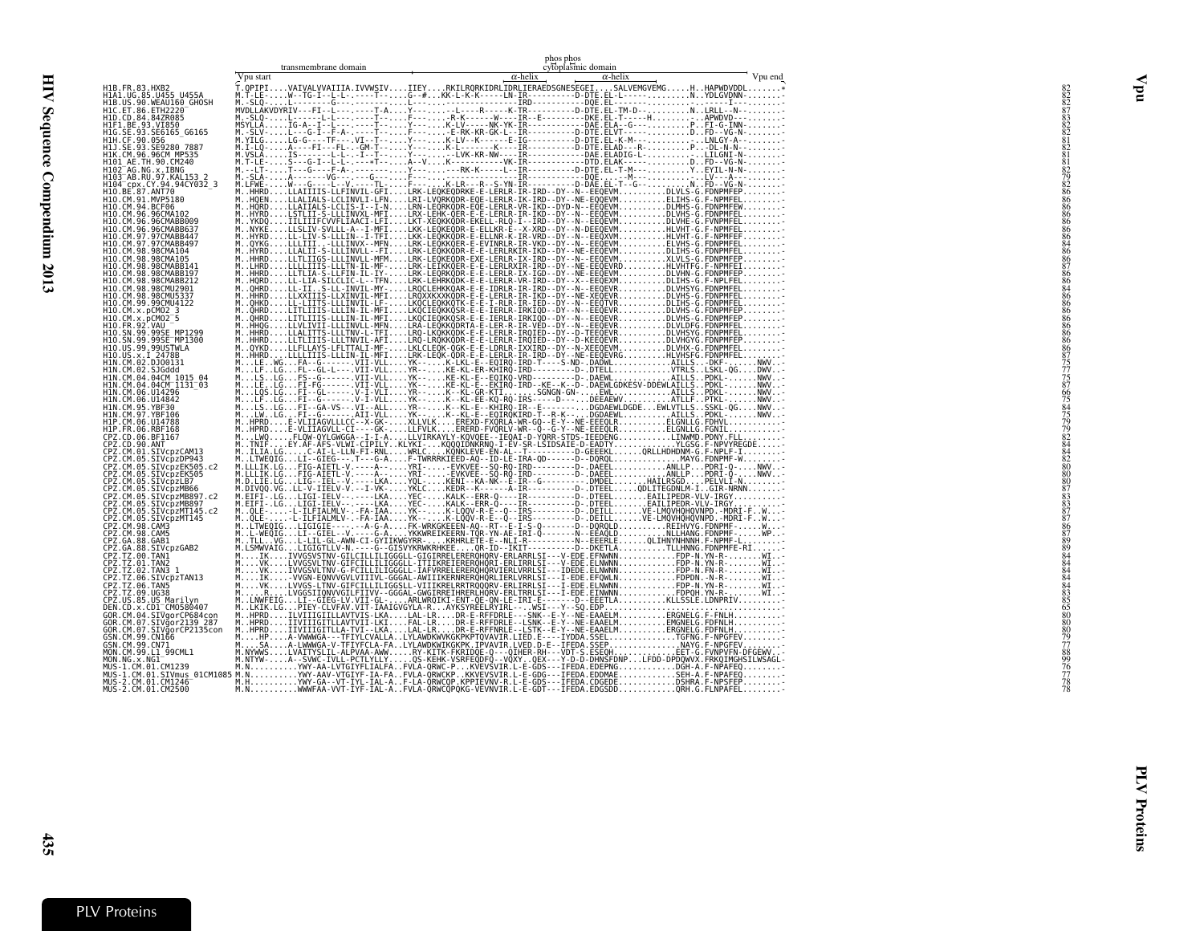```
                              transmembrane domain              phos phos
                                                                cytoplasmic domain
                    Vpu start                                   α-helix         α-helix          Vpu end
H1B.FR.83.HXB2      T.QPIPI....VAIVALVVAIIIA.IVVWSIV....IIEY....RKILRQRKIDRLIDRLIERAEDSGNESEGEI.....SALVEMGVEMG.....H..HAPWDVDDL.......*   82
H1A1.UG.85.U455_U455A M.T-LE-....W--TG-I--L-L-.----T--....G--#...KK-L-K-K-----LN-IR---------D-DTE.EL-L-----.........N..YDLGVDNN-.......-   82
H1B.US.90.WEAU160_GHOSH M.-SLQ-....L-------G---.-------...L------..----------------IRD----------DQE.EL----------.................-I---.......-   82
H1C.ET.86.ETH2220   MVDLLAKVDYRIV---FI--L------T-A....Y--------L----R----K-TR---------D-DTE.EL-TM-D--.........N..LRLL--N--.......-   87
H1D.CD.84.84ZR085   M.-SLQ-....L-----L-I-----T--....F-------R-K-----W----IR--E---------DKE.EL-T-----H.........-..APWDVD---.......-   83
H1F1.BE.93.VI850    MSYLLA.....IG-A--I--L--.----T--....Y-------K-LV----NK-YK-IR---------DAE.ELA--G---.........P..FI-G-INN-.......-   82
H1G.SE.93.SE6165_G6165 M.-SLV-....L---G-I--F-A-.---T--....F--------E-RK-KR-GK-L--IR---------D-DTE.ELVT-----.........D..FD--VG-N-.......-   82
H1H.CF.90.056       M.YILG.....LG-G---TF----.VI--T--....Y-------K-LV--K------E-IG---------D-DTE.EL-K-M--.........-..LNLGY-A--.......-   81
H1J.SE.93.SE9280_7887 M.I-LQ-....A----FI--FL-.-GM-T--....Y--------K-L-------K----IR---------D-DTE.ELAD---R-.........P..-DL-N-N--.......-   82
H1K.CM.96.96CM_MP535 M.VSLA.....IS------L-L-.--I--T--....Y--------LVK-KR-NW----IR---------DAE.ELADIG-L-.........-..LILGNI-N--.......-   81
H101_AE.TH.90.CM240 M.T-LE-....S---G-I--L-L-.----+T--....A--V.....K----------VK-IR---------DTD.ELAK-----.........D..FD--VG-N--.......-   81
H102_AG.NG.x.IBNG   M.--LT-....T---G----F-A-.-------...Y--------RK-K-----L--IR---------D-DTE.EL-T-M---.........Y..EYIL-N-N--.......-   82
H103_AB.RU.97.KAL153_2 M.-SLA-....A-------VG---.-----G--....F-------------------IR---------DQE.----M--...................LV--A---.......-   79
H104_cpx.CY.94.94CY032_3 M.LFWE-....W---G----L--V-.---TL-....F-------K-LR---R--S-YN-IR---------D-DAE.EL-T--G--.........N..FD--VG-N--.......-   82
H1O.BE.87.ANT70     M..HHRD....LLAIIIIS-LLFINVIL-GFI....LRK-LEQKEQDRKE-E-LERLR-IR-IRD--DY--N--EEQEVM..........DLVLS-G.FDNPMFEP........-   86
H1O.CM.91.MVP5180   M..HQEN....LLALIALS-LCLINVLI-LFN....LRI-LVQRKQDR-EQE-LERLR-IK-IRD--DY--NE-EQQEVM..........ELIHS-G.F-NPMFEL........-   86
H1O.CM.94.BCF06     M..HQRD....LLAIIALS-LCLIS-I--I-N....LRN-LEQRKQDR-EQE-LERLR-VR-IKD--DYD-N--EEQEVM..........DLMHS-G.FDNPMFEW........-   86
H1O.CM.96.96CMA102  M..HYRD....LSTLII-S-LLLINVXL-MFI....LRX-LEHK-QER-E-E-LERLR-IR-IKD--DY--N--EEQEVM..........DLVHS-G.FDNPMFEL........-   86
H1O.CM.96.96CMABB009 M..YKDQ....IILIIIFCVVFLIAACI-LFI....LKT-XEQKKQDR-EKELL-RLQ-I--IRD--DY--N--EEQEVM..........DLVHE-G.FVNPMFEL........-   86
H1O.CM.96.96CMABB637 M..NYKE....LLSLIV-SVLLL-A--I-MFI....LKK-LEQKEQDR-E-ELLKR-E--X-XRD--DY--N-DEEQEVM..........HLVHT-G.F-NPMFEL........-   86
H1O.CM.97.97CMABB447 M..HYRD....LL-LIV-S-LLLIN--I-TFI....LKK-LEQKKQDR-E-E-ELLNR-K-IR-VRD--DY--N--EEQXVM..........HLVHT-G.F-NPMFEF........-   86
H1O.CM.97.97CMABB497 M..QYKG....LLLIIL.--LLLINVX--MFN....LRK-LEQKKQER-E-E-EVINRLR-IR-VKD--DY--N--EEQEVM..........ELVHS-G.FDNPMFEL........-   84
H1O.CM.98.98CMA104  M..HYRD....LLALII-S-LLLINVLL--FII....LRK-LEQKKQDR-E-E-LERLRKIR-IRD--DY--NE-EEQEVM..........DLIHS-G.FDNPMFEL........-   86
H1O.CM.98.98CMA105  M..HHRD....LLLTIIGS-LLLINVLL-MFM....LRK-LEQKEQDR-EXE-LERLR-IX-IRD--DY--N--EEQEVM..........XLVLS-G.FDNPMFEP........-   86
H1O.CM.98.98CMABB141 M..LHRD....LLLLIIIS-LLLTN-IL-MF-....LRK-LEIKKQER-E-E-LERLRXIR-IRD--DY--NE-EEQEVRD.........HLVHTFG.F-NPMFEI........-   86
H1O.CM.98.98CMABB197 M..HHRD....LLLTIA-S-LLFIN-IL-IY-....LRK-LEQKKQDR-E-E-LERLR-IX-IGD--DY--NE-EEQEVM..........DLVHN-G.FDNPMFEL........-   86
H1O.CM.98.98CMABB212 M..HQRD....LL-LIA-SILCLIC-L--TFN....LRK-LEHRKQDK-E-E-LERLR-VR-IRD--DY--X--EEQEXM..........DLIHS-G.F-NPLFEL........-   86
H1O.CM.98.98CMU2901 M..QHRD....LL-II..S-LL-INVIL-MY-....LRQCLEHKKQAR-E-E-IDRLR-IR-IRD--DY--N--EEQEVR..........DLVHSYG.FDNPMFEL........-   84
H1O.CM.98.98CMU5337 M..HHRD....LLXXIIIS-LLXINVIL-MFI....LRQXKXXKQDR-E-E-LERLR-IR-IRD--DY--NE-EEQEVR..........DLVHS-G.FDNPMFEL........-   86
H1O.CM.99.99CMU4122 M..QHKD....LL-LIITS-LLLINVIL-LF-....LKQCLEQKKQTK-E-E-LERLR-IR-IED--DY--N--EEQTVR..........DLIHS-G.FDNPMFEL........-   86
H1O.CM.x.pCMO2_3    M..QHRD....LITLIIIS-LLLIN-IL-MFI....LKQCIEQKKQSR-E-E-IERLR-IRKIQD--DY--N--EEQEVR..........DLVHS-G.FDNPMFEP........-   86
H1O.CM.x.pCMO2_5    M..QHRD....LITLIIIS-LLLIN-IL-MFI....LKQCIEQKKQSR-E-E-IERLR-IRKIQD--DY--N--EEQEVR..........DLVHS-G.FDNPMFEP........-   86
H1O.FR.92.VAU       M..HHQG....LLVLIVIL-LLLINVIL-MFN....LRA-LEQKKQDRTA-E-LERLR-IR-VED--DY--N--EEQEVR..........DLVLDFG.FDNPMFEL........-   86
H1O.SN.99.99SE_MP1299 M..HHRD....LLALITTS-LLLTNV-L-TFI....LRQ-LKQKKQDK-E-E-LERLR-IRQIED--DY--D-TEEQEVR..........DLVHSYG.FDNPMFEL........-   86
H1O.SN.99.99SE_MP1300 M..HHRD....LLTLIIIS-LLLTNVIL-AFI....LRQ-LEQKKQDR-E-E-LERLR-IRQIED--DY--D-KEEQEVR..........DLVHGYG.FDNPMFEL........-   86
H1O.US.99.99USTWLA  M..QYKD....LLFLLAYS-LFLTTALI-MF-....LKLCLEQK-QGK-E-E-LERLR-IXIRD--DY--N-XEEQEVM..........DLVHX-G.FDNPMFEL........-   86
H1O.US.x.I_2478B    M..HHRD....LLLIIS-LLLIN-IL-MFI....LRK-LEQK-QDR-E-E-LERLR-IR-IRD--DY--NE-EEQEVRG.........HLVHSFG.FDNPMFEL........-   87
H1N.CM.02.DJO0131   M...LE..WG....FA--G-------VII-VLL....YK-----K-LKL-E--EQIRQ-IRD-T----S-ND-.DADWL.............AILLS..-DKF-.......NWV.-   75
H1N.CM.02.SJGddd    M...LF..LG....FL--GL-L----VII-VLL....YR-----KE-KL-ER-KHIRQ-IRD---------D-.DTELL.............VTRLS..LSKL-QG.....DWV.-   77
H1N.CM.04.04CM_1015_04 M...LS..LG....FS--G-------VII-VLL....YK-----KE-KL-E--EQIKQ-VRD---------D-.DAEWL.............AILLS..PDKL-.......NWV.-   75
H1N.CM.04.04CM_1131_03 M...LE..LG....FI-FG-------VII-VLL....YK-----KE-KL-E--ERIRQ-IRD--KE--K--D-.DAEWLGDKESV-DDEWLAILLS..PDKL-.......NWV.-   87
H1N.CM.06.U14296    M...LQS.LG....FI--G------.V-I-VLL....YR-----K--KL-GR-KTI-.......SGNGN-GN-.....EWL.............AILLS..PDKL-.......NWV.-   66
H1N.CM.06.U14842    M...LF..LG....FI--G-------V-I-VLL....YK-----K--KL-EE-KQ-RQ-IRS-----D---D-.DEEAEWV.............ATLLF..PTKL-.......NWV.-   75
H1N.CM.95.YBF30     M...LS..LG....FI--GA-VS---VI--ALL....YR-----K--KL-E--KHIRQ-IR--E---------D-.DGDAEWLDGDE...EWLVTLLS..SSKL-QG.....NWV.-   84
H1N.CM.97.YBF106    M...LW..LG....FI--G-------AII-VLL....YK-----K--KL-E--EQIRQKIRD-T--R-K---D-.DGDAEWL.............AILLS..PDKL-.......NWV.-   75
H1P.CM.06.U14788    M...HPRD....E-VLIIAGVLLLCC--X-GK-....XLLVLK....EREXD-FXQRLA-WR-GQ--E-Y--NE-EEEQLR.........ELGNLLG.FDHVL........-   79
H1P.FR.06.RBF168    M...HPRD....E-VLIIAGVLL-CI----GK-....LLFVLK....ERERD-FVQRLV-WR--Q--G-Y--NE-EEEQLR.........ELGNLLG.FGNIL........-   79
CPZ.CD.06.BF1167    M...LWQ.....FLQW-QYLGWGGA--I-I-A.....LLVIRKAYLY-KQVQEE--IEQAI-D-YQRR-STQS-IEEDENG.........LINWMD.PDNY.FLL........-   82
CPZ.CD.90.ANT       M..TNIF....EY.AF-AFS-VLWI-CIPILY..KLYKI-....KQQQIDNKRNQ-I-EV-SR-LSIDSAIE-D-EADTY.............YLGSG.F-NPVYREGDE......-   84
CPZ.CM.01.SIVcpzCAM13 M..ILIA.LG.....C-AI-L-LLN-FI-RNL....WRLC....KQNKLEVE-EN-AL--T------------D-GEEEKL.......QRLLHDHDNM-G.F-NPLF-I........-   84
CPZ.CM.05.SIVcpzDP943 M..LTWEQIG....LI--GIEG----T---G-A...F-TWRRRKIEED-AQ--ID-LE-IRA-QD------D--DQRQL.............MAYG.FDNPMF-W........-   82
CPZ.CM.05.SIVcpzEK505.c2 M..LLLIK.LG....FIG-AIETL-V.----A--....YRI----.-EVKVEE--SQ-RQ-IRD---------D-.DAEEL.............ANLLP..PDRI-Q-....NWV.-   80
CPZ.CM.05.SIVcpzEK505 M..LLLIK.LG....FIG-AIETL-V.----A--....YRI----.-EVKVEE--SQ-RQ-IRD---------D-.DAEEL.............ANLLP..PDRI-Q-....NWV.-   80
CPZ.CM.05.SIVcpzLB7 M.D.LIE.LG....LIG--IEL--V.----LKA....YQL----..KENI--KA-NK--E-IR--E------D-.DMDEL.............HAILRSGD....PELVLI-N........-   80
CPZ.CM.05.SIVcpzMB66 M.DIVQQ.VG..LL-V-IIELV-V.--I-VK-....YKLC....KEDR--K------A-IR---------D-.DTEEL......QDLITEGDNLM-I..GIR-NRNN.......-   87
CPZ.CM.05.SIVcpzMB897.c2 M.EIFI-.LG..LIGI-IELV--.----LKA....YEC----.KALK--ERR-Q----IR---------D-.DTEEL.......EAILIPEDR-VLV-IRGY.........-   83
CPZ.CM.05.SIVcpzMB897 M.EIFI-.LG..LIGI-IELV--.----LKA....YEC----.KALK--ERR-Q----IR---------D-.DTEEL.......EAILIPEDR-VLV-IRGY.........-   83
CPZ.CM.05.SIVcpzMT145.c2 M..QLE-.....-L-ILFIALMLV-.-FA-IAA....YK-----K-LQQV-R-E--Q--IRS---------D-.DEILL.......VE-LMQVHQHQVNPD.-MDRI-F..W...-   87
CPZ.CM.05.SIVcpzMT145 M..QLE-.....-L-ILFIALMLV-.-FA-IAA....YK-----K-LQQV-R-E--Q--IRS---------D-.DEILL.......VE-LMQVHQHQVNPD.-MDRI-F..W...-   87
CPZ.CM.98.CAM3      M..LTWEQIG....LIGIGIE-----A-G-A...FK-WRKGKEEEN-AQ--RT--E-I-S-Q-----D--DQRQLD..........REIHVYG.FDNPMF-.......W...-   86
CPZ.CM.98.CAM5      M..L-WEQIG....LI--GIEL--V.----G-A....YKKWREIKEERN-TQR-YN-AE-IRI-Q--------N--EEAQLD.........NLLHANG.FDNPMF-......WP..-   87
CPZ.GA.88.GAB1      M..TLL..VG....L-LIL-GL-AWN-CI-GYIIKWGYRR-....KRHRLETE-E--NLI-R---------N--EEERLE.......QLIHNYNHNNH.F-NPMF-L.......-   89
CPZ.GA.88.SIVcpzGAB2 M.LSMWVAIG....LIGIGTLLV-N.----G--GISVYKRWKRHKEE.....QR-ID--IKIT------------D--DKETLA.........TLLHNNG.FDNPMFE-RI.......-   89
CPZ.TZ.00.TAN1      M....IK....IVVGSVSTNV-GILCILLILIGGGLL-GIGIRRELERERQHQRV-ERLARRLSI---V-EDE.EFNWNN............FDP-N.YN-R-.......WI..-   84
CPZ.TZ.01.TAN2      M....VK....LVVGSVLTNV-GIFCILLILIGGGLL-ITIIKREIERERQHQRI-ERLARRLSI---V-EDE.ELNWNN............FDP-N.YN-R-.......WI..-   84
CPZ.TZ.02.TAN3_1    M....VK....IVVGSVLTNV-FCILLILIGGGLL-IAFVRRELERERQHQRVIERLVRRLSI---IDEDE.ELNWNN............FDP-N.FN-R-.......WI..-   84
CPZ.TZ.06.SIVcpzTAN13 M....IK....-VVGN-EQNVVGVLVIIIVL-GGGAL-AWIIIKERNRERQHQRLIERLVRRLSI---I-EDE.EFQWLN............FDPDN.-N-R-.......WI..-   84
CPZ.TZ.06.TAN5      M....VK....LVVGS-LTNV-GIFCILLILIGGSLL-VIIIKRELRRTRQQQRV-ERLARRLSI---I-EDE.ELNWNN............FDP-N.YN-R-.......WI..-   84
CPZ.TZ.09.UG38      M....R.....LVGGSIIQNVVGILFIIVV--GGGAL-GWGIRREIHRERLHQRV-ERLTRRLSI---I-EDE.EINWNN............FDPQH.YN-R-.......WI..-   83
CPZ.US.85.US_Marilyn M..LNWFEIG....LI--GIEG-LV.VII-GL-....ARLWRQIKI-ENT-QE-QN-LE-IRI-E------D--EEETLA..........KLLSSLE.LDNPRIV........-   85
DEN.CD.x.CD1_CMO580407 M..LKIK.LG....PIEY-CLVFAV.VIT-IAAIGVGYLA-R...AYKSYREELRYIRL--.-WSI---Y--SQ.EDP..........................-   65
GOR.CM.04.SIVgorCP684con M..HPRD....ILVIIIGIILLAVTVIS-LKA....LAL-LR....DR-E-RFFDRLE---SNK--E-Y--NE-EAAELM..........ERGNELG.F-FNLH........-   80
GOR.CM.07.SIVgor2139_287 M..HPRD....IIVIIIGITLLAVTVII-LKI....FAL-LR....DR-E-RFFDRLE--LSNK--E-Y--NE-EAAELM..........EMGNELG.FDFNLH........-   80
GOR.CM.07.SIVgorCP2135con M..HPRD....IIVIIIGITLLA-TVI--LKA....LAL-LR....DR-E-RFFNRLE--LSTK--E-Y--NE-EAAELM..........ERGNELG.FDFNLH........-   80
GSN.CM.99.CN166     M....HP....A-VWWWGA---TFIYLCVALLA..LYLAWDKWVKGKPKPTQVAVIR.LIED.E----IYDDA.SSEL.............TGFNG.F-NPGFEV........-   79
GSN.CM.99.CN71      M....SA....A-LWWWGA-V-TFIYFCLA-FA..LYLAWDKWIKGKPK.IPVAVIR.LVED.D-E--IFEDA.SSEP...............NAYG.F-NPGFEV........-   77
MON.CM.99.L1_99CML1 M.NYWWS....LVAITYSLIL-ALPVAA-AWW....RY-KITK-FKRIDQE-Q---QIHER-RH---VDT-S.ESEQH.............EET-G.FVNPVFN-DFGEWV..-   88
MON.NG.x.NG1        M.NTYW-....A--SVWC-IVLL-PCTLYLLY.....QS-KEHK-VSRFEQDFQ--VQXY..QEX---Y-D-D-DHNSFDNP...LFDD-DPDQWVX.FRKQIMGHSILWSAGL-   99
MUS-1.CM.01.CM1239  M.N.........YWY-AA-LVTGIYFLIALFA..FVLA-QRWC-P...KVEVSVIR.L-E-GDS---IFEDA.EDEPNG............DGH-A.F-NPAFEQ........-   76
MUS-1.CM.01.SIVmus_01CM1085 M.N.........YWY-AAV-VTGIYF-IA-FA..FVLA-QRWCKP..KKVEVSVIR.L-E-GDG---IFEDA.EDDMAE............SEH-A.F-NPAFEQ........-   77
MUS-2.CM.01.CM1246  M.H.........YWY-GA--VT-IYL-IAL-A..F-LA-QRWCQP.KPPIEVNV-R.L-E-GDS---IFEDA.CDGEDE............DSHRA.F-NPSFEP........-   78
MUS-2.CM.01.CM2500  M.N.........WWWFAA-VVT-IYF-IAL-A..FVLA-QRWCQPQKG-VEVNVIR.L-E-GDT---IFEDA.EDGSDD............QRH.G.FLNPAFEL........-   78
```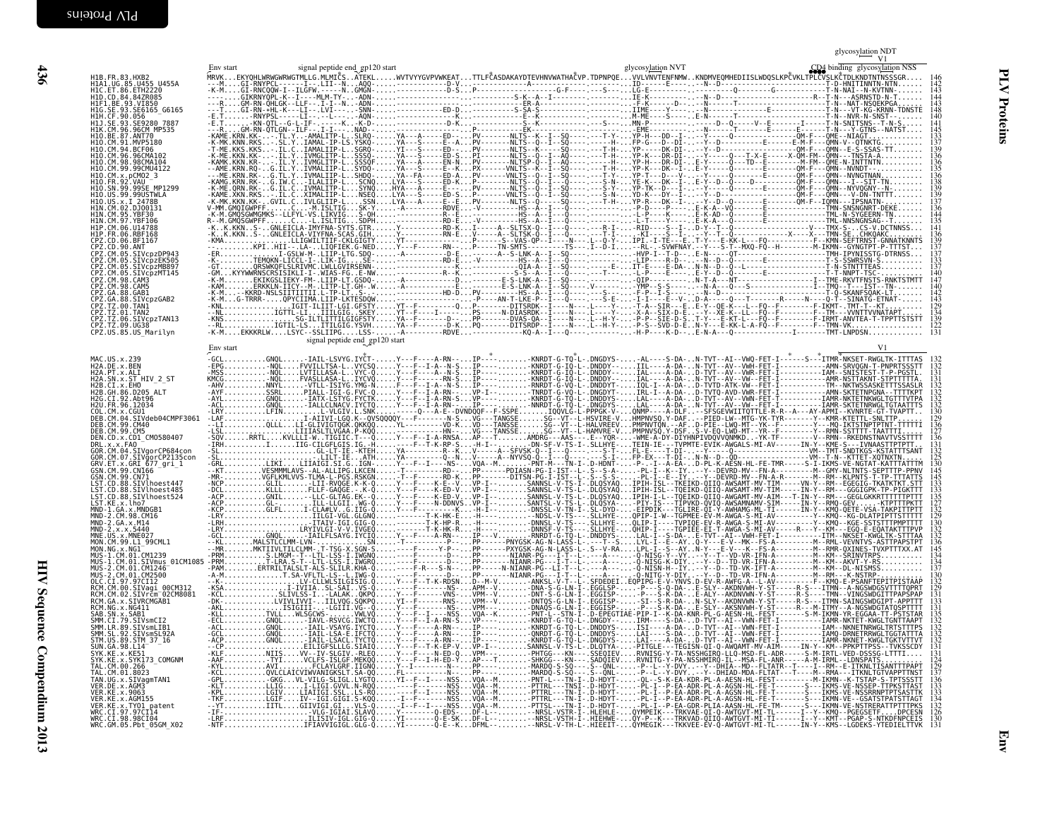```
        Env start                    signal peptide end gp120 start                                      glycosylation NVT                              glycosylation NDT
                                                                                                                                                        V1
                                                                                                                                          CD4 binding  glycosylation NSS
H1B.FR.83.HXB2            MRVK...EKYQHLWRWGWRWGTMLLG.MLMICS..ATEKL.....WVTVYYGVPVWKEAT...TTLFCASDAKAYDTEVHNVWATHACVP.TDPNPQE....VVLVNVTENFNMW..KNDMVEQMHEDIISLWDQSLKPCVKLTPLCVSLKCTDLKNDTNTNSSSGR.....  146
H1A1.UG.85.U455_U455A     ---M....GI-RNYPCL------I--.LII--N...AQQ-...........-D-V...................................................ID-----E---.-N--D----------------------------------T-D-HNITINNTN-NTN.....  142
H1C.ET.86.ETH2220         -K-M....GI-RNCQOW-I--ILGFW.-----N..GMGN-...........-D-S...P................G-F---...--S---.LG-E----------.----------------G-----------T-N-NAI--N-KVTNN-......  143
H1D.CD.84.84ZR085         ........GIKRNYQPL-K--I----MLM-TY---.ADN-............................S-K--A--I-----.....---S----.IE-K----------.-N--D---------------------R--T-N---ASRNSTD-N-T.......  144
H1F1.BE.93.VI850          ---R....GM-RN-QHLGK--LLF---I-I--N...ADN-............................ER-A---......--.F-K-----D--.--N-----T------------------T-N--NAT-NSQEKPGA......  143
H1G.SE.93.SE6165_G6165    --T.....GI-RN-+HL-K---LI---LVI-----.SNN-...........ED-D.................S-SA-S-------------------.IIME----Y----.-N-------------------E----------T-N---VT-KG-KRNN-TDNSTE  148
H1H.CF.90.056             -E-T....--RNYPSL----LI---L---------.AQN-............-K...............E-SK-----I-----.....-S---.M-ME----S----.E-N-------T------------T-N--NVR-N-SNST--.......  140
H1J.SE.93.SE9280_7887     -E-T....--KN-QTL--G-L-IF-.-----K...-K-D-............-D-K...............S-K---------------S---.MN-P----------.-N----------D--Q----V---E------I-----T-N-SNITSNS--T-N-S......  141
H1K.CM.96.96CM_MP535      --R.....GM-RN-QTLGN--ILF---I-I----.NAD-............................EK------------------.-EME----------.-N-------T--------E----------T-N---Y-GTNS--NATST.....  145
H1O.BE.87.ANT70           -KAME.KRN.KK...-.-TL.Y...AMALITP-L.SLRQ.....YA---A-----ED--..PV--------NLTS--K--I--SQ----.-------T-Y...YP-H---DD--I.--Y-----Q-----------------QM-F---QME--NIAGT..........  133
H1O.CM.91.MVP5180         -K-MK.KRN.RKS..-.SL.Y..IAMAL-IP-LS.YSKQ.....YA---S-----E--A...PV--------NLTS--Q--I--SQ----.-----H---.FP-G----D--DI--.--Y--D---------E-------E-M-F---QMN-V--QTNKTG.........  137
H1O.CM.94.BCF06           -T-ME.KKS.KKS..-.IL.C..IAMALIIP-L.SGRQ.....YI---S-----ED---..PV--------NLTS--K--------SQ----.---T-H---.YP-----DK-DI--.--Y--D-------------------QM-F---QMN--E-S-SSAS-TT.......  139
H1O.CM.96.96CMA102        -K-ME.KKN.KK...-.IL.Y..IVMGLITP-L.SSSQ.....YA---S-----ED-S.-PI--------NLTS--Q--I--AQ----.-----H---.YP-K----DH-DI--.--Y-----Q----T-X-E-------X-QM-FM-QMN----TNSTA-A.........  136
H1O.CM.98.98CMA104        -KAMK.KKN.KR...-.IL.Y..IVMGLITP-L.SSSQF.....YA---A-----EN-N...PV--------NLTSP-Q--I--AQ----.-----H---.YP-H---DR-DI-.E-Y-----Q----TD--E-------M-FM-QME-N-INTTNTN.........  136
H1O.CM.99.99CMU4122       --AME.KRN.RQ...G.IL.Y..IVMALIIP-L.SYDQ.....YA---S-----E--K...PX--------VNLTS--K--I--SQ----.-----T-H---.YP-K----DK--I..E-Y-----Q-----------E------QM-F---QMN--NVNDT--.........  135
H1O.CM.x.pCMO2_3          ---ME.KRN.RK...G.TL.Y..IVMALIIP-L.SHDQ.....YA--FA-----ED-A...PV--------VNLTS--Q--I--SQ----.-----T-Y---.YP-T----D----I.--Y-----Q----------------QM-F---QMN--NVNGTNAN.........  136
H1O.FR.92.VAU             -KAMG.KRN.RK...G.IW.C..-ILALIIP-L.SCNQ.....LYA---S-----ED-K...P---------NLTS--Q--I--SQ----.-----S-N---.YE-K----DK--I..E-Y--D--Q----D--------QM-F---QMN---I--SIT-TN......  136
H1O.SN.99.99SE_MP1299     -K-ME.QRN.RK...G.IL.C..IVMALITP-L.SYNQ.....HYA---A-----E--...PV--------NLTS--Q--I--SQ----.-----S-Y---.YP-TK--D---I.--Y-----Q----------E------QM-F---QMN--NYVQGNY--N......  139
H1O.US.99.99USTWLA        -KAME.XKN.RKS..-.IL.C..XIMALIIP-L.NSEQ.....LYA---S-----ED-S...PV--------NLTS--Q--I--SQ----.-----S-N---.YD-K----DY--I..--Y--D----------------QM-F---QMN---V-DN-TNTTT......  139
H1O.US.x.I_2478B          -K-MK.KKN.KK...GVIL.C..IVLGLIIP-L.SSN.....LYA---A-----E--E...PV--------NLTS--Q--I--SQ----.---T-H---.YP-R----DK--I..--Y-----Q----E-------QM-F---IQMN---IPSNATN-......  137
H1N.CM.02.DJ00131         V-MM.GMQIGWPFF--.....-M.ISLTIG...SK-Y.......-A-------RDVE...-V---------HS--A--I--Q----.-------...-P-D----P-----.E-K-A--VQ--------E-------TMN-SNSNGNRT-DEKE......  136
H1N.CM.95.YBF30           -K-M.GMQSGWMGMKS--LLFYL-VS.LIKVIG...S-QH........---------R--E...------------HS--A--I--Q----.-------...-L-P----K----.E-K-AD--Q--------E-------TML-N-SYGEERN-TN......  133
H1N.CM.97.YBF106          R--M.GMQSGWPFF.....C...L.ISLTIG...SDPH........---------RD--E..------------HS--A--I--Q----.-------...-Y--T----Y-----.E-K-A---Q--------E-------TML-NNSNGNSAG--T......  135
H1P.CM.06.U14788          -K..K.KKN..S-..GNLEICLA-IMYFNA-SYTS.GTR.....Y-----------RD-K...I------A--SLTSX-Q--I--Q----.-----R-I---.-RID----S--I..D-Y--T--Q-------------V----TMX-S---CS-V.DCTNNSS....  141
H1P.FR.06.RBF168          -K..K.KKN..S-..GNLEICLA-VIYFNA-SCAS.GIH.....Y-----------RN-E...V------A--SLTSK-Q--I--Q----.-----T-I---.-KI-----S--I..--Y--T--Q-----------X-----X----TMN-SE.CHKQAKC.......  144
CPZ.CD.06.BF1167          -KMA.................LLIGWILTIIF-CKLGIGTY.....YT-----------P--.......-S--VAS-QP--I----N----L--Q-Y----.IPI.-I-TE--E..T-Y---E-KK-L---FQ------------F--KMN-SEFTRNST-GNNATKNNTS  139
CPZ.CM.90.ANT             -------....KPI..HII---LA-..LIDFIEK.G-NED....Y---F-------RN--...VD------TN-SMTS---------TS----.I--D-I----.RL...-SVWFNAY.----S-T--MXQ-FQ--H------M-IKMN--GYNGTPT-P-TTTST...  137
CPZ.CM.05.SIVcpzDP943     -ER...............I-GSLW-M--LIIP-LTG.SDQ-....-A----------D-E..........-A--S-LNK-A--I--SQ----.-----...--HVP-I--T-D---.E-N-----------QT------------TMH-IPYNISSTG-DTRNSS......  137
CPZ.CM.05.SIVcpzEK505     -K--.......TEMQKN-LICCL-I-.LIK-IG.....SE-.........-----RD-E..-V---------HS--A--I--Q----.-------...LIP-----R-D----.-N--D---Q--D--L------------T-S-SSWRSVN-S.......  133
CPZ.CM.05.SIVcpzMB897     -GT......QRSWKQFLSLRIVMC-LWLLGVIRSENN......-------------K...-----------HS--A--I--SQ----.---E---..LIT-E--F-DA--.N-N--D--Q--L-------------T-N-STNTTTEAS.........  135
CPZ.CM.05.SIVcpzMT145     -GM...KYYWWRNSCRSISIKLI-I-.WIAS-FG..E-NW..........------R--K..........-S-S--A--I--Q----.-----T-...--L-P----E----.E-Y--D--Q--TSC--E------------T-T-NNPT-TSC.........  140
CPZ.CM.98.CAM3            -K-M.......EKIKGSLIEKY-FM--LIIP-LT.GSDQ-....-A----------D-...........-E-S-LNK-A--I--SQ----.-----...QIP---------.N-T-A---NT-----------I--TME-RKVTFNSTS-RNKTSTMT  147
CPZ.CM.98.CAM5            -KAM.......ERKKLN-IICY--M-.LIIP-LT.GH-.W.......-A----------D-...........-E-S-LNK-A--I--SQ----.V------...-YMP-S-S----.-N-A---Q---S----------I--IMQ--T---IST--TN-.....  140
CPZ.GA.88.GAB1            -K-M.....KKRD-NSLSIITIITII-L-TP-LT..S.-........-----------HD-D...PV---------HS--A--I--Q----.-S-----...-F-P--I-S------.-N-A-D---------------------Q-SKANFSQAK-LT........  142
CPZ.GA.88.SIVcpzGAB2      -K-M...G-TRRR-....QPYCIIMA.LIIP-LKTESDQW....................P----AN-T-LKE-P--I---Q----.---S-E---.I-I---E--V-..D-A----Q---T-------R-----N----Q-T--SINATG-ETNAT-.....  143
CPZ.TZ.00.TAN1            -KNL...............IGIT-ILIIT-LGI.GFSTY.....YT--F-------Q...P---------DITSRDK--I----KT-----L----Y----.I-A--SIR---E..E-Y--QE-K---L--FQ--F--------F-IKMT--TMT-T----KT......  129
CPZ.TZ.01.TAN2            --NL.............IGTIL-LI-..IIIIGIG..SKEY.....YT--F-----I----...PS-----N-DIASRDK--I----N----L----I---.-X-A--SIX-D-E..--Y--XE-K---L--FQ--F------------TM---VVNTTVVNATAPT.....  134
CPZ.TZ.06.SIVcpzTAN13     -KNS.................SG-ILTLITTILGIGFSTY.....YA--F-------D-...PP--------DVAS-QA--I----N----L--H-Y----.P-P--SIE-D-S..T-Y---E-KT-L---FQ--F--------F-IRMT-ANVTEA-T-TPPTTSTSTT  139
CPZ.TZ.09.UG38            --RL.............IGTIL-LS...ITIISRDP....YSVH.......-F--------D-K...PQ--------DITSRDP--I----N----L--H-Y----.IP-S--SVD-D-E..N-Y---E-KK-L-A-FQ--F--------F--TMN-VK...........  132
CPZ.US.85.US_Marilyn      -K-M....EKKKRLW....LSYC--SSLIIPG...LSS-.........-A----------RDVE.................-KQ-A--I---Q----.-------...-H-P----K-D---.E-N-A---Q----------------I------TMT-LNPDSN.........  131
                                    signal peptide end gp120 start
        Env start                                                                                                                                              V1
MAC.US.x.239              -GCL.........GNQL.....-IAIL-LSVYG.IYCT-.....Y---F-----A-RN--..IP-.........-KNRDT-G-TQ-L-.DNGDYS-.....-AL-----S-DA-..N-TVT--AI--VWQ-FET-I--------S---ITMR-NKSET-RWGLTK-ITTTAS  132
H2A.DE.x.BEN              -EPG.........-NQL.....FVVILLTSA-L.VYCSQ.....Y---F-I-A--N-S..IP-.........-KNRDT-G-IQ-L-.DNDDY-.....IIL-----A-DA-..N-TVT--AV--VWH-FET-I-------------AMN-SRVQGN-T-PNPRTSSSTT  132
H2A.PT.x.ALI              -MSS.........-NQL.....LVTILLASA-L.VYCSQ.....Y---F-----A-N-S..IP-.........-KNRDT-G-IQ-L-.DNDDY-.....IAL-----A-DA-..D-TVT--AV--VWH-FET-I-------------IAM--SNISTEST-T-P-PGSTL.  131
H2A.SN.x.ST_HIV_2_ST      KMCG.........-NQL.....FVASLLASA-L.YVCVQ.....Y---F-----RN-S..IP-.........-KNRDT-G-TQ-L-.DNDDY-.....IAL-----A-DA-..N-TVT--AV--VW-FET-I-------------AMR-NSTTAKNT-STPTTTTA.  131
H2B.CI.x.EHO              -AHV.........NNYL.....-VTLL-ISIYG.YMG-N.....Y---F-----A-RN-S..IP-.........-KNRDT-G-VQ-L-.DNGDYT-.....IQL-I---A-DA-..N-TVTD-ATK-VW--FET-I-------------TM--NKTWSSASKETTTSSASLR  132
H2B.GH.86.D205_ALT        -AYF.........SSRL.....PIALL-IGI-G.FVC-Q.....Y---F--I-A-RN-S..VP-I-.........-TNRDT-G-VQ-L-.DNGDYT-.....IRL-I---A-DA-..D-TVTQ-AVD-VWR-FET-I-------------AMN-SKTETNPGNA--TTTTKPT  132
H2G.CI.92.Abt96           -AYL.........GNQL.....-IATX-LSTYG.FYCTK.....Y---F-----A-RN-S..IP-.........-KNRDT-G-TQ-L-.DNDDYS-.....LAL-----A-DA-..D-TVT--AV--VWQ-FET-I-------------IAMR-NKTETNKWGLTGTTTVTPA  132
H2U.FR.96.12034           -ACL.........GNQL.....IALLCLMACV.IYCTQ.....Y---F-----A-RN-S..IP-.........-NNRDT-G-TQ-L-.DNGDYS-.....LAL-----A-DA-..D-TVT--AV--VWH-FET-I-------------IAMR-SKTETNRWGLTGTAATTTS  132
COL.CM.x.CGU1             -LRY.........LFIN.....--L-VLGIV.L.SNK.........Q---A-E--DVNDQQF--F-SSPE.......IQQVLG-L-PPPGK-V.....QNMP-----A-DLF...-SFSGEVWIITQTTLE-R-R--A---AY-APMI--KVNRTE-GT-TVAPTT.  130
DEB.CM.04.SIVdeb04CMPF3061 -LAF.................I-AIIVI-LGQ.K--QVSQQQQY.--F---------N-S...VG--TANGSE.......SG--VT--L-HSVIRE-V.....HMPNVSQ.Y-DAF....-PIED-LW--MTG-YK-TYR-------Y--KMR-KTETTL-SNLTTP.........  129
DEB.CM.99.CM40            --LI.......QLLL...LI-GLIVIGTPQK.QKKQQ.......YL--------VD-K...VG---TANGSE......SG--VT--L-HALVREE-.....PMPNVTQN.--AF...D-PIE--LWQ-MT--YK--F---------MQ-IKTSTNPTPTNT-TTTTTTT  136
DEB.CM.99.CM5             -LSL.............LIIIASLTLVGAA.P-KQQ.................HN--...VG---TANGSE.......SG--VT--L-HAMVRE-V.....PMPNVSQ.Y-DSF..S-V-EQ-LWD-MT--YR--F-------Y--RMN-SSTTTT-TAATTTI.....  127
DEN.CD.x.CD1_CM0580407    -SQV.......RRTL....KVLLLI-W..TIGIIC.T----Q......Y---F--I-A-RNSA...AP---T.......AMDRG---AAS-...E--YQR-.....-WME-A-DY-DIYHNPIVDQVVQNMKD..-YK-TF--------V--RMN--RKEDNSTNAVTVSSTTTT  136
DRL.x.x.FAO               -IRH.........I......IIG-CILGFLGIS.IG..........--F--T-K-RP-S...-H-I-...........-DN-SF-V-TS-I-.SLLHYE-.....TEIN-IE---TVPMTE-EVIK-AWGALS-MI-AV------IN-Y--KME-S---IVNAASTTPTPTT.  131
GOR.CM.04.SIVgorCP684con  -SL.................-GL-LT-IE.-KTEH.......YA----------R--K...V------A--SFVSX-Q--I--Q-----.----S-T---.FL-E-----T-DI-...N-N---D---Q--------------VM--TMT-SNDTKGS-KSTATTTSANT  132
GOR.CM.07.SIVgorCP2135con -SL.................LIL-IE..ATH.......YA----------Q--N...V------A--NYVSQ-Q--I--Q----.---S-I---.FP-EX---T-DI-...N-N--D---QD-----------VM--T-N--KTTET-XQTNXTN.......  125
GRV.ET.x.GRI_677_gri_1    -GRL.........LIKI....LIIAIGI.SI.G..IGN-........Y---F--I-----NS-..VQA--M........-PNT-M---TN-I-.D-HDNT.....-P-.-I--A-EA-..D-PL-K-AESN-HL-FE-TMR------S-I-IKMS-VE-NGTAT-KATTTATTTM  130
GSN.CM.99.CN166           --KT.........VESMMMLAVS--AL-ALLIPG.LKCEN.....-T---------RD--..PP-------PDIASN-PG-I-IST--L-.S--S-A-.....-PL-I--K--IY..---Y--DEVRD-MV--FN-A---------M--GMY-NLTNTS-SEPTTTP-PPNV  145
GSN.CM.99.CN71            -MR..........VGFLKMLVVS-TLMA-L-PGS.RSKGN.....-T---F----RD-K...PP-------DITSN-PG-I-IST--L-.S--S-S-.....-PL-I--E--IY..---Y--DEVRD-MV--FN-A-R------M--RM--KLPNTS-T-TP-TTTATTS  145
LST.CD.88.SIVlhoest447    -NCP.........GLIL.....LLI-RVQGE.K-K-Q.......Y---F-----K-E--V..VP-I-...........SANNSL-V-TS-L-.DLQSYAQ.....IPIH-ISL--TKEIKD-QIIQ-AWGAMT-MV-TIM-----VN-Y--RM--EGEGIG-TKATKTKT.STT  133
LST.CD.88.SIVlhoest485    -DCL.........KLLL.....FLLF-GAQGE..K-Q.......Y---F-----K-ED-V..VP-I-...........SANNSL-V-TS-L-.DLQSYAQ.....IPIH-ISL--TQEIKD-QIIQ-AWGAMT-MV-TIM-----IN-Y--RM---GGGIGPK-TP-PIGKTTT  133
LST.CD.88.SIVlhoest524    -ACP.........GNIL.....--LLC-GLTAG.EK--Q.......Y---F-----K-ED-V..VP-I-...........SANNSL-V-TS-L-.DLQSYAQ.....IPIH-I-L--TQEIKD-QIIQ-AWGAMT-MV-AIM---T-IN-Y--RM---GEGLGKKRTTTTTTPTTT  135
LST.KE.x.lho7             -ACP.........GLIL.....-ILL-ILGII..WG-Q.......Y---F-----N-DDNVS..VP-I-...........SANTSL-V-TS-L-.DLQSYA-.....-PIY-IS---TIPVKD-QVIQ-AWSAMNAMV-SIM-----IN-Y--RMQ-GEV........KTPTTTPKTT  127
LST.KE.x.lho7 dummy
MND-1.GA.x.MNDGB1         -KCP.........GLFL.....I-CLA#LV..G.IIG-Q.......Y---F---------K...-H-I-...........-DNSSL-V-TN-L-.SL-DYD-.....-EIPDIK---TGLIRE-QI-Y-AWHAMG-ML-TI------IN-Y--KMQ-QETE-VSA-TAKPITTPTT  132
MND-2.CM.98.CM16          -LRY..................IILGI-VG.GLGNQ...........-T-K-HK-E...-H---...........-NDSL-V-TS--..SLLHYE-.....QPIP-I-W--TGPMEE-EV-M-AWGA-S-MI-AV-----------Y--KMQ--KG-DLATPIPTTSTTTTT  132
MND-2.GA.x.M14            -LRH..................ITAGI-IGI.GIG-Q..........-T-K-HP-R...-H---...........-DNNSL-V-TS--..SLLHYE-.....QLIP-I----TVPIQE-EV-R-AWGA-S-MI-AV-----------Y--KMQ--KGE-SSTSTTPMPTTTT  129
MND-2.x.x.5440            -LRY..................LRYIVLGI-V-V.IVGEQ...........-T-K-HK-R...-H---...........-DNNSF-V-TS--..SLLHYE-.....QHIP-I----TGPIEE-EI-T-AWGA-S-MI-AV------R---Y--KM---EGQ-E-EQATAKTTTPVP  130
MNE.US.x.MNE027           -GCL.........GNQL.....IAILFLSAYG.IYCIQ.....Y---F-----A-RN--..IP---V...........-RNRDT-G-TQ-L-.DNDDYS-.....LAL-I--S-DA-..E-TVT--AI--VWH-FET-I-------------ITM--NKSET-KWGLTK-STTTAA  132
MON.CM.99.L1_99CML1       --KC.......MALSTLCLMM-LVN---.....SN.......-T---F---------K...PP-------PNYGSK-AG-N-LASS-L-.....------...-PL-I--E--AY..Q-Y---E-V--MK--FS-A---------M--RML-VEVNTVS-ASTPAPSTPT  136
MON.NG.x.NG1              --MR.........MKTIIVLTILCLMM-.T-TSG-X.SGN-S.........F----Y-P--...PP-------PXYGSK-AG-N-LASS-L-.S--V-RA-.....LPL-I--S--AY..N-Y---E-V---K--FS-A---------M--RMR-QXINES-TVXPTTTXX.AT  145
MUS-1.CM.01.CM1239        -PRM..........S.LMGM--T--LTL-LSS-I.IWGRQ.........F-------D--...PP-------NIANR-PG---I-T--L-.....-A---..-Q-NISG-Y--VY..--Y--T--VD-VR-IFN-A---------M--KM--SRINVTRPS.............  134
MUS-1.CM.01.SIVmus_01CM1085 -PRM..........T-LRA-S-T--LTL-LSS-I.IWGRQ..........F-------D--...PP-------NIANR-PG---I-T--L-.....-A---..-Q-NISG-K-DIY..--Y---D--TD-VR-IFN-A---------M--KM--AKVT-Y-RS.............  134
MUS-2.CM.01.CM1246        -PAM.........ERTRILTALSLT-ALS-SLILR.KHA-Q..........F-R---S-N--...PP-------N-NIANR-PG--LI-T--L-.....-A---..-Q-NISN-H--IY..--Y--D--TD-VK-IFT-A---------M--KM--DL-NISMSS.............  137
MUS-2.CM.01.CM2500        -A-M...........T.SA-VFLTL-LS--L.IWG-Q..........F-----------...PP-------NIANR-PG---I-T--L-.....-A---..-Q-NITG-Y-DIY..--Y--D--TD-VR-IFN-A---------M--RM---K-NSTRP.............  130
OLC.CI.97.97CI12          --K-.............LV-CLLWLSILGISIG-Q.......Y---F--T-K-RDSN-.D--M-V...........-ANKSL-V-T--L-.SFDEDEI..EQPPG-E-V-YNVS-D-EV-R-AWFG-A--L-AV---------F--KMQ-E-PSANFTEPITPISTAAP  132
RCM.CM.00.SIVagi_00CM312  -KSA.................I-IVIIA..SL-SAI..VS-Q.......Y---F-------NS-...APM--V...........-DNA-S-G-LN-I-.EGGLSP-.....-P---S-Q-DA-..E-SLY--AKDNVWH-Y-ST------R-S---ITMN--A-NGSWDGSVTTTTPQRT  129
RCM.CM.02.SIVrcm_02CM8081 -KCL.................SLIVLSS-I..-LALAK..QKPQ.......Y---F-------VNS-...VPM--V...........-DNT-S-G-LN-I-.EGGISP-.....-P---S-S-DA-..L-E-ALY--AKDNVWH-Y-ST------R-S---ITMN--VINGSWDGITTPAPSPAP  131
RCM.GA.x.SIVRCMGAB1       -DK-.................LVIVLIVVI--ILLVQG.SQKPQ.......YI--------RNS-...VPM--V...........-DNTQS-G-LN-I-.EGGISP-.....-P---S-S-DA-..N-S-SLY--AKDNVWN-Y-ST------R-S---ITMN-SAINGSWDGIPT-APPEITS  133
RCM.NG.x.NG411            -AKL.................ISIGIII--LGIII.VG--Q.......Y---F-------NS-...VPM--V...........-DNAQS-G-LN-I-.EGGISP-.....-P---S-K-DA-..E-SLY--AKSNVWH-Y-ST------R-S---M-ITMY--A-NGSWDGTATQSPTTTT  131
SAB.SN.x.SAB1             -KLL.........TVLL....WLSGCWS-.......VWLVQ.....Y---F--I-----NSS...VQA--K...........-PNT-L--STN-I-.D-EPGTIAE-PIP-I--K-DA-KNR-PL-G-AESN-HL-FEST-------S-M-IKMN-YR-EGGAA-TT-PSTSTAR  135
SMM.CI.79.SIVsmCI2        -ECL.........GNQL.....-IAVL-RSVCG.IWCTQ.....Y---F--I-A-RN-S..VP-.........-KNRDT-G-TQ-L-.DNGDY-.....IRM-----S-DA-..D-TVT--AI--VWN-FET-I-------------IAMR-NKTET-KWGLTGNTTAAPT  132
SMM.LR.89.SIVsmLIB1       -ACL.........GNQL.....-IAIL-VSAYG.IYCTQ.....Y---F-----A-RN-...IP-.........-KNRDT-G-TQ-L-.DNDDYS-.....ISI-----A-DA-..D-TVT--AI--VWN-FET-I-------------IAM--NKNETNRWGLTRTSTTTPS  132
SMM.SL.92.SIVsmSL92A      -GCL.........GNQL.....-IAIL-LSA-E.IFCTQ.....Y---F-----A-RN-...IP-.........-QNRDT-G-TQ-L-.DNDDYS-.....LAI-----S-DA-..D-TVT--AI--VWN-FET-I-------------IAMQ-DRNETRRWGLTGGTATTTA  132
STM.US.89.STM_37_16       -ACP.........GNQL.....-IAIL-LSACL.TYCTQ.....Y---F-----A-RN-...IP-.........-KNRDT-G-TQ-L-.DNGDYS-.....LAI-----A-DA-..D-TVT--AI--VWN-FET-I-------------IAMR-NKNET-KWGLTGKTVTTVT  132
SUN.GA.98.L14             --CP.................EILIGFSLLLG.SIAIQ.....Y---F--T-K-EP-V..VP-I-...........SANNSAL-V-TS-L-.DLQTYA-.....-PITGLE---TEGISN-QI-Q-AWQAMT-MV-AIM-----IN-Y--KM--PPKPTTPSS--TVKSSCDY  131
SYK.KE.x.KE51             -KLF.........NIIS.....VV--IV-SLGIV.-RLEQ.......Y---F-----N-ED-Q...VPM--.........-PHTGG---KN---.SSEQIEV...RVNISG-Y-TA-NSSHGIRQ-LLQ-MSD-FL-ADR------S-M-IRTL-VED-DSSSG-LTTTI.....  131
SYK.KE.x.SYK173_COMGNM    -AAF.........-TYI.....VCLFS-ISLGF.MEKQQ.......Y---F--I-H-ED-Y...AP----T...........-SHKGG---KN---.SADQIEV...RVNITG-Y-PA-NSSHMIRQ-IL--MSA-FL-ANR------A-M-IRML--LDNSPATS..........  124
TAL.CM.00.266             -KYL.........AVI......FCLAYLGRF.IIGNQ.....Y---I-----------N-...PP-------...-MARDQ-S-SQ----S--QNL-.....-P--L--Y-DVY..--Y--DHIA--MD--FLTATR--T-----I--RM--E-ITKNLTISANTTTPAPT  129
TAL.CM.01.8023            -KCL.........QVLCLAICVIVANIGKSLT.SA-QQ.....FL--------------N-...PP-------...-MARDQ-S-SQ----S--QNL-.....-P--L--Y-DVY..--Y--DHIAD-MDA-FLTAT---T-----M--RMA---ITKNLTGTVAPPTTNST  137
TAN.UG.x.SIVagmTAN1       -GPL.........-GKG....VL-VILG-SLIGL.LYGTQ.....YI--F--I-----NSS...VQA--M...........-PNT-L----TN-I-.D-HDYT-.....-QL--S-K-EA-KDR-PL-A-AESN-HL-FEST-------M-IKMN--K-TSTAP-S-TPTSSSTT  136
VER.DE.x.AGM3             -KLT.........LILG.....I-LIGI.GVVL.N-RQQ.......-F-----NSS...VQA--M...........-PTTRL---TNSI-.D-HDYT-.....-PL-I--P-EA-ADR-PL-A-AGSN-HL-FE-T-------S---IKMS-VE-NSSEP-TTPKSTTAST  133
VER.KE.x.9063             -KPL.........LGIV.....LIAIIGI.SSL.LS-RQ.......Y---F-I---NSS...VQA--M...........-PTTRL---TN-I-.D-HDYT-.....-PL-I--P-EA-ADR-PL-A-AGSN-HL-FE-T-------S---IKMN-VE-NSSRRNPTPTSASTTK  133
VER.KE.x.AGM155           -TKF.........LGIF.....IV--IGI.GIGI.S-KQQ.......I---F-----NSS...VQA--M...........-PTTRL---TN-I-.D-HDYT-.....-PL-I--P-EA-ADR-PL-A-AGSN-HL-FE-T-------S---IKMN-VE--GSATSTPATSTTAGT  134
VER.KE.x.TYO1_patent      --YT.........IITL.....GIIVIGI.GI..VLS-Q.......-I--F--I-----NSS...VQA--M...........-PTTSL---TN-I-.D-HDYT-.....-PL-I--P-EA-GDR-PLIA-AASN-HL-FE-TM------S---IKMN-VE-NSTRERATTTPTTPKS  132
WRC.CI.97.97CI14          -IF-.................-VLG-IGIAI.SLAVQ.......Y--------Q-EDS-...DF-L-...........-NRSL-VSTR-I-.HLEHLE-.....QYMPEIK---TRKVAD-QI-Q-AWTGVT-MI-TL------I--Y--KMQ--PGEGSETF----DPCESN  126
WRC.CI.98.98CI04          -LRF.................ILTSIV-IGI.GLG-Q.......YI--------Q-E-SK.DF-L-...........-NRSL-VSTH-I-.HIEHWE-.....QY-P--K---TRKVAD-QI-Q-AWTGVT-MI-TI------I--Y--KMT--PGAP-S-NTKDPNPCEIS  130
WRC.GM.05.Pbt_05GM_X02    -NTF.................IFIAVVIGIGL.GLG-Q.......YI--------Q-E--K.DFML-...........-NRSL-V-TH-L-.HIEEIT-.....QYMEGIK---TKKVEE-EV-Q-AWTGVT-MI-TL------IN-Y--KMS--LGDEKS-YTEDIELTTVK  130
```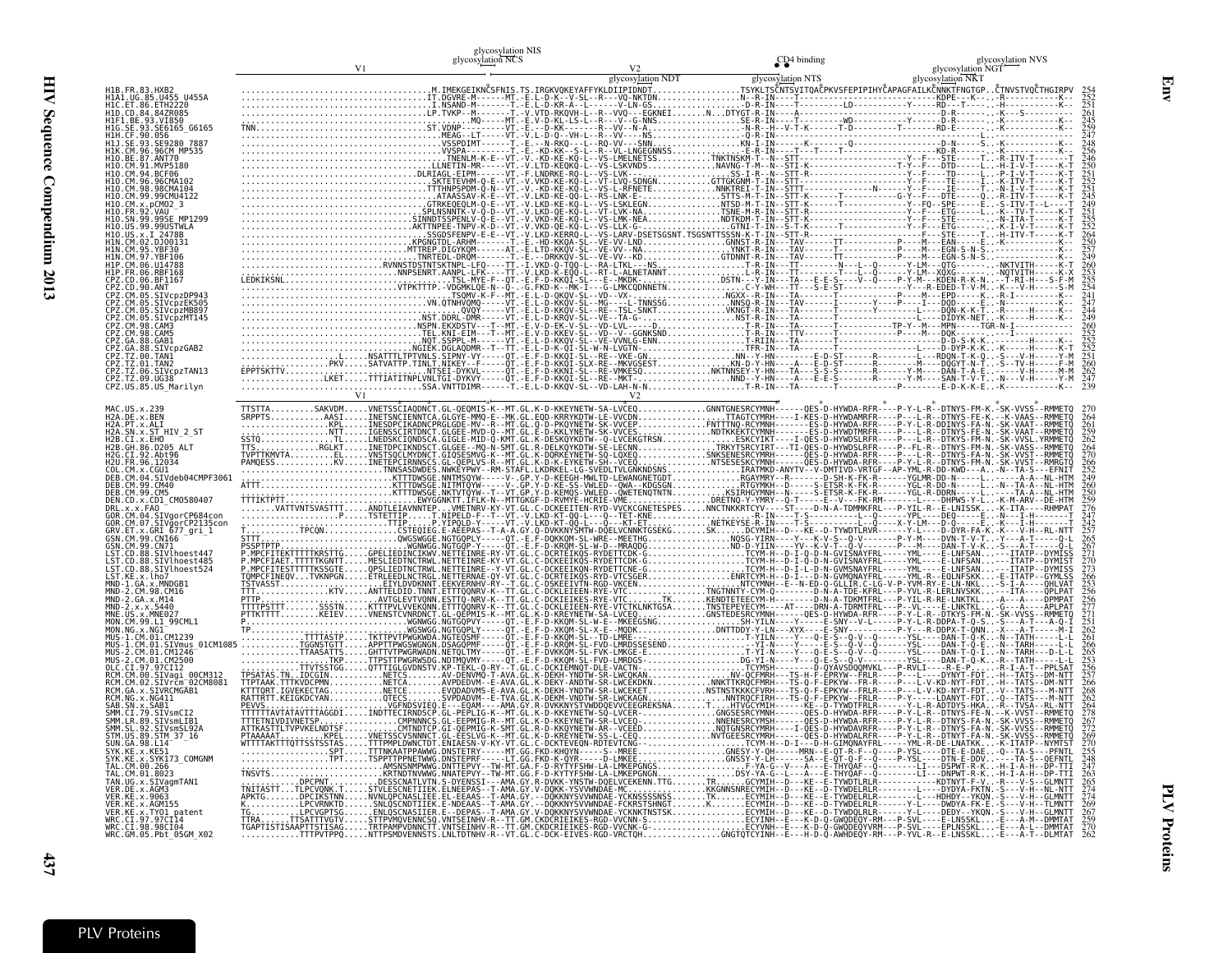```
                                                     glycosylation NIS
                                                     glycosylation NCS                                       CD4 binding                          glycosylation NVS
                                   V1                                           V2                                                        glycosylation NGT
                                                                     glycosylation NDT              glycosylation NTS              glycosylation NKT

H1B.FR.83.HXB2
H1A1.UG.85.U455_U455A
H1C.ET.86.ETH2220
H1D.CD.84.84ZR085
H1F1.BE.93.VI850
H1G.SE.93.SE6165_G6165
H1H.CF.90.056
H1J.SE.93.SE9280_7887
H1K.CM.96.96CM_MP535
H1O.BE.87.ANT70
H1O.CM.91.MVP5180
H1O.CM.94.BCF06
H1O.CM.96.96CMA102
H1O.CM.98.98CMA104
H1O.CM.99.99CMU4122
H1O.CM.x.pCMO2_3
H1O.FR.92.VAU
H1O.SN.99.99SE_MP1299
H1O.US.99.99USTWLA
H1O.US.x.I_2478B
H1N.CM.02.DJO0131
H1N.CM.95.YBF30
H1N.CM.97.YBF106
H1P.CM.06.U14788
H1P.FR.06.RBF168
CPZ.CD.06.BF1167
CPZ.CD.90.ANT
CPZ.CM.05.SIVcpzDP943
CPZ.CM.05.SIVcpzEK505
CPZ.CM.05.SIVcpzMB897
CPZ.CM.05.SIVcpzMT145
CPZ.CM.98.CAM3
CPZ.CM.98.CAM5
CPZ.GA.88.GAB1
CPZ.GA.88.SIVcpzGAB2
CPZ.TZ.00.TAN1
CPZ.TZ.01.TAN2
CPZ.TZ.06.SIVcpzTAN13
CPZ.TZ.09.UG38
CPZ.US.85.US_Marilyn

                                   V1                                           V2

MAC.US.x.239
H2A.DE.x.BEN
H2A.PT.x.ALI
H2A.SN.x.ST_HIV_2_ST
H2B.CI.x.EHO
H2B.GH.86.D205_ALT
H2G.CI.92.Abt96
H2U.FR.96.12034
COL.CM.x.CGU1
DEB.CM.04.SIVdeb04CMPF3061
DEB.CM.99.CM40
DEB.CM.99.CM5
DEN.CD.x.CD1_CM0580407
DRL.x.x.FAO
GOR.CM.04.SIVgorCP684con
GOR.CM.07.SIVgorCP2135con
GRV.ET.x.GRI_677_gri_1
GSN.CM.99.CN166
GSN.CM.99.CN71
LST.CD.88.SIVlhoest447
LST.CD.88.SIVlhoest485
LST.CD.88.SIVlhoest524
LST.KE.x.lho7
MND-1.GA.x.MNDGB1
MND-2.CM.98.CM16
MND-2.GA.x.M14
MND-2.x.x.5440
MNE.US.x.MNE027
MON.CM.99.L1_99CML1
MON.NG.x.NG1
MUS-1.CM.01.CM1239
MUS-1.CM.01.SIVmus_01CM1085
MUS-2.CM.01.CM1246
MUS-2.CM.01.CM2500
OLC.CI.97.97CI12
RCM.CM.00.SIVagi_00CM312
RCM.CM.02.SIVrcm_02CM8081
RCM.GA.x.SIVRCMGAB1
RCM.NG.x.NG411
SAB.SN.x.SAB1
SMM.CI.79.SIVsmCI2
SMM.LR.89.SIVsmLIB1
SMM.SL.92.SIVsmSL92A
STM.US.89.STM_37_16
SUN.GA.98.L14
SYK.KE.x.KE51
SYK.KE.x.SYK173_COMGNM
TAL.CM.00.266
TAL.CM.01.8023
TAN.UG.x.SIVagmTAN1
VER.DE.x.AGM3
VER.KE.x.9063
VER.KE.x.AGM155
VER.KE.x.TYO1_patent
WRC.CI.97.97CI14
WRC.CI.98.98CI04
WRC.GM.05.Pbt_05GM_X02
```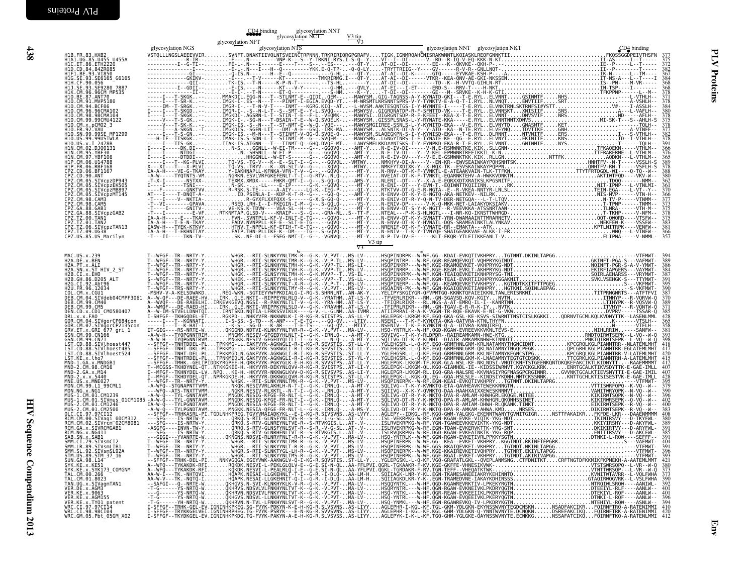```
                                   CD4 binding   glycosylation NNT
                 glycosylation NFT      glycosylation NCT      V3 tip
glycosylation NGS         glycosylation NTS                V3     glycosylation NNT   glycosylation NKT          CD4 binding

H1B.FR.83.HXB2                  377
H1A1.UG.85.U455_U455A           375
H1C.ET.86.ETH2220               372
H1D.CD.84.84ZR085               382
H1F1.BE.93.VI850                367
H1G.SE.93.SE6165_G6165          384
H1H.CF.90.056                   368
H1J.SE.93.SE9280_7887           368
H1K.CM.96.96CM_MP535            378
H1O.BE.87.ANT70                 371
H1O.CM.91.MVP5180               378
H1O.CM.94.BCF06                 384
H1O.CM.96.96CMA102              380
H1O.CM.98.98CMA104              378
H1O.CM.99.99CMU4122             375
H1O.CM.x.pCMO2_3                378
H1O.FR.92.VAU                   377
H1O.SN.99.99SE_MP1299           382
H1O.US.99.99USTWLA              378
H1O.US.x.I_2478B                391
H1N.CM.02.DJO0131               366
H1N.CM.95.YBF30                 376
H1N.CM.97.YBF106                365
H1P.CM.06.U14788                389
H1P.FR.06.RBF168                378
CPZ.CD.06.BF1167                388
CPZ.CD.90.ANT                   380
CPZ.CM.05.SIVcpzDP943           362
CPZ.CM.05.SIVcpzEK505           361
CPZ.CM.05.SIVcpzMB897           370
CPZ.CM.05.SIVcpzMT145           366
CPZ.CM.98.CAM3                  373
CPZ.CM.98.CAM5                  375
CPZ.GA.88.GAB1                  375
CPZ.GA.88.SIVcpzGAB2            378
CPZ.TZ.00.TAN1                  379
CPZ.TZ.01.TAN2                  383
CPZ.TZ.06.SIVcpzTAN13           381
CPZ.TZ.09.UG38                  366
CPZ.US.85.US_Marilyn            357

                                   V3 tip
                                   V3

MAC.US.x.239                    394
H2A.DE.x.BEN                    389
H2A.PT.x.ALI                    386
H2A.SN.x.ST_HIV_2_ST            384
H2B.CI.x.EHO                    387
H2B.GH.86.D205_ALT              391
H2G.CI.92.Abt96                 395
H2U.FR.96.12034                 397
COL.CM.x.CGU1                   390
DEB.CM.04.SIVdeb04CMPF3061      370
DEB.CM.99.CM40                  389
DEB.CM.99.CM5                   371
DEN.CD.x.CD1_CM0580407          385
DRL.x.x.FAO                     428
GOR.CM.04.SIVgorCP684con        365
GOR.CM.07.SIVgorCP2135con       358
GRV.ET.x.GRI_677_gri_1          381
GSN.CM.99.CN166                 393
GSN.CM.99.CN71                  398
LST.CD.88.SIVlhoest447          418
LST.CD.88.SIVlhoest485          417
LST.CD.88.SIVlhoest524          420
LST.KE.x.lho7                   415
MND-1.GA.x.MNDGB1               412
MND-2.CM.98.CM16                407
MND-2.GA.x.M14                  407
MND-2.x.x.5440                  412
MNE.US.x.MNE027                 395
MON.CM.99.L1_99CML1             396
MON.NG.x.NG1                    390
MUS-1.CM.01.CM1239              396
MUS-1.CM.01.SIVmus_01CM1085     402
MUS-2.CM.01.CM1246              400
MUS-2.CM.01.CM2500              383
OLC.CI.97.97CI12                408
RCM.CM.00.SIVagi_00CM312        391
RCM.CM.02.SIVrcm_02CM8081       389
RCM.GA.x.SIVRCMGAB1             391
RCM.NG.x.NG411                  385
SAB.SN.x.SAB1                   391
SMM.CI.79.SIVsmCI2              404
SMM.LR.89.SIVsmLIB1             391
SMM.SL.92.SIVsmSL92A            396
STM.US.89.STM_37_16             393
SUN.GA.98.L14                   421
SYK.KE.x.KE51                   380
SYK.KE.x.SYK173_COMGNM          373
TAL.CM.00.266                   373
TAL.CM.01.8023                  390
TAN.UG.x.SIVagmTAN1             392
VER.DE.x.AGM3                   401
VER.KE.x.9063                   401
VER.KE.x.AGM155                 396
VER.KE.x.TYO1_patent            394
WRC.CI.97.97CI14                410
WRC.CI.98.98CI04                420
WRC.GM.05.Pbt_05GM_X02          412
```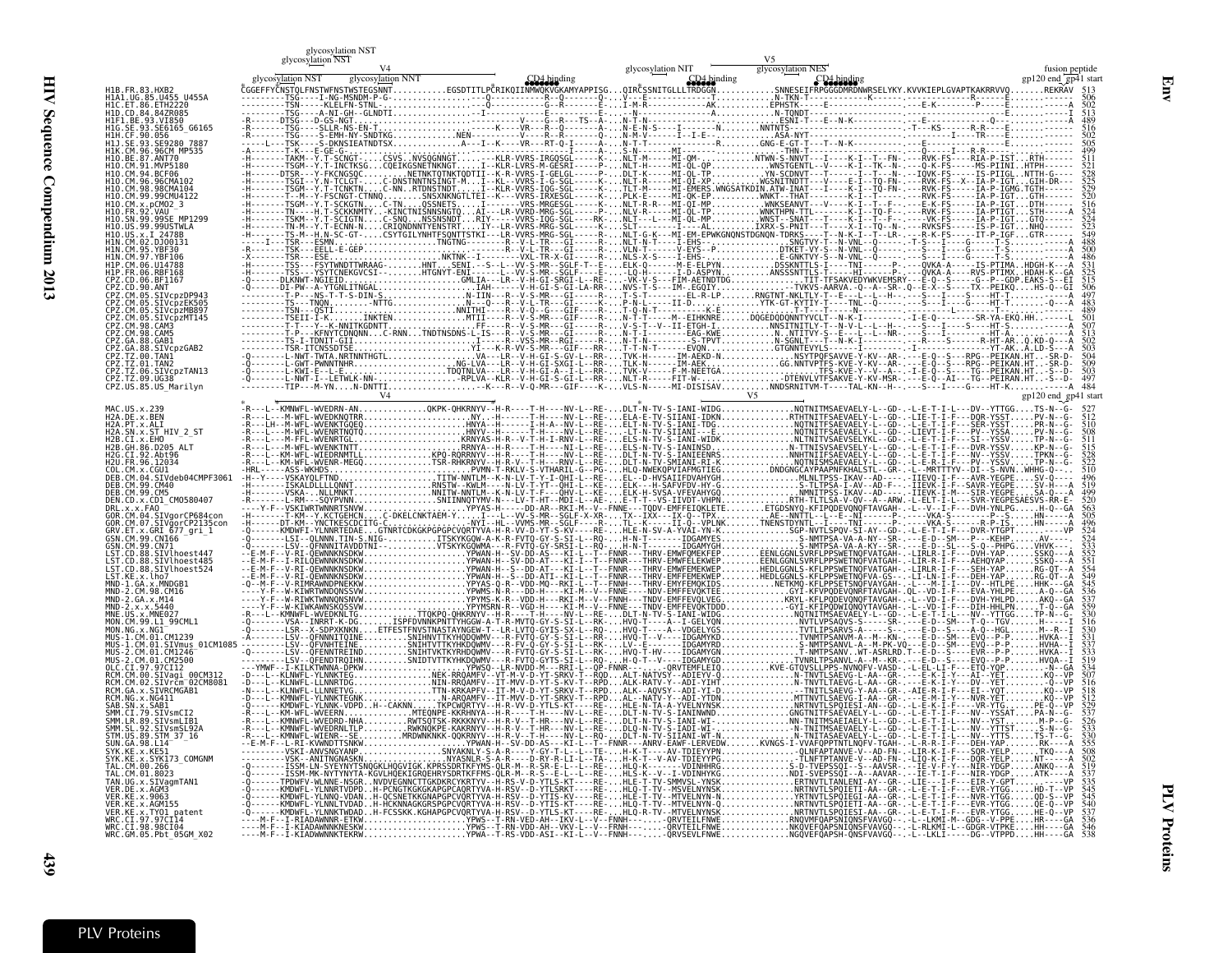```
                              glycosylation NST
                            glycosylation NST
                                         V4                                                           V5
                   glycosylation NST     glycosylation NNT            CD4 binding          glycosylation NIT     glycosylation NES     CD4 binding                    fusion peptide
                                                                                                              CD4 binding                                      gp120 end  gp41 start
H1B.FR.83.HXB2           CGGEFFYCNSTQLFNSTWFNSTWSTEGSNNT..........EGSDTITLPCRIKQIINMWQKVGKAMYAPPISG...QIRCSSNITGLLLTRDGGN...........SNNESEIFRPGGGDMRDNWRSELYKY.KVVKIEPLGVAPTKAKRRVVQ.......REKRAV  513
H1A1.UG.85.U455_U455A    ---------TSG----I-NG-MSNDM-P-G-.........--------Q---------R--Q--------Q...V---E-----------T...........N-TKN-T---------------K-----------------R-------E---------  506
H1C.ET.86.ETH2220        ---------TSN-----KLELFN-STNL-..........--------Q---------G--R-------E---...I-M-R----------AK..........EPHSTK----------E-----------E-K-------P------E-----------A  502
H1D.CD.84.84ZR085        ---------TSG-----A-NI-GH--GLNDTI........--------I-----------E---------I---...---N-----------A...........N-TQNDT-----------------------------------------E-----------  513
H1F1.BE.93.VI850         -R-------DTSG---D-GS-NGT..............--------V-----G--R---TS--A---...N-T-N------------------------ESNI-T---E---N-K-------------------Q--------------A  489
H1G.SE.93.SE6165_G6165   -R-------TSG----SLLR-NS-EN-T..........--------K----VR---R--Q------A---...N-E-N-S-----I-----N.........NNTNTS-------------------------.T---KS------R-R----E-----------  516
H1H.CF.90.056            -R-------TSG----S-EMH-NY-SNDTKG..........NEN--------V------R---R------Q---...N-M-V-----I--I-E-............ASA-NYT-----------------------------I-----TR----E-----------  502
H1J.SE.93.SE9280_7887    ------L---TSK-----S-DKNSIEATNDTSX..........A---I--K----VR---RT-Q-I-----A---...N-T-T----------------R.........GNG-E-GT-T---T--N-K---------------------------------------  505
H1K.CM.96.96CM_MP535     -A-------T-K-----E-GE-G-..............--------I-----------I---------A---...S-N-----MI-------------........-THN-T-----------------------Q----I--R-R-----------------  499
H1O.BE.87.ANT70          -H-------TAKM--Y.T-SCNGT....CSVS..NVSQGNNGT.......KLR-VVRS-IRGQSGL-----K---...NLT-M-----MI-QM-...........NTWN-S-NNVT---I-----K-I--T--FN--RVK-FS-----RIA-P-IST....RTH-----  511
H1O.CM.91.MVP5180        -H-------TSGM--Y.T-INCTKSG..CQEIKGSNETNKNGT.....I--KLR-LVRS-M-GESRI-----P---...NLT-H-----MI-QL-QP..........WNSTGENTL--V-----K-I--TK--N-----Q-K-FS-----MS-PIINI..HTPH-----  521
H1O.CM.94.BCF06          -H-------DTSR--Y-FKCNGSQC........NETNKTQTNKTQDTII--K-R-VVRS-I-GELGL-----P---...DLT-K-----MI-QL-TP..........YN-SCDNVT---T-----I--T---N---IQVK-FS-----IS-PIIGL..NTTH-G----  528
H1O.CM.96.96CMA102       -H-------TSGI--Y.N-TCLGT.....C-DNSTNNTNSINGT-M....I--KL--VVRS-I-G-SGL-----K---...NLT-H-----MI-QL-XP..........WGSNITNDTT---V-----K-I--TQ-FN---RVK-FS--X--IA-P-IGT....GIH-DR---  525
H1O.CM.98.98CMA104       -H-------TSGM--Y.T-TCNKTN....C-NN..RTDNSTNDT.....I--KLR-VVRS-IQG-SGL-----K---...TLT-M-----MI-EMERS.WNGSATKDIN.ATW-INAT---I-----K-I--TQ-FN---RVK-FS-----IA-P-IGMG.TGTH-----  529
H1O.CM.99.99CMU4122      -H-------T--M--Y-FSCNGT-CTNNQ.....SNSXNKNGTLTEI--K----VVRS-IRXESGL-----K---...PLK-E-----MI-QK-EP..........WNKT--THAT----------K-I--T---N---RVK-FS-----IA-P-IGT....GTH-----  520
H1O.CM.x.pCMO2_3         -H-------TSGM--Y.T-SCKGTN....C-TN....GSSNETS.....I-----VRS-MRGESGL-----K---...NLT-R-R----MI-QP-MP..........WNKSEANVT---V-----K-I--T--F----E-K-FS-----IA-P-IGT....DTH-----  516
H1O.FR.92.VAU            -H-------TN----H.T-SCKKNMTY.-KINCTNISNNSNGTQ....AI---LR-VVRD-MRG-SGL-----P---...NLV-R-----MI-QL-TP..........WNKTHPN-TTL-------K-I--T--F----RVK-FS-----IA-PTIGT....STH-----A  524
H1O.SN.99.99SE_MP1299    -H-------TSKM--Y.T-SCIGTN....C-SNQ...NSSNSNDT....RIY---VVRS-IQG-SGL-----RK--...NLT---L---MI-QL-MP..........WNST--SNAT----T-----K-I--T---N---VK-FS-----IA-P-IGT....GTQ-----  524
H1O.US.99.99USTWLA       -H-------TN-M--Y.T-ECNN-N....CRIQNDNNTYENSTRT....IY--LR-VVRS-MRG-SGL-----K---...SLT-------I-----AL...........IXRX-S-PNIT---T-----X-I--TQ--N---RVKSFS-----IS-P-IGT....NHQ-----  523
H1O.US.x.I_2478B         -H-------TS-M--H.N-SC-GT-....CSYTGILYNHTFSQNTTSTKI---LR-VVRS-MRG-SGL-----K---...NLT-G-K---MI-EM-EPWKGNQNSTDGNQN-TDRKS-----T--N-K-I--T--LR-.---R-K-FS-----IT-P-IGF....GTR-----  549
H1N.CM.02.DJ00131        ----I---TSR----ESMN...............TNGTNG---------R--V-L-TR---GI-----R---...NLT-N-T-----I-EHS-.............SNGTYT-T---N-VNL--Q-------T-S----I----G-----T-S----------A  488
H1N.CM.95.YBF30          ---------TSK----EELL-E-GEP............--------R--V-L-TR---GI-----R---...VLN-T-------V-EYS--P............DTKET-VY-S---N-VNL--Q-------S----I----G-----T-S----------A  500
H1N.CM.97.YBF106         -X-------TSR----ESE.............NKTNK--I--------VXL-TR-X-GI-----R---...NLS-X-S-----I-EHS-.............E-GNKTVY-S---N-VNL--Q-------S----I----G-----T-S----------A  486
H1P.CM.06.U14788         -H-------TSS----FSYTWNDTTWRAAG-........HNT..SENI--S--L--VV-S-MR--SGLF-T--E---...ELK-Q-------M-E-ELPYN..........DSSKNTTLS-I-----TNI--------P-----QVKA-A-----IS-PTIMA..HDGH-K---A  531
H1P.FR.06.RBF168         -H-------TSS----YSYTCNEKGVCSI-........HTGNYT-ENI--------L--VV-S-MR--SGLF-----P---...LQ-H-------I-D-ASPYN.........ANSSSNTTLS-T-----HI-------P-----QVKA-A-----RVS-PTIMX..HDAH-K--GA  525
CPZ.CD.06.BF1167         -Q-------DLKNWT-NGIEID..............GMLIA---LR--V-H-GI-SRGI-L--RE---...VK-V-S----FIM-AETNDTDG..........TIT-TFSAKVEDYWKVEMSRY---E-Q--S-----G--P--GDP.EAKS-S--EI  515
CPZ.CM.05.SIVcpzDP943    ---------T-P----NS-T-T-S-DIN-S..........N-IIN---R--V-S-MR---GI-----R---...T-S-T-----I--T-E--R-LP..........RNGTNT-NKLTLY-T--E--L---H-----S---I---S-----HT-T--------A  497
CPZ.CM.05.SIVcpzEK505    ---------TS---TNQN.........NTTG..........N-----Q---R--V-L-TR---GI-----R---...P-N-L-----II-D-..............YTK-GT-KYTTY-T---TNL--Q-------S----I----G-----HT-T-----Q---A  483
CPZ.CM.05.SIVcpzMB897    ---------TSN---QSTI...............NNITHI---R--V-Q---G----GIF---R---...T-Q-N-T--------K-E-...............T--T---R------H-------------L--------T-T--------------  489
CPZ.CM.05.SIVcpzMT145    ---------TSEII-I-K.......INKTEN..........MTII----R--V-S-MR---GIF---R---...N-T-T-----M--EIHKNRE.........DQGEDQDQNNTYVCLT--N-K-I---------I-E-Q-------SR-YA-EKQ.HH-------L  501
CPZ.CM.98.CAM3           ---------T-T----Y--K-NNITKGDNTT..........FF----R--V-S-MR---GI-----R---...V-S-T--V--II-ETGH-I...........NNSITNITLY-T--N-V-L--L--H--S----I---S-----HT-A--------A  507
CPZ.CM.98.CAM5           ---------T-P----KFNYTCDNQNN...C-RNN...TNDTNSDNS-L-IS---R--V-S-MR---GI-----R---...N-T-N-------EAG-KWE...........N..NTITVY-S---E---L--NR--S----I---S-----HT-A--------A  513
CPZ.GA.88.GAB1           ---------TS-I-TDNIT-GII...............--------R--VSS-MR---RGI-----R---...N-T-N---------S-TPVT............N-SGNLT---T--N-K-I-------------R------S-----R-HT-AR.Q.KD-Q---A  502
CPZ.GA.88.SIVcpzGAB2     ---------TSR-ITCNSSDTSE..............YI--K-R-VV-S-MR---GIF---RR---...T-T-N-T------EVQN..............GTGNNTEVYLS-----T--------------I-----------YT-AK..A.LD-S---A  503
CPZ.TZ.00.TAN1           -Q-------L-NWT-TWTA-NRTNNTHGTL.........--IA---LR--V-H-GI-S-GV-L--RR---...TVK-H-------IM-AKQD-N..........NSYTYPSAVVE-Y-KV--AR---E-Q--S---RPG--PEIKAN.HT...SR-D-  504
CPZ.TZ.01.TAN2           -Q-------L-GWT-PWNNTNHR.........NG-LVA---LR--V-H-GI-SXGI-L--RR---...TLK-N-------IM-AEK..........GG.NNTVPTFS-KVE-Y-KV--AR---E-Q--S---RPG--PEIKAN.HT...SR-D-  509
CPZ.TZ.06.SIVcpzTAN13    -Q-------L-KWI-E---L-E..............TDQTNLVA---LR--V-H-GI-A--I-L--RR---...TVK-V-------F-M-NEETGA..........TFS-KVE-Y--V--A-..-I-E-Q--S---TG--PEIKAN.HT...S--D-  503
CPZ.TZ.09.UG38           -Q-------L-NWT-T--LETWLK-NN...........--RPLVA---KLR--V-H-GI-S-GI-L--RR---...NLT-R-------FIT-W------............DTENVLVTFSAKVE-Y-KV-MSR---E-Q--AI---TG--PEIRAN.HT...S--D-  497
CPZ.US.85.US_Marilyn     ---------TIP----M-YN.....N-DNTTI..........--------K---R--V-Q-MR---GIF----K---...VLS-N-----MI-DISISAV..........NNDSRNITVM-T-----TAL-KN--H-----S---I----G-----HT-K--------A  484
                                                 V4                                                                              V5                                         gp120 end  gp41 start
MAC.US.x.239             -R---L--KMNWFL-WVEDRN-AN..............QKPK-QHKRNYV--H-R----T-H----NV-L--RE---...DLT-N-TV-S-IANI-WIDG..............NQTNITMSAEVAELY-L--GD-.-L-E-T-I-L---DV--YTTGG.....TS-N--G-  527
H2A.DE.x.BEN             -R---L---M-WFL-WVEDKNQTRR.................NY.------T-H----NV-L--RE---...ELA-E-TV-SIIANI-IDKN..............RTHTNITFSAEVAELY-L--GD-.-LIE-T-I-L---DQR-YSST.....PV-N--G-  512
H2A.PT.x.ALI             -R---L---M-WFL-WVENKTGQEQ.................HNYA--H----T-H-A--NV-L--RE---...ELT-N-TV-S-TIANI-TDG..............NQTNITFSAEVAELY-L--GD-.-L-E-T-I-L---SER-YSST.....PV-N--G-  510
H2A.SN.x.ST_HIV_2_ST     -R---L---M-WFL-WVENRTNQTQ.................HNYV--H----T-H----NV-L--RE---...-LT-N-TV-SIIANI---E..............NQTNITFSAEVAELY-L--GD-.-LIEVT-I-F---PV--YSSA.....PV-N--G-  508
H2B.CI.x.EHO             -R---L---M-FFL-WENRTGL....................KRNYAS--H-R--V-T-H-I-RNV-L--RE---...ELS-N-TV-S-IANI-WIDK..............NLTNITVSAEVSELYKL--GD-.-L-E-T-I-L---SI--YSSV.....TP-N--G-  511
H2G.CI.92.Abt96          -R---L---KM-WFL-WIEDRNMTLL................KPQ-RQRRNYV--H-R----T-H----NV-L--RE---...DLT-N-TV-S-IANIEENRS..............NNHTNIIFSAEVAELY-L--GD-.-L-E-T-I-L---NV--YSSV.....TPKN--G-  528
H2U.FR.96.12034          -R---L---KM-WFL-WVENR-MEGQ................TSR-RHKRNYV--H-R-V--T-H---RNV-L--RE---...DLT-N-TV-SIIANI-RI-K..............NQTNITSMSAEVAELY-L--GD-.-L-E-R-I-F---PV--YSSV.....TP-N--G-  522
COL.CM.x.CGU1            -HRL-----ASS-WKHDS.......................-----PYMNN-T-RKLV-S-VTHARLI-G--FG--...HLQ-NWEKQPVIAFMGTIEG..............DNDGNGCAYPAAPNFKHALSTL--GR-.-L--MRTTTYV--DI--S-NVN..WHHG--L---  510
DEB.CM.04.SIVdeb04CMPF3061 -H--Y----VSKAYQLFTND.....................TITW-NNTLM--K-N-LV-T-Y-I-QHI-L--RE---...EL--D-HVSAIIFDVAHYGH..............MLNLTPSS-IKAV--AD----IIEVQ-I-F---AVR-YEGPE.....SV-Q-----  496
DEB.CM.99.CM40           -H-------ISKALDLLLQNNT....................RNSTW--KWLM----N-LV-T-YT--QHI-L--RE---...ELK---H-SAFVFDV-HY-G..............S-TLTPSA-I-AV--AD-F---IIEVK-I-F---SAVR-YEGPE.....SV-H---A  519
DEB.CM.99.CM5            -H-------ISVSA-.NLLMNKT...................NNITW-NNTLM--K-N-LV-T-F---QHV-L--RE---...ELK-H-SVSA-VFDVAHYGH..............NLNLTPSS-IKAV--AD----IIEVK-I-M---SIR-YEGPE.....SA-Q---A  499
DEN.CD.x.CD1_CM0580407   -R-------L-RM---SQYPVNN...................SNIINNQTYMV-N---LV-T-HT--MDI-L--AE---...E-T-T--VS-IIVDT-VHPN.............RTH-TLTLSA-V-QV--A--ARW.-L-ELT-I-L---SVR-YEGPESAESVS-RR-E-  520
DRL.x.x.FAO              ----Y-F--VSKIWRTWNNRTSNWW.................YPYAS-H-----DD-AR--RKI-M--V--FNNE---TQDV-EMFFEIQKLETE..............ETGDSNYQ-KFIPQDEVQNQFTAVGAH-.-L--V---I-F---DVH-YNLPG.....H-Q--GA  563
GOR.CM.04.SIVgorCP684con -H-------T-KM---Y.KCTGEHCN.....C-DKELCNKTAEM-Y......I----L---VV-S-MR--SGLF-X-XR---...TX--IXX----IX-Q-TPX-..........AE--NNTTL--L--E--NI-------P-----VKA-S-----HN----S---  537
GOR.CM.07.SIVgorCP2135con -H-------DT-KM--YNCTKESCDCITG-C...........-NYI--HL---VVMS-MR--SGLF----R---...TL--K-------IT-Q-VPLNK..........TNENSTDYNTL--I----TNI-------P-----VKA-S-----R-P-IS.....HN-----A  496
GRV.ET.x.GRI_677_gri_1   -Q-------KMDWFI-YLNNRTEDAE..GTNRTCDKGKPGPGPCVQRTYVA-H-R-VV-D-YT-S-KV---RE---...HLE-N-SV-A-YVAI-YN-K..............SGP-NVTLSPQV-SI-AY--GD-.-L-E-T-I-L---DVR-YTGPT.....--VP  524
GSN.CM.99.CN166          -Q-------LSI--QLNNN-TIN-S.NIG-...........ITSKYKGQWA-A-R-FVTQ-GY-S-SI-L--RQ---...H-N-T-----------IDGAMYES..............S-NMTPSA-VA-A-NY--SR-.----E-D--SM---P---KEHP.....AV-----  524
GSN.CM.99.CN71           -Q-------LSV--QFNNNITAVDDTNI-...........VTSKYKGQWMA---R-FVTQ-GY-SRSI-L--RQ---...H-N-T-----------IDGAMYGH..............S-NMTPSA-VA-A-KY--SR-.----E-D--SL---S-Q--PHPG.....VHVK---  533
LST.CD.88.SIVlhoest447   --E-M-F--V-RI-QEWNNKNSDKW.................YPWAN-H--SV-DD-AS---KI-L--T--FNNR---THRV-EMWFQMEKFEP..............EENLGGNLSVRFLPPSWETNQFVATGAH-.-LIRLR-I-F---DVH-YAP.....SSKQ---A  552
LST.CD.88.SIVlhoest485   --E-M-F--I-RILQEWNNKNSDKW.................YPWAN-H--SV-DD-AT---KI-L--T--FNNR---THRV-EMWFELEKWEP..............EENLGGNLSVRFLPPSWETNQFVATGAH-.-LIRLR-I-F---AEHQYAP.....SSKQ---A  551
LST.CD.88.SIVlhoest524   --E-M-F--V-RI-QEWNNKNSDKW.................YPWAN-H--S--DD-AT---KI-L--T--FNNR---THRV-EMFFEMEKWEP..............HEDLGGNLS-KFLPPSWETNQFVATGAH-.-LIRLR-I-F---SEH-YAP.....RG-QT--A  554
LST.KE.x.lho7            --E-M-F--V-RI-QEWNNKNSDKW.................YPWAN-H--S--DD-ATI---KI-L--T--FNNR---THRV-EMFFEMEKWEP..............HEDLGGNLS-KFLPPSWETNQFVA-GS-.-LI-LN-I-F---DEH-YAP.....RG-QT--A  549
MND-1.GA.x.MNDGB1        -Q--M-F--V-RIMRAWNDPNEKKW.................YPYAS-Q-R--VDD-RQ--RKI-L--T--FNNE---TNDV-EMFFEMQKIDS..............NETKMQ-KFLPPSETSNQFVAYGAH-.----M-I-F---DV-HTLPE.....HHK---GA  545
MND-2.CM.98.CM16         ----Y-F--W-KIWRTWNDQNSSVW.................YPWMS-N-R---DD-H----KI-M--V--FNNE---NDV-EMFFEVQKTEE..............GYI-KFVPQDEVQNRFTAVGAH-.QL--VD-I-F---EVA-YHLPE.....A-Q--GA  536
MND-2.GA.x.M14           ----Y-F--W-RIWKTWNNQNSNVW.................YPYMS-K-R---VDD-H----RKI-M--V--FNNE---TNDV-EMFFEVQLVEG..............KRYL-KFLPQDEVQNQFTAVGAH-.-L--VD-I-F---DVH-YALPP.....AKQ--GA  537
MND-2.x.x.5440           ----Y-F--W-KIWKAWNNSKQSSVW................YPYMSRN-R--VDD-H----KI-M--V--FNNE---TNDV-EMFFEVQKTDDD..............GYI-KFVPQDNEVQNQFVATGAH-.-L--VD-I-F---DIH-HHLPN.....T-Q--GA  559
MNE.US.x.MNE027          -R---L--KMNWFL-WVEDKNLTG..........TTQKPQ-QHKRNYV--H-R----T-H----NV-L--RE---...DLT-N-TV-S-IANI-WIDG..............NQTNITMSAEVAELY-L--GD-.-L-E-T-I-L---NV--YTTGG.....TP-N--G-  530
MON.CM.99.L1_99CML1      -Q-------VSA--INRRT-K-DG..........ISPFDVNNKPNTTYHGGW-A-T-R-MVTQ-GY-S-SI-L--RK---...HVQ-T-------A--I-GELYQN..............NVTLVPSAVS-S-----SR-.----E-D--SM---T-Q--TGV.....H-----I  516
MON.NG.x.NG1             -Q-------LSR--X-SDPKKNKN..........ETFESTFNVTNASTAYNGEW-T--LR-LVTQ-GYIS-SX-L--RQ---...HVQ-T------VDGELYQS..............TVTLTPSARVS-A-----S--.---E-D--S--A-Q--HGL.....H--R--I  530
MUS-1.CM.01.CM1239       -A-------LSV--QFNNNITQINE.........SNIHNVTTKYHQDQWMV--R-FVTQ-GY-S-SI-L--RQ---...HVQ-T--V-----IDGAMYKD..............TVNMTPSANVM-A--M--KN----E-D--SM---EVQ--P-P.....HVKA--I  531
MUS-1.CM.01.SIVmus_01CM1085 -Q-------LSV--QFNNNITEINE.........SNIHTVTTKYHKDQWMV--R-FV-Q-GY-S-SI-L--RK---...HVQ-T-------IDGAMYRD..............S-NMTPSANVL-A--M-PK-VQ---E-D--SM---P-P-P.....HVHA---I  537
MUS-2.CM.01.CM1246       -Q-------LSV--QFENNTREINS.........SNIHTVTKTKYHRDQWMV--R-FVTQ-GY-S-SI-L--RK---...HVQ-T-HV-----IDGAMYGN..............TVNMTPSANV--WT-ASRLRD.T--E-D--S---EVR--P-P.....HN-A--I  533
MUS-2.CM.01.CM2500       -Q-------LSV--QFENDTRQHIN.........SNIDTVTTKYHKDQWMV--R-FVTQ-GYTS-SI-L--RQ---...H-Q-T--V-----IDGAMYGD..............TVNRLTPSANVL-A--M--KR----E-D--S---EVQ--P-P.....HVQA--I  519
OLC.CI.97.97CI12         --YMWF---I-KILKTWNMA-DPKW.................YPWAQ-H-M-RRI-Q--RPI-QP-FNNE---QRVTEMFLEIQ..............KVE-GTQVSLLPPS-NVNQFV-VASD-.-L-EL-I-F---ETQ-YQP.....N---GA  534
RCM.CM.00.SIVagi_00CM312 -D---L--KLNWFL-YLNNRTDRD..........NEK-RRQAMFV--VT-M-V-D-YT-SRV-I--RQD---...ALT-NATVSY--ADIEYY-Q..............N-TNVTLSAEVG-A--GR-.----E-K-I-Y---AI--YET.....KQ--VP  507
RCM.CM.02.SIVrcm_02CM8081 -D---L--KLNWFL-LLNNRTDG...........NIN-RRQAMFV--IT-MVV-D-YT-S-KV-T--RPD---...ALK-RATV-Y--ADI-YIHT..............N-TNVTLTAEVG-L-AA--GR-.-L-E-K-I-Y---DV-YET.....Q--VP  510
RCM.GA.x.SIVRCMGAB1      -N---L--KLNWFL-LLNNETVG...........TTN-KRKAPFV--IT-M-V-D-YT-SRKV-T--RPD---...ALK--AQVSY--ADI-YI-D..............TNITLSAEVG-Y-AA--GR-.-AIE-R-I-F---EI--YQT.....Q--VP  512
RCM.NG.x.NG411           -D---L--KMNWFL-YLNNRTEGNK.........N-ARQAMFV--IT-M-V-D-YT-SRKV-T--RPD---...AKV-NATV-Y--ADI-YTDN..............MTTNVTLSAEVG-Y-AA--GR-.----E-M-I-Y---NVR-YET.....KQ--VP  521
SAB.SN.x.SAB1            -Q-------KMDWFL-YLNNK-VDPD..H--CAKNN.....TKPCWQRTYV--H-R-VV-D-YTLS-KT----RE---...HLE-N-TA-A-YVELNYNSK..............NRTNVTLSPQIESI-AN--GD-.-L-E-K-I-F---VR-YTG.....PE-Q--VP  529
SMM.CI.79.SIVsmCI2       -R---L---KM-WFL-WVEERN............MTEQNPE-KKRHNYA--H-R----T-H----NV-L--RE---...DLT-N-TV-S-IANIWND..............GNGTNITFSAEVAELY-L--GD-.-L-E-T-I-L---NV--YSSAT.....PA-N--G-  537
SMM.LR.89.SIVsmLIB1      -R---L---KMNWFL-WVEDRD-NHA........RWTSQTSK-RKKKNYV--H-R-V--T-HR---NV-L--RE---...DLT-N-TV-S-IANI-WI-..............NN-TNITMSAEIAELY-L--GD-.-L-E-T-I-L---NV--YST.....M-P--G-  526
SMM.SL.92.SIVsmSL92A     -R---L---KMNWFL-WVEDRNLTLP........RWKNQKPE-KAKRNYV--H-R-V--T-H----NV-L--RE---...DLQ-N-TV-S-IADI-WI-..............N-TNITMSAEVAELY-L--GD-.-L-E-T-I-L---NV--YTTST.....S-N--G-  533
STM.US.89.STM_37_16      -R---L---KMNWFL-WIENR--SE.........MRDWNKNKK-QQKRNYV--H-R-V--T-H----NV-L--RQ---...DLT-N-TV-SIIANI-WT-R..............N-TNITASAEVAELY-L--GD-.-L-E-T-I-L---NV--YTTS.....TS-T--G-  530
SUN.GA.98.L14            --E-M-F--L-RI-KVWNDTTSNKW.................YPWAN-H--SV-DD-SS---KI-L--T--FNNR---ANRV-EAWF-LERVEDW..............KVNGS-I-VVAFQPPTNTLNQFV-TGAH-.-L-R-R-I-F---DEH-YAP.....RK---A  555
SYK.KE.x.KE51            ---------VSKI-ANVSNGYANP..................SNYAKNLY-S-A-R---Y-GY-T-L--L--TE---...H-K-T-----AV-TDIEYYPN..............-QLNFAPTANVE-V--AD-FN-.-LIR-K-I-F---SQR-YELP.....TKQ---A  508
SYK.KE.x.SYK173_COMGNM   ---------VSK--ANITNGNASKN.................NYASNLR-S-A-R---D-RY-R-LI--L--TA---...H-K-T-V-AV-DIEYYPG..............-TLNFTPTANVE-V--AD-FN-.-LIQ-K-I-F---DQR-YELP.....NT-----A  502
TAL.CM.00.266            -Q-------ISSM-LN-SYEYNYTSNQGKLHQGVIGK.KPRSSDRTKFYMS-QLR-M--R-SR-E-L--L--RE---...HLQ-K-------VDINHHRG..............S-D-TVEPSSQI--S--AAVSR-.--IE-V-F-Y---NIR-YDGP.....ANKQ---A  519
TAL.CM.01.8023           -Q-------ISSM-MK-NYTYNYTA-KGVLHQEKIGRQEHRYSDRTKFFMS-QLR-M--R-S--E-L--L--RE---...HLS-K--V---I-VDINHYKG..............NDI-SVEPSSQI--A--AAVAR-.--IE-T-I-F---NIR-YDGP.....ATK----A  537
TAN.UG.x.SIVagmTAN1      -Q-------TPDWFV-WLNNE-NSGR..NKNGVEGNNCTTGKDKRCYKRTYV--H-RS-V-D-YTLS-KT-----RE---...HLE-T-TV-SMMVSL-YNSK..............ERTNVTLTANLENI-AY--GR-.-LIE-----I-F---EIR-Y-GPT.....KQ--VP  535
VER.DE.x.AGM3            -Q-------KMDWFL-YLNNQ-VDEPD..H-PCNGTKGKGKAPGPCAQRTYVA-H-RSV--V-D-YTLSRKT----RE---...HLQ-T-TV--MSVELNYNSK..............NRTNVTLSPQIETI-AA-GR-.-L-E-T-I-F---EVR-YTGG.....HD-T--VP  545
VER.KE.x.9063            -Q-------KMDWFL-YLNNQ-VDAN..H-QCSNETKKGNAPGPCVQRTYVA-H-RSV--D-YTIS-KV----RE---...HLE-T-TV--MTVELNYN-N..............YRTNVTLSPQIEGI-AA--GR-.-L-E-T-I-F---NVR-YTGG.....QD-S--VP  545
VER.KE.x.AGM155          -Q-------KMDWFL-YLNNLTVDAD..H-HCKNNAGKGRSPGPCVQRTYVA-H-RSV--D-YTIS-KT----RE---...HLQ-T-TV--MTVELNYN-Q..............NRTNVTLSPQIETI-AA-GR-.-L-E-T-I-F---EVR-YTGG.....QE-Q--VP  540
VER.KE.x.TYO1_patent     -Q-------KMDWFL-YLNNKTWDAD..H-FCSSKK.KGHAPGPCVQRTYVA-H-RSV--D-YTLS-KT----RE---...HLQ-R-TV--MTVELNYNSK..............NRTNVTLSPQIETI-AA--GR-.-L-E-T-I-F---EVR-YTGG.....HE-Q--VP  537
WRC.CI.97.97CI14         ----M-F--I-RIADAWNNR-ETKW.................YPWS--T-RN-VED-AH--IKV-L--V--FNNH------QRVTEILFNWE..............RNQVMFQAPSNIQNSFVAVGQ--.-L--LKMI-M--GDG--V-PPE.....HR----GA  536
WRC.CI.98.98CI04         ----M-F--I-RIADAWNNKNESKW.................YPWS--T-RN-VDD-AH--VKV-L--V--FNNH------QRVTEILFNWE..............NKQVEFQAPSNIQNSFVAVGQ--.-L--RLKMI---GDGR-VTPPE.....HH----GA  546
WRC.GM.05.Pbt_05GM_X02   ----M-F--I-KIADWWNNKTEKRW.................YPWA--T-RS-VDD-ASI--KI-L--V--FNNH------QRVSEVLFNWE..............NGQVEFQAPSH-QNSFVAVGQ--.-L--LKLI----DG--VTPPD.....HH----GA  538
```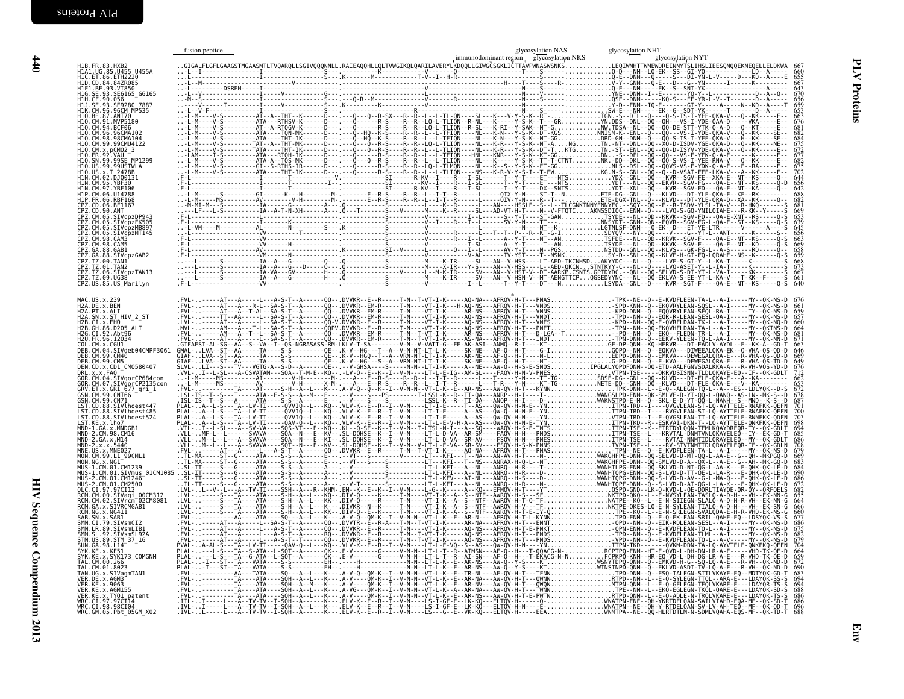# Env

fusion peptide — immunodominant region — glycosylation NAS — glycosylation NKS — glycosylation NHT — glycosylation NYT

```
H1B.FR.83.HXB2   ..GIGALFLGFLGAAGSTMGAASMTLTVQARQLLSGIVQQQNNLL.RAIEAQQHLLQLTVWGIKQLQARILAVERYLKDQQLLGIWGCSGKLICTTAVPWNASWSNKS..............LEQIWNHTTWMEWDREINNYTSLIHSLIEESQNQQEKNEQELLELDKWA 667
```

| Sequence | Position |
|---|---|
| H1B.FR.83.HXB2 | 667 |
| H1A1.UG.85.U455A_U455A | 660 |
| H1C.ET.86.ETH2220 | 655 |
| H1D.CD.84.84ZR085 | 667 |
| H1F1.BE.93.VI850 | 643 |
| H1G.SE.93.SE6165_G6165 | 670 |
| H1H.CF.90.056 | 656 |
| H1J.SE.93.SE9280_7887 | 659 |
| H1K.CM.96.96CM_MP535 | 653 |
| H1O.BE.87.ANT70 | 663 |
| H1O.CM.91.MVP5180 | 666 |
| H1O.CM.94.BCF06 | 681 |
| H1O.CM.96.96CMA102 | 682 |
| H1O.CM.96.96CMA104 | 684 |
| H1O.CM.99.99CMU4122 | 675 |
| H1O.CM.x.pCMO2_3 | 672 |
| H1O.FR.92.VAU | 677 |
| H1O.SN.99.99SE_MP1299 | 682 |
| H1O.US.99.99USTWLA | 675 |
| H1O.US.x.I_2478B | 702 |
| H1N.CM.02.DJO0131 | 644 |
| H1N.CM.95.YBF30 | 656 |
| H1N.CM.97.YBF106 | 642 |
| H1P.CM.06.U14788 | 688 |
| H1P.FR.06.RBF168 | 682 |
| CPZ.CD.06.BF1167 | 681 |
| CPZ.CD.90.ANT | 667 |
| CPZ.CM.05.SIVcpzDP943 | 653 |
| CPZ.CM.05.SIVcpzEK505 | 639 |
| CPZ.CM.05.SIVcpzMB897 | 645 |
| CPZ.CM.05.SIVcpzMT145 | 656 |
| CPZ.CM.98.CAM3 | 663 |
| CPZ.CM.98.CAM5 | 669 |
| CPZ.GA.88.GAB1 | 658 |
| CPZ.GA.88.SIVcpzGAB2 | 659 |
| CPZ.TZ.00.TAN1 | 668 |
| CPZ.TZ.01.TAN2 | 673 |
| CPZ.TZ.06.SIVcpzTAN13 | 667 |
| CPZ.TZ.09.UG38 | |
| CPZ.US.85.US_Marilyn | 640 |
| MAC.US.x.239 | 676 |
| H2A.DE.x.BEN | 661 |
| H2A.PT.x.ALI | 659 |
| H2A.SN.x.ST_HIV_2_ST | 657 |
| H2B.CI.x.EHO | 660 |
| H2B.GH.86.D205_ALT | 664 |
| H2G.CI.92.Abt96 | 681 |
| H2U.FR.96.12034 | 671 |
| COL.CM.x.CGU1 | 707 |
| DEB.CM.04.SIVdeb04CMPF3061 | 646 |
| DEB.CM.99.CM40 | 669 |
| DEB.CM.99.CM5 | 649 |
| DEN.CD.x.CD1_CMO580407 | 675 |
| DRL.x.x.FAO | 712 |
| GOR.CM.04.SIVgorCP684con | 662 |
| GOR.CM.07.SIVgorCP2135con | 653 |
| GRV.ET.x.GRI_677_gri_1 | 672 |
| GSN.CM.99.CN166 | 678 |
| GSN.CM.99.CN71 | 687 |
| LST.CD.88.SIVlhoest447 | 701 |
| LST.CD.88.SIVlhoest485 | 700 |
| LST.CD.88.SIVlhoest524 | 703 |
| LST.KE.x.lho7 | 698 |
| MND-1.GA.x.MNDGB1 | 694 |
| MND-2.CM.98.CM16 | 685 |
| MND-2.GA.x.M14 | 686 |
| MND-2.x.x.5440 | 708 |
| MNE.US.x.MNE027 | 679 |
| MON.CM.99.L1_99CML1 | 669 |
| MON.NG.x.NG1 | 680 |
| MUS-1.CM.01.CM1239 | 684 |
| MUS-1.CM.01.SIVmus_01CM1085 | 690 |
| MUS-2.CM.01.CM1246 | 686 |
| MUS-2.CM.01.CM2500 | 672 |
| OLC.CI.97.97CI12 | 685 |
| RCM.CM.00.SIVagi_00CM312 | 655 |
| RCM.CM.02.SIVrcm_02CM8081 | 661 |
| RCM.GA.x.SIVRCMGAB1 | 666 |
| RCM.NG.x.NG411 | 660 |
| SAB.SN.x.SAB1 | 677 |
| SMM.CI.79.SIVsmCI2 | 686 |
| SMM.LR.89.SIVsmLIB1 | 675 |
| SMM.SL.92.SIVsmSL92A | 682 |
| STM.US.89.STM_37_16 | 679 |
| SUN.GA.98.L14 | 704 |
| SYK.KE.x.KE51 | 664 |
| SYK.KE.x.SYK173_COMGNM | 659 |
| TAL.CM.00.266 | 672 |
| TAL.CM.01.8023 | 690 |
| TAN.UG.x.SIVagmTAN1 | 683 |
| VER.DE.x.AGM3 | 694 |
| VER.KE.x.9063 | 694 |
| VER.KE.x.AGM155 | 688 |
| VER.KE.x.TYO1_patent | 686 |
| WRC.CI.97.97CI14 | 686 |
| WRC.CI.98.98CI04 | 696 |
| WRC.GM.05.Pbt_05GM_X02 | 687 |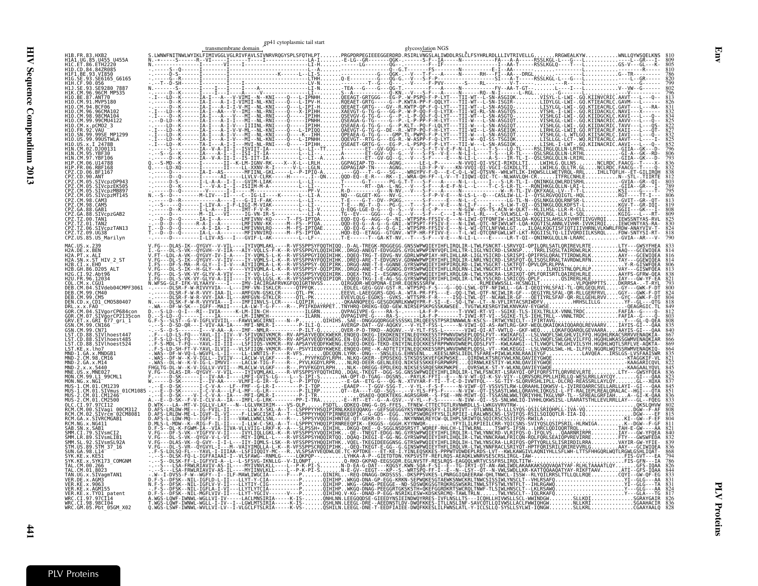gp41 cytoplasmic tail start

transmembrane domain

glycosylation NGS

```
H1B.FR.83.HXB2                S.LWNWFNITNWLWYIKLFIMIVGGLVGLRIVFAVLSIVNRVRQGYSPLSFQTHLPT.......PRGPDRPEGIEEEGGERDRD.RSIRLVNGSLALIWDDLRSLCLFSYHRLRDLLLIVTRIVELLG........RRGWEALKYW...........WNLLQYWSQELKNS  810
```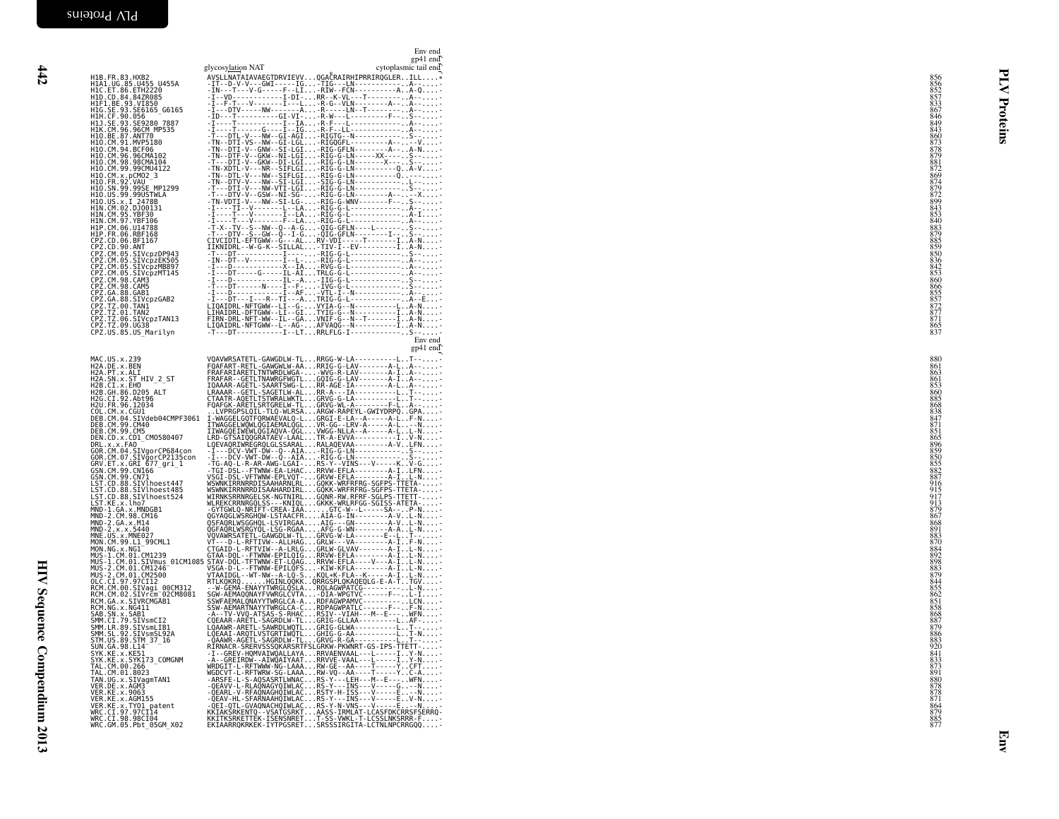```
                                                                                         Env end
                                                                                         gp41 end
                                   glycosylation NAT                        cytoplasmic tail end
H1B.FR.83.HXB2                    AVSLLNATAIAVAEGTDRVIEVV...QGACRAIRHIPRRIRQGLER..ILL....*    856
H1A1.UG.85.U455_U455A             -IT--D-V-V---GWI-----IG...-TIG---LN-----------..A--....-    856
H1C.ET.86.ETH2220                 -IN---T---V-G-----F--LI...-RIW--FCN-----------A..A-Q....-   852
H1D.CD.84.84ZR085                 -I--VD-----------I-DI-...RR--K-VL---T---------..A--....-    857
H1F1.BE.93.VI850                  -I--F-T---V-------I---L...-R-G--VLN---------A--..A--....-   833
H1G.SE.93.SE6165_G6165            -I---DTV-----NW-------A...-R-----LN--T--------..A--....-    867
H1H.CF.90.056                     -ID---T---------GI-VI-...-R-W---L-----------F--..S--....-   846
H1J.SE.93.SE9280_7887             -I----T-----------I--IA...-R-F---L------------..A--....-    849
H1K.CM.96.96CM_MP535              -I----T-----G-----I--IG...-R-F--LL------------..A--....-    843
H1O.BE.87.ANT70                   -T---DTL-V---NW--GI-AGI...-RIGTG--N-----------..S--....-    860
H1O.CM.91.MVP5180                 -TN--DTI-VS--NW--GI-LGL...-RIGQGFL---------A--..--V....-    873
H1O.CM.94.BCF06                   -TN--DTI-V--GNW--SI-LGI...-RIG-GFLN--------A--..A-N....-    878
H1O.CM.96.96CMA102                -TN--DTF-V--GKW--NI-LGI...-RIG-G-LN-----XX----..S--....-    879
H1O.CM.98.98CMA104                -T---DTI-V--GKW--DI-LGI...-RIG-G-LN-------X---..S--....-    881
H1O.CM.99.99CMU4122               -TN-XDTL-V---NR--SIFLGI...-RIG-G-LN----------Q..A-V....-    872
H1O.CM.x.pCMO2_3                  -TN--DTL-V---NW--SIFLGI...-RIG-G-LN----------Q..--V....-    869
H1O.FR.92.VAU                     -TN--DTV-V---NW--SI-LGI...-SIG-G-LN-----------..L--....-    874
H1O.SN.99.99SE_MP1299             -T---DTI-V---NW-VTI-LGI...-RIG-G-LN-----------..S--....-    879
H1O.US.99.99USTWLA                -T---DTV-V--GSW--NI-SG-...-RIG-G-LN--------A--..--X....-    872
H1O.US.x.I_2478B                  -TN-VDTI-V---NW--SI-LG-...-RIG-G-WNV-------F--..S--....-    899
H1N.CM.02.DJO0131                 -I----TI--V-------L--LA...-RIG-G-L------------..A--....-    843
H1N.CM.95.YBF30                   -I----T---V-------I--LA...-RIG-G-L------------..A-I....-    853
H1N.CM.97.YBF106                  -I----T---V-------F--LA...-RIG-G-L------------..A--....-    840
H1P.CM.06.U14788                  -T-X--TV--S--NW--Q--A-G...-QIG-GFLN----L------..S--....-    883
H1P.FR.06.RBF168                  -T---DTV--S--GW--Q--I-G...-QIG-GFLN--------I--..S--....-    879
CPZ.CD.06.BF1167                  CIVCIDTL-EFTGWW--G---AL...RV-VDI-----T-------I..A-N....-    885
CPZ.CD.90.ANT                     IIKNIDRL--W-G-K--SILLAL...-TIV-I--EV---------I..A-N....-    859
CPZ.CM.05.SIVcpzDP943             -T---DT-----------I----...-RIG-G-L------------..S--....-    850
CPZ.CM.05.SIVcpzEK505             -IN--DT--V--------I--L-...-RIG-G-L------------..A--....-    836
CPZ.CM.05.SIVcpzMB897             -I---D------------X--IA...-RVG-G-L------------..A--....-    842
CPZ.CM.05.SIVcpzMT145             -I---DT-----G-----IL-AI...TRLG-G-L------------..A--....-    853
CPZ.CM.98.CAM3                    -I---D------------IL--A...-IIG-G-L------------..S--....-    860
CPZ.CM.98.CAM5                    -T---DT------N----I--F-...-IVG-G-L------------..S--....-    866
CPZ.GA.88.GAB1                    -I---D------------I--AF...-VTL-I--N-----------..A--....-    855
CPZ.GA.88.SIVcpzGAB2              -I---DT---I---R--TI---A...TRIG-G-L------------..A--E....-   857
CPZ.TZ.00.TAN1                    LIQAIDRL-NFTGWW--LI--G-...VYIA-G--N----------L..A-N....-    872
CPZ.TZ.01.TAN2                    LIHAIDRL-DFTGWW--LI--GI...TYIG-G--N----------I..A-N....-    877
CPZ.TZ.06.SIVcpzTAN13             FIRN-DRL-NFT-WW--IL--GA...VNIF-G--N--T-------I..A-N....-    871
CPZ.TZ.09.UG38                    LIQAIDRL-NFTGWW--L--AG-...AFVAQG--N----------I..A-N....-    865
CPZ.US.85.US_Marilyn              -T---DT-----------I--LT...RRLFLG-I-------------..S--....-   837
                                                                                         Env end
                                                                                         gp41 end

MAC.US.x.239                      VQAVWRSATETL-GAWGDLW-TL...RRGG-W-LA----------L..T--....-    880
H2A.DE.x.BEN                      FQAFART-RETL-GAWGWLW-AA...RRIG-G-LAV-------A-I..A--....-    861
H2A.PT.x.ALI                      FRAFARIARETLTNTWRDLWGA-...-WVG-R-LAV-------A-I..A--....-    863
H2A.SN.x.ST_HIV_2_ST              FRAFAR--GETLTNAWRGFWGTL...GQIG-G-LAV-------A-I..A--....-    861
H2B.CI.x.EHO                      IQAAAR-AGETL-SAARTSWG-L...RR-AGE-IA---------L..A--....-     853
H2B.GH.86.D205_ALT                LRAAAR--GETL-SAGETLW-AL...RR-A---IA----------L..T--....-    860
H2G.CI.92.Abt96                   CTAATR-AQETLTSTWRALWKTL...GRVG-G-LA----------L..T--....-    885
H2U.FR.96.12034                   FQAFGK-ARETLSRTGRELW-TL...GRVG-WL-A--------F-L..A--....-    868
COL.CM.x.CGU1                     ..LVPRGPSLQIL-TLQ-WLRSA...ARGW-RAPEYL-GWIYDRPQ..GPA....-    838
DEB.CM.04.SIVdeb04CMPF3061        I-WAGGELGQTFQRWAEVALQ-L...GRGI-E-LA--A-----A-L..F-N....-    847
DEB.CM.99.CM40                    ITWAGGELWQWLQGIAEMALQGL...VR-GG--LRV-A------A-L..--N....-   871
DEB.CM.99.CM5                     IIWAGGEIWEWLQGIAQVA-QGL...VWGG-NLLA--A-----A-L..L-N....-    851
DEN.CD.x.CD1_CMO580407            LRD-GTSAIQQGRATAEV-LAAL...TR-A-EVVA----------I..V-N....-    865
DRL.x.x.FAO                       LQEVAQRIWREGRQLGLSSARAL...RALAQEVAA----------A-V..LFN....-  896
GOR.CM.04.SIVgorCP684con          -I---DCV-VWT-DW--Q--AIA...-RIG-G-LN-----------..S--....-    859
GOR.CM.07.SIVgorCP2135con         -I---DCV-VWT-DW--Q--AIA...-RIG-G-LN-----------..S--....-    850
GRV.ET.x.GRI_677_gri_1            -TG-AQ-L-R-AR-AWG-LGAI-...RS-Y--VINS---V-----K..V-G....-    855
GSN.CM.99.CN166                   -TGI-DSL--FTWNW-EA-LHAC...RRVW-EFLA---------A-I..LFN....-   882
GSN.CM.99.CN71                    VSGI-DSL-VFTWNW-EPLVQT-...GRVW-EFLA---------A-I..L-N....-   887
LST.CD.88.SIVlhoest447            WSWNKIRRNRRDISAAHARNLRL...GQKK-WRFRFRG-SGFPS-TTETA-....-    916
LST.CD.88.SIVlhoest485            WSWNKIRRNRRDISAAHARDIRL...GQKK-WRFRFRG-SGFPS-TTETA-....-    915
LST.CD.88.SIVlhoest524            WIRNKSRRNRGELSK-NGTNIRL...GQNR-RW.RFRF-SGLPS-TTETT-....-    917
LST.KE.x.lho7                     WLREKCRRNRGQLSS---KNIQL...GKKK-WRLRFGG-SGISS-ATETA-....-    913
MND-1.GA.x.MNDGB1                 -GYTGWLQ-NRIFT-CREA-IAA......GTC-W--L-----SA--..P-N....-    879
MND-2.CM.98.CM16                  QGYAQGLWSRGHQW-LSTAACFR...AIA-G-IN---------A-V..L-N....-    867
MND-2.GA.x.M14                    QSFAQRLWSGGHQL-LSVIRGAA...AIG---GN---------A-V..L-N....-    868
MND-2.x.x.5440                    QGFAQRLWSRGYQL-LSG-RGAA...AFG-G-WN---------A-A..L-N....-    891
MNE.US.x.MNE027                   VQVAWRSATETL-GAWGDLW-TL...GRVG-W-LA-------E-L..T--....-     883
MON.CM.99.L1_99CML1               VT---D-L-RFTIVW--ALLHAG...GRLW---VA----------A-I..F-N....-  870
MON.NG.x.NG1                      CTGAID-L-RFTVIW--A-LRLG...GRLW-GLVAV--------A-I..L-N....-   884
MUS-1.CM.01.CM1239                GTAA-DQL--FTWNW-EPILQIG...RRVW-EFLA---------A-I..L-N....-   892
MUS-1.CM.01.SIVmus_01CM1085       STAV-DQL-TFTWNW-ET-LQAG...RRVW-EFLA----V----A-I..L-N....-   898
MUS-2.CM.01.CM1246                VSGA-D-L--FTWNW-EPILQFS...-KIW-KFLA---------A-I..L-N....-   883
MUS-2.CM.01.CM2500                VTAAIDGL--WT-NW--A-LQ-S...KQL*K-FLA--K------A-I..L-N....-   879
OLC.CI.97.97CI12                  RTLKQKRQ......HGINLQQKK..QRRGSPLQKAQEQLG-E-A-T..TGV....-    844
RCM.CM.00.SIVagi_00CM312          --W-GEMA-ENAYYTWRGLQSLA...RQLAGWPATCG---------..L-N....-    855
RCM.CM.02.SIVrcm_02CM8081         SGW-AEMAQQNAYFVWRGLCVTA...-DIA-WPGTVC------F--..L-I....-    862
RCM.GA.x.SIVRCMGAB1               SSWFAEMALQNAYYTWRGLCA-A...RDFAGWPAMVC---------..LCN....-    851
RCM.NG.x.NG411                    SSW-AEMARTNAYYTWRGLCA-C...RDPAGWPATLC------F--..F-N....-    858
SAB.SN.x.SAB1                     -A--TV-VVQ-ATSAS-S-RHAC...RSIV--VIAH---M--E---..WFN....-    868
SMM.CI.79.SIVsmCI2                CQEAAR-ARETL-SAGRDLW-TL...GRIG-GLLAA---------L..AF-....-    887
SMM.LR.89.SIVsmLIB1               LQAAWR-ARETL-SAWRDLWQTL...GRIG-GLWA----------L..T--....-    879
SMM.SL.92.SIVsmSL92A              LQEAAI-ARQTLVSTGRTLWQTL...GHIG-G-AA----------L..T-N....-    886
STM.US.89.STM_37_16               -QAAWR-AGETL-SAGRDLW-TL...GRVG-R-GA----------L..T--....-    883
SUN.GA.98.L14                     RIRNACR-SRERVSSSQKARSRTFSLGRKW-PKWNRT-GS-IPS-TTETT-....-    920
SYK.KE.x.KE51                     -I--GREV-HQMVAIWQALLAYA...RRVAENVAAL---L-----I..Y-N....-    841
SYK.KE.x.SYK173_COMGNM            -A--GREIRDW--AIWQAIYAAT...RRVVE-VAAL---L-----I..Y-N....-    833
TAL.CM.00.266                     WRDGIT-L-RFTWWW-NG-LAAA...RW-GE--AA----T-----Y..CFT....-    873
TAL.CM.01.8023                    WGDCVT-L-RFTWRW-SG-LAAA...RW-VQ--AA----T-----Y..C-A....-    891
TAN.UG.x.SIVagmTAN1               -ARSFE-L-S-AQSASRTLWNAC...RS-Y---LEH---M--E---..WFN....-    880
VER.DE.x.AGM3                     -QEAVV-L-RLAQNAGYQIWLAC...RS-Y---INS---V-----G..--N....-    878
VER.KE.x.9063                     -QEARL-V-RFAQNAGHQIWLAC...RSTY-H-ISS---V-----E..--N....-    878
VER.KE.x.AGM155                   -QEAV-HL-SFARNAAHQIWLAC...RS-Y---INS---V-----E..V-N....-    871
VER.KE.x.TYO1_patent              -QEI-QTL-GVAQNACHQIWLAC...RS-Y-N-VNS---V-----E....-N....-   864
WRC.CI.97.97CI14                  KKIAKSRKENTQ-VSATGSRKT...AASS-IRMLAT-LCASFDKCRRSFSERRQ-    879
WRC.CI.98.98CI04                  KKITKSRKETTEK-ISENSRET...T-SS-VWKL-T-LCSSLNKSRRR-F.....-    885
WRC.GM.05.Pbt_05GM_X02            EKIAARRQKRKEK-IYTPGSRET...SRSSSIRGITA-LCTNLNPCRRGQQ....-    877
```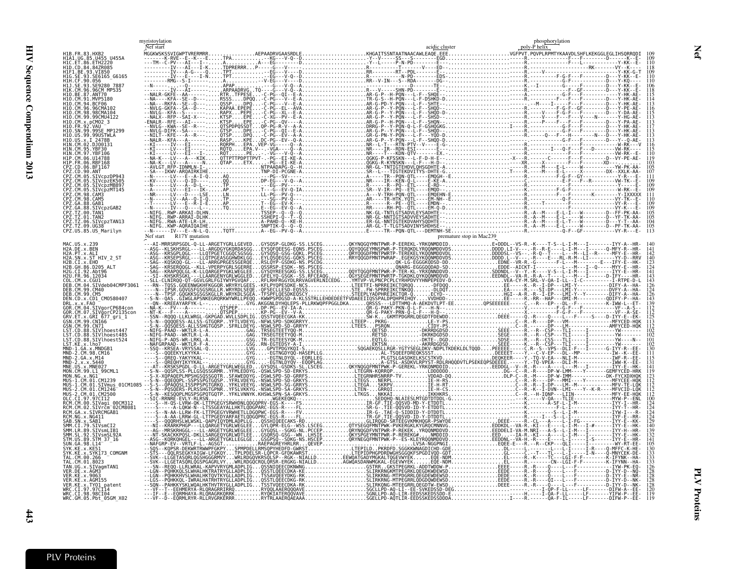```
                myristoylation                                                                                                          phosphorylation
                Nef start                                                                                      acidic cluster          poly-P helix
H1B.FR.83.HXB2           MGGKWSKSSVIGWPTVRERMRR...............AEPAADRVGAASRDLE.....................KHGAITSSNTAATNAACAWLEAQE.EEE...................VGFPVT.PQVPLRPMTYKAAVDLSHFLKEKGGLEGLIHSQRRQDI  109
Nef start    R17Y mutation                                                                                   premature stop in Mac239
MAC.US.x.239             ---AI-MRRSRPSGDL-Q-LL-ARGETYGRLLGEVED...GYSQSP-GLDKG-SS.LSCEG.........QKYNQGQYMNTPWR-P-EERERL-YRKQNMDDID...........E+DDDL--VS-R.-K----T-S--L-I-M---I--------IYY-A--HR-  140
```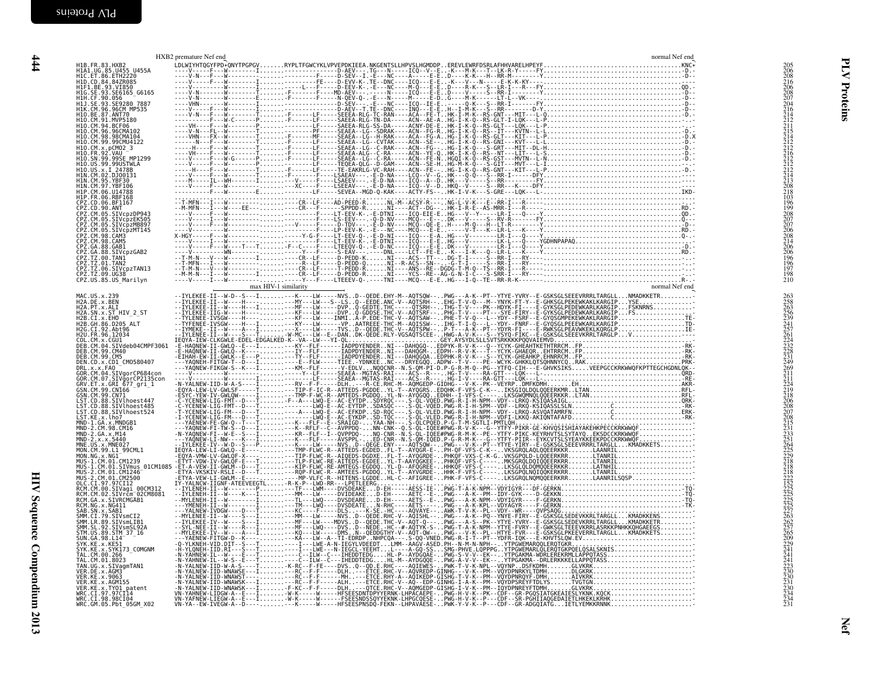# PLV Proteins — Nef

```
                     HXB2 premature Nef end                                                                          normal Nef end
H1B.FR.83.HXB2         LDLWIYHTQGYFPD*QNYTPGPGV.......RYPLTFGWCYKLVPVEPDKIEEA.NKGENTSLLHPVSLHGMDDP..EREVLEWRFDSRLAFHHVARELHPEYF.......KNC*   205
H1A1.UG.85.U455_U455A                                                                                                               206
H1C.ET.86.ETH2220                                                                                                                   208
H1D.CD.84.84ZR085                                                                                                                   216
H1F1.BE.93.VI850                                                                                                                    206
H1G.SE.93.SE6165_G6165                                                                                                              208
H1H.CF.90.056                                                                                                                       207
H1J.SE.93.SE9280_7887                                                                                                               204
H1K.CM.96.96CM_MP535                                                                                                                216
H1O.BE.87.ANT70                                                                                                                     214
H1O.CM.91.MVP5180                                                                                                                   212
H1O.CM.94.BCF06                                                                                                                     211
H1O.CM.96.96CMA102                                                                                                                  215
H1O.CM.98.98CMA104                                                                                                                  214
H1O.CM.99.99CMU4122                                                                                                                 212
H1O.CM.x.pCM02_3                                                                                                                    212
H1O.FR.92.VAU                                                                                                                       216
H1O.SN.99.99SE_MP1299                                                                                                               212
H1O.US.99.99USTWLA                                                                                                                  212
H1O.US.x.I_2478B                                                                                                                    212
H1N.CM.02.DJO0131                                                                                                                   214
H1N.CM.95.YBF30                                                                                                                     213
H1N.CM.97.YBF106                                                                                                                    208
H1P.CM.06.U14788                                                                                                                    218
H1P.FR.06.RBF168                                                                                                                    103
CPZ.CD.06.BF1167                                                                                                                    196
CPZ.CD.90.ANT                                                                                                                       199
CPZ.CM.05.SIVcpzDP943                                                                                                               208
CPZ.CM.05.SIVcpzEK505                                                                                                               207
CPZ.CM.05.SIVcpzMB897                                                                                                               207
CPZ.CM.05.SIVcpzMT145                                                                                                               206
CPZ.CM.98.CAM3                                                                                                                      208
CPZ.CM.98.CAM5                                                                                                                      214
CPZ.GA.88.GAB1                                                                                                                      206
CPZ.GA.88.SIVcpzGAB2                                                                                                                206
CPZ.TZ.00.TAN1                                                                                                                      196
CPZ.TZ.01.TAN2                                                                                                                      196
CPZ.TZ.06.SIVcpzTAN13                                                                                                               197
CPZ.TZ.09.UG38                                                                                                                      198
CPZ.US.85.US_Marilyn                                                                                                                210
                                                        max HIV-1 similarity                                            normal Nef end
MAC.US.x.239                                                                                                                        263
H2A.DE.x.BEN                                                                                                                        258
H2A.PT.x.ALI                                                                                                                        263
H2A.SN.x.ST_HIV_2_ST                                                                                                                256
H2B.CI.x.EHO                                                                                                                        239
H2B.GH.86.D205_ALT                                                                                                                  241
H2G.CI.92.Abt96                                                                                                                     257
H2U.FR.96.12034                                                                                                                     261
COL.CM.x.CGU1                                                                                                                       224
DEB.CM.04.SIVdeb04CMPF3061                                                                                                          232
DEB.CM.99.CM40                                                                                                                      228
DEB.CM.99.CM5                                                                                                                       231
DEN.CD.x.CD1_CM0580407                                                                                                              249
DRL.x.x.FAO                                                                                                                         269
GOR.CM.04.SIVgorCP684con                                                                                                            211
GOR.CM.07.SIVgorCP2135con                                                                                                           211
GRV.ET.x.GRI_677_gri_1                                                                                                              224
GSN.CM.99.CN166                                                                                                                     219
GSN.CM.99.CN71                                                                                                                      218
LST.CD.88.SIVlhoest447                                                                                                              206
LST.CD.88.SIVlhoest485                                                                                                              208
LST.CD.88.SIVlhoest524                                                                                                              207
LST.KE.x.lho7                                                                                                                       208
MND-1.GA.x.MNDGB1                                                                                                                   215
MND-2.CM.98.CM16                                                                                                                    231
MND-2.GA.x.M14                                                                                                                      233
MND-2.x.x.5440                                                                                                                      251
MNE.US.x.MNE027                                                                                                                     264
MON.CM.99.L1_99CML1                                                                                                                 225
MON.NG.x.NG1                                                                                                                        229
MUS-1.CM.01.CM1239                                                                                                                  218
MUS-1.CM.01.SIVmus_01CM1085                                                                                                         218
MUS-2.CM.01.CM1246                                                                                                                  218
MUS-2.CM.01.CM2500                                                                                                                  222
OLC.CI.97.97CI12                                                                                                                    152
RCM.CM.00.SIVagi_00CM312                                                                                                            225
RCM.CM.02.SIVrcm_02CM8081                                                                                                           225
RCM.GA.x.SIVRCMGAB1                                                                                                                 225
RCM.NG.x.NG411                                                                                                                      225
SAB.SN.x.SAB1                                                                                                                       227
SMM.CI.79.SIVsmCI2                                                                                                                  263
SMM.LR.89.SIVsmLIB1                                                                                                                 262
SMM.SL.92.SIVsmSL92A                                                                                                                257
STM.US.89.STM_37_16                                                                                                                 265
SUN.GA.98.L14                                                                                                                       209
SYK.KE.x.KE51                                                                                                                       229
SYK.KE.x.SYK173_COMGNM                                                                                                              241
TAL.CM.00.266                                                                                                                       241
TAL.CM.01.8023                                                                                                                      241
TAN.UG.x.SIVagmTAN1                                                                                                                 223
VER.DE.x.AGM3                                                                                                                       230
VER.KE.x.9063                                                                                                                       230
VER.KE.x.AGM155                                                                                                                     231
VER.KE.x.TYO1_patent                                                                                                                230
WRC.CI.97.97CI14                                                                                                                    234
WRC.CI.98.98CI04                                                                                                                    234
WRC.GM.05.Pbt_05GM_X02                                                                                                              231
```